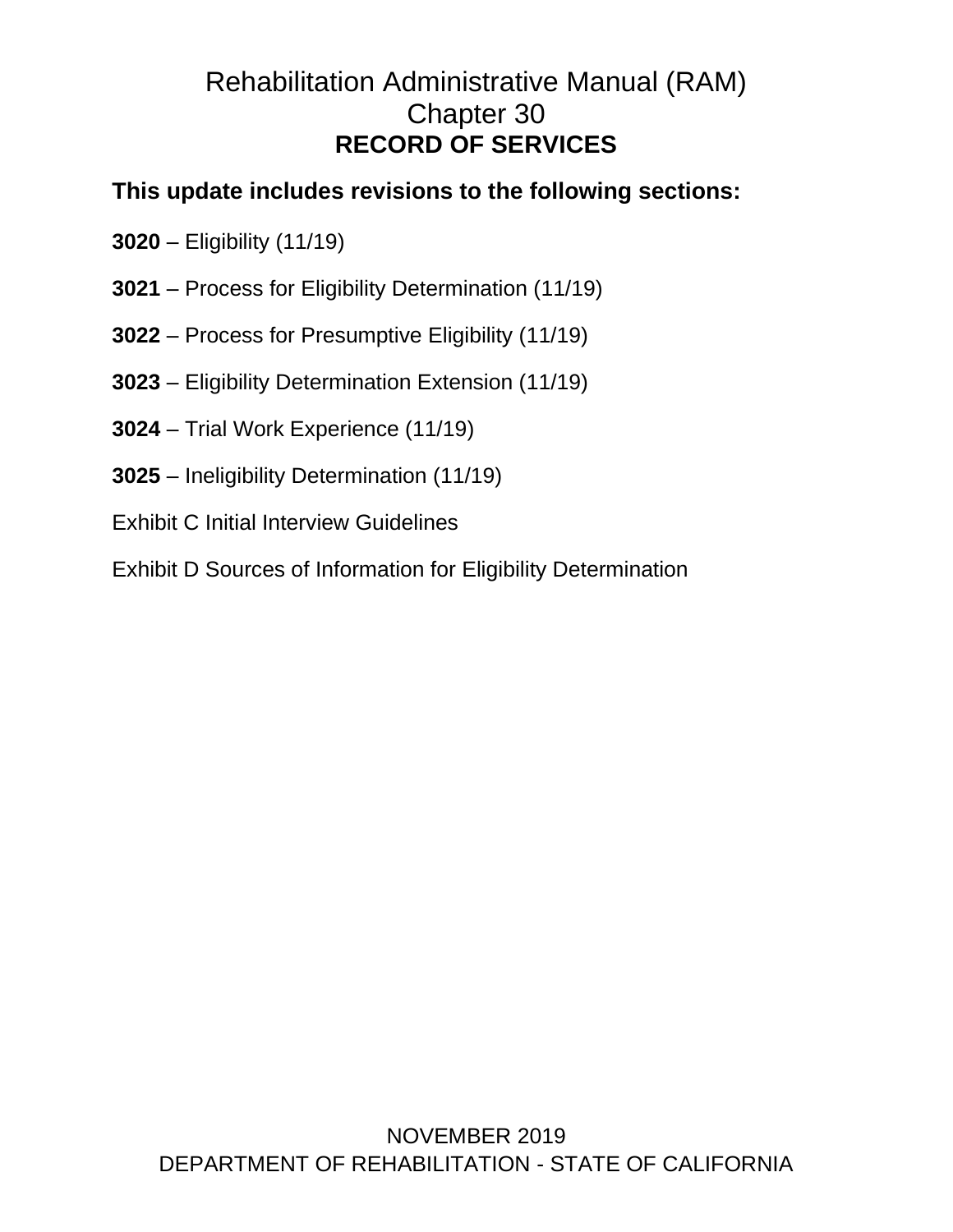# Rehabilitation Administrative Manual (RAM)
# Chapter 30
# RECORD OF SERVICES

**This update includes revisions to the following sections:**

**3020** – Eligibility (11/19)

**3021** – Process for Eligibility Determination (11/19)

**3022** – Process for Presumptive Eligibility (11/19)

**3023** – Eligibility Determination Extension (11/19)

**3024** – Trial Work Experience (11/19)

**3025** – Ineligibility Determination (11/19)

Exhibit C Initial Interview Guidelines

Exhibit D Sources of Information for Eligibility Determination

NOVEMBER 2019
DEPARTMENT OF REHABILITATION - STATE OF CALIFORNIA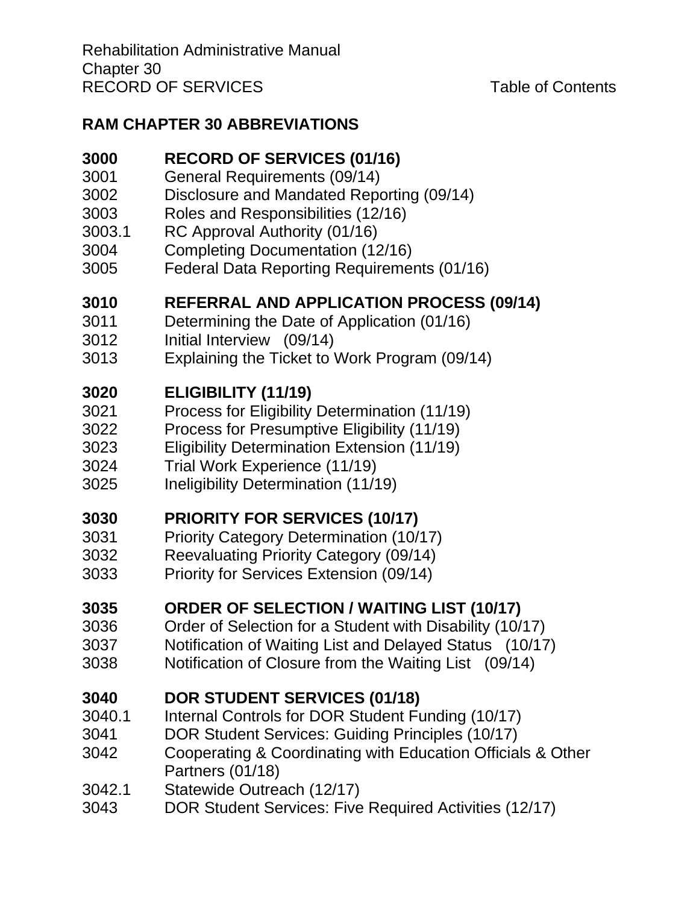## RAM CHAPTER 30 ABBREVIATIONS

**3000 RECORD OF SERVICES (01/16)**
3001 General Requirements (09/14)
3002 Disclosure and Mandated Reporting (09/14)
3003 Roles and Responsibilities (12/16)
3003.1 RC Approval Authority (01/16)
3004 Completing Documentation (12/16)
3005 Federal Data Reporting Requirements (01/16)

**3010 REFERRAL AND APPLICATION PROCESS (09/14)**
3011 Determining the Date of Application (01/16)
3012 Initial Interview (09/14)
3013 Explaining the Ticket to Work Program (09/14)

**3020 ELIGIBILITY (11/19)**
3021 Process for Eligibility Determination (11/19)
3022 Process for Presumptive Eligibility (11/19)
3023 Eligibility Determination Extension (11/19)
3024 Trial Work Experience (11/19)
3025 Ineligibility Determination (11/19)

**3030 PRIORITY FOR SERVICES (10/17)**
3031 Priority Category Determination (10/17)
3032 Reevaluating Priority Category (09/14)
3033 Priority for Services Extension (09/14)

**3035 ORDER OF SELECTION / WAITING LIST (10/17)**
3036 Order of Selection for a Student with Disability (10/17)
3037 Notification of Waiting List and Delayed Status (10/17)
3038 Notification of Closure from the Waiting List (09/14)

**3040 DOR STUDENT SERVICES (01/18)**
3040.1 Internal Controls for DOR Student Funding (10/17)
3041 DOR Student Services: Guiding Principles (10/17)
3042 Cooperating & Coordinating with Education Officials & Other Partners (01/18)
3042.1 Statewide Outreach (12/17)
3043 DOR Student Services: Five Required Activities (12/17)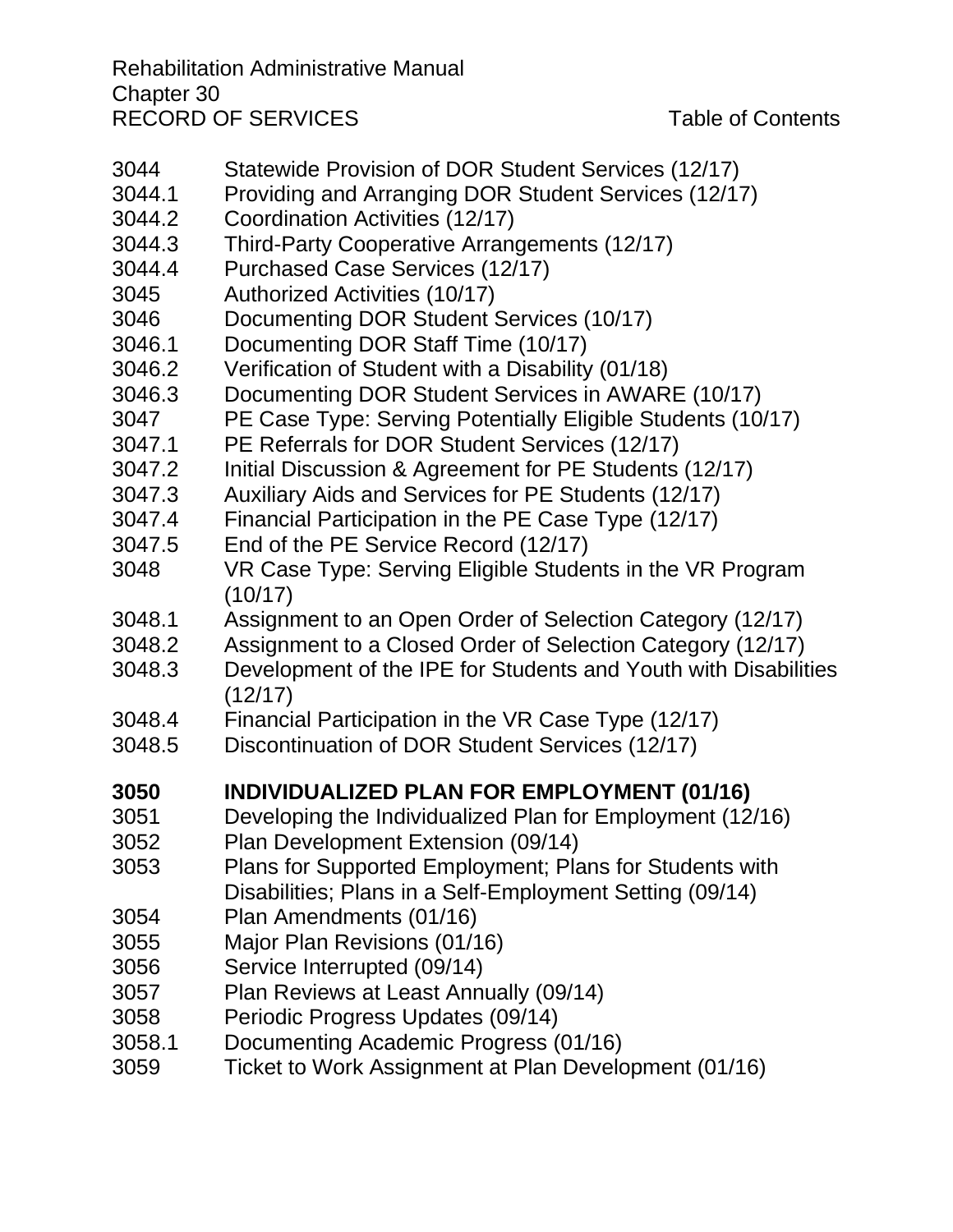Rehabilitation Administrative Manual
Chapter 30
RECORD OF SERVICES Table of Contents

3044 Statewide Provision of DOR Student Services (12/17)
3044.1 Providing and Arranging DOR Student Services (12/17)
3044.2 Coordination Activities (12/17)
3044.3 Third-Party Cooperative Arrangements (12/17)
3044.4 Purchased Case Services (12/17)
3045 Authorized Activities (10/17)
3046 Documenting DOR Student Services (10/17)
3046.1 Documenting DOR Staff Time (10/17)
3046.2 Verification of Student with a Disability (01/18)
3046.3 Documenting DOR Student Services in AWARE (10/17)
3047 PE Case Type: Serving Potentially Eligible Students (10/17)
3047.1 PE Referrals for DOR Student Services (12/17)
3047.2 Initial Discussion & Agreement for PE Students (12/17)
3047.3 Auxiliary Aids and Services for PE Students (12/17)
3047.4 Financial Participation in the PE Case Type (12/17)
3047.5 End of the PE Service Record (12/17)
3048 VR Case Type: Serving Eligible Students in the VR Program (10/17)
3048.1 Assignment to an Open Order of Selection Category (12/17)
3048.2 Assignment to a Closed Order of Selection Category (12/17)
3048.3 Development of the IPE for Students and Youth with Disabilities (12/17)
3048.4 Financial Participation in the VR Case Type (12/17)
3048.5 Discontinuation of DOR Student Services (12/17)

**3050 INDIVIDUALIZED PLAN FOR EMPLOYMENT (01/16)**
3051 Developing the Individualized Plan for Employment (12/16)
3052 Plan Development Extension (09/14)
3053 Plans for Supported Employment; Plans for Students with Disabilities; Plans in a Self-Employment Setting (09/14)
3054 Plan Amendments (01/16)
3055 Major Plan Revisions (01/16)
3056 Service Interrupted (09/14)
3057 Plan Reviews at Least Annually (09/14)
3058 Periodic Progress Updates (09/14)
3058.1 Documenting Academic Progress (01/16)
3059 Ticket to Work Assignment at Plan Development (01/16)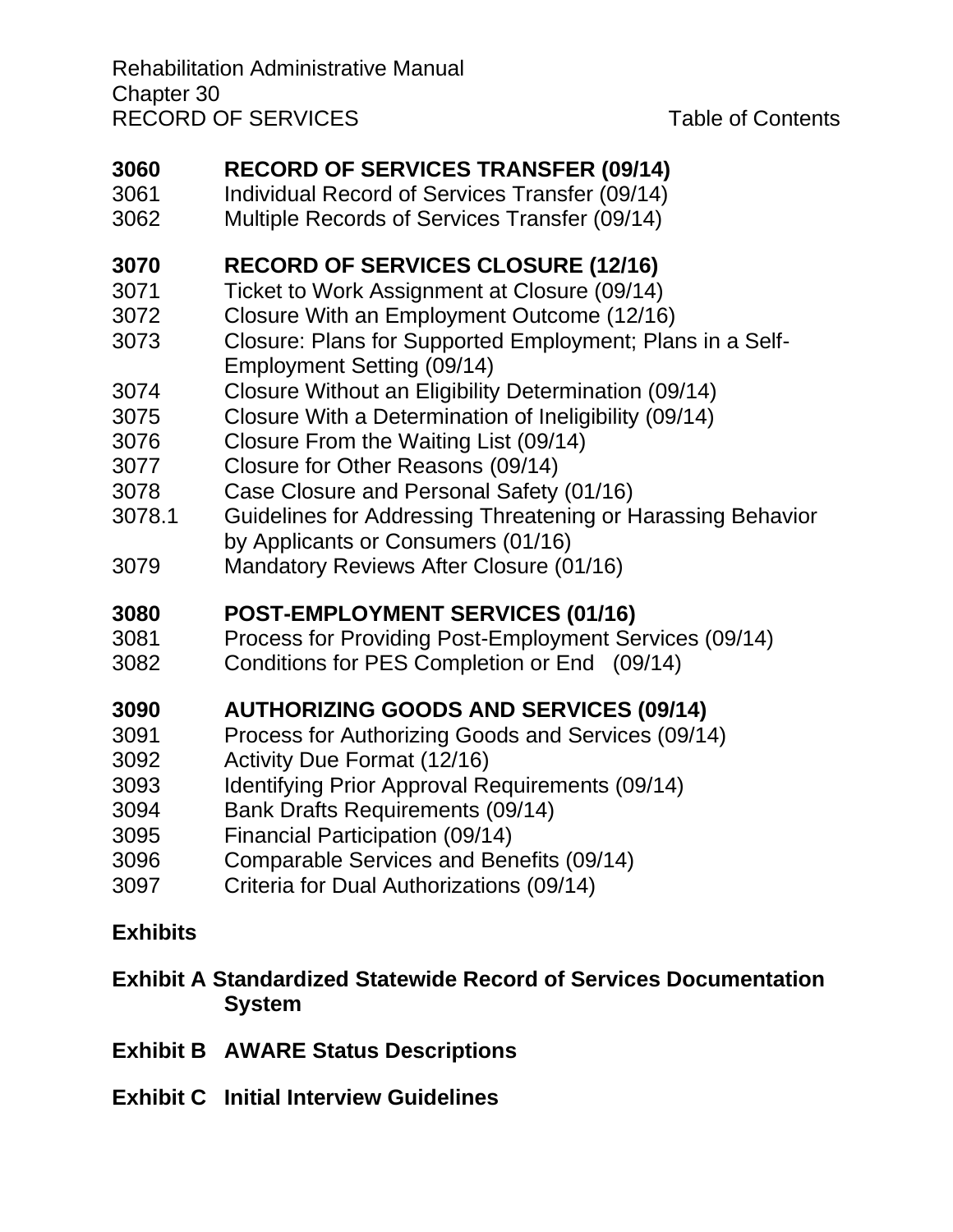**3060 RECORD OF SERVICES TRANSFER (09/14)**

3061 Individual Record of Services Transfer (09/14)
3062 Multiple Records of Services Transfer (09/14)

**3070 RECORD OF SERVICES CLOSURE (12/16)**

3071 Ticket to Work Assignment at Closure (09/14)
3072 Closure With an Employment Outcome (12/16)
3073 Closure: Plans for Supported Employment; Plans in a Self-Employment Setting (09/14)
3074 Closure Without an Eligibility Determination (09/14)
3075 Closure With a Determination of Ineligibility (09/14)
3076 Closure From the Waiting List (09/14)
3077 Closure for Other Reasons (09/14)
3078 Case Closure and Personal Safety (01/16)
3078.1 Guidelines for Addressing Threatening or Harassing Behavior by Applicants or Consumers (01/16)
3079 Mandatory Reviews After Closure (01/16)

**3080 POST-EMPLOYMENT SERVICES (01/16)**

3081 Process for Providing Post-Employment Services (09/14)
3082 Conditions for PES Completion or End (09/14)

**3090 AUTHORIZING GOODS AND SERVICES (09/14)**

3091 Process for Authorizing Goods and Services (09/14)
3092 Activity Due Format (12/16)
3093 Identifying Prior Approval Requirements (09/14)
3094 Bank Drafts Requirements (09/14)
3095 Financial Participation (09/14)
3096 Comparable Services and Benefits (09/14)
3097 Criteria for Dual Authorizations (09/14)

**Exhibits**

**Exhibit A Standardized Statewide Record of Services Documentation System**

**Exhibit B AWARE Status Descriptions**

**Exhibit C Initial Interview Guidelines**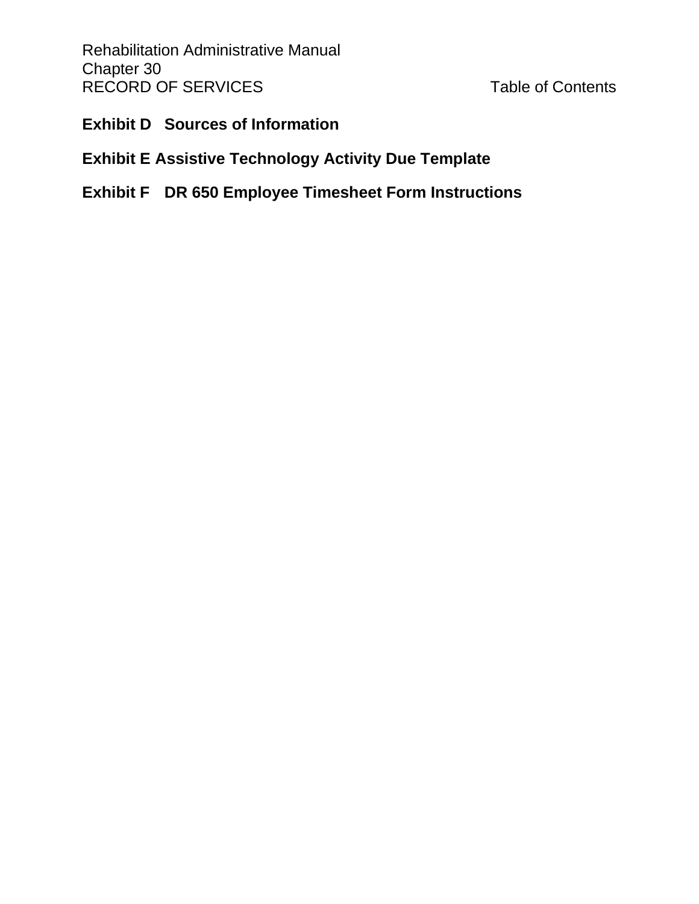**Exhibit D Sources of Information**

**Exhibit E Assistive Technology Activity Due Template**

**Exhibit F DR 650 Employee Timesheet Form Instructions**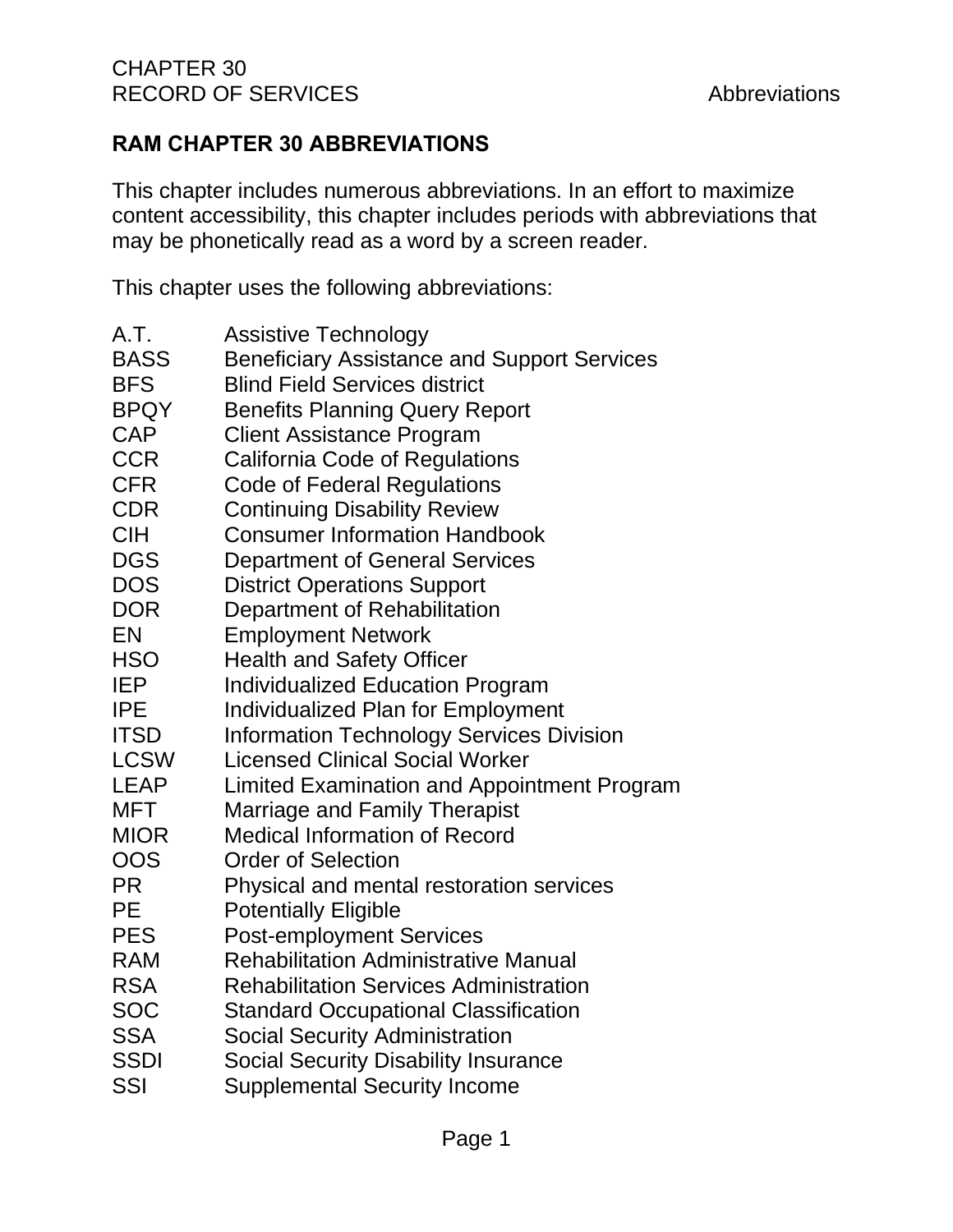## RAM CHAPTER 30 ABBREVIATIONS

This chapter includes numerous abbreviations. In an effort to maximize content accessibility, this chapter includes periods with abbreviations that may be phonetically read as a word by a screen reader.

This chapter uses the following abbreviations:

| | |
|---|---|
| A.T. | Assistive Technology |
| BASS | Beneficiary Assistance and Support Services |
| BFS | Blind Field Services district |
| BPQY | Benefits Planning Query Report |
| CAP | Client Assistance Program |
| CCR | California Code of Regulations |
| CFR | Code of Federal Regulations |
| CDR | Continuing Disability Review |
| CIH | Consumer Information Handbook |
| DGS | Department of General Services |
| DOS | District Operations Support |
| DOR | Department of Rehabilitation |
| EN | Employment Network |
| HSO | Health and Safety Officer |
| IEP | Individualized Education Program |
| IPE | Individualized Plan for Employment |
| ITSD | Information Technology Services Division |
| LCSW | Licensed Clinical Social Worker |
| LEAP | Limited Examination and Appointment Program |
| MFT | Marriage and Family Therapist |
| MIOR | Medical Information of Record |
| OOS | Order of Selection |
| PR | Physical and mental restoration services |
| PE | Potentially Eligible |
| PES | Post-employment Services |
| RAM | Rehabilitation Administrative Manual |
| RSA | Rehabilitation Services Administration |
| SOC | Standard Occupational Classification |
| SSA | Social Security Administration |
| SSDI | Social Security Disability Insurance |
| SSI | Supplemental Security Income |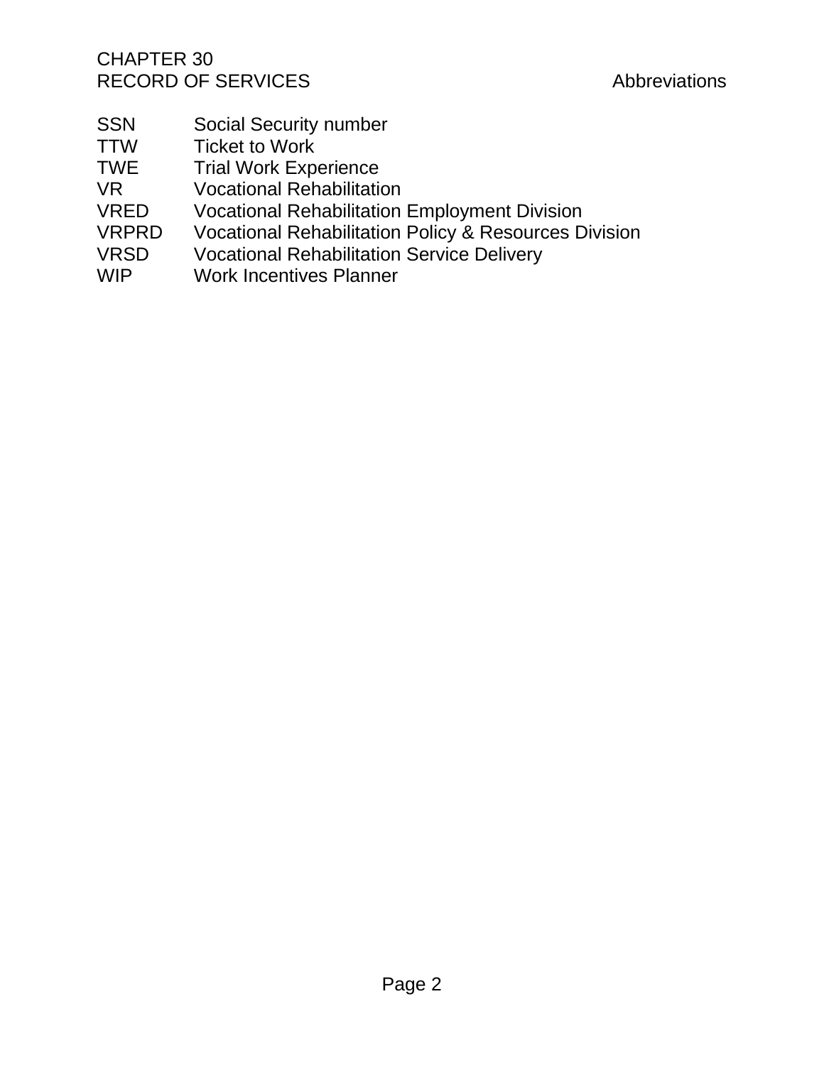| Abbreviation | Meaning |
| --- | --- |
| SSN | Social Security number |
| TTW | Ticket to Work |
| TWE | Trial Work Experience |
| VR | Vocational Rehabilitation |
| VRED | Vocational Rehabilitation Employment Division |
| VRPRD | Vocational Rehabilitation Policy & Resources Division |
| VRSD | Vocational Rehabilitation Service Delivery |
| WIP | Work Incentives Planner |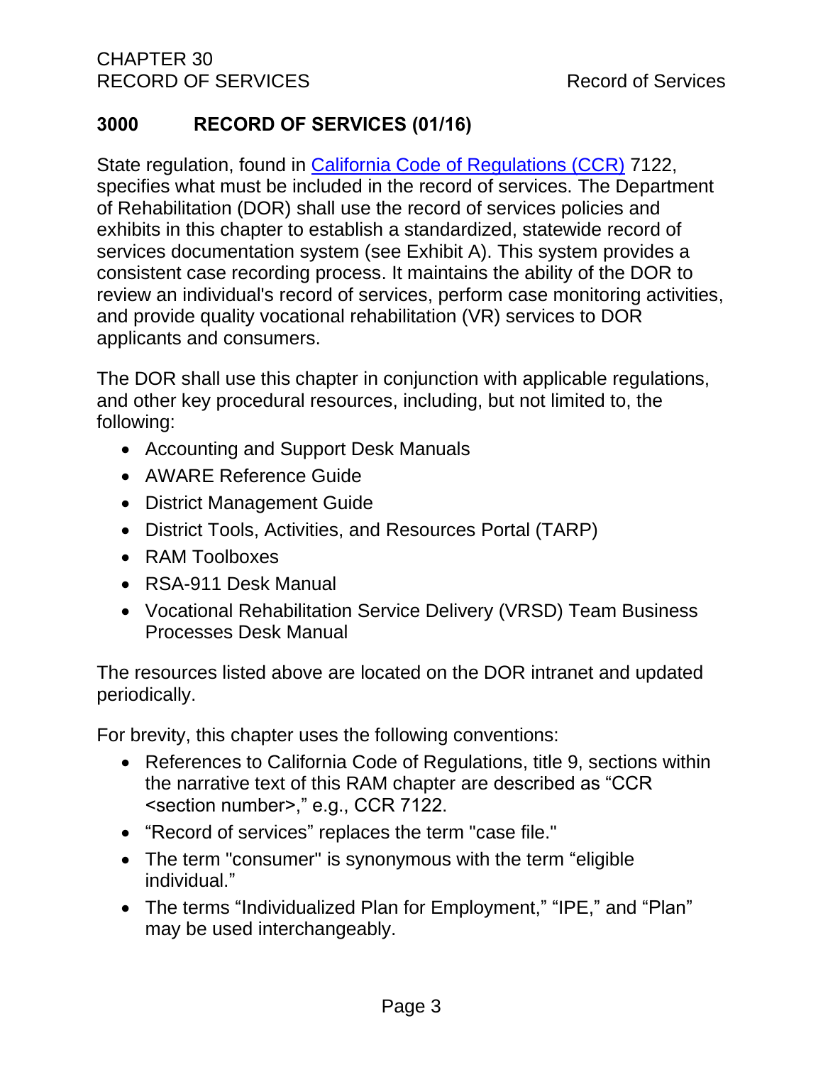## 3000 RECORD OF SERVICES (01/16)

State regulation, found in [California Code of Regulations (CCR)](#) 7122, specifies what must be included in the record of services. The Department of Rehabilitation (DOR) shall use the record of services policies and exhibits in this chapter to establish a standardized, statewide record of services documentation system (see Exhibit A). This system provides a consistent case recording process. It maintains the ability of the DOR to review an individual's record of services, perform case monitoring activities, and provide quality vocational rehabilitation (VR) services to DOR applicants and consumers.

The DOR shall use this chapter in conjunction with applicable regulations, and other key procedural resources, including, but not limited to, the following:

- Accounting and Support Desk Manuals
- AWARE Reference Guide
- District Management Guide
- District Tools, Activities, and Resources Portal (TARP)
- RAM Toolboxes
- RSA-911 Desk Manual
- Vocational Rehabilitation Service Delivery (VRSD) Team Business Processes Desk Manual

The resources listed above are located on the DOR intranet and updated periodically.

For brevity, this chapter uses the following conventions:

- References to California Code of Regulations, title 9, sections within the narrative text of this RAM chapter are described as "CCR <section number>," e.g., CCR 7122.
- "Record of services" replaces the term "case file."
- The term "consumer" is synonymous with the term "eligible individual."
- The terms "Individualized Plan for Employment," "IPE," and "Plan" may be used interchangeably.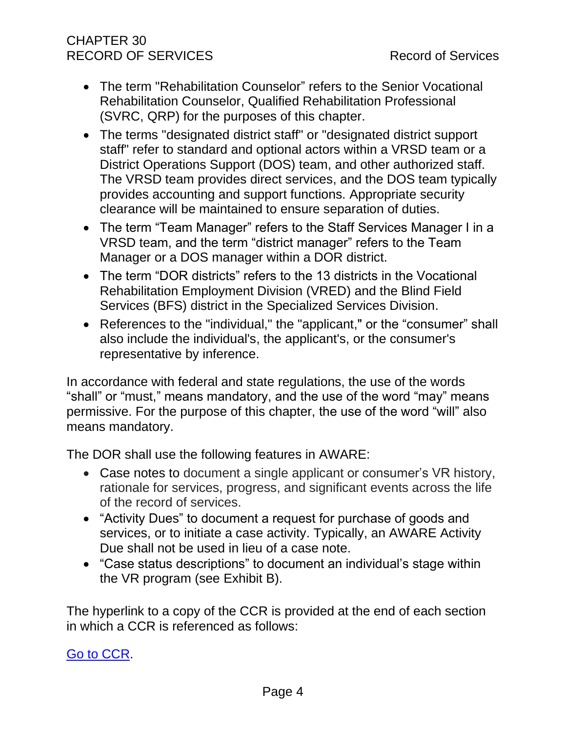- The term "Rehabilitation Counselor" refers to the Senior Vocational Rehabilitation Counselor, Qualified Rehabilitation Professional (SVRC, QRP) for the purposes of this chapter.
- The terms "designated district staff" or "designated district support staff" refer to standard and optional actors within a VRSD team or a District Operations Support (DOS) team, and other authorized staff. The VRSD team provides direct services, and the DOS team typically provides accounting and support functions. Appropriate security clearance will be maintained to ensure separation of duties.
- The term "Team Manager" refers to the Staff Services Manager I in a VRSD team, and the term "district manager" refers to the Team Manager or a DOS manager within a DOR district.
- The term "DOR districts" refers to the 13 districts in the Vocational Rehabilitation Employment Division (VRED) and the Blind Field Services (BFS) district in the Specialized Services Division.
- References to the "individual," the "applicant," or the "consumer" shall also include the individual's, the applicant's, or the consumer's representative by inference.

In accordance with federal and state regulations, the use of the words "shall" or "must," means mandatory, and the use of the word "may" means permissive. For the purpose of this chapter, the use of the word "will" also means mandatory.

The DOR shall use the following features in AWARE:

- Case notes to document a single applicant or consumer's VR history, rationale for services, progress, and significant events across the life of the record of services.
- "Activity Dues" to document a request for purchase of goods and services, or to initiate a case activity. Typically, an AWARE Activity Due shall not be used in lieu of a case note.
- "Case status descriptions" to document an individual's stage within the VR program (see Exhibit B).

The hyperlink to a copy of the CCR is provided at the end of each section in which a CCR is referenced as follows:

Go to CCR.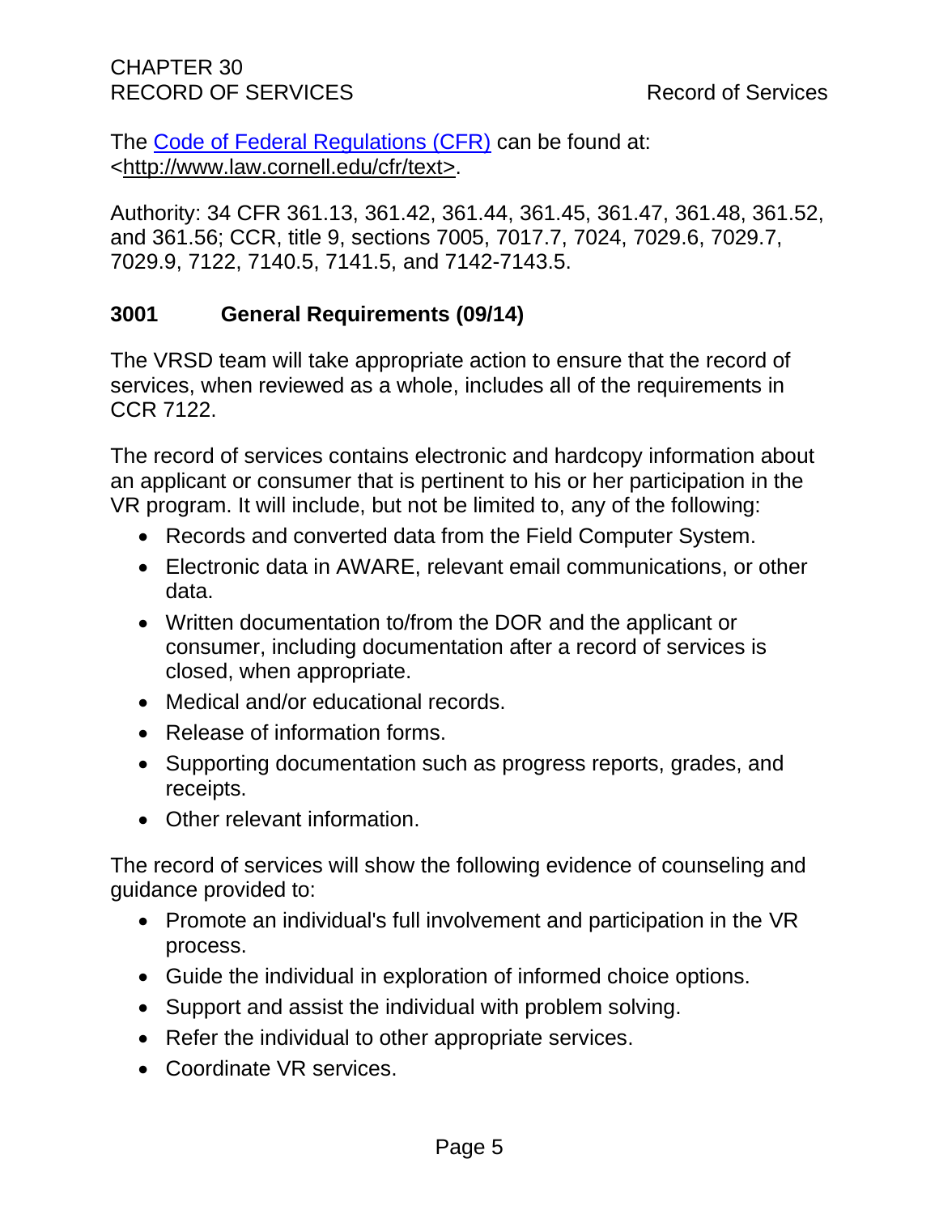The [Code of Federal Regulations (CFR)](http://www.law.cornell.edu/cfr/text) can be found at: <http://www.law.cornell.edu/cfr/text>.

Authority: 34 CFR 361.13, 361.42, 361.44, 361.45, 361.47, 361.48, 361.52, and 361.56; CCR, title 9, sections 7005, 7017.7, 7024, 7029.6, 7029.7, 7029.9, 7122, 7140.5, 7141.5, and 7142-7143.5.

## 3001 General Requirements (09/14)

The VRSD team will take appropriate action to ensure that the record of services, when reviewed as a whole, includes all of the requirements in CCR 7122.

The record of services contains electronic and hardcopy information about an applicant or consumer that is pertinent to his or her participation in the VR program. It will include, but not be limited to, any of the following:

- Records and converted data from the Field Computer System.
- Electronic data in AWARE, relevant email communications, or other data.
- Written documentation to/from the DOR and the applicant or consumer, including documentation after a record of services is closed, when appropriate.
- Medical and/or educational records.
- Release of information forms.
- Supporting documentation such as progress reports, grades, and receipts.
- Other relevant information.

The record of services will show the following evidence of counseling and guidance provided to:

- Promote an individual's full involvement and participation in the VR process.
- Guide the individual in exploration of informed choice options.
- Support and assist the individual with problem solving.
- Refer the individual to other appropriate services.
- Coordinate VR services.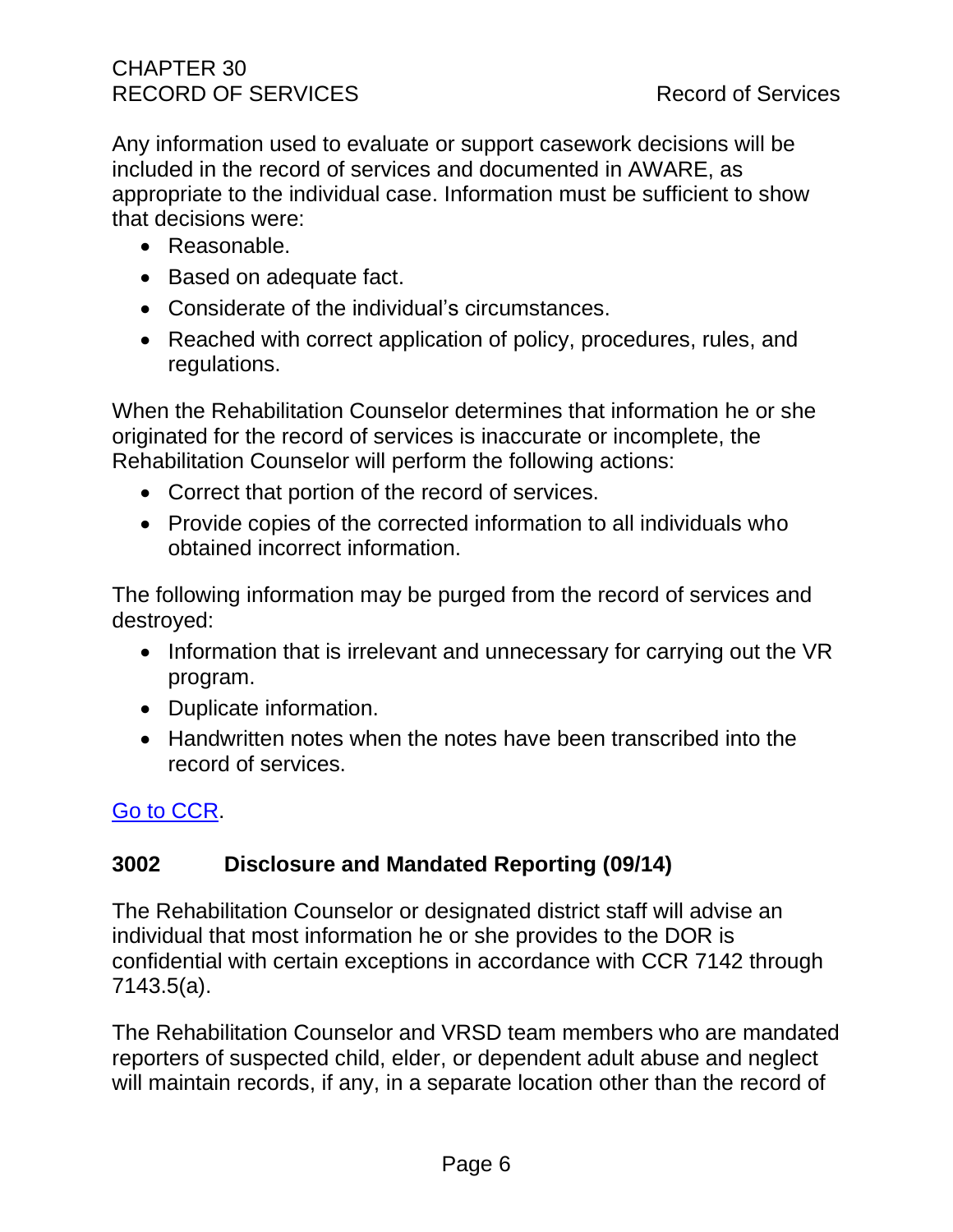Any information used to evaluate or support casework decisions will be included in the record of services and documented in AWARE, as appropriate to the individual case. Information must be sufficient to show that decisions were:

- Reasonable.
- Based on adequate fact.
- Considerate of the individual's circumstances.
- Reached with correct application of policy, procedures, rules, and regulations.

When the Rehabilitation Counselor determines that information he or she originated for the record of services is inaccurate or incomplete, the Rehabilitation Counselor will perform the following actions:

- Correct that portion of the record of services.
- Provide copies of the corrected information to all individuals who obtained incorrect information.

The following information may be purged from the record of services and destroyed:

- Information that is irrelevant and unnecessary for carrying out the VR program.
- Duplicate information.
- Handwritten notes when the notes have been transcribed into the record of services.

Go to CCR.

## 3002 Disclosure and Mandated Reporting (09/14)

The Rehabilitation Counselor or designated district staff will advise an individual that most information he or she provides to the DOR is confidential with certain exceptions in accordance with CCR 7142 through 7143.5(a).

The Rehabilitation Counselor and VRSD team members who are mandated reporters of suspected child, elder, or dependent adult abuse and neglect will maintain records, if any, in a separate location other than the record of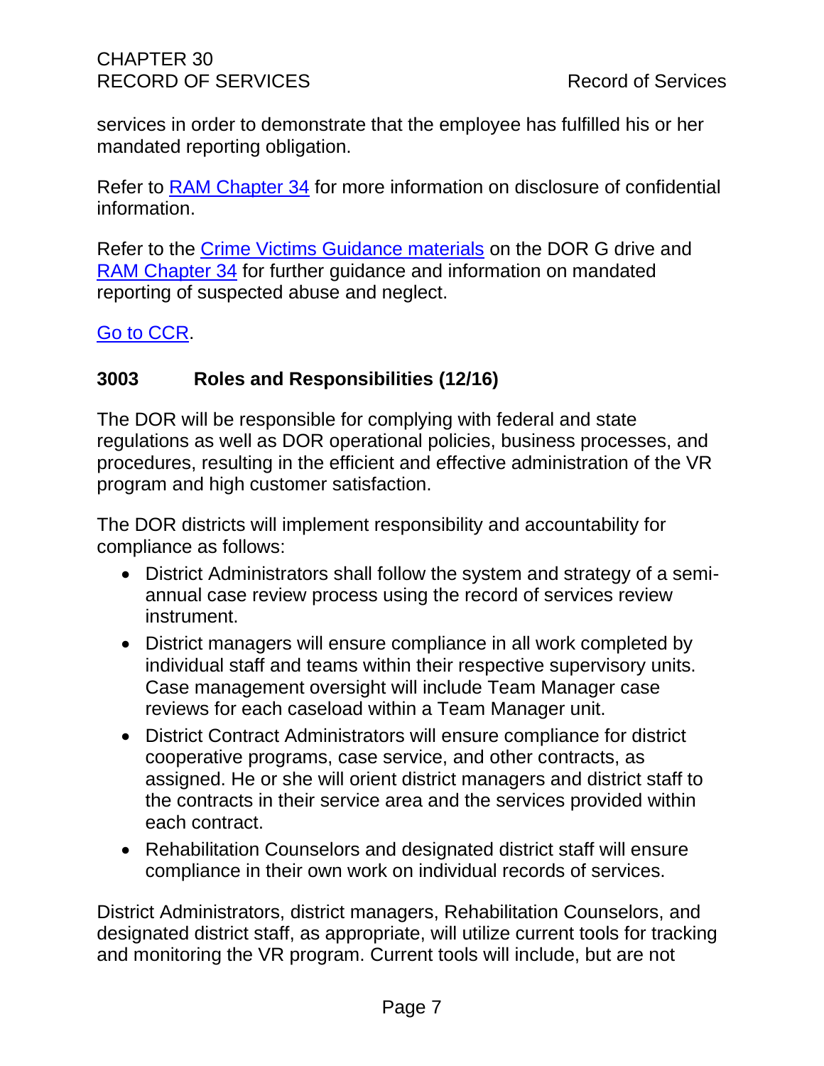services in order to demonstrate that the employee has fulfilled his or her mandated reporting obligation.

Refer to RAM Chapter 34 for more information on disclosure of confidential information.

Refer to the Crime Victims Guidance materials on the DOR G drive and RAM Chapter 34 for further guidance and information on mandated reporting of suspected abuse and neglect.

Go to CCR.

## 3003 Roles and Responsibilities (12/16)

The DOR will be responsible for complying with federal and state regulations as well as DOR operational policies, business processes, and procedures, resulting in the efficient and effective administration of the VR program and high customer satisfaction.

The DOR districts will implement responsibility and accountability for compliance as follows:

- District Administrators shall follow the system and strategy of a semi-annual case review process using the record of services review instrument.
- District managers will ensure compliance in all work completed by individual staff and teams within their respective supervisory units. Case management oversight will include Team Manager case reviews for each caseload within a Team Manager unit.
- District Contract Administrators will ensure compliance for district cooperative programs, case service, and other contracts, as assigned. He or she will orient district managers and district staff to the contracts in their service area and the services provided within each contract.
- Rehabilitation Counselors and designated district staff will ensure compliance in their own work on individual records of services.

District Administrators, district managers, Rehabilitation Counselors, and designated district staff, as appropriate, will utilize current tools for tracking and monitoring the VR program. Current tools will include, but are not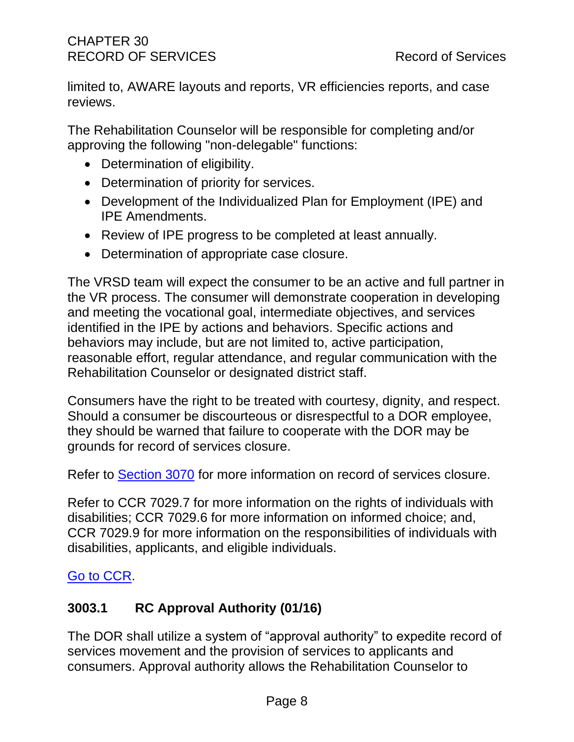limited to, AWARE layouts and reports, VR efficiencies reports, and case reviews.

The Rehabilitation Counselor will be responsible for completing and/or approving the following "non-delegable" functions:

- Determination of eligibility.
- Determination of priority for services.
- Development of the Individualized Plan for Employment (IPE) and IPE Amendments.
- Review of IPE progress to be completed at least annually.
- Determination of appropriate case closure.

The VRSD team will expect the consumer to be an active and full partner in the VR process. The consumer will demonstrate cooperation in developing and meeting the vocational goal, intermediate objectives, and services identified in the IPE by actions and behaviors. Specific actions and behaviors may include, but are not limited to, active participation, reasonable effort, regular attendance, and regular communication with the Rehabilitation Counselor or designated district staff.

Consumers have the right to be treated with courtesy, dignity, and respect. Should a consumer be discourteous or disrespectful to a DOR employee, they should be warned that failure to cooperate with the DOR may be grounds for record of services closure.

Refer to [Section 3070](#) for more information on record of services closure.

Refer to CCR 7029.7 for more information on the rights of individuals with disabilities; CCR 7029.6 for more information on informed choice; and, CCR 7029.9 for more information on the responsibilities of individuals with disabilities, applicants, and eligible individuals.

[Go to CCR](#).

### 3003.1 RC Approval Authority (01/16)

The DOR shall utilize a system of "approval authority" to expedite record of services movement and the provision of services to applicants and consumers. Approval authority allows the Rehabilitation Counselor to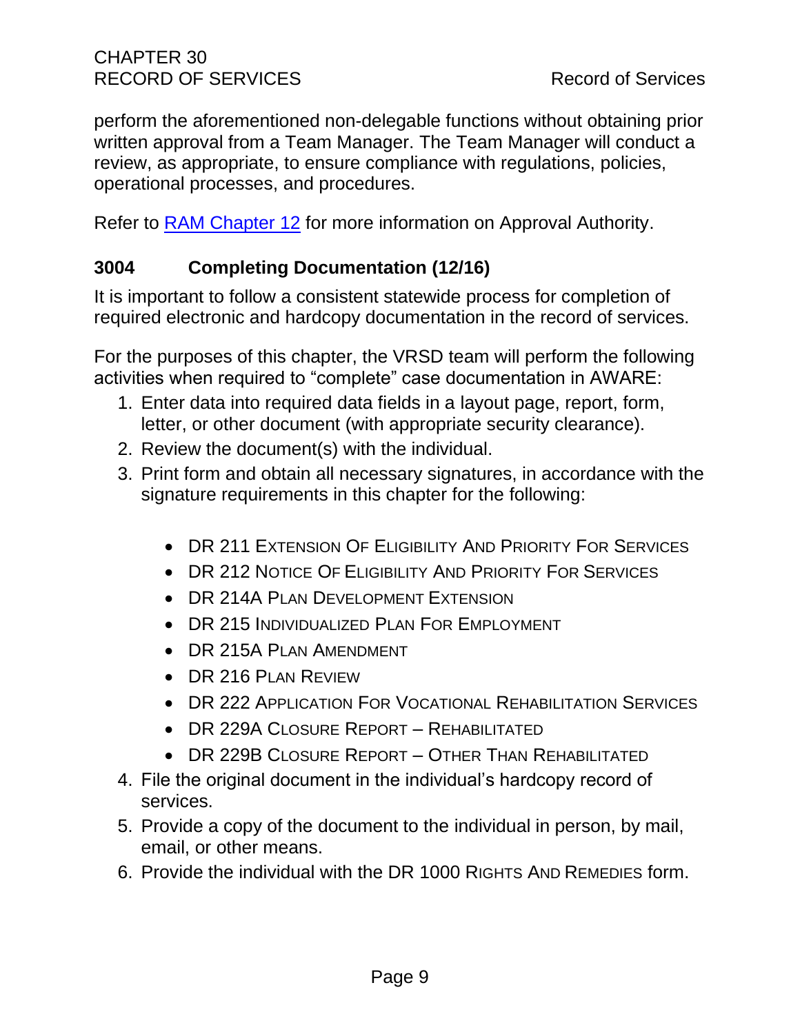perform the aforementioned non-delegable functions without obtaining prior written approval from a Team Manager. The Team Manager will conduct a review, as appropriate, to ensure compliance with regulations, policies, operational processes, and procedures.

Refer to [RAM Chapter 12] for more information on Approval Authority.

### 3004 Completing Documentation (12/16)

It is important to follow a consistent statewide process for completion of required electronic and hardcopy documentation in the record of services.

For the purposes of this chapter, the VRSD team will perform the following activities when required to "complete" case documentation in AWARE:

1. Enter data into required data fields in a layout page, report, form, letter, or other document (with appropriate security clearance).
2. Review the document(s) with the individual.
3. Print form and obtain all necessary signatures, in accordance with the signature requirements in this chapter for the following:
   - DR 211 Extension Of Eligibility And Priority For Services
   - DR 212 Notice Of Eligibility And Priority For Services
   - DR 214A Plan Development Extension
   - DR 215 Individualized Plan For Employment
   - DR 215A Plan Amendment
   - DR 216 Plan Review
   - DR 222 Application For Vocational Rehabilitation Services
   - DR 229A Closure Report – Rehabilitated
   - DR 229B Closure Report – Other Than Rehabilitated
4. File the original document in the individual's hardcopy record of services.
5. Provide a copy of the document to the individual in person, by mail, email, or other means.
6. Provide the individual with the DR 1000 Rights And Remedies form.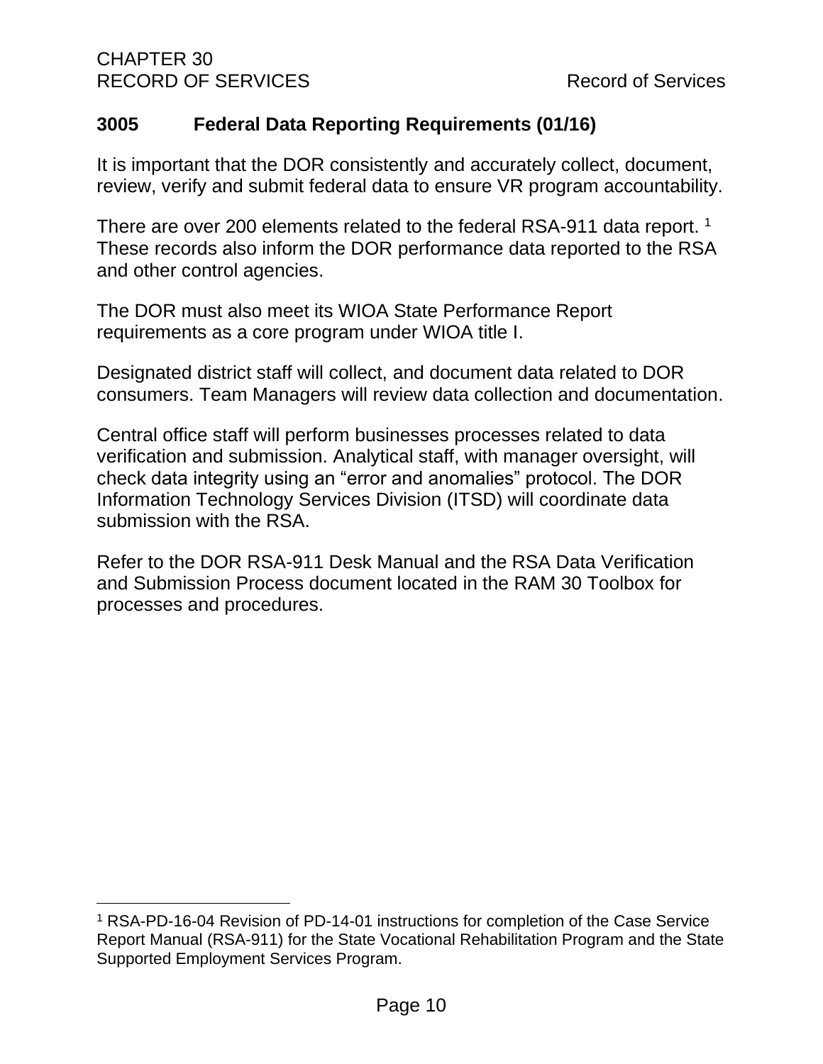## 3005 Federal Data Reporting Requirements (01/16)

It is important that the DOR consistently and accurately collect, document, review, verify and submit federal data to ensure VR program accountability.

There are over 200 elements related to the federal RSA-911 data report. [1] These records also inform the DOR performance data reported to the RSA and other control agencies.

The DOR must also meet its WIOA State Performance Report requirements as a core program under WIOA title I.

Designated district staff will collect, and document data related to DOR consumers. Team Managers will review data collection and documentation.

Central office staff will perform businesses processes related to data verification and submission. Analytical staff, with manager oversight, will check data integrity using an “error and anomalies” protocol. The DOR Information Technology Services Division (ITSD) will coordinate data submission with the RSA.

Refer to the DOR RSA-911 Desk Manual and the RSA Data Verification and Submission Process document located in the RAM 30 Toolbox for processes and procedures.

---

[1] RSA-PD-16-04 Revision of PD-14-01 instructions for completion of the Case Service Report Manual (RSA-911) for the State Vocational Rehabilitation Program and the State Supported Employment Services Program.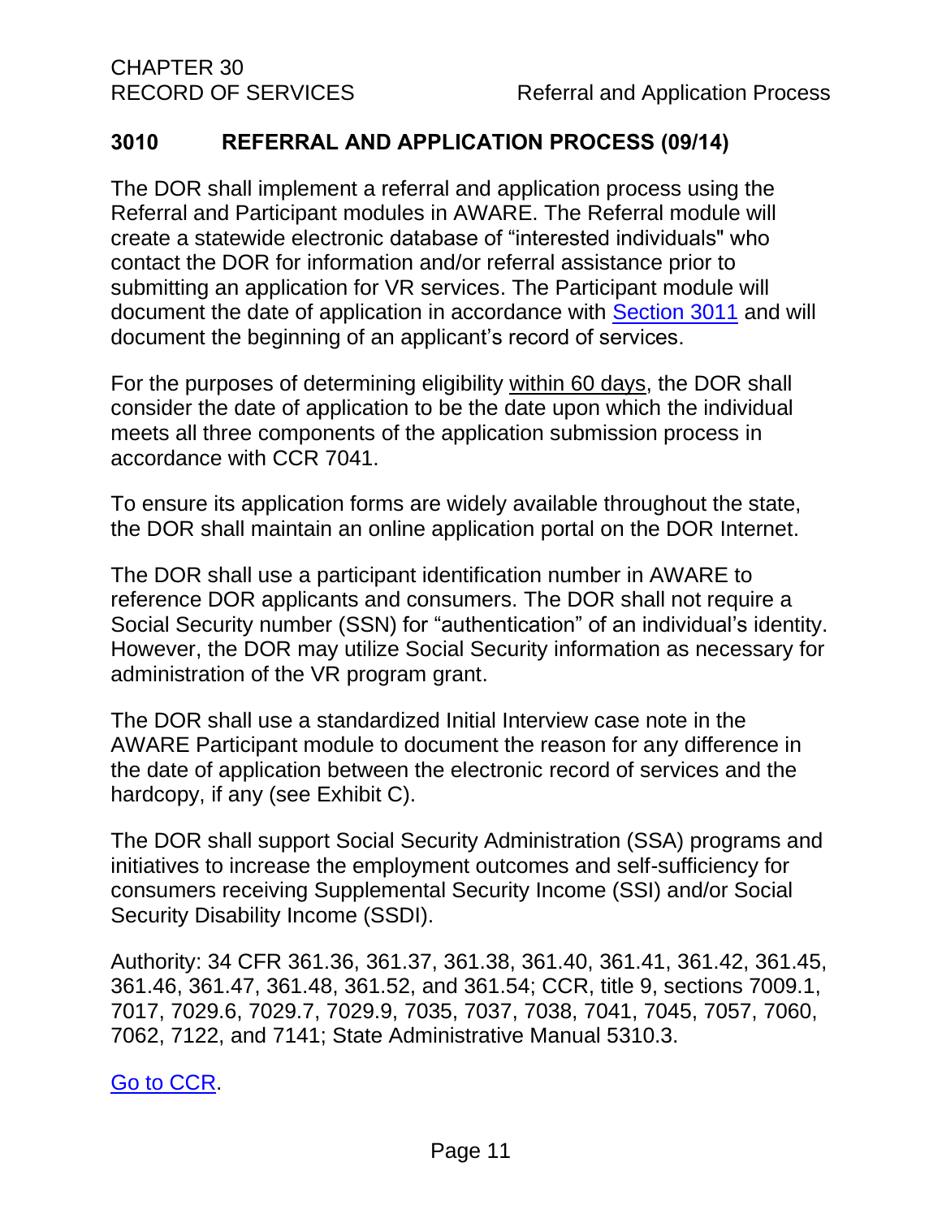## 3010 REFERRAL AND APPLICATION PROCESS (09/14)

The DOR shall implement a referral and application process using the Referral and Participant modules in AWARE. The Referral module will create a statewide electronic database of "interested individuals" who contact the DOR for information and/or referral assistance prior to submitting an application for VR services. The Participant module will document the date of application in accordance with [Section 3011](#) and will document the beginning of an applicant's record of services.

For the purposes of determining eligibility <u>within 60 days</u>, the DOR shall consider the date of application to be the date upon which the individual meets all three components of the application submission process in accordance with CCR 7041.

To ensure its application forms are widely available throughout the state, the DOR shall maintain an online application portal on the DOR Internet.

The DOR shall use a participant identification number in AWARE to reference DOR applicants and consumers. The DOR shall not require a Social Security number (SSN) for "authentication" of an individual's identity. However, the DOR may utilize Social Security information as necessary for administration of the VR program grant.

The DOR shall use a standardized Initial Interview case note in the AWARE Participant module to document the reason for any difference in the date of application between the electronic record of services and the hardcopy, if any (see Exhibit C).

The DOR shall support Social Security Administration (SSA) programs and initiatives to increase the employment outcomes and self-sufficiency for consumers receiving Supplemental Security Income (SSI) and/or Social Security Disability Income (SSDI).

Authority: 34 CFR 361.36, 361.37, 361.38, 361.40, 361.41, 361.42, 361.45, 361.46, 361.47, 361.48, 361.52, and 361.54; CCR, title 9, sections 7009.1, 7017, 7029.6, 7029.7, 7029.9, 7035, 7037, 7038, 7041, 7045, 7057, 7060, 7062, 7122, and 7141; State Administrative Manual 5310.3.

[Go to CCR](#).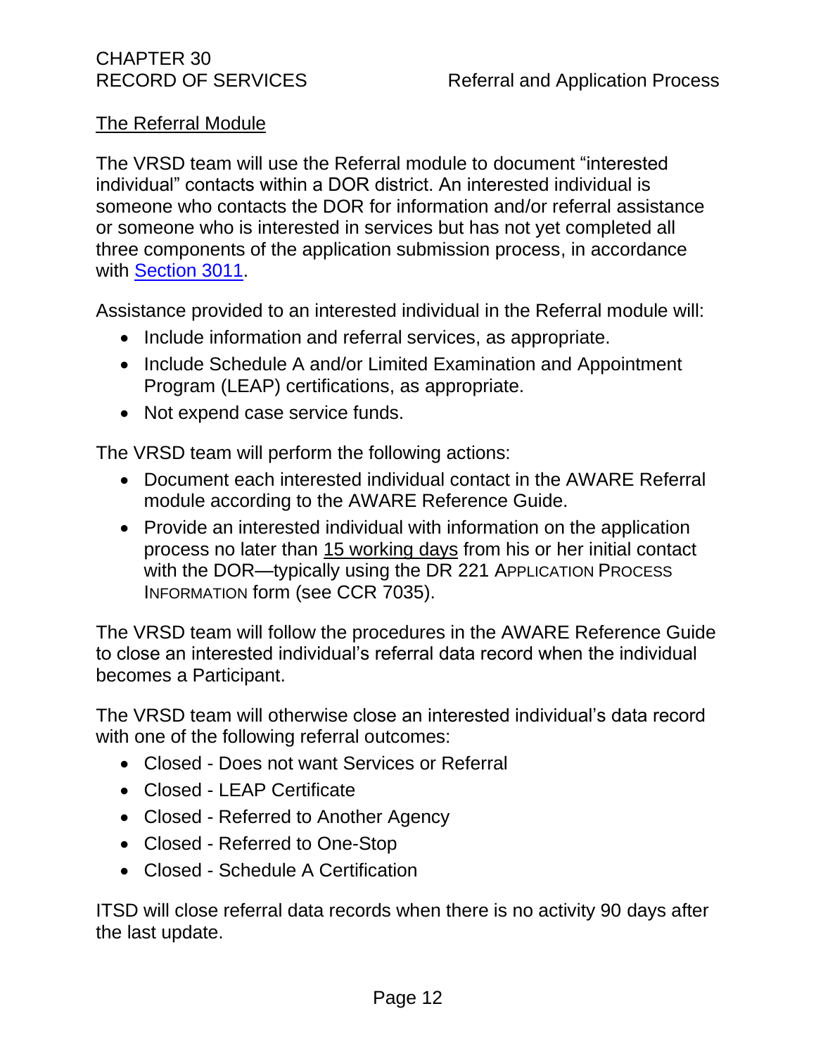## The Referral Module

The VRSD team will use the Referral module to document "interested individual" contacts within a DOR district. An interested individual is someone who contacts the DOR for information and/or referral assistance or someone who is interested in services but has not yet completed all three components of the application submission process, in accordance with [Section 3011](#).

Assistance provided to an interested individual in the Referral module will:

- Include information and referral services, as appropriate.
- Include Schedule A and/or Limited Examination and Appointment Program (LEAP) certifications, as appropriate.
- Not expend case service funds.

The VRSD team will perform the following actions:

- Document each interested individual contact in the AWARE Referral module according to the AWARE Reference Guide.
- Provide an interested individual with information on the application process no later than 15 working days from his or her initial contact with the DOR—typically using the DR 221 APPLICATION PROCESS INFORMATION form (see CCR 7035).

The VRSD team will follow the procedures in the AWARE Reference Guide to close an interested individual's referral data record when the individual becomes a Participant.

The VRSD team will otherwise close an interested individual's data record with one of the following referral outcomes:

- Closed - Does not want Services or Referral
- Closed - LEAP Certificate
- Closed - Referred to Another Agency
- Closed - Referred to One-Stop
- Closed - Schedule A Certification

ITSD will close referral data records when there is no activity 90 days after the last update.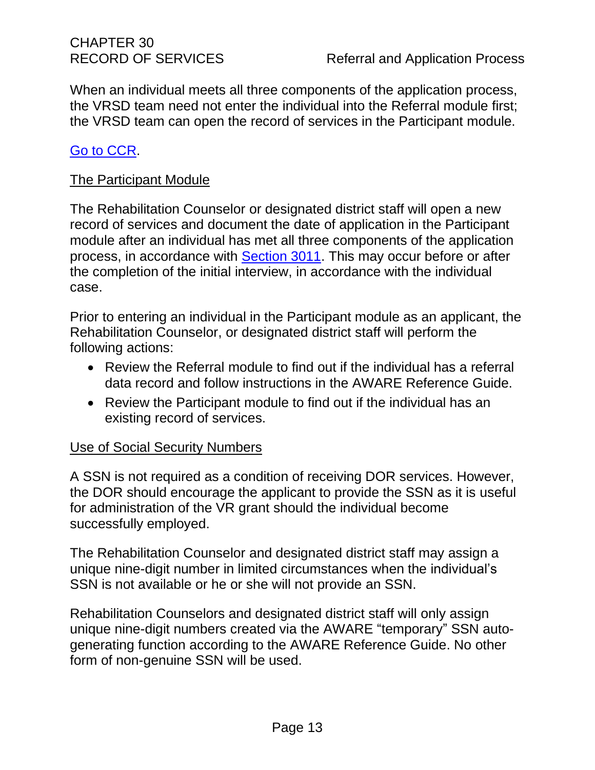When an individual meets all three components of the application process, the VRSD team need not enter the individual into the Referral module first; the VRSD team can open the record of services in the Participant module.

[Go to CCR](#).

## The Participant Module

The Rehabilitation Counselor or designated district staff will open a new record of services and document the date of application in the Participant module after an individual has met all three components of the application process, in accordance with [Section 3011](#). This may occur before or after the completion of the initial interview, in accordance with the individual case.

Prior to entering an individual in the Participant module as an applicant, the Rehabilitation Counselor, or designated district staff will perform the following actions:

- Review the Referral module to find out if the individual has a referral data record and follow instructions in the AWARE Reference Guide.
- Review the Participant module to find out if the individual has an existing record of services.

## Use of Social Security Numbers

A SSN is not required as a condition of receiving DOR services. However, the DOR should encourage the applicant to provide the SSN as it is useful for administration of the VR grant should the individual become successfully employed.

The Rehabilitation Counselor and designated district staff may assign a unique nine-digit number in limited circumstances when the individual's SSN is not available or he or she will not provide an SSN.

Rehabilitation Counselors and designated district staff will only assign unique nine-digit numbers created via the AWARE "temporary" SSN auto-generating function according to the AWARE Reference Guide. No other form of non-genuine SSN will be used.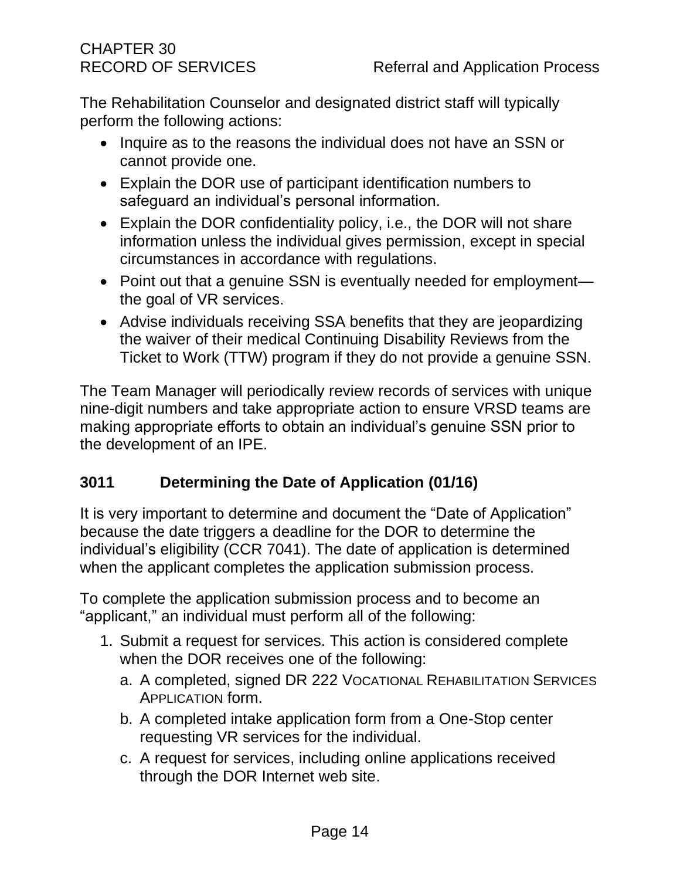The Rehabilitation Counselor and designated district staff will typically perform the following actions:

- Inquire as to the reasons the individual does not have an SSN or cannot provide one.
- Explain the DOR use of participant identification numbers to safeguard an individual's personal information.
- Explain the DOR confidentiality policy, i.e., the DOR will not share information unless the individual gives permission, except in special circumstances in accordance with regulations.
- Point out that a genuine SSN is eventually needed for employment—the goal of VR services.
- Advise individuals receiving SSA benefits that they are jeopardizing the waiver of their medical Continuing Disability Reviews from the Ticket to Work (TTW) program if they do not provide a genuine SSN.

The Team Manager will periodically review records of services with unique nine-digit numbers and take appropriate action to ensure VRSD teams are making appropriate efforts to obtain an individual's genuine SSN prior to the development of an IPE.

## 3011 Determining the Date of Application (01/16)

It is very important to determine and document the "Date of Application" because the date triggers a deadline for the DOR to determine the individual's eligibility (CCR 7041). The date of application is determined when the applicant completes the application submission process.

To complete the application submission process and to become an "applicant," an individual must perform all of the following:

1. Submit a request for services. This action is considered complete when the DOR receives one of the following:
   a. A completed, signed DR 222 VOCATIONAL REHABILITATION SERVICES APPLICATION form.
   b. A completed intake application form from a One-Stop center requesting VR services for the individual.
   c. A request for services, including online applications received through the DOR Internet web site.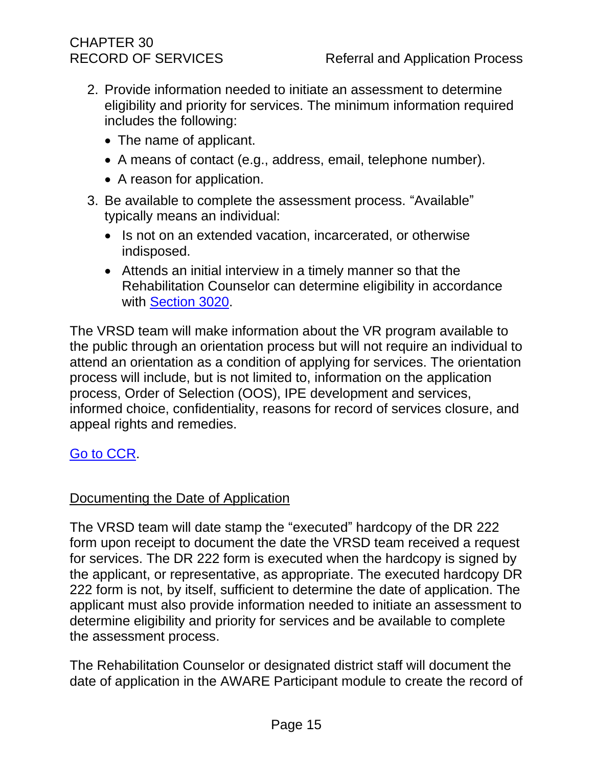2. Provide information needed to initiate an assessment to determine eligibility and priority for services. The minimum information required includes the following:
   - The name of applicant.
   - A means of contact (e.g., address, email, telephone number).
   - A reason for application.
3. Be available to complete the assessment process. "Available" typically means an individual:
   - Is not on an extended vacation, incarcerated, or otherwise indisposed.
   - Attends an initial interview in a timely manner so that the Rehabilitation Counselor can determine eligibility in accordance with [Section 3020](#).

The VRSD team will make information about the VR program available to the public through an orientation process but will not require an individual to attend an orientation as a condition of applying for services. The orientation process will include, but is not limited to, information on the application process, Order of Selection (OOS), IPE development and services, informed choice, confidentiality, reasons for record of services closure, and appeal rights and remedies.

[Go to CCR](#).

## Documenting the Date of Application

The VRSD team will date stamp the "executed" hardcopy of the DR 222 form upon receipt to document the date the VRSD team received a request for services. The DR 222 form is executed when the hardcopy is signed by the applicant, or representative, as appropriate. The executed hardcopy DR 222 form is not, by itself, sufficient to determine the date of application. The applicant must also provide information needed to initiate an assessment to determine eligibility and priority for services and be available to complete the assessment process.

The Rehabilitation Counselor or designated district staff will document the date of application in the AWARE Participant module to create the record of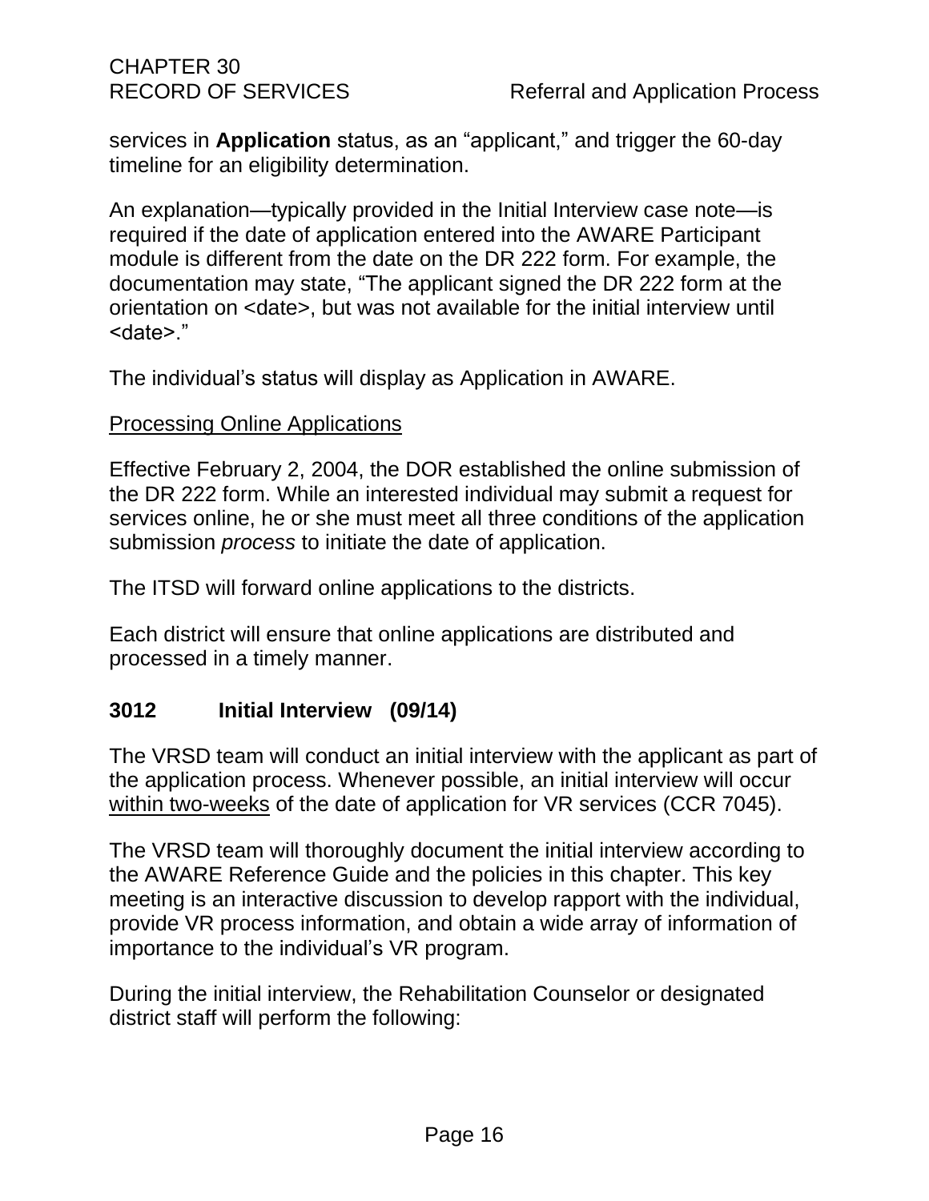services in **Application** status, as an "applicant," and trigger the 60-day timeline for an eligibility determination.

An explanation—typically provided in the Initial Interview case note—is required if the date of application entered into the AWARE Participant module is different from the date on the DR 222 form. For example, the documentation may state, "The applicant signed the DR 222 form at the orientation on <date>, but was not available for the initial interview until <date>."

The individual's status will display as Application in AWARE.

Processing Online Applications

Effective February 2, 2004, the DOR established the online submission of the DR 222 form. While an interested individual may submit a request for services online, he or she must meet all three conditions of the application submission *process* to initiate the date of application.

The ITSD will forward online applications to the districts.

Each district will ensure that online applications are distributed and processed in a timely manner.

## 3012 Initial Interview (09/14)

The VRSD team will conduct an initial interview with the applicant as part of the application process. Whenever possible, an initial interview will occur within two-weeks of the date of application for VR services (CCR 7045).

The VRSD team will thoroughly document the initial interview according to the AWARE Reference Guide and the policies in this chapter. This key meeting is an interactive discussion to develop rapport with the individual, provide VR process information, and obtain a wide array of information of importance to the individual's VR program.

During the initial interview, the Rehabilitation Counselor or designated district staff will perform the following: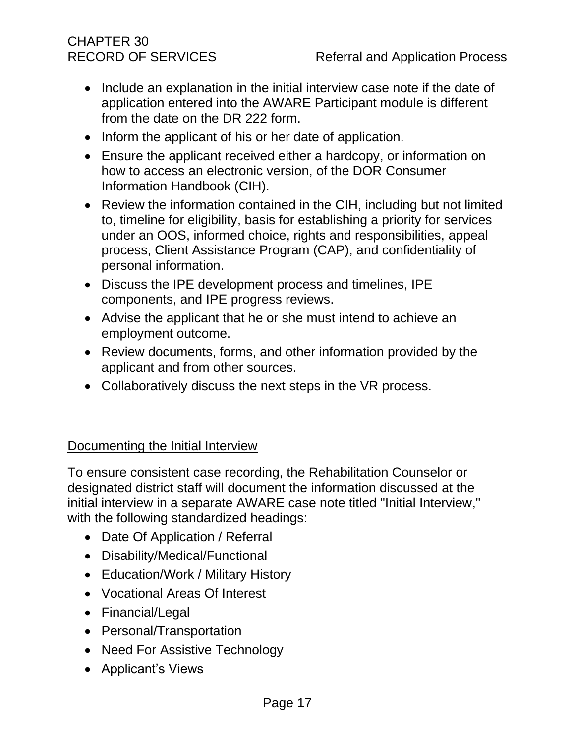- Include an explanation in the initial interview case note if the date of application entered into the AWARE Participant module is different from the date on the DR 222 form.
- Inform the applicant of his or her date of application.
- Ensure the applicant received either a hardcopy, or information on how to access an electronic version, of the DOR Consumer Information Handbook (CIH).
- Review the information contained in the CIH, including but not limited to, timeline for eligibility, basis for establishing a priority for services under an OOS, informed choice, rights and responsibilities, appeal process, Client Assistance Program (CAP), and confidentiality of personal information.
- Discuss the IPE development process and timelines, IPE components, and IPE progress reviews.
- Advise the applicant that he or she must intend to achieve an employment outcome.
- Review documents, forms, and other information provided by the applicant and from other sources.
- Collaboratively discuss the next steps in the VR process.

## Documenting the Initial Interview

To ensure consistent case recording, the Rehabilitation Counselor or designated district staff will document the information discussed at the initial interview in a separate AWARE case note titled "Initial Interview," with the following standardized headings:

- Date Of Application / Referral
- Disability/Medical/Functional
- Education/Work / Military History
- Vocational Areas Of Interest
- Financial/Legal
- Personal/Transportation
- Need For Assistive Technology
- Applicant's Views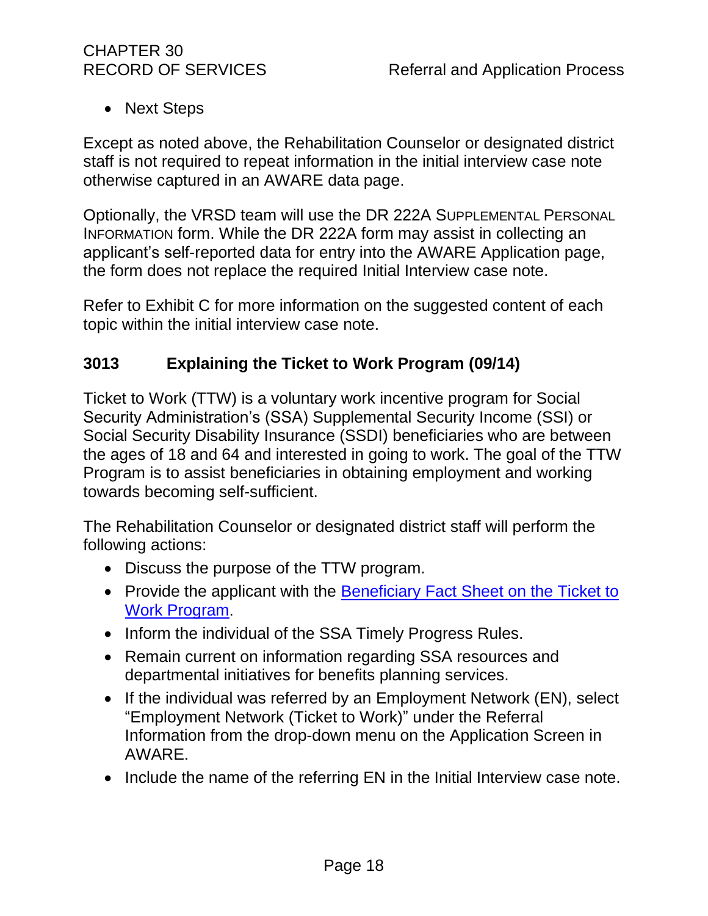- Next Steps

Except as noted above, the Rehabilitation Counselor or designated district staff is not required to repeat information in the initial interview case note otherwise captured in an AWARE data page.

Optionally, the VRSD team will use the DR 222A SUPPLEMENTAL PERSONAL INFORMATION form. While the DR 222A form may assist in collecting an applicant's self-reported data for entry into the AWARE Application page, the form does not replace the required Initial Interview case note.

Refer to Exhibit C for more information on the suggested content of each topic within the initial interview case note.

### 3013 Explaining the Ticket to Work Program (09/14)

Ticket to Work (TTW) is a voluntary work incentive program for Social Security Administration's (SSA) Supplemental Security Income (SSI) or Social Security Disability Insurance (SSDI) beneficiaries who are between the ages of 18 and 64 and interested in going to work. The goal of the TTW Program is to assist beneficiaries in obtaining employment and working towards becoming self-sufficient.

The Rehabilitation Counselor or designated district staff will perform the following actions:

- Discuss the purpose of the TTW program.
- Provide the applicant with the Beneficiary Fact Sheet on the Ticket to Work Program.
- Inform the individual of the SSA Timely Progress Rules.
- Remain current on information regarding SSA resources and departmental initiatives for benefits planning services.
- If the individual was referred by an Employment Network (EN), select "Employment Network (Ticket to Work)" under the Referral Information from the drop-down menu on the Application Screen in AWARE.
- Include the name of the referring EN in the Initial Interview case note.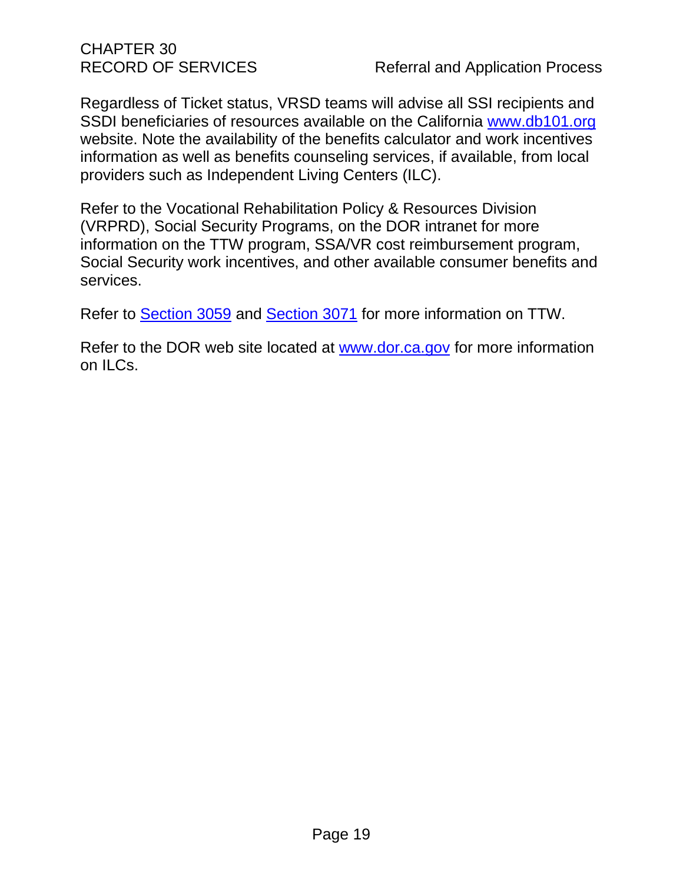Regardless of Ticket status, VRSD teams will advise all SSI recipients and SSDI beneficiaries of resources available on the California [www.db101.org](http://www.db101.org) website. Note the availability of the benefits calculator and work incentives information as well as benefits counseling services, if available, from local providers such as Independent Living Centers (ILC).

Refer to the Vocational Rehabilitation Policy & Resources Division (VRPRD), Social Security Programs, on the DOR intranet for more information on the TTW program, SSA/VR cost reimbursement program, Social Security work incentives, and other available consumer benefits and services.

Refer to Section 3059 and Section 3071 for more information on TTW.

Refer to the DOR web site located at [www.dor.ca.gov](http://www.dor.ca.gov) for more information on ILCs.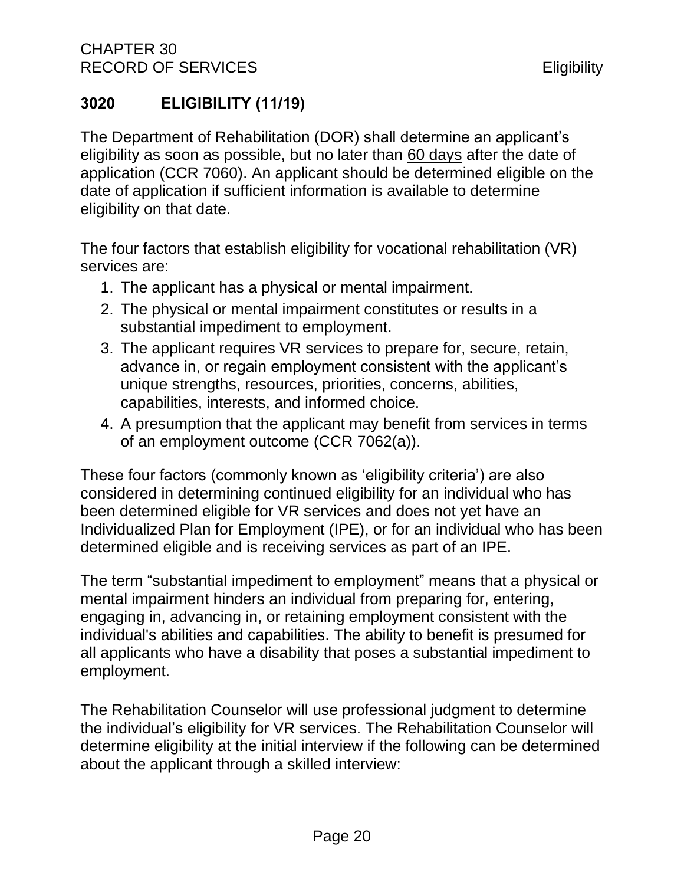## 3020 ELIGIBILITY (11/19)

The Department of Rehabilitation (DOR) shall determine an applicant's eligibility as soon as possible, but no later than 60 days after the date of application (CCR 7060). An applicant should be determined eligible on the date of application if sufficient information is available to determine eligibility on that date.

The four factors that establish eligibility for vocational rehabilitation (VR) services are:

1. The applicant has a physical or mental impairment.
2. The physical or mental impairment constitutes or results in a substantial impediment to employment.
3. The applicant requires VR services to prepare for, secure, retain, advance in, or regain employment consistent with the applicant's unique strengths, resources, priorities, concerns, abilities, capabilities, interests, and informed choice.
4. A presumption that the applicant may benefit from services in terms of an employment outcome (CCR 7062(a)).

These four factors (commonly known as 'eligibility criteria') are also considered in determining continued eligibility for an individual who has been determined eligible for VR services and does not yet have an Individualized Plan for Employment (IPE), or for an individual who has been determined eligible and is receiving services as part of an IPE.

The term "substantial impediment to employment" means that a physical or mental impairment hinders an individual from preparing for, entering, engaging in, advancing in, or retaining employment consistent with the individual's abilities and capabilities. The ability to benefit is presumed for all applicants who have a disability that poses a substantial impediment to employment.

The Rehabilitation Counselor will use professional judgment to determine the individual's eligibility for VR services. The Rehabilitation Counselor will determine eligibility at the initial interview if the following can be determined about the applicant through a skilled interview: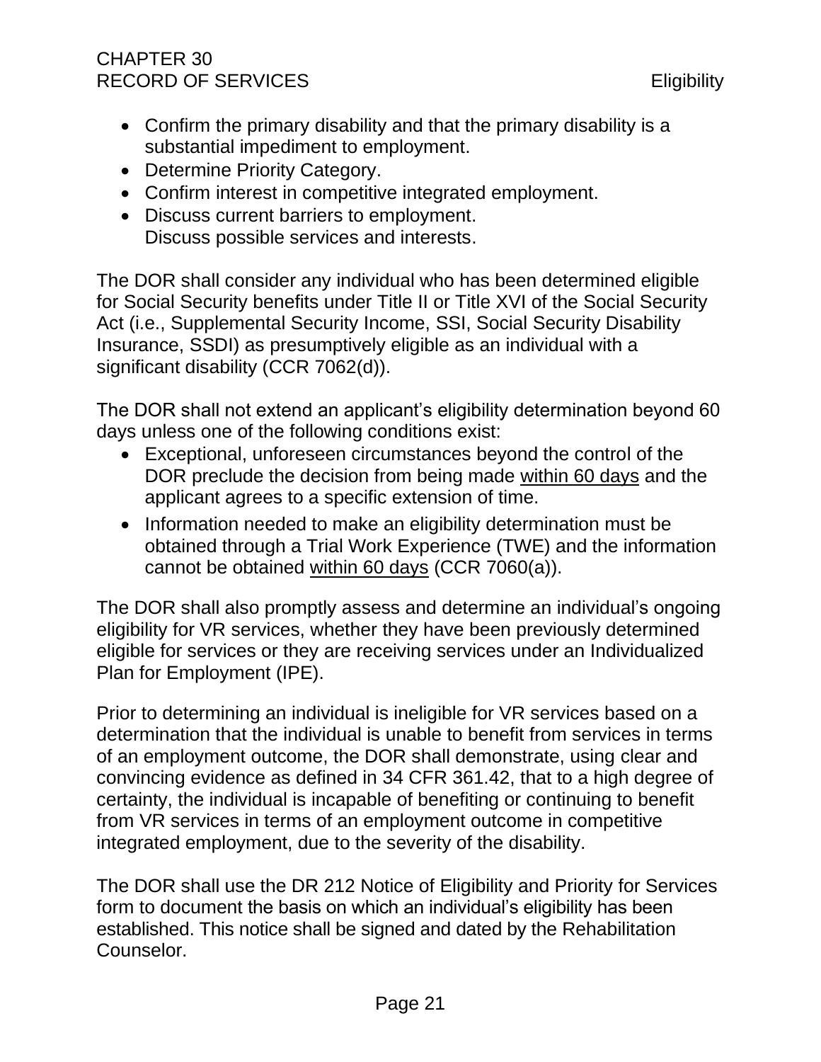- Confirm the primary disability and that the primary disability is a substantial impediment to employment.
- Determine Priority Category.
- Confirm interest in competitive integrated employment.
- Discuss current barriers to employment.
  Discuss possible services and interests.

The DOR shall consider any individual who has been determined eligible for Social Security benefits under Title II or Title XVI of the Social Security Act (i.e., Supplemental Security Income, SSI, Social Security Disability Insurance, SSDI) as presumptively eligible as an individual with a significant disability (CCR 7062(d)).

The DOR shall not extend an applicant's eligibility determination beyond 60 days unless one of the following conditions exist:

- Exceptional, unforeseen circumstances beyond the control of the DOR preclude the decision from being made <u>within 60 days</u> and the applicant agrees to a specific extension of time.
- Information needed to make an eligibility determination must be obtained through a Trial Work Experience (TWE) and the information cannot be obtained <u>within 60 days</u> (CCR 7060(a)).

The DOR shall also promptly assess and determine an individual's ongoing eligibility for VR services, whether they have been previously determined eligible for services or they are receiving services under an Individualized Plan for Employment (IPE).

Prior to determining an individual is ineligible for VR services based on a determination that the individual is unable to benefit from services in terms of an employment outcome, the DOR shall demonstrate, using clear and convincing evidence as defined in 34 CFR 361.42, that to a high degree of certainty, the individual is incapable of benefiting or continuing to benefit from VR services in terms of an employment outcome in competitive integrated employment, due to the severity of the disability.

The DOR shall use the DR 212 Notice of Eligibility and Priority for Services form to document the basis on which an individual's eligibility has been established. This notice shall be signed and dated by the Rehabilitation Counselor.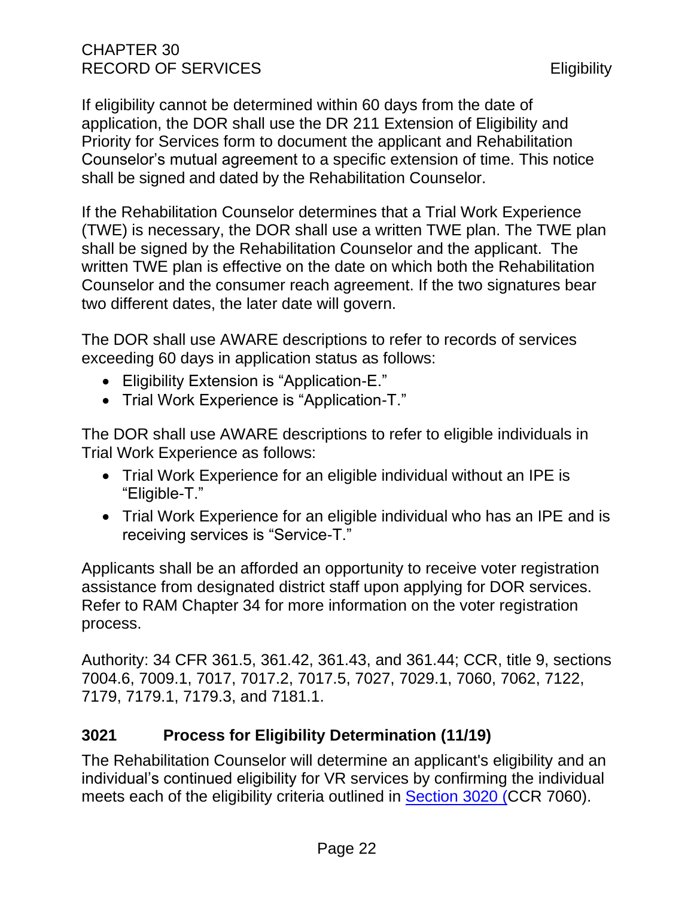If eligibility cannot be determined within 60 days from the date of application, the DOR shall use the DR 211 Extension of Eligibility and Priority for Services form to document the applicant and Rehabilitation Counselor's mutual agreement to a specific extension of time. This notice shall be signed and dated by the Rehabilitation Counselor.

If the Rehabilitation Counselor determines that a Trial Work Experience (TWE) is necessary, the DOR shall use a written TWE plan. The TWE plan shall be signed by the Rehabilitation Counselor and the applicant. The written TWE plan is effective on the date on which both the Rehabilitation Counselor and the consumer reach agreement. If the two signatures bear two different dates, the later date will govern.

The DOR shall use AWARE descriptions to refer to records of services exceeding 60 days in application status as follows:

- Eligibility Extension is "Application-E."
- Trial Work Experience is "Application-T."

The DOR shall use AWARE descriptions to refer to eligible individuals in Trial Work Experience as follows:

- Trial Work Experience for an eligible individual without an IPE is "Eligible-T."
- Trial Work Experience for an eligible individual who has an IPE and is receiving services is "Service-T."

Applicants shall be an afforded an opportunity to receive voter registration assistance from designated district staff upon applying for DOR services. Refer to RAM Chapter 34 for more information on the voter registration process.

Authority: 34 CFR 361.5, 361.42, 361.43, and 361.44; CCR, title 9, sections 7004.6, 7009.1, 7017, 7017.2, 7017.5, 7027, 7029.1, 7060, 7062, 7122, 7179, 7179.1, 7179.3, and 7181.1.

## 3021 Process for Eligibility Determination (11/19)

The Rehabilitation Counselor will determine an applicant's eligibility and an individual's continued eligibility for VR services by confirming the individual meets each of the eligibility criteria outlined in Section 3020 (CCR 7060).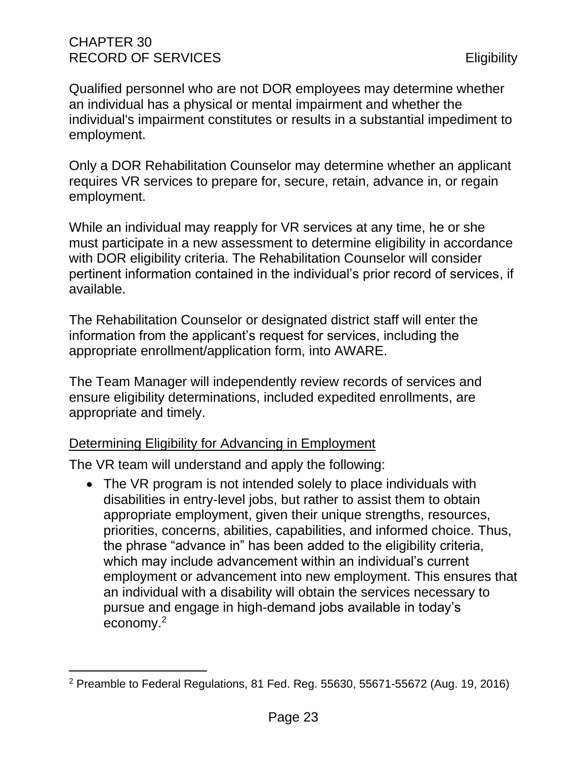Qualified personnel who are not DOR employees may determine whether an individual has a physical or mental impairment and whether the individual's impairment constitutes or results in a substantial impediment to employment.

Only a DOR Rehabilitation Counselor may determine whether an applicant requires VR services to prepare for, secure, retain, advance in, or regain employment.

While an individual may reapply for VR services at any time, he or she must participate in a new assessment to determine eligibility in accordance with DOR eligibility criteria. The Rehabilitation Counselor will consider pertinent information contained in the individual's prior record of services, if available.

The Rehabilitation Counselor or designated district staff will enter the information from the applicant's request for services, including the appropriate enrollment/application form, into AWARE.

The Team Manager will independently review records of services and ensure eligibility determinations, included expedited enrollments, are appropriate and timely.

## Determining Eligibility for Advancing in Employment

The VR team will understand and apply the following:

- The VR program is not intended solely to place individuals with disabilities in entry-level jobs, but rather to assist them to obtain appropriate employment, given their unique strengths, resources, priorities, concerns, abilities, capabilities, and informed choice. Thus, the phrase "advance in" has been added to the eligibility criteria, which may include advancement within an individual's current employment or advancement into new employment. This ensures that an individual with a disability will obtain the services necessary to pursue and engage in high-demand jobs available in today's economy.[2]

[2] Preamble to Federal Regulations, 81 Fed. Reg. 55630, 55671-55672 (Aug. 19, 2016)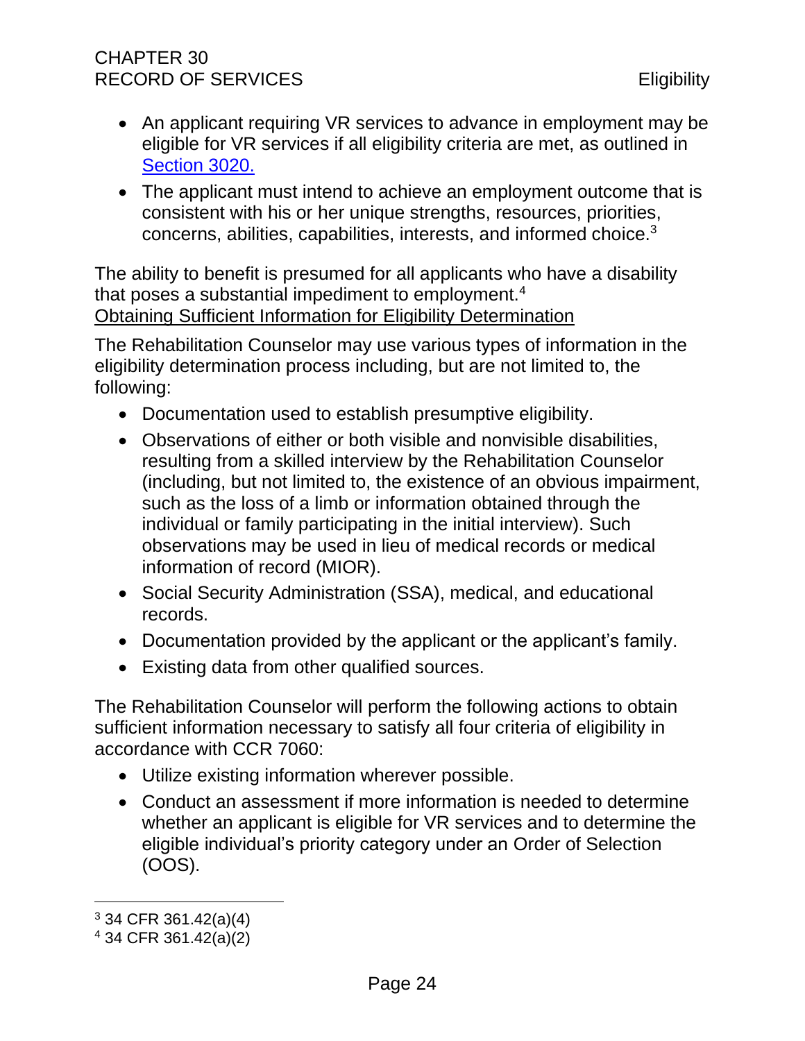- An applicant requiring VR services to advance in employment may be eligible for VR services if all eligibility criteria are met, as outlined in [Section 3020.](#)
- The applicant must intend to achieve an employment outcome that is consistent with his or her unique strengths, resources, priorities, concerns, abilities, capabilities, interests, and informed choice.[3]

The ability to benefit is presumed for all applicants who have a disability that poses a substantial impediment to employment.[4]

Obtaining Sufficient Information for Eligibility Determination

The Rehabilitation Counselor may use various types of information in the eligibility determination process including, but are not limited to, the following:

- Documentation used to establish presumptive eligibility.
- Observations of either or both visible and nonvisible disabilities, resulting from a skilled interview by the Rehabilitation Counselor (including, but not limited to, the existence of an obvious impairment, such as the loss of a limb or information obtained through the individual or family participating in the initial interview). Such observations may be used in lieu of medical records or medical information of record (MIOR).
- Social Security Administration (SSA), medical, and educational records.
- Documentation provided by the applicant or the applicant's family.
- Existing data from other qualified sources.

The Rehabilitation Counselor will perform the following actions to obtain sufficient information necessary to satisfy all four criteria of eligibility in accordance with CCR 7060:

- Utilize existing information wherever possible.
- Conduct an assessment if more information is needed to determine whether an applicant is eligible for VR services and to determine the eligible individual's priority category under an Order of Selection (OOS).

---

[3] 34 CFR 361.42(a)(4)

[4] 34 CFR 361.42(a)(2)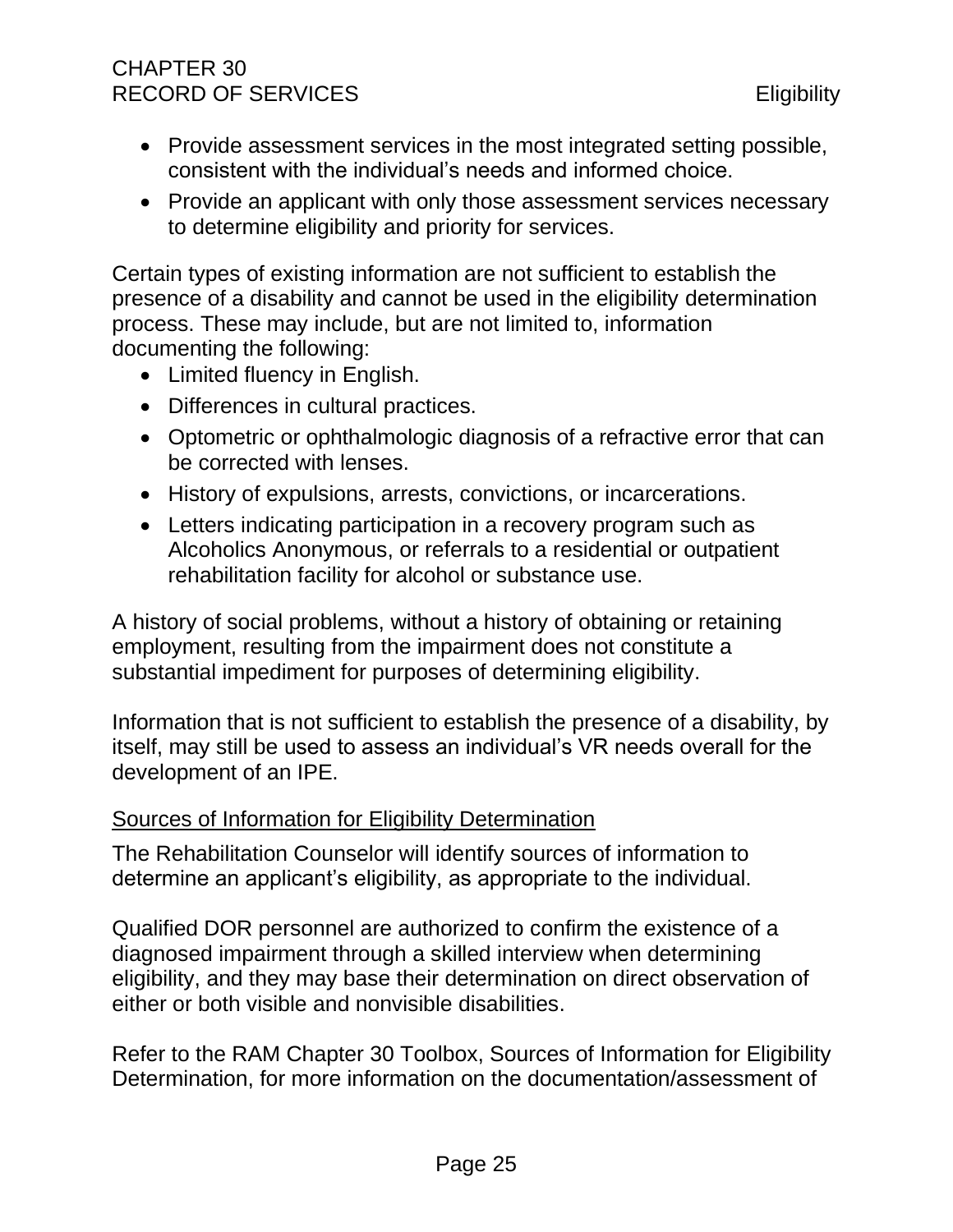- Provide assessment services in the most integrated setting possible, consistent with the individual's needs and informed choice.
- Provide an applicant with only those assessment services necessary to determine eligibility and priority for services.

Certain types of existing information are not sufficient to establish the presence of a disability and cannot be used in the eligibility determination process. These may include, but are not limited to, information documenting the following:

- Limited fluency in English.
- Differences in cultural practices.
- Optometric or ophthalmologic diagnosis of a refractive error that can be corrected with lenses.
- History of expulsions, arrests, convictions, or incarcerations.
- Letters indicating participation in a recovery program such as Alcoholics Anonymous, or referrals to a residential or outpatient rehabilitation facility for alcohol or substance use.

A history of social problems, without a history of obtaining or retaining employment, resulting from the impairment does not constitute a substantial impediment for purposes of determining eligibility.

Information that is not sufficient to establish the presence of a disability, by itself, may still be used to assess an individual's VR needs overall for the development of an IPE.

<u>Sources of Information for Eligibility Determination</u>

The Rehabilitation Counselor will identify sources of information to determine an applicant's eligibility, as appropriate to the individual.

Qualified DOR personnel are authorized to confirm the existence of a diagnosed impairment through a skilled interview when determining eligibility, and they may base their determination on direct observation of either or both visible and nonvisible disabilities.

Refer to the RAM Chapter 30 Toolbox, Sources of Information for Eligibility Determination, for more information on the documentation/assessment of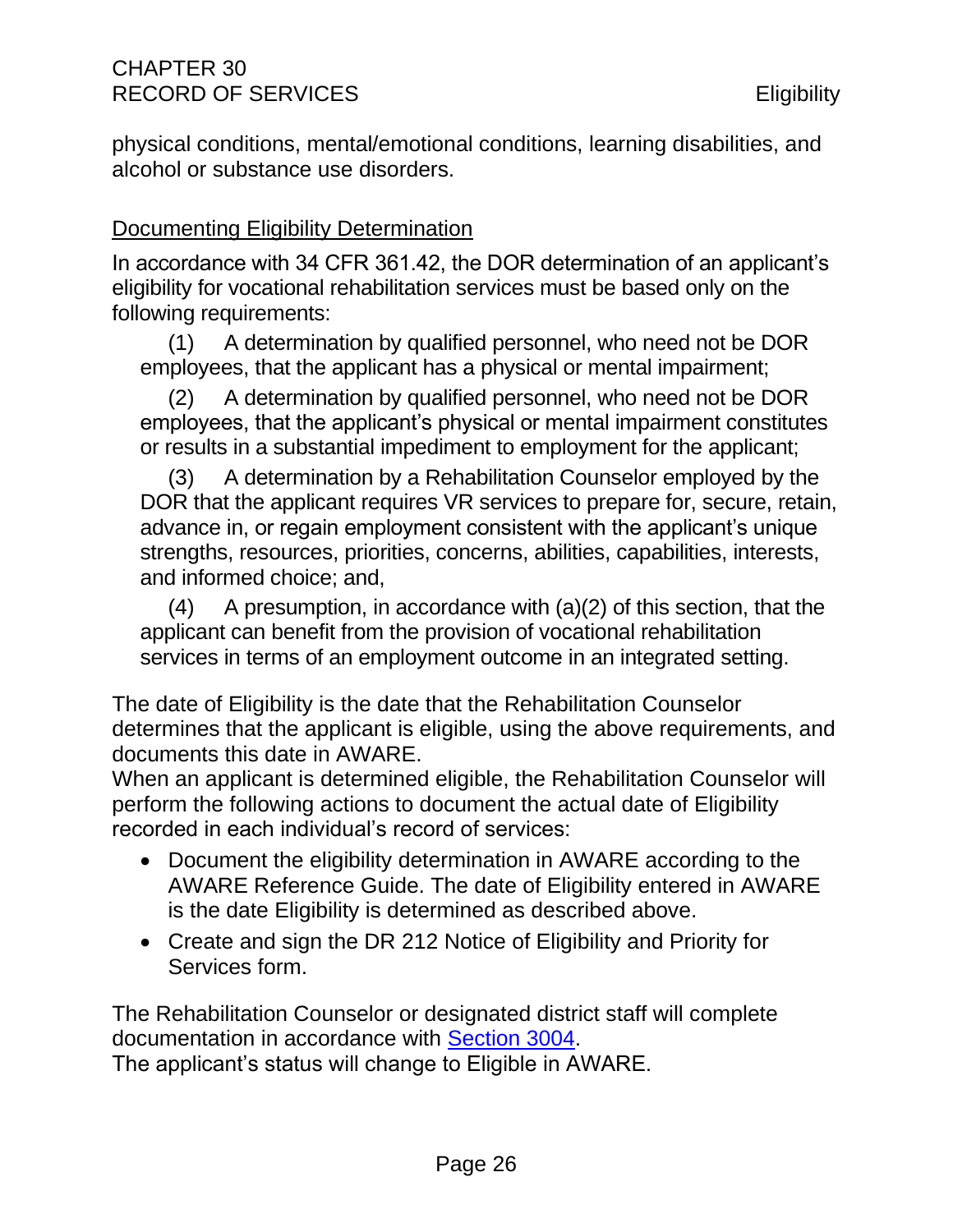physical conditions, mental/emotional conditions, learning disabilities, and alcohol or substance use disorders.

## Documenting Eligibility Determination

In accordance with 34 CFR 361.42, the DOR determination of an applicant's eligibility for vocational rehabilitation services must be based only on the following requirements:

(1) A determination by qualified personnel, who need not be DOR employees, that the applicant has a physical or mental impairment;

(2) A determination by qualified personnel, who need not be DOR employees, that the applicant's physical or mental impairment constitutes or results in a substantial impediment to employment for the applicant;

(3) A determination by a Rehabilitation Counselor employed by the DOR that the applicant requires VR services to prepare for, secure, retain, advance in, or regain employment consistent with the applicant's unique strengths, resources, priorities, concerns, abilities, capabilities, interests, and informed choice; and,

(4) A presumption, in accordance with (a)(2) of this section, that the applicant can benefit from the provision of vocational rehabilitation services in terms of an employment outcome in an integrated setting.

The date of Eligibility is the date that the Rehabilitation Counselor determines that the applicant is eligible, using the above requirements, and documents this date in AWARE.

When an applicant is determined eligible, the Rehabilitation Counselor will perform the following actions to document the actual date of Eligibility recorded in each individual's record of services:

- Document the eligibility determination in AWARE according to the AWARE Reference Guide. The date of Eligibility entered in AWARE is the date Eligibility is determined as described above.
- Create and sign the DR 212 Notice of Eligibility and Priority for Services form.

The Rehabilitation Counselor or designated district staff will complete documentation in accordance with Section 3004.

The applicant's status will change to Eligible in AWARE.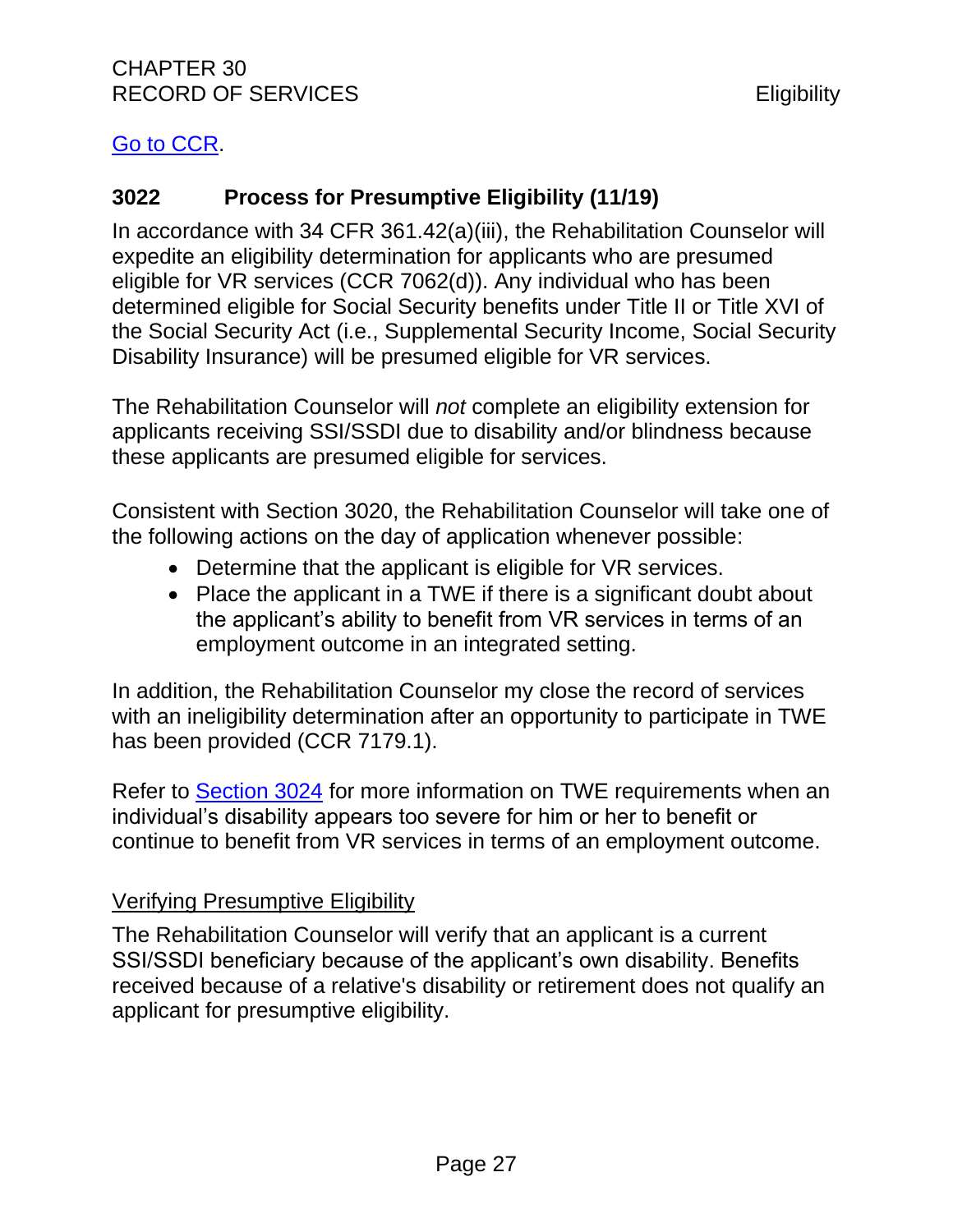Go to CCR.

### 3022 Process for Presumptive Eligibility (11/19)

In accordance with 34 CFR 361.42(a)(iii), the Rehabilitation Counselor will expedite an eligibility determination for applicants who are presumed eligible for VR services (CCR 7062(d)). Any individual who has been determined eligible for Social Security benefits under Title II or Title XVI of the Social Security Act (i.e., Supplemental Security Income, Social Security Disability Insurance) will be presumed eligible for VR services.

The Rehabilitation Counselor will *not* complete an eligibility extension for applicants receiving SSI/SSDI due to disability and/or blindness because these applicants are presumed eligible for services.

Consistent with Section 3020, the Rehabilitation Counselor will take one of the following actions on the day of application whenever possible:

- Determine that the applicant is eligible for VR services.
- Place the applicant in a TWE if there is a significant doubt about the applicant's ability to benefit from VR services in terms of an employment outcome in an integrated setting.

In addition, the Rehabilitation Counselor my close the record of services with an ineligibility determination after an opportunity to participate in TWE has been provided (CCR 7179.1).

Refer to Section 3024 for more information on TWE requirements when an individual's disability appears too severe for him or her to benefit or continue to benefit from VR services in terms of an employment outcome.

Verifying Presumptive Eligibility

The Rehabilitation Counselor will verify that an applicant is a current SSI/SSDI beneficiary because of the applicant's own disability. Benefits received because of a relative's disability or retirement does not qualify an applicant for presumptive eligibility.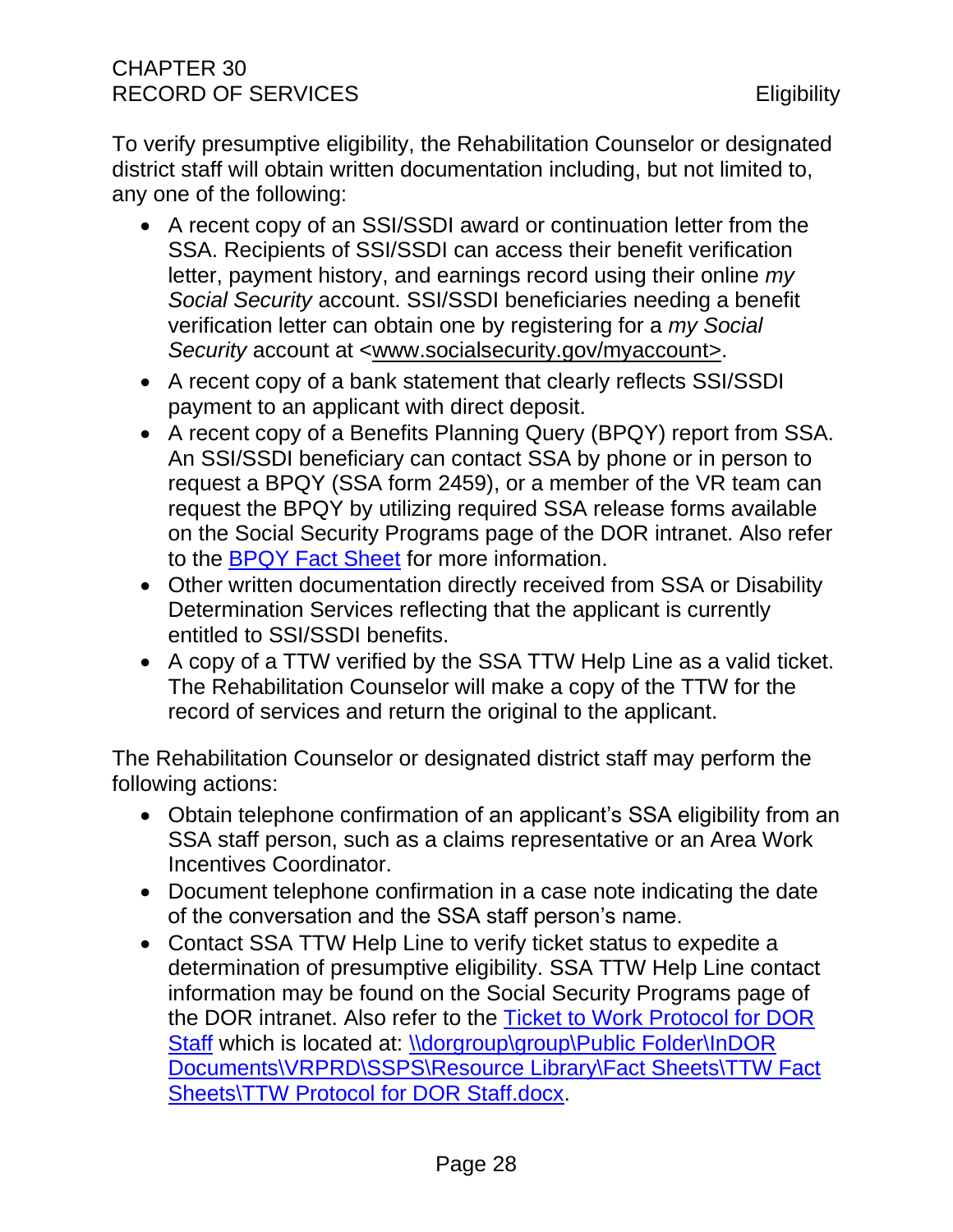To verify presumptive eligibility, the Rehabilitation Counselor or designated district staff will obtain written documentation including, but not limited to, any one of the following:

- A recent copy of an SSI/SSDI award or continuation letter from the SSA. Recipients of SSI/SSDI can access their benefit verification letter, payment history, and earnings record using their online *my Social Security* account. SSI/SSDI beneficiaries needing a benefit verification letter can obtain one by registering for a *my Social Security* account at <www.socialsecurity.gov/myaccount>.
- A recent copy of a bank statement that clearly reflects SSI/SSDI payment to an applicant with direct deposit.
- A recent copy of a Benefits Planning Query (BPQY) report from SSA. An SSI/SSDI beneficiary can contact SSA by phone or in person to request a BPQY (SSA form 2459), or a member of the VR team can request the BPQY by utilizing required SSA release forms available on the Social Security Programs page of the DOR intranet. Also refer to the BPQY Fact Sheet for more information.
- Other written documentation directly received from SSA or Disability Determination Services reflecting that the applicant is currently entitled to SSI/SSDI benefits.
- A copy of a TTW verified by the SSA TTW Help Line as a valid ticket. The Rehabilitation Counselor will make a copy of the TTW for the record of services and return the original to the applicant.

The Rehabilitation Counselor or designated district staff may perform the following actions:

- Obtain telephone confirmation of an applicant's SSA eligibility from an SSA staff person, such as a claims representative or an Area Work Incentives Coordinator.
- Document telephone confirmation in a case note indicating the date of the conversation and the SSA staff person's name.
- Contact SSA TTW Help Line to verify ticket status to expedite a determination of presumptive eligibility. SSA TTW Help Line contact information may be found on the Social Security Programs page of the DOR intranet. Also refer to the Ticket to Work Protocol for DOR Staff which is located at: \\dorgroup\group\Public Folder\InDOR Documents\VRPRD\SSPS\Resource Library\Fact Sheets\TTW Fact Sheets\TTW Protocol for DOR Staff.docx.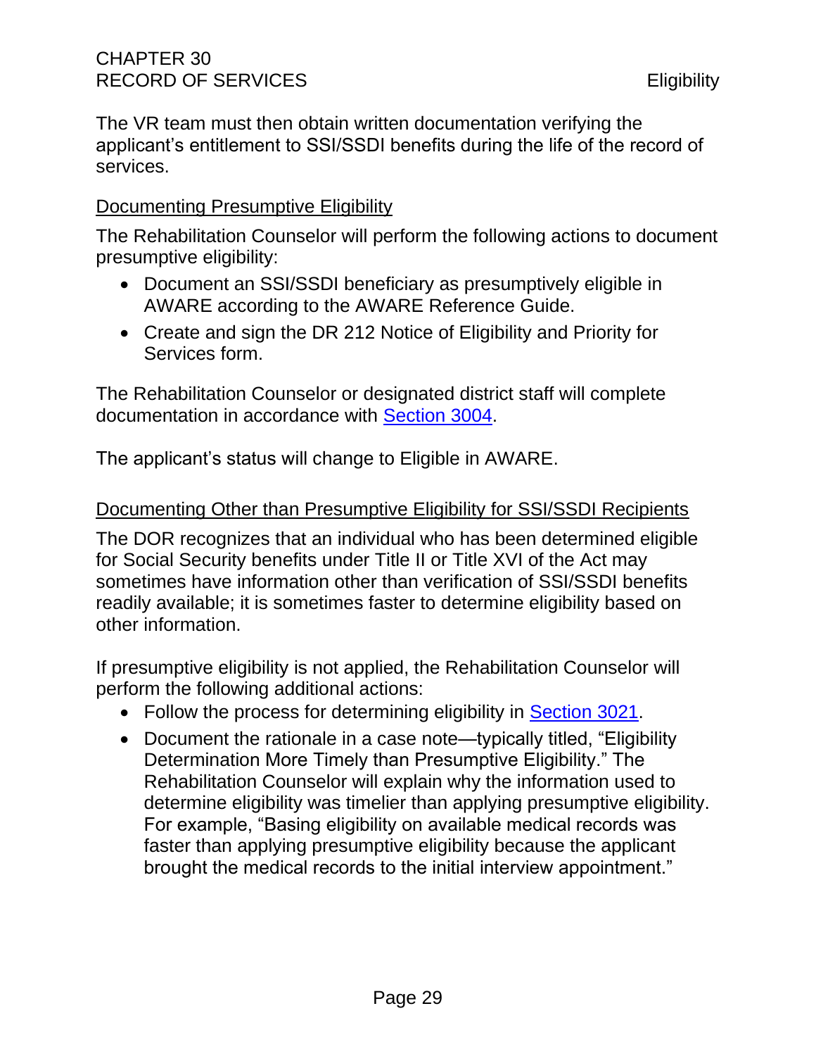The VR team must then obtain written documentation verifying the applicant's entitlement to SSI/SSDI benefits during the life of the record of services.

### Documenting Presumptive Eligibility

The Rehabilitation Counselor will perform the following actions to document presumptive eligibility:

- Document an SSI/SSDI beneficiary as presumptively eligible in AWARE according to the AWARE Reference Guide.
- Create and sign the DR 212 Notice of Eligibility and Priority for Services form.

The Rehabilitation Counselor or designated district staff will complete documentation in accordance with Section 3004.

The applicant's status will change to Eligible in AWARE.

### Documenting Other than Presumptive Eligibility for SSI/SSDI Recipients

The DOR recognizes that an individual who has been determined eligible for Social Security benefits under Title II or Title XVI of the Act may sometimes have information other than verification of SSI/SSDI benefits readily available; it is sometimes faster to determine eligibility based on other information.

If presumptive eligibility is not applied, the Rehabilitation Counselor will perform the following additional actions:

- Follow the process for determining eligibility in Section 3021.
- Document the rationale in a case note—typically titled, "Eligibility Determination More Timely than Presumptive Eligibility." The Rehabilitation Counselor will explain why the information used to determine eligibility was timelier than applying presumptive eligibility. For example, "Basing eligibility on available medical records was faster than applying presumptive eligibility because the applicant brought the medical records to the initial interview appointment."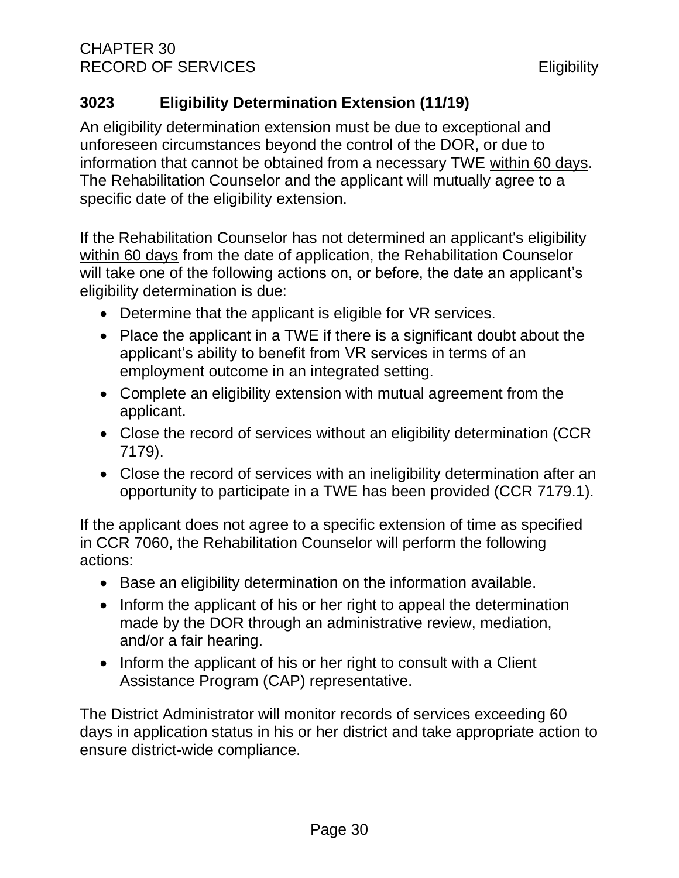## 3023 Eligibility Determination Extension (11/19)

An eligibility determination extension must be due to exceptional and unforeseen circumstances beyond the control of the DOR, or due to information that cannot be obtained from a necessary TWE within 60 days. The Rehabilitation Counselor and the applicant will mutually agree to a specific date of the eligibility extension.

If the Rehabilitation Counselor has not determined an applicant's eligibility within 60 days from the date of application, the Rehabilitation Counselor will take one of the following actions on, or before, the date an applicant's eligibility determination is due:

- Determine that the applicant is eligible for VR services.
- Place the applicant in a TWE if there is a significant doubt about the applicant's ability to benefit from VR services in terms of an employment outcome in an integrated setting.
- Complete an eligibility extension with mutual agreement from the applicant.
- Close the record of services without an eligibility determination (CCR 7179).
- Close the record of services with an ineligibility determination after an opportunity to participate in a TWE has been provided (CCR 7179.1).

If the applicant does not agree to a specific extension of time as specified in CCR 7060, the Rehabilitation Counselor will perform the following actions:

- Base an eligibility determination on the information available.
- Inform the applicant of his or her right to appeal the determination made by the DOR through an administrative review, mediation, and/or a fair hearing.
- Inform the applicant of his or her right to consult with a Client Assistance Program (CAP) representative.

The District Administrator will monitor records of services exceeding 60 days in application status in his or her district and take appropriate action to ensure district-wide compliance.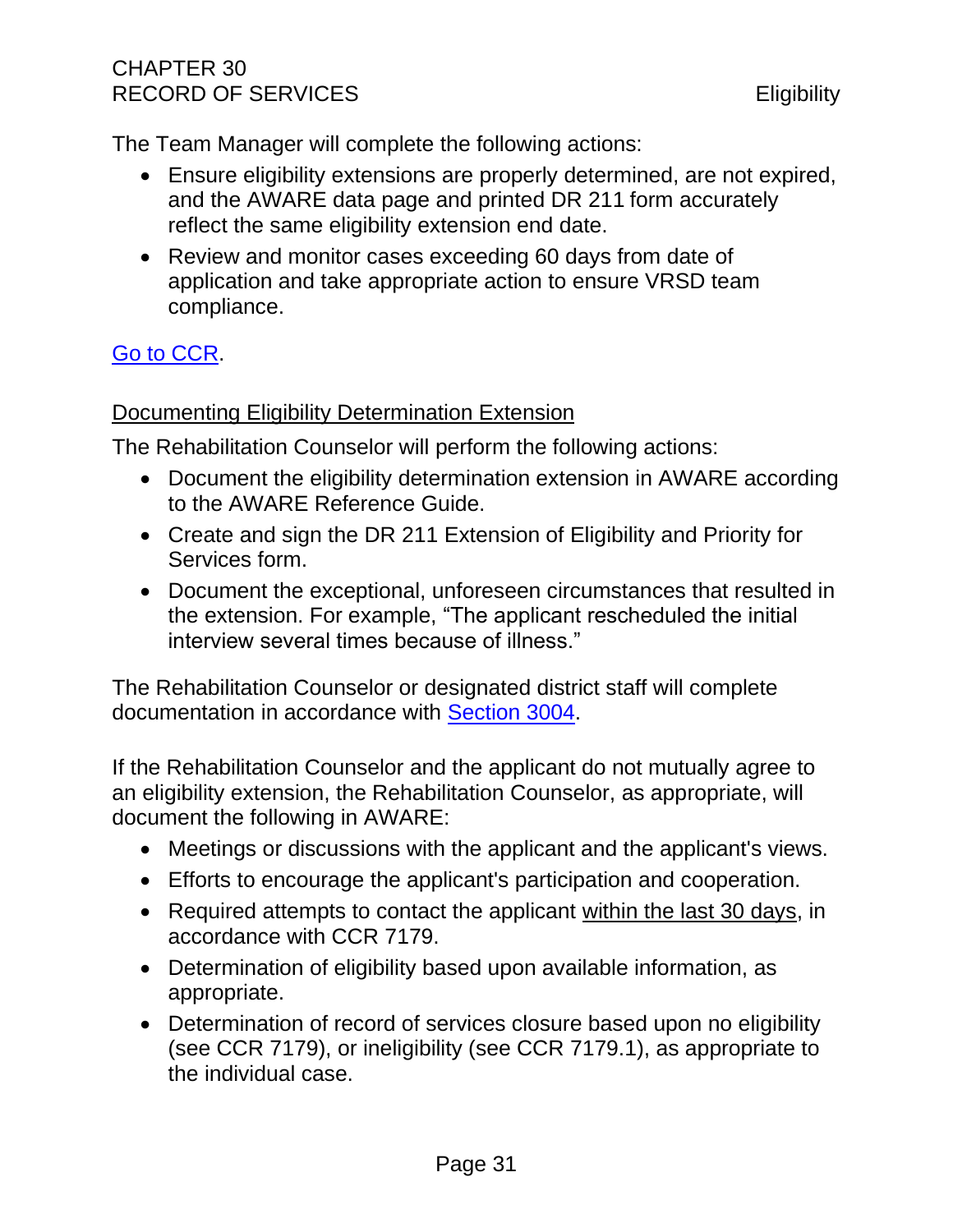The Team Manager will complete the following actions:

- Ensure eligibility extensions are properly determined, are not expired, and the AWARE data page and printed DR 211 form accurately reflect the same eligibility extension end date.
- Review and monitor cases exceeding 60 days from date of application and take appropriate action to ensure VRSD team compliance.

Go to CCR.

Documenting Eligibility Determination Extension

The Rehabilitation Counselor will perform the following actions:

- Document the eligibility determination extension in AWARE according to the AWARE Reference Guide.
- Create and sign the DR 211 Extension of Eligibility and Priority for Services form.
- Document the exceptional, unforeseen circumstances that resulted in the extension. For example, "The applicant rescheduled the initial interview several times because of illness."

The Rehabilitation Counselor or designated district staff will complete documentation in accordance with Section 3004.

If the Rehabilitation Counselor and the applicant do not mutually agree to an eligibility extension, the Rehabilitation Counselor, as appropriate, will document the following in AWARE:

- Meetings or discussions with the applicant and the applicant's views.
- Efforts to encourage the applicant's participation and cooperation.
- Required attempts to contact the applicant within the last 30 days, in accordance with CCR 7179.
- Determination of eligibility based upon available information, as appropriate.
- Determination of record of services closure based upon no eligibility (see CCR 7179), or ineligibility (see CCR 7179.1), as appropriate to the individual case.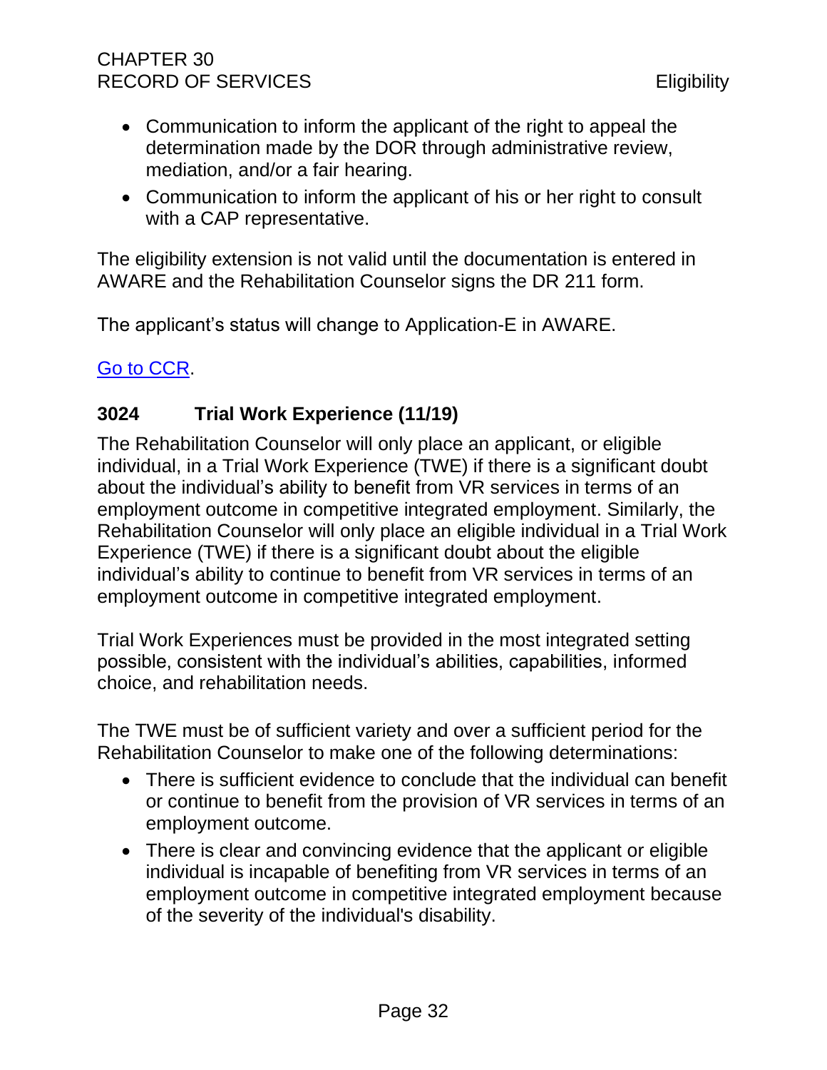- Communication to inform the applicant of the right to appeal the determination made by the DOR through administrative review, mediation, and/or a fair hearing.
- Communication to inform the applicant of his or her right to consult with a CAP representative.

The eligibility extension is not valid until the documentation is entered in AWARE and the Rehabilitation Counselor signs the DR 211 form.

The applicant's status will change to Application-E in AWARE.

[Go to CCR](#).

## 3024 Trial Work Experience (11/19)

The Rehabilitation Counselor will only place an applicant, or eligible individual, in a Trial Work Experience (TWE) if there is a significant doubt about the individual's ability to benefit from VR services in terms of an employment outcome in competitive integrated employment. Similarly, the Rehabilitation Counselor will only place an eligible individual in a Trial Work Experience (TWE) if there is a significant doubt about the eligible individual's ability to continue to benefit from VR services in terms of an employment outcome in competitive integrated employment.

Trial Work Experiences must be provided in the most integrated setting possible, consistent with the individual's abilities, capabilities, informed choice, and rehabilitation needs.

The TWE must be of sufficient variety and over a sufficient period for the Rehabilitation Counselor to make one of the following determinations:

- There is sufficient evidence to conclude that the individual can benefit or continue to benefit from the provision of VR services in terms of an employment outcome.
- There is clear and convincing evidence that the applicant or eligible individual is incapable of benefiting from VR services in terms of an employment outcome in competitive integrated employment because of the severity of the individual's disability.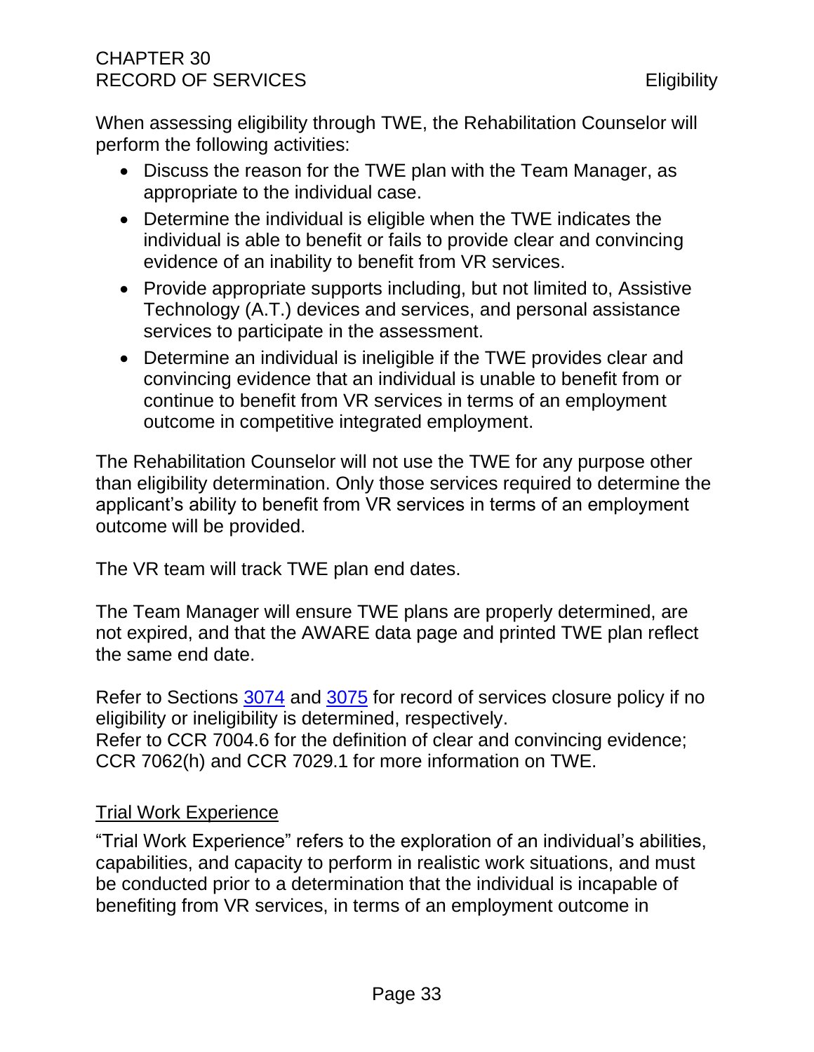When assessing eligibility through TWE, the Rehabilitation Counselor will perform the following activities:

- Discuss the reason for the TWE plan with the Team Manager, as appropriate to the individual case.
- Determine the individual is eligible when the TWE indicates the individual is able to benefit or fails to provide clear and convincing evidence of an inability to benefit from VR services.
- Provide appropriate supports including, but not limited to, Assistive Technology (A.T.) devices and services, and personal assistance services to participate in the assessment.
- Determine an individual is ineligible if the TWE provides clear and convincing evidence that an individual is unable to benefit from or continue to benefit from VR services in terms of an employment outcome in competitive integrated employment.

The Rehabilitation Counselor will not use the TWE for any purpose other than eligibility determination. Only those services required to determine the applicant's ability to benefit from VR services in terms of an employment outcome will be provided.

The VR team will track TWE plan end dates.

The Team Manager will ensure TWE plans are properly determined, are not expired, and that the AWARE data page and printed TWE plan reflect the same end date.

Refer to Sections 3074 and 3075 for record of services closure policy if no eligibility or ineligibility is determined, respectively.
Refer to CCR 7004.6 for the definition of clear and convincing evidence; CCR 7062(h) and CCR 7029.1 for more information on TWE.

### Trial Work Experience

"Trial Work Experience" refers to the exploration of an individual's abilities, capabilities, and capacity to perform in realistic work situations, and must be conducted prior to a determination that the individual is incapable of benefiting from VR services, in terms of an employment outcome in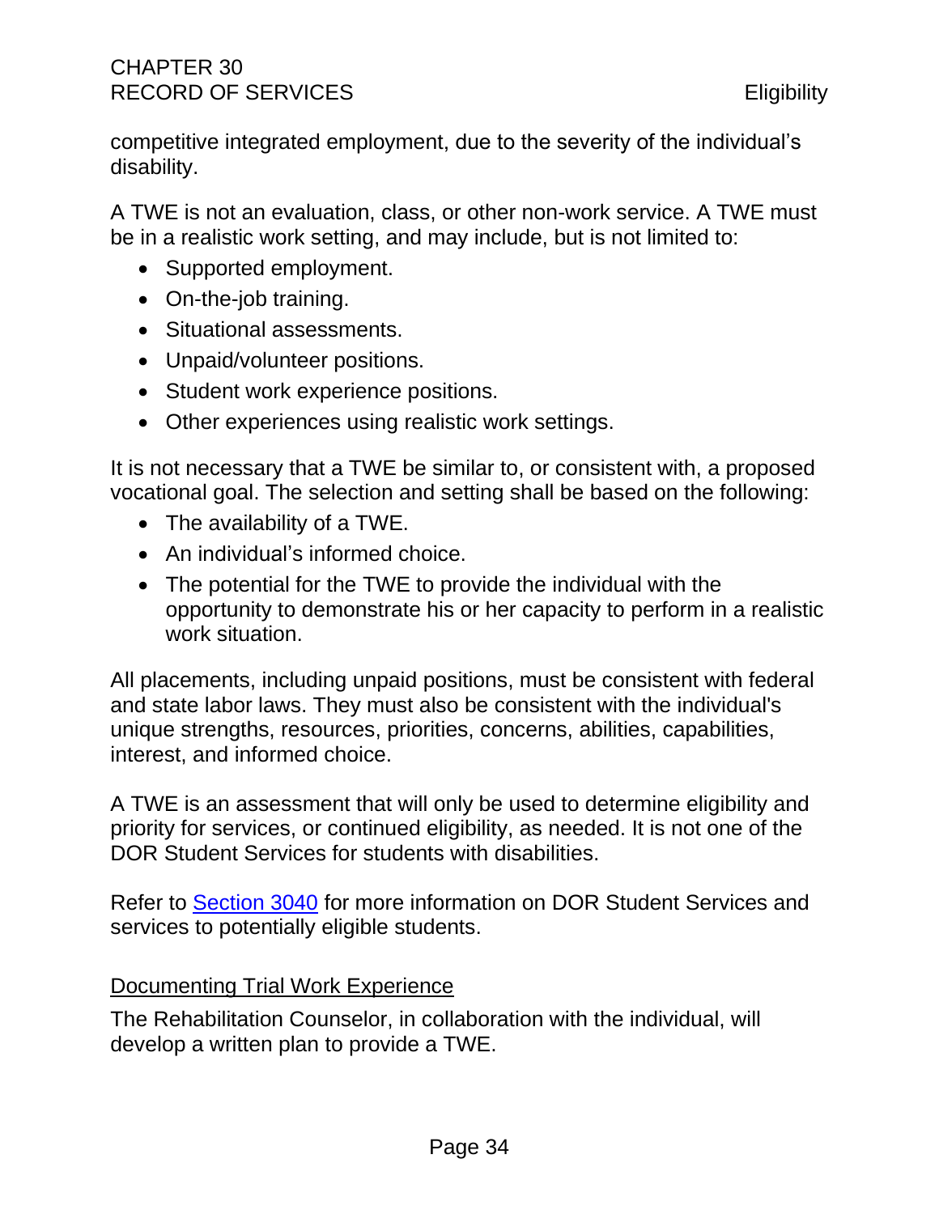competitive integrated employment, due to the severity of the individual's disability.

A TWE is not an evaluation, class, or other non-work service. A TWE must be in a realistic work setting, and may include, but is not limited to:

- Supported employment.
- On-the-job training.
- Situational assessments.
- Unpaid/volunteer positions.
- Student work experience positions.
- Other experiences using realistic work settings.

It is not necessary that a TWE be similar to, or consistent with, a proposed vocational goal. The selection and setting shall be based on the following:

- The availability of a TWE.
- An individual's informed choice.
- The potential for the TWE to provide the individual with the opportunity to demonstrate his or her capacity to perform in a realistic work situation.

All placements, including unpaid positions, must be consistent with federal and state labor laws. They must also be consistent with the individual's unique strengths, resources, priorities, concerns, abilities, capabilities, interest, and informed choice.

A TWE is an assessment that will only be used to determine eligibility and priority for services, or continued eligibility, as needed. It is not one of the DOR Student Services for students with disabilities.

Refer to [Section 3040](#) for more information on DOR Student Services and services to potentially eligible students.

<u>Documenting Trial Work Experience</u>

The Rehabilitation Counselor, in collaboration with the individual, will develop a written plan to provide a TWE.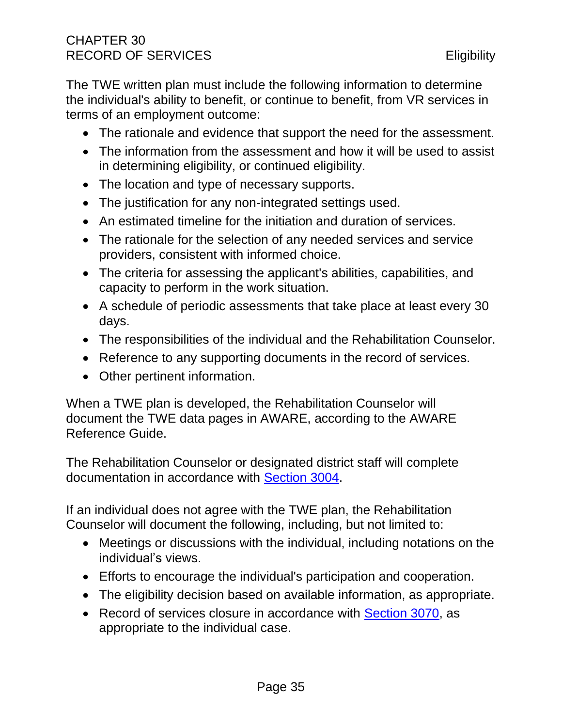The TWE written plan must include the following information to determine the individual's ability to benefit, or continue to benefit, from VR services in terms of an employment outcome:

- The rationale and evidence that support the need for the assessment.
- The information from the assessment and how it will be used to assist in determining eligibility, or continued eligibility.
- The location and type of necessary supports.
- The justification for any non-integrated settings used.
- An estimated timeline for the initiation and duration of services.
- The rationale for the selection of any needed services and service providers, consistent with informed choice.
- The criteria for assessing the applicant's abilities, capabilities, and capacity to perform in the work situation.
- A schedule of periodic assessments that take place at least every 30 days.
- The responsibilities of the individual and the Rehabilitation Counselor.
- Reference to any supporting documents in the record of services.
- Other pertinent information.

When a TWE plan is developed, the Rehabilitation Counselor will document the TWE data pages in AWARE, according to the AWARE Reference Guide.

The Rehabilitation Counselor or designated district staff will complete documentation in accordance with Section 3004.

If an individual does not agree with the TWE plan, the Rehabilitation Counselor will document the following, including, but not limited to:

- Meetings or discussions with the individual, including notations on the individual's views.
- Efforts to encourage the individual's participation and cooperation.
- The eligibility decision based on available information, as appropriate.
- Record of services closure in accordance with Section 3070, as appropriate to the individual case.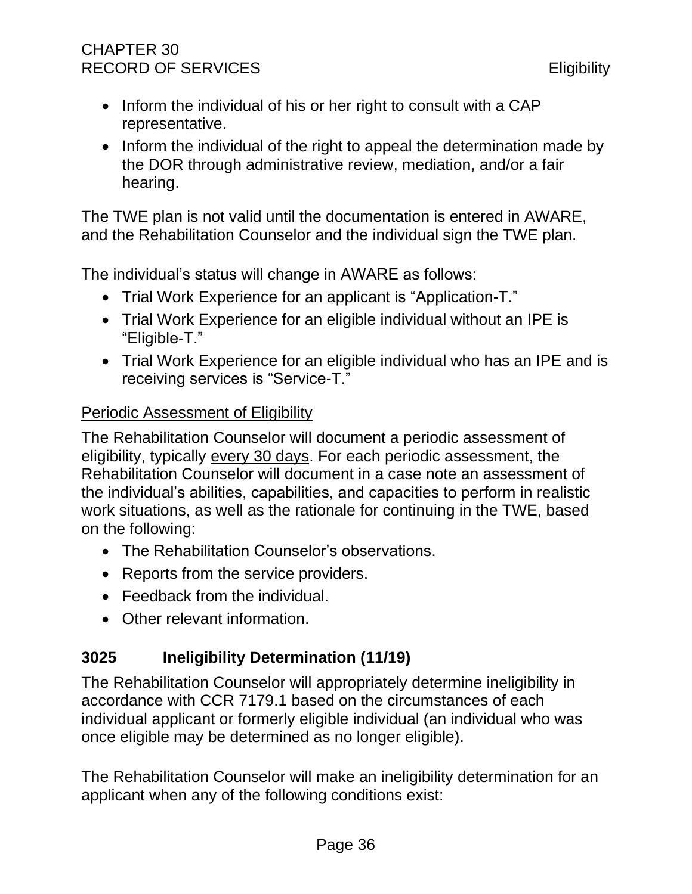- Inform the individual of his or her right to consult with a CAP representative.
- Inform the individual of the right to appeal the determination made by the DOR through administrative review, mediation, and/or a fair hearing.

The TWE plan is not valid until the documentation is entered in AWARE, and the Rehabilitation Counselor and the individual sign the TWE plan.

The individual's status will change in AWARE as follows:

- Trial Work Experience for an applicant is "Application-T."
- Trial Work Experience for an eligible individual without an IPE is "Eligible-T."
- Trial Work Experience for an eligible individual who has an IPE and is receiving services is "Service-T."

Periodic Assessment of Eligibility

The Rehabilitation Counselor will document a periodic assessment of eligibility, typically every 30 days. For each periodic assessment, the Rehabilitation Counselor will document in a case note an assessment of the individual's abilities, capabilities, and capacities to perform in realistic work situations, as well as the rationale for continuing in the TWE, based on the following:

- The Rehabilitation Counselor's observations.
- Reports from the service providers.
- Feedback from the individual.
- Other relevant information.

## 3025 Ineligibility Determination (11/19)

The Rehabilitation Counselor will appropriately determine ineligibility in accordance with CCR 7179.1 based on the circumstances of each individual applicant or formerly eligible individual (an individual who was once eligible may be determined as no longer eligible).

The Rehabilitation Counselor will make an ineligibility determination for an applicant when any of the following conditions exist: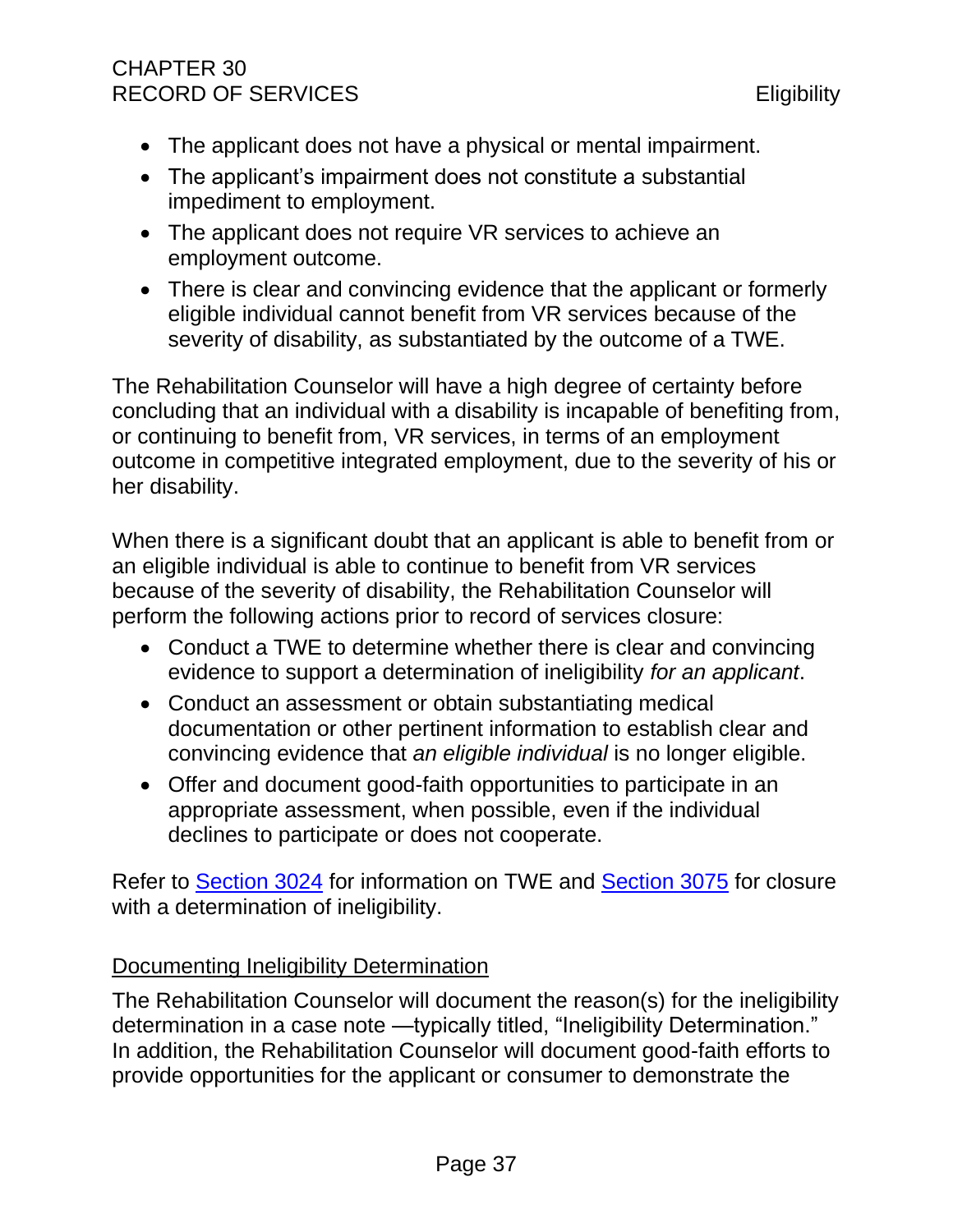- The applicant does not have a physical or mental impairment.
- The applicant's impairment does not constitute a substantial impediment to employment.
- The applicant does not require VR services to achieve an employment outcome.
- There is clear and convincing evidence that the applicant or formerly eligible individual cannot benefit from VR services because of the severity of disability, as substantiated by the outcome of a TWE.

The Rehabilitation Counselor will have a high degree of certainty before concluding that an individual with a disability is incapable of benefiting from, or continuing to benefit from, VR services, in terms of an employment outcome in competitive integrated employment, due to the severity of his or her disability.

When there is a significant doubt that an applicant is able to benefit from or an eligible individual is able to continue to benefit from VR services because of the severity of disability, the Rehabilitation Counselor will perform the following actions prior to record of services closure:

- Conduct a TWE to determine whether there is clear and convincing evidence to support a determination of ineligibility *for an applicant*.
- Conduct an assessment or obtain substantiating medical documentation or other pertinent information to establish clear and convincing evidence that *an eligible individual* is no longer eligible.
- Offer and document good-faith opportunities to participate in an appropriate assessment, when possible, even if the individual declines to participate or does not cooperate.

Refer to [Section 3024](#) for information on TWE and [Section 3075](#) for closure with a determination of ineligibility.

Documenting Ineligibility Determination

The Rehabilitation Counselor will document the reason(s) for the ineligibility determination in a case note —typically titled, "Ineligibility Determination." In addition, the Rehabilitation Counselor will document good-faith efforts to provide opportunities for the applicant or consumer to demonstrate the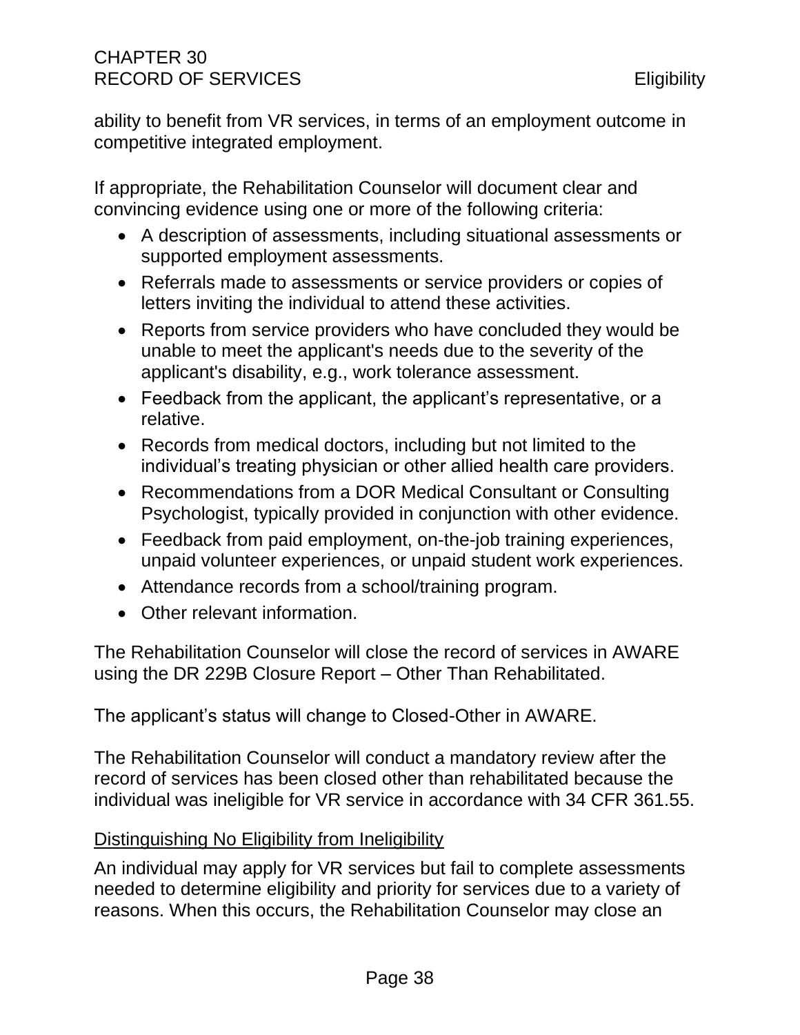ability to benefit from VR services, in terms of an employment outcome in competitive integrated employment.

If appropriate, the Rehabilitation Counselor will document clear and convincing evidence using one or more of the following criteria:

- A description of assessments, including situational assessments or supported employment assessments.
- Referrals made to assessments or service providers or copies of letters inviting the individual to attend these activities.
- Reports from service providers who have concluded they would be unable to meet the applicant's needs due to the severity of the applicant's disability, e.g., work tolerance assessment.
- Feedback from the applicant, the applicant's representative, or a relative.
- Records from medical doctors, including but not limited to the individual's treating physician or other allied health care providers.
- Recommendations from a DOR Medical Consultant or Consulting Psychologist, typically provided in conjunction with other evidence.
- Feedback from paid employment, on-the-job training experiences, unpaid volunteer experiences, or unpaid student work experiences.
- Attendance records from a school/training program.
- Other relevant information.

The Rehabilitation Counselor will close the record of services in AWARE using the DR 229B Closure Report – Other Than Rehabilitated.

The applicant's status will change to Closed-Other in AWARE.

The Rehabilitation Counselor will conduct a mandatory review after the record of services has been closed other than rehabilitated because the individual was ineligible for VR service in accordance with 34 CFR 361.55.

### Distinguishing No Eligibility from Ineligibility

An individual may apply for VR services but fail to complete assessments needed to determine eligibility and priority for services due to a variety of reasons. When this occurs, the Rehabilitation Counselor may close an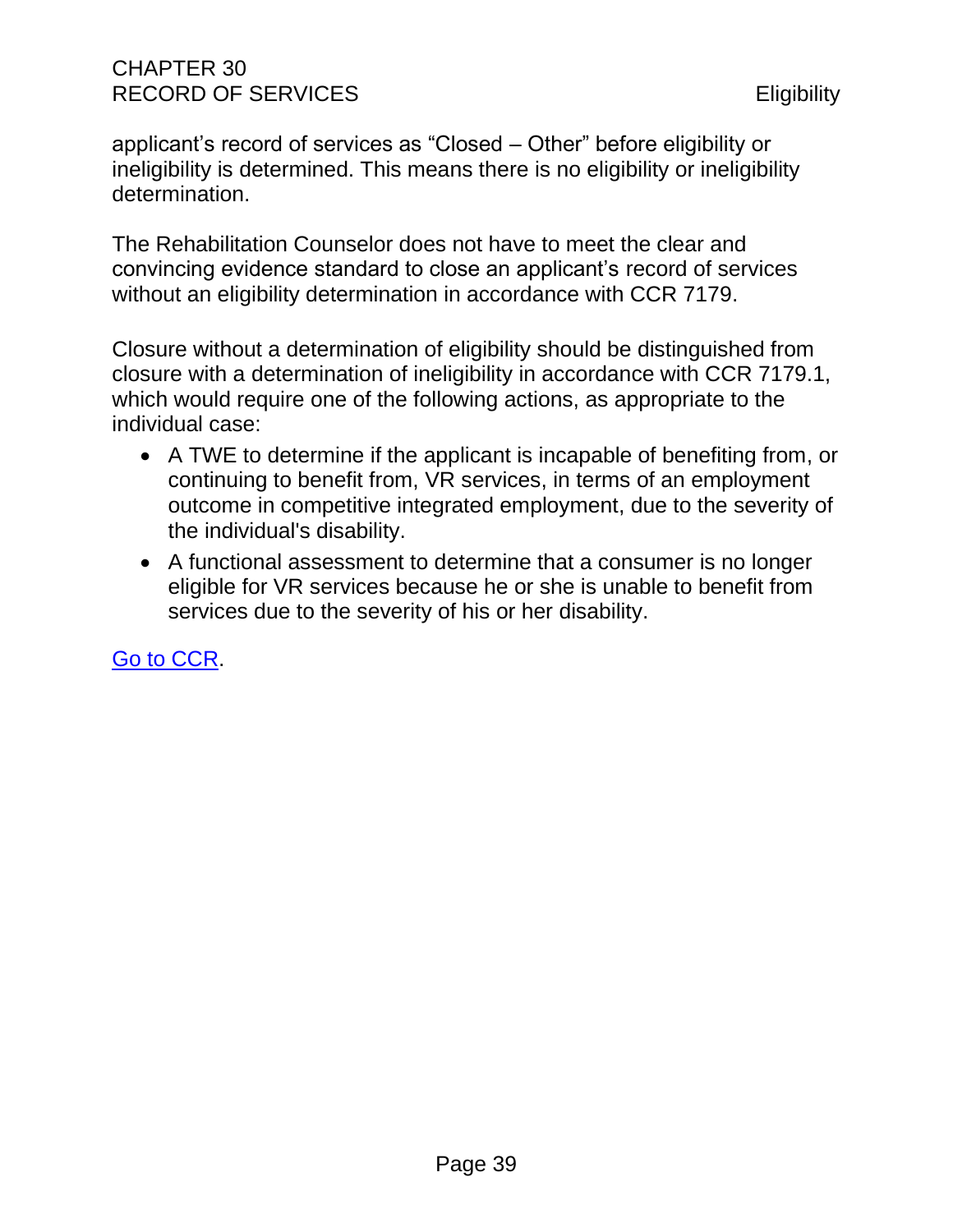applicant’s record of services as “Closed – Other” before eligibility or ineligibility is determined. This means there is no eligibility or ineligibility determination.

The Rehabilitation Counselor does not have to meet the clear and convincing evidence standard to close an applicant’s record of services without an eligibility determination in accordance with CCR 7179.

Closure without a determination of eligibility should be distinguished from closure with a determination of ineligibility in accordance with CCR 7179.1, which would require one of the following actions, as appropriate to the individual case:

- A TWE to determine if the applicant is incapable of benefiting from, or continuing to benefit from, VR services, in terms of an employment outcome in competitive integrated employment, due to the severity of the individual's disability.
- A functional assessment to determine that a consumer is no longer eligible for VR services because he or she is unable to benefit from services due to the severity of his or her disability.

Go to CCR.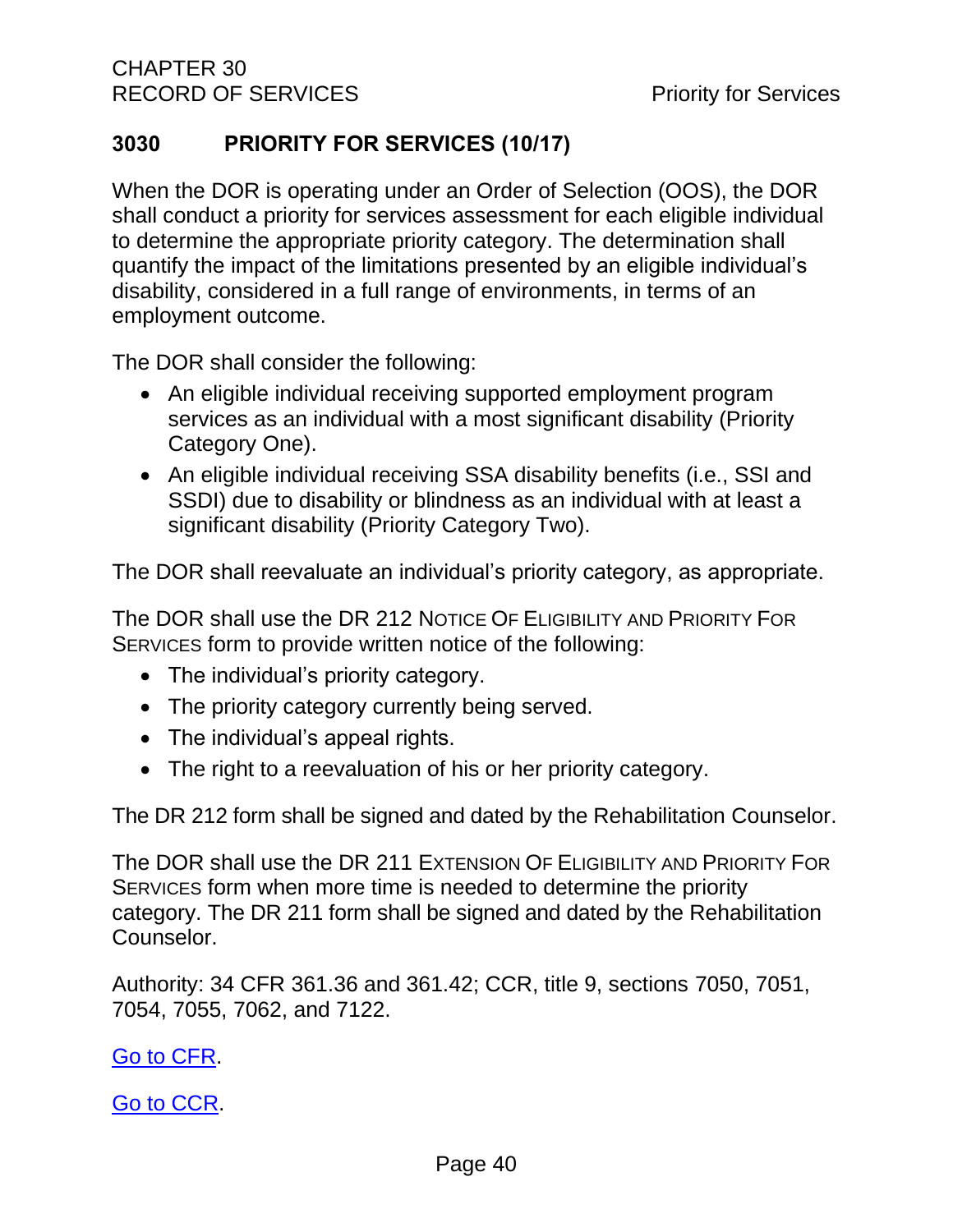## 3030 PRIORITY FOR SERVICES (10/17)

When the DOR is operating under an Order of Selection (OOS), the DOR shall conduct a priority for services assessment for each eligible individual to determine the appropriate priority category. The determination shall quantify the impact of the limitations presented by an eligible individual's disability, considered in a full range of environments, in terms of an employment outcome.

The DOR shall consider the following:

- An eligible individual receiving supported employment program services as an individual with a most significant disability (Priority Category One).
- An eligible individual receiving SSA disability benefits (i.e., SSI and SSDI) due to disability or blindness as an individual with at least a significant disability (Priority Category Two).

The DOR shall reevaluate an individual's priority category, as appropriate.

The DOR shall use the DR 212 NOTICE OF ELIGIBILITY AND PRIORITY FOR SERVICES form to provide written notice of the following:

- The individual's priority category.
- The priority category currently being served.
- The individual's appeal rights.
- The right to a reevaluation of his or her priority category.

The DR 212 form shall be signed and dated by the Rehabilitation Counselor.

The DOR shall use the DR 211 EXTENSION OF ELIGIBILITY AND PRIORITY FOR SERVICES form when more time is needed to determine the priority category. The DR 211 form shall be signed and dated by the Rehabilitation Counselor.

Authority: 34 CFR 361.36 and 361.42; CCR, title 9, sections 7050, 7051, 7054, 7055, 7062, and 7122.

Go to CFR.

Go to CCR.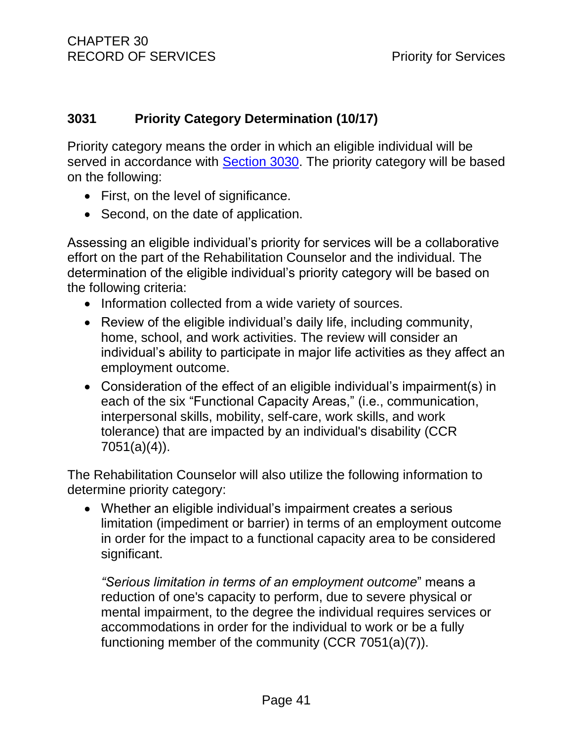## 3031 Priority Category Determination (10/17)

Priority category means the order in which an eligible individual will be served in accordance with Section 3030. The priority category will be based on the following:

- First, on the level of significance.
- Second, on the date of application.

Assessing an eligible individual's priority for services will be a collaborative effort on the part of the Rehabilitation Counselor and the individual. The determination of the eligible individual's priority category will be based on the following criteria:

- Information collected from a wide variety of sources.
- Review of the eligible individual's daily life, including community, home, school, and work activities. The review will consider an individual's ability to participate in major life activities as they affect an employment outcome.
- Consideration of the effect of an eligible individual's impairment(s) in each of the six "Functional Capacity Areas," (i.e., communication, interpersonal skills, mobility, self-care, work skills, and work tolerance) that are impacted by an individual's disability (CCR 7051(a)(4)).

The Rehabilitation Counselor will also utilize the following information to determine priority category:

- Whether an eligible individual's impairment creates a serious limitation (impediment or barrier) in terms of an employment outcome in order for the impact to a functional capacity area to be considered significant.

  *"Serious limitation in terms of an employment outcome*" means a reduction of one's capacity to perform, due to severe physical or mental impairment, to the degree the individual requires services or accommodations in order for the individual to work or be a fully functioning member of the community (CCR 7051(a)(7)).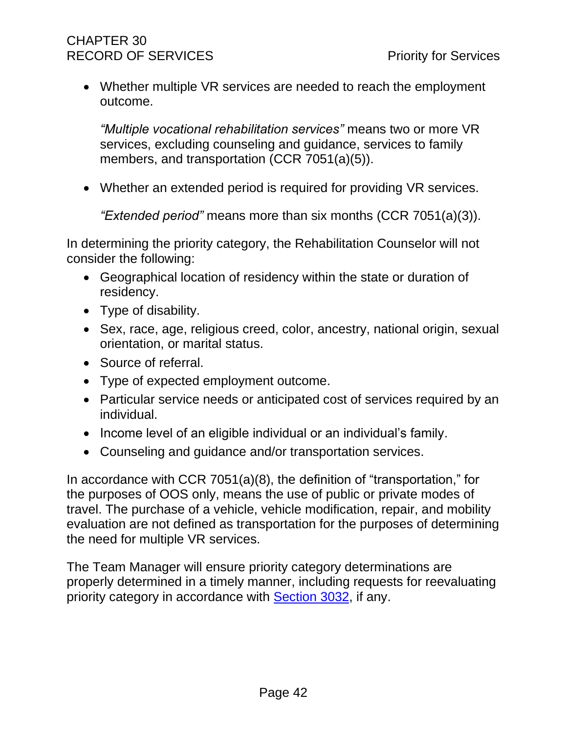- Whether multiple VR services are needed to reach the employment outcome.

  *"Multiple vocational rehabilitation services"* means two or more VR services, excluding counseling and guidance, services to family members, and transportation (CCR 7051(a)(5)).

- Whether an extended period is required for providing VR services.

  *"Extended period"* means more than six months (CCR 7051(a)(3)).

In determining the priority category, the Rehabilitation Counselor will not consider the following:

- Geographical location of residency within the state or duration of residency.
- Type of disability.
- Sex, race, age, religious creed, color, ancestry, national origin, sexual orientation, or marital status.
- Source of referral.
- Type of expected employment outcome.
- Particular service needs or anticipated cost of services required by an individual.
- Income level of an eligible individual or an individual's family.
- Counseling and guidance and/or transportation services.

In accordance with CCR 7051(a)(8), the definition of "transportation," for the purposes of OOS only, means the use of public or private modes of travel. The purchase of a vehicle, vehicle modification, repair, and mobility evaluation are not defined as transportation for the purposes of determining the need for multiple VR services.

The Team Manager will ensure priority category determinations are properly determined in a timely manner, including requests for reevaluating priority category in accordance with Section 3032, if any.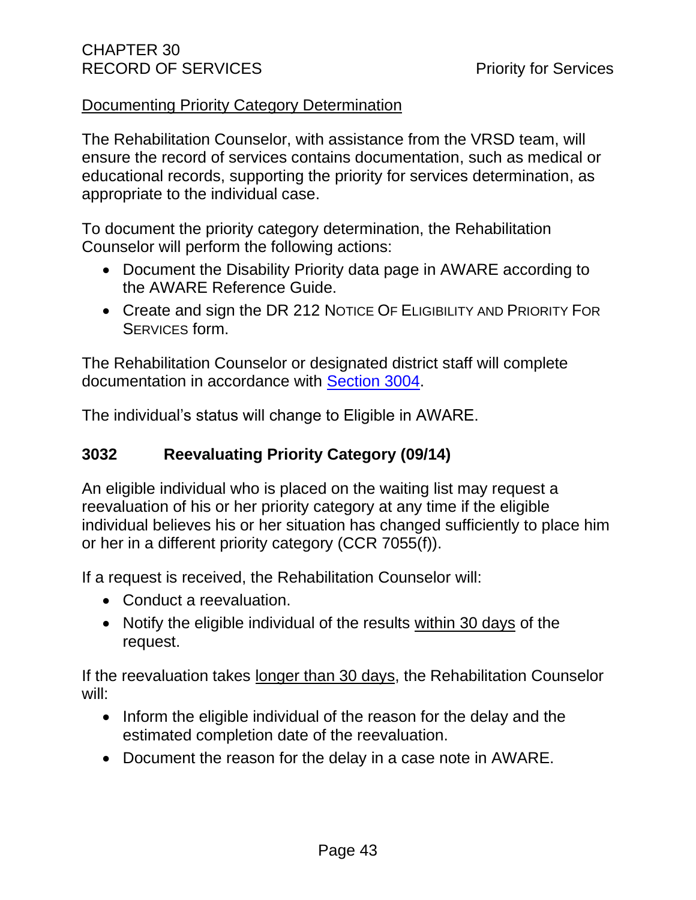Documenting Priority Category Determination

The Rehabilitation Counselor, with assistance from the VRSD team, will ensure the record of services contains documentation, such as medical or educational records, supporting the priority for services determination, as appropriate to the individual case.

To document the priority category determination, the Rehabilitation Counselor will perform the following actions:

- Document the Disability Priority data page in AWARE according to the AWARE Reference Guide.
- Create and sign the DR 212 Notice Of Eligibility and Priority For Services form.

The Rehabilitation Counselor or designated district staff will complete documentation in accordance with Section 3004.

The individual's status will change to Eligible in AWARE.

## 3032 Reevaluating Priority Category (09/14)

An eligible individual who is placed on the waiting list may request a reevaluation of his or her priority category at any time if the eligible individual believes his or her situation has changed sufficiently to place him or her in a different priority category (CCR 7055(f)).

If a request is received, the Rehabilitation Counselor will:

- Conduct a reevaluation.
- Notify the eligible individual of the results within 30 days of the request.

If the reevaluation takes longer than 30 days, the Rehabilitation Counselor will:

- Inform the eligible individual of the reason for the delay and the estimated completion date of the reevaluation.
- Document the reason for the delay in a case note in AWARE.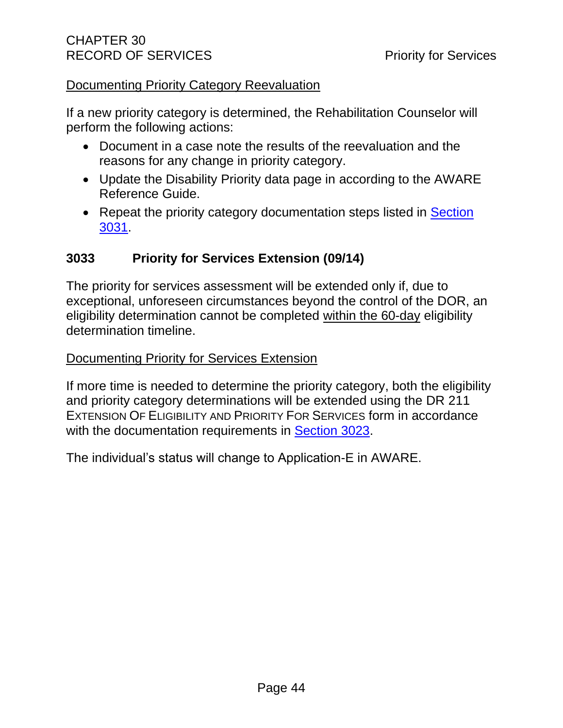Documenting Priority Category Reevaluation

If a new priority category is determined, the Rehabilitation Counselor will perform the following actions:

- Document in a case note the results of the reevaluation and the reasons for any change in priority category.
- Update the Disability Priority data page in according to the AWARE Reference Guide.
- Repeat the priority category documentation steps listed in Section 3031.

## 3033 Priority for Services Extension (09/14)

The priority for services assessment will be extended only if, due to exceptional, unforeseen circumstances beyond the control of the DOR, an eligibility determination cannot be completed within the 60-day eligibility determination timeline.

Documenting Priority for Services Extension

If more time is needed to determine the priority category, both the eligibility and priority category determinations will be extended using the DR 211 EXTENSION OF ELIGIBILITY AND PRIORITY FOR SERVICES form in accordance with the documentation requirements in Section 3023.

The individual's status will change to Application-E in AWARE.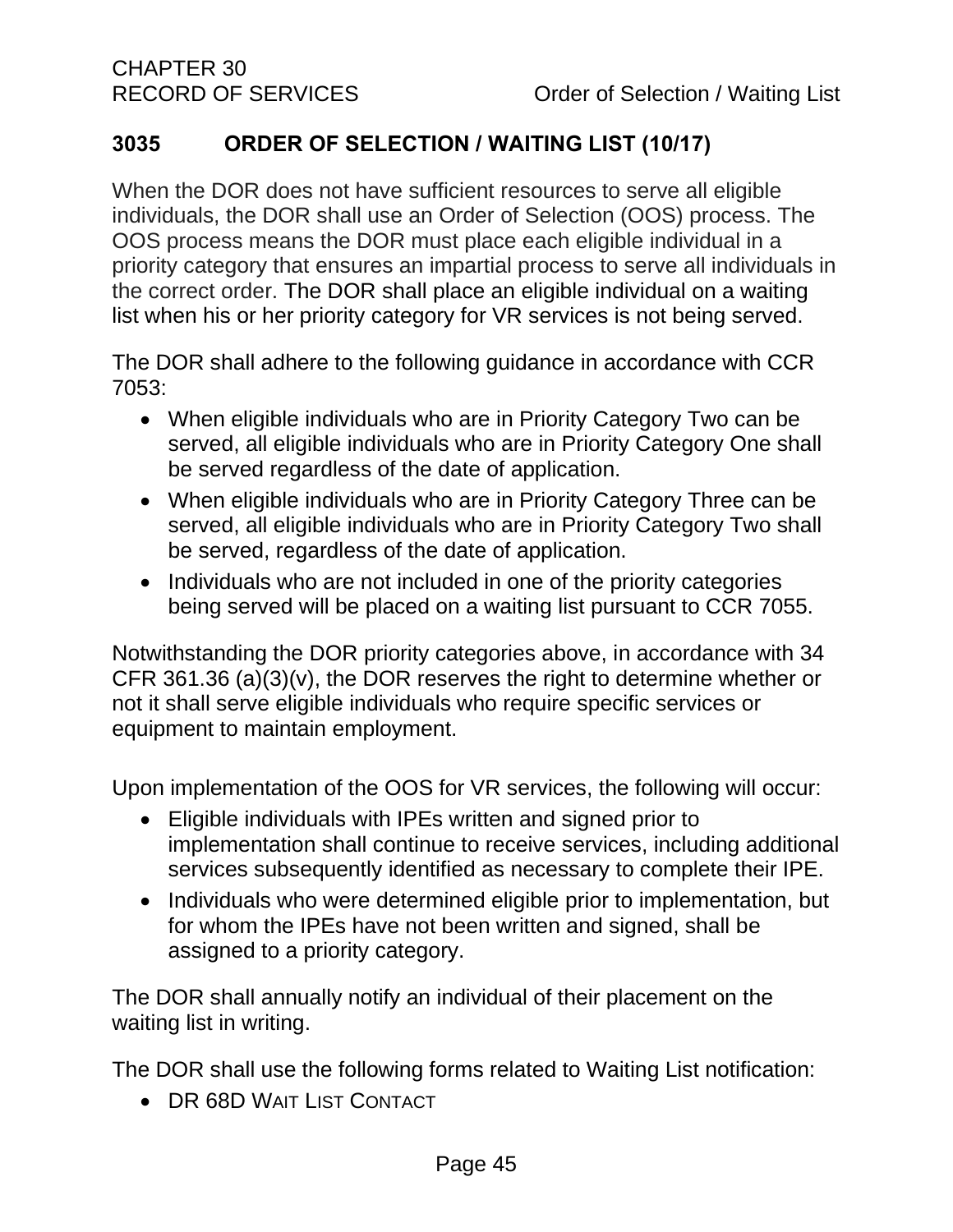## 3035 ORDER OF SELECTION / WAITING LIST (10/17)

When the DOR does not have sufficient resources to serve all eligible individuals, the DOR shall use an Order of Selection (OOS) process. The OOS process means the DOR must place each eligible individual in a priority category that ensures an impartial process to serve all individuals in the correct order. The DOR shall place an eligible individual on a waiting list when his or her priority category for VR services is not being served.

The DOR shall adhere to the following guidance in accordance with CCR 7053:

- When eligible individuals who are in Priority Category Two can be served, all eligible individuals who are in Priority Category One shall be served regardless of the date of application.
- When eligible individuals who are in Priority Category Three can be served, all eligible individuals who are in Priority Category Two shall be served, regardless of the date of application.
- Individuals who are not included in one of the priority categories being served will be placed on a waiting list pursuant to CCR 7055.

Notwithstanding the DOR priority categories above, in accordance with 34 CFR 361.36 (a)(3)(v), the DOR reserves the right to determine whether or not it shall serve eligible individuals who require specific services or equipment to maintain employment.

Upon implementation of the OOS for VR services, the following will occur:

- Eligible individuals with IPEs written and signed prior to implementation shall continue to receive services, including additional services subsequently identified as necessary to complete their IPE.
- Individuals who were determined eligible prior to implementation, but for whom the IPEs have not been written and signed, shall be assigned to a priority category.

The DOR shall annually notify an individual of their placement on the waiting list in writing.

The DOR shall use the following forms related to Waiting List notification:

- DR 68D WAIT LIST CONTACT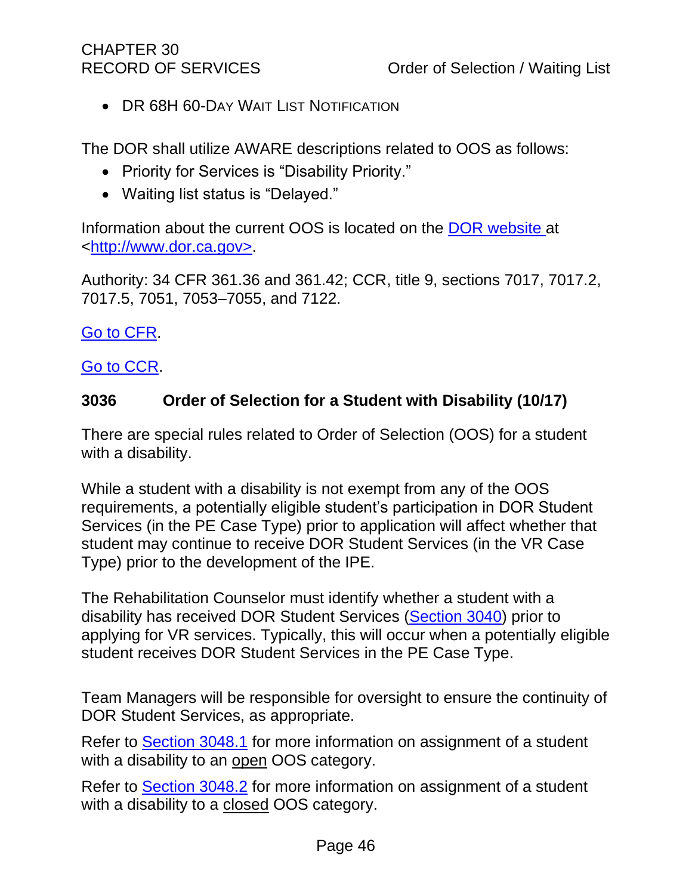- DR 68H 60-DAY WAIT LIST NOTIFICATION

The DOR shall utilize AWARE descriptions related to OOS as follows:

- Priority for Services is "Disability Priority."
- Waiting list status is "Delayed."

Information about the current OOS is located on the [DOR website](http://www.dor.ca.gov) at <http://www.dor.ca.gov>.

Authority: 34 CFR 361.36 and 361.42; CCR, title 9, sections 7017, 7017.2, 7017.5, 7051, 7053–7055, and 7122.

Go to CFR.

Go to CCR.

### 3036 Order of Selection for a Student with Disability (10/17)

There are special rules related to Order of Selection (OOS) for a student with a disability.

While a student with a disability is not exempt from any of the OOS requirements, a potentially eligible student's participation in DOR Student Services (in the PE Case Type) prior to application will affect whether that student may continue to receive DOR Student Services (in the VR Case Type) prior to the development of the IPE.

The Rehabilitation Counselor must identify whether a student with a disability has received DOR Student Services (Section 3040) prior to applying for VR services. Typically, this will occur when a potentially eligible student receives DOR Student Services in the PE Case Type.

Team Managers will be responsible for oversight to ensure the continuity of DOR Student Services, as appropriate.

Refer to Section 3048.1 for more information on assignment of a student with a disability to an open OOS category.

Refer to Section 3048.2 for more information on assignment of a student with a disability to a closed OOS category.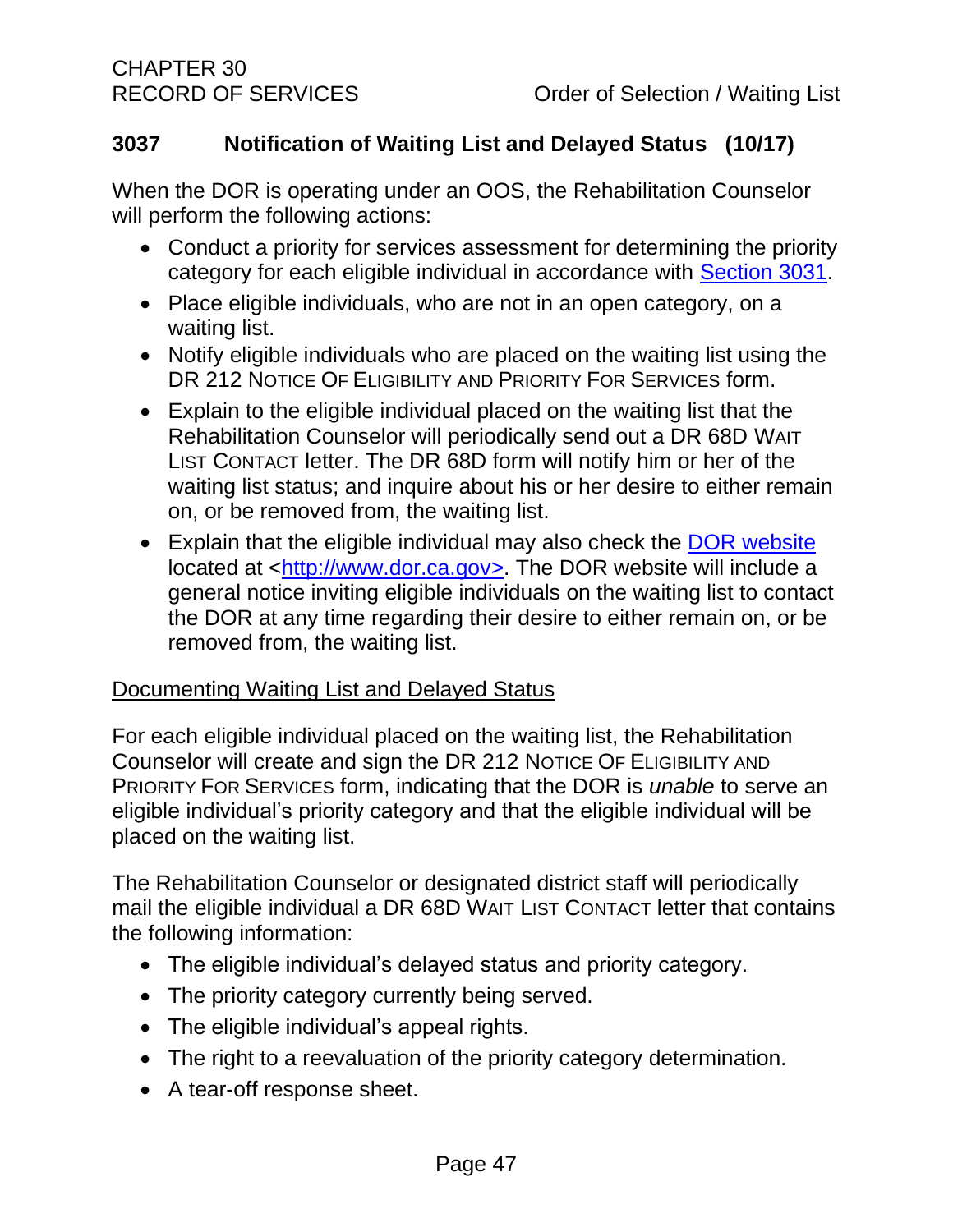### 3037 Notification of Waiting List and Delayed Status (10/17)

When the DOR is operating under an OOS, the Rehabilitation Counselor will perform the following actions:

- Conduct a priority for services assessment for determining the priority category for each eligible individual in accordance with [Section 3031](#).
- Place eligible individuals, who are not in an open category, on a waiting list.
- Notify eligible individuals who are placed on the waiting list using the DR 212 Notice Of Eligibility and Priority For Services form.
- Explain to the eligible individual placed on the waiting list that the Rehabilitation Counselor will periodically send out a DR 68D Wait List Contact letter. The DR 68D form will notify him or her of the waiting list status; and inquire about his or her desire to either remain on, or be removed from, the waiting list.
- Explain that the eligible individual may also check the [DOR website](http://www.dor.ca.gov) located at <http://www.dor.ca.gov>. The DOR website will include a general notice inviting eligible individuals on the waiting list to contact the DOR at any time regarding their desire to either remain on, or be removed from, the waiting list.

#### Documenting Waiting List and Delayed Status

For each eligible individual placed on the waiting list, the Rehabilitation Counselor will create and sign the DR 212 Notice Of Eligibility and Priority For Services form, indicating that the DOR is *unable* to serve an eligible individual's priority category and that the eligible individual will be placed on the waiting list.

The Rehabilitation Counselor or designated district staff will periodically mail the eligible individual a DR 68D Wait List Contact letter that contains the following information:

- The eligible individual's delayed status and priority category.
- The priority category currently being served.
- The eligible individual's appeal rights.
- The right to a reevaluation of the priority category determination.
- A tear-off response sheet.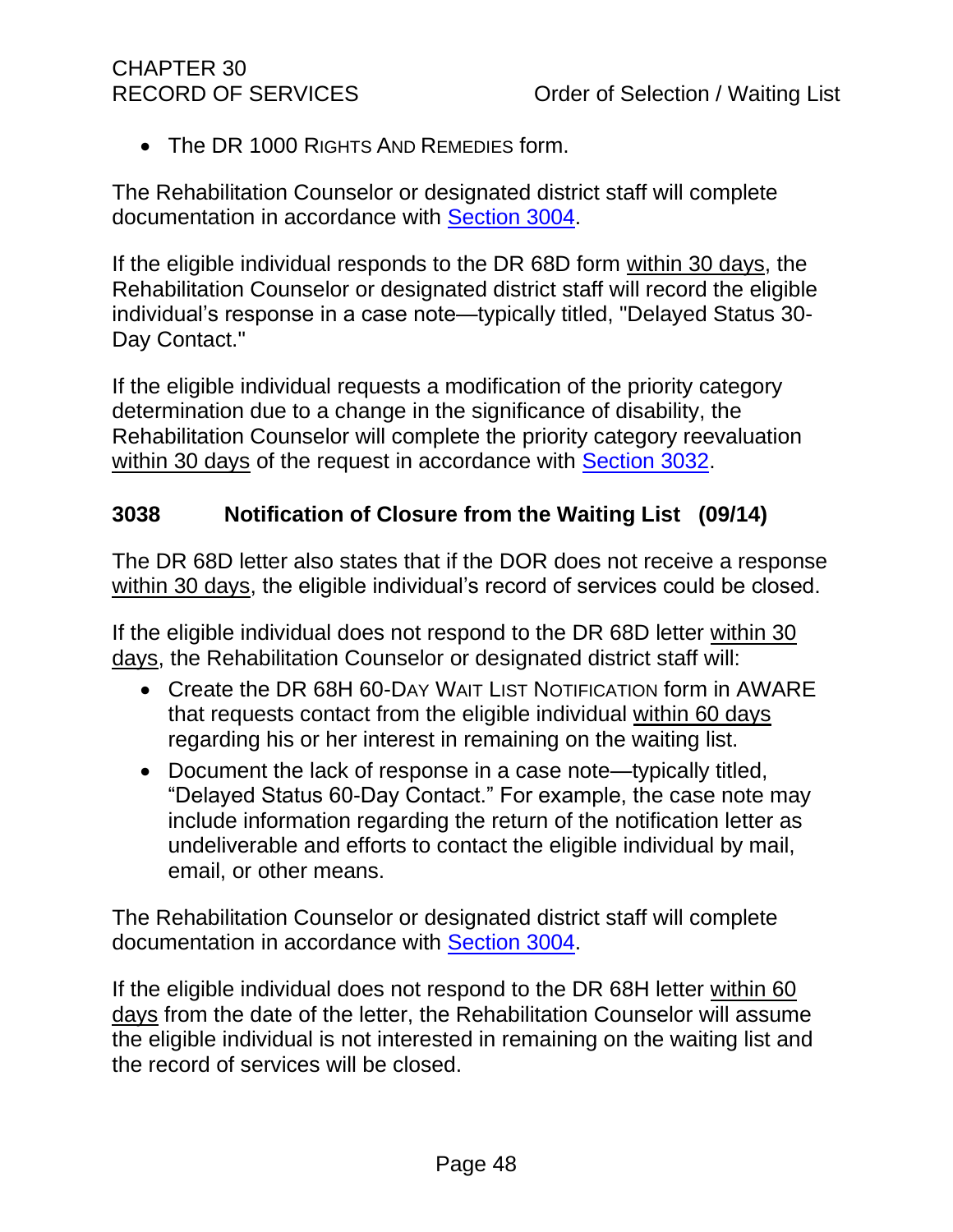- The DR 1000 RIGHTS AND REMEDIES form.

The Rehabilitation Counselor or designated district staff will complete documentation in accordance with [Section 3004](#).

If the eligible individual responds to the DR 68D form within 30 days, the Rehabilitation Counselor or designated district staff will record the eligible individual's response in a case note—typically titled, "Delayed Status 30-Day Contact."

If the eligible individual requests a modification of the priority category determination due to a change in the significance of disability, the Rehabilitation Counselor will complete the priority category reevaluation within 30 days of the request in accordance with [Section 3032](#).

### 3038 Notification of Closure from the Waiting List (09/14)

The DR 68D letter also states that if the DOR does not receive a response within 30 days, the eligible individual's record of services could be closed.

If the eligible individual does not respond to the DR 68D letter within 30 days, the Rehabilitation Counselor or designated district staff will:

- Create the DR 68H 60-DAY WAIT LIST NOTIFICATION form in AWARE that requests contact from the eligible individual within 60 days regarding his or her interest in remaining on the waiting list.
- Document the lack of response in a case note—typically titled, "Delayed Status 60-Day Contact." For example, the case note may include information regarding the return of the notification letter as undeliverable and efforts to contact the eligible individual by mail, email, or other means.

The Rehabilitation Counselor or designated district staff will complete documentation in accordance with [Section 3004](#).

If the eligible individual does not respond to the DR 68H letter within 60 days from the date of the letter, the Rehabilitation Counselor will assume the eligible individual is not interested in remaining on the waiting list and the record of services will be closed.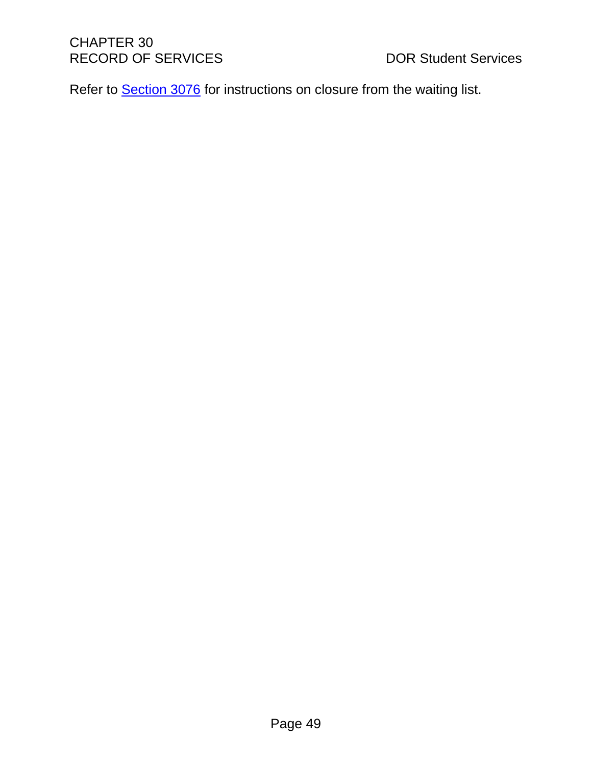Refer to Section 3076 for instructions on closure from the waiting list.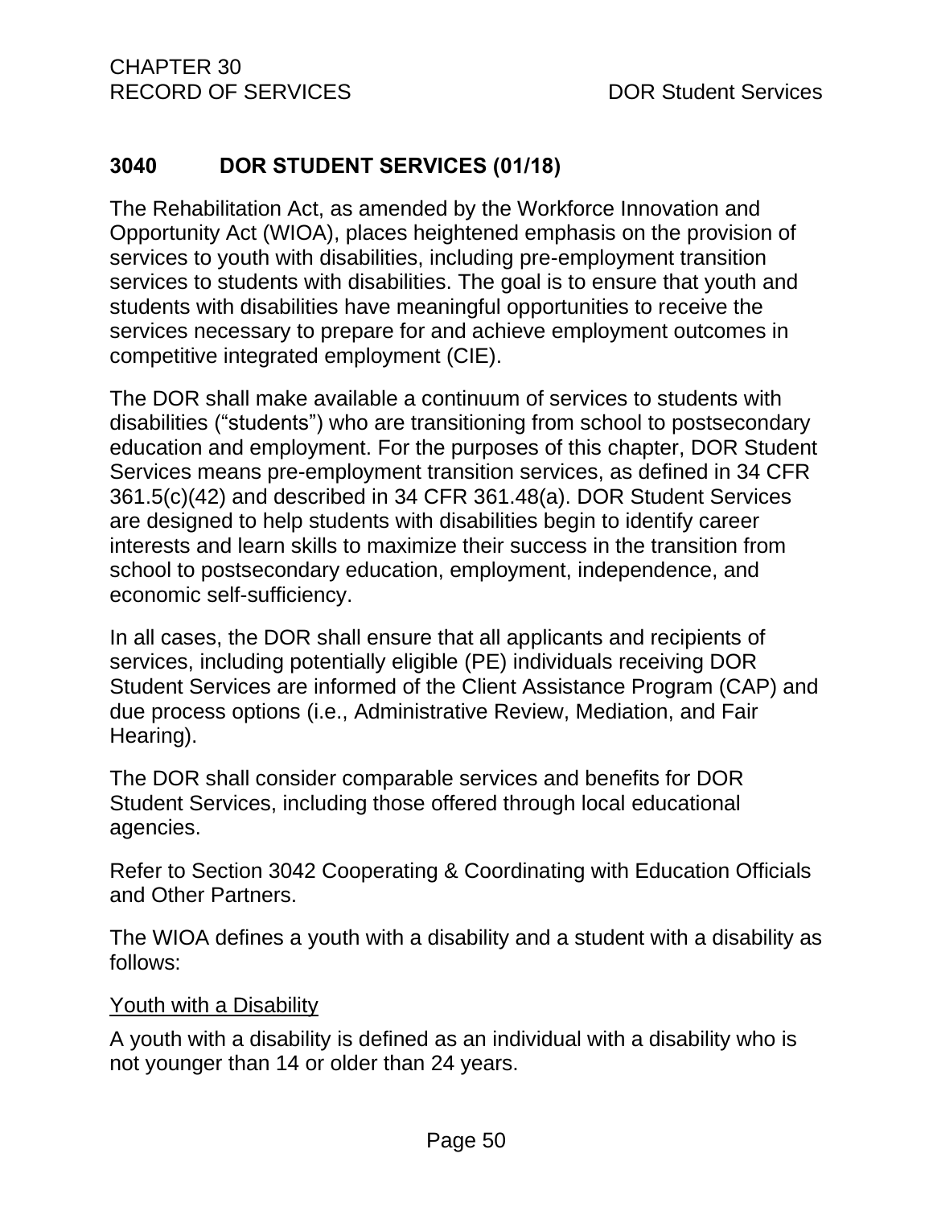## 3040 DOR STUDENT SERVICES (01/18)

The Rehabilitation Act, as amended by the Workforce Innovation and Opportunity Act (WIOA), places heightened emphasis on the provision of services to youth with disabilities, including pre-employment transition services to students with disabilities. The goal is to ensure that youth and students with disabilities have meaningful opportunities to receive the services necessary to prepare for and achieve employment outcomes in competitive integrated employment (CIE).

The DOR shall make available a continuum of services to students with disabilities ("students") who are transitioning from school to postsecondary education and employment. For the purposes of this chapter, DOR Student Services means pre-employment transition services, as defined in 34 CFR 361.5(c)(42) and described in 34 CFR 361.48(a). DOR Student Services are designed to help students with disabilities begin to identify career interests and learn skills to maximize their success in the transition from school to postsecondary education, employment, independence, and economic self-sufficiency.

In all cases, the DOR shall ensure that all applicants and recipients of services, including potentially eligible (PE) individuals receiving DOR Student Services are informed of the Client Assistance Program (CAP) and due process options (i.e., Administrative Review, Mediation, and Fair Hearing).

The DOR shall consider comparable services and benefits for DOR Student Services, including those offered through local educational agencies.

Refer to Section 3042 Cooperating & Coordinating with Education Officials and Other Partners.

The WIOA defines a youth with a disability and a student with a disability as follows:

<u>Youth with a Disability</u>

A youth with a disability is defined as an individual with a disability who is not younger than 14 or older than 24 years.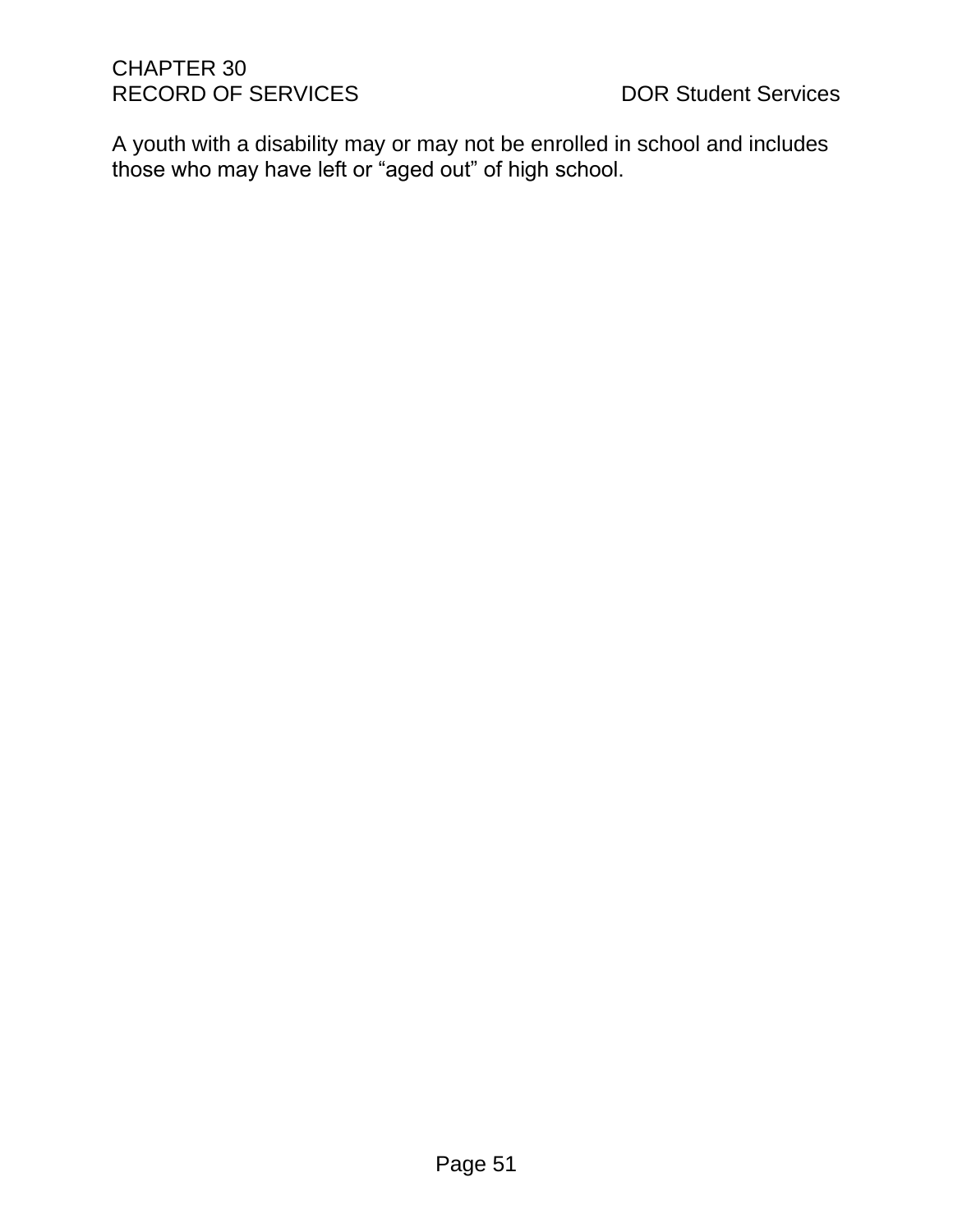A youth with a disability may or may not be enrolled in school and includes those who may have left or “aged out” of high school.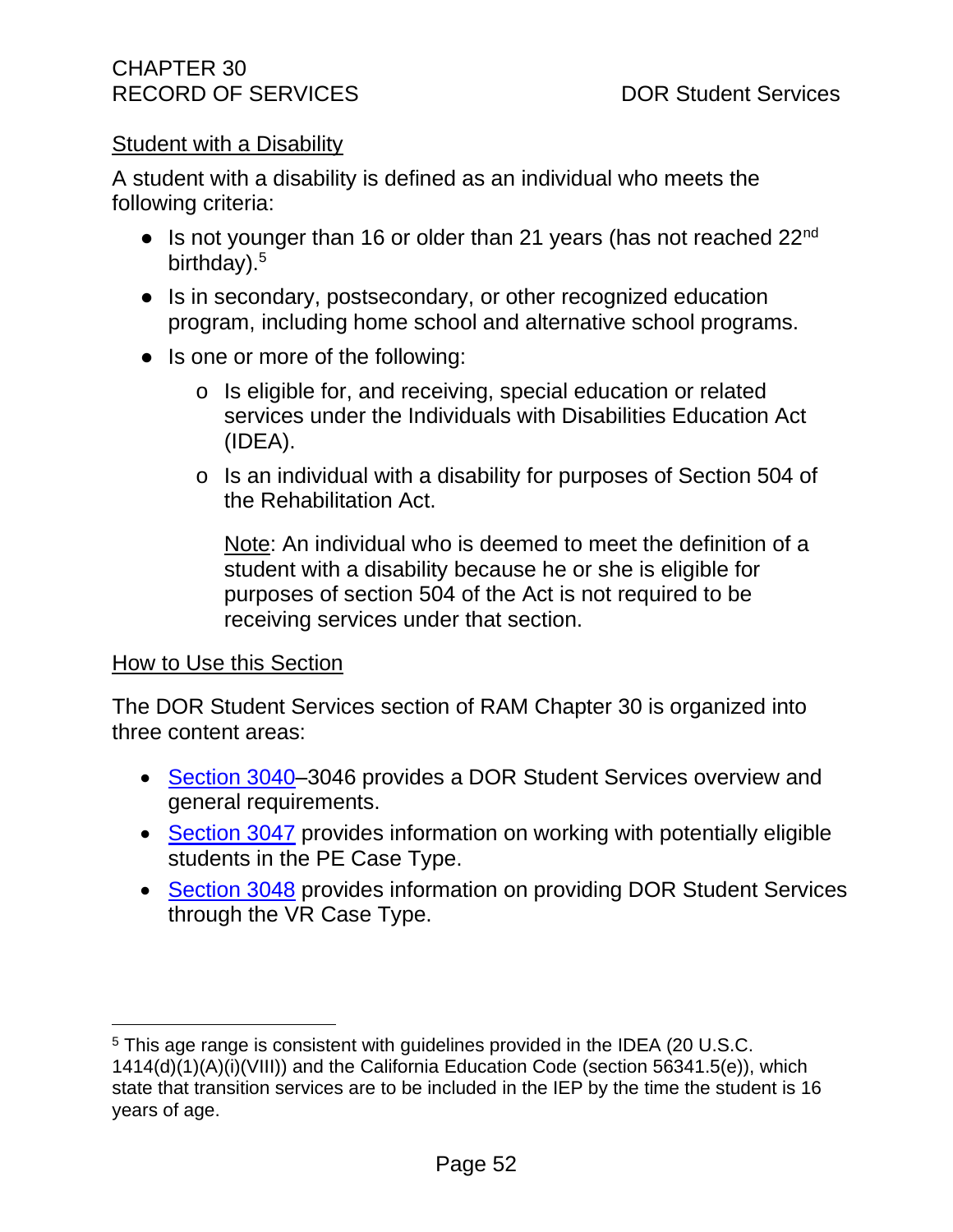## Student with a Disability

A student with a disability is defined as an individual who meets the following criteria:

- Is not younger than 16 or older than 21 years (has not reached 22nd birthday).[5]
- Is in secondary, postsecondary, or other recognized education program, including home school and alternative school programs.
- Is one or more of the following:
  - Is eligible for, and receiving, special education or related services under the Individuals with Disabilities Education Act (IDEA).
  - Is an individual with a disability for purposes of Section 504 of the Rehabilitation Act.

    Note: An individual who is deemed to meet the definition of a student with a disability because he or she is eligible for purposes of section 504 of the Act is not required to be receiving services under that section.

## How to Use this Section

The DOR Student Services section of RAM Chapter 30 is organized into three content areas:

- Section 3040–3046 provides a DOR Student Services overview and general requirements.
- Section 3047 provides information on working with potentially eligible students in the PE Case Type.
- Section 3048 provides information on providing DOR Student Services through the VR Case Type.

---

[5] This age range is consistent with guidelines provided in the IDEA (20 U.S.C. 1414(d)(1)(A)(i)(VIII)) and the California Education Code (section 56341.5(e)), which state that transition services are to be included in the IEP by the time the student is 16 years of age.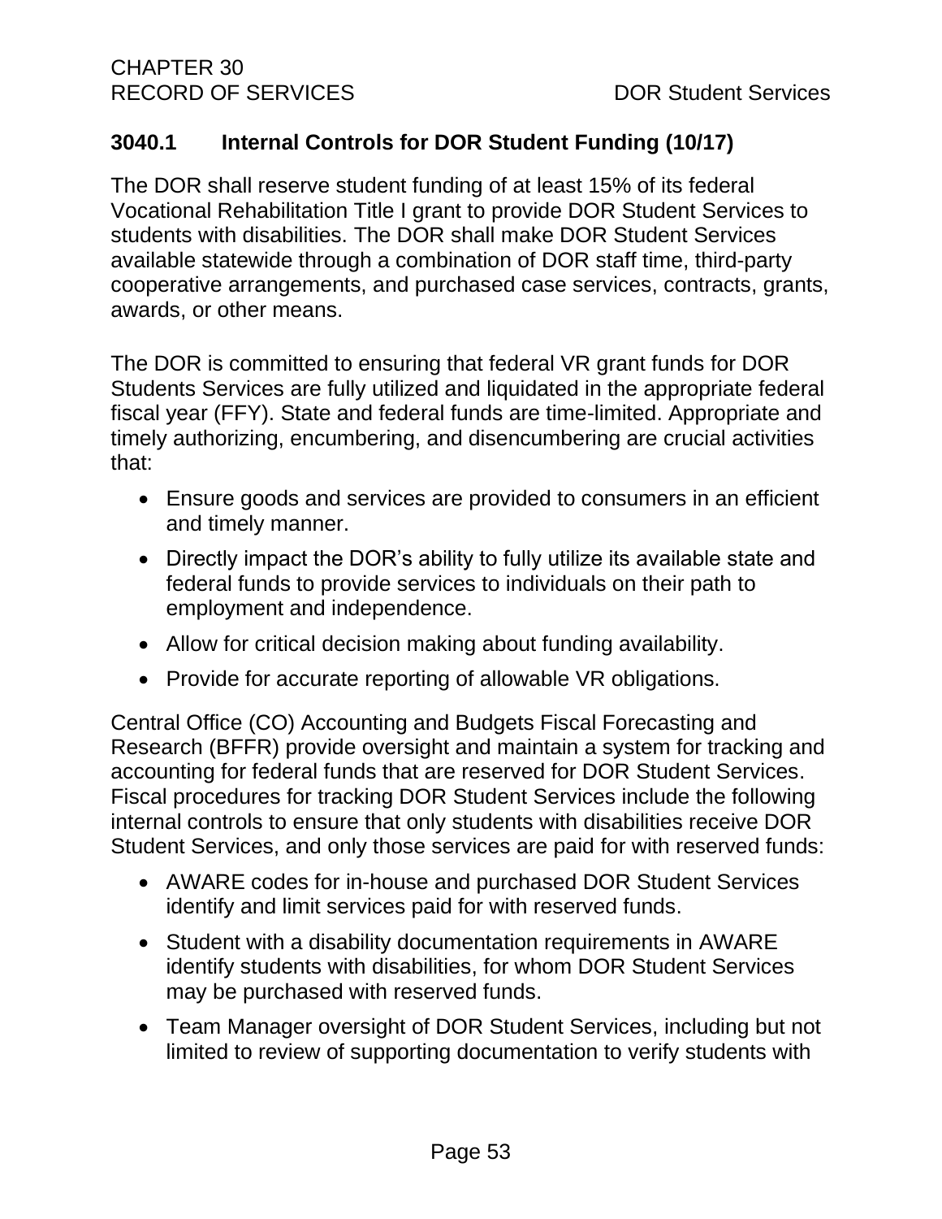### 3040.1 Internal Controls for DOR Student Funding (10/17)

The DOR shall reserve student funding of at least 15% of its federal Vocational Rehabilitation Title I grant to provide DOR Student Services to students with disabilities. The DOR shall make DOR Student Services available statewide through a combination of DOR staff time, third-party cooperative arrangements, and purchased case services, contracts, grants, awards, or other means.

The DOR is committed to ensuring that federal VR grant funds for DOR Students Services are fully utilized and liquidated in the appropriate federal fiscal year (FFY). State and federal funds are time-limited. Appropriate and timely authorizing, encumbering, and disencumbering are crucial activities that:

- Ensure goods and services are provided to consumers in an efficient and timely manner.
- Directly impact the DOR's ability to fully utilize its available state and federal funds to provide services to individuals on their path to employment and independence.
- Allow for critical decision making about funding availability.
- Provide for accurate reporting of allowable VR obligations.

Central Office (CO) Accounting and Budgets Fiscal Forecasting and Research (BFFR) provide oversight and maintain a system for tracking and accounting for federal funds that are reserved for DOR Student Services. Fiscal procedures for tracking DOR Student Services include the following internal controls to ensure that only students with disabilities receive DOR Student Services, and only those services are paid for with reserved funds:

- AWARE codes for in-house and purchased DOR Student Services identify and limit services paid for with reserved funds.
- Student with a disability documentation requirements in AWARE identify students with disabilities, for whom DOR Student Services may be purchased with reserved funds.
- Team Manager oversight of DOR Student Services, including but not limited to review of supporting documentation to verify students with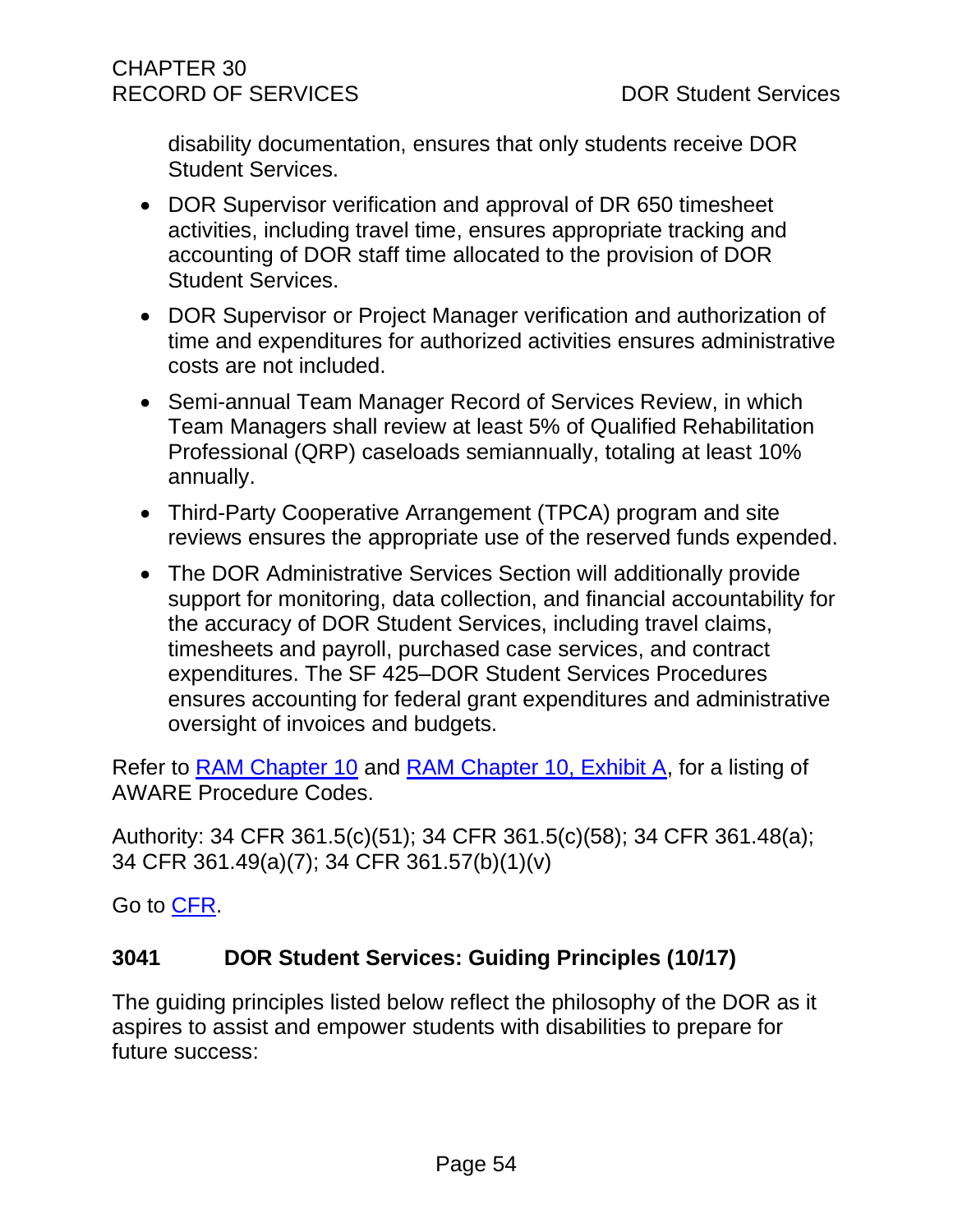disability documentation, ensures that only students receive DOR Student Services.

- DOR Supervisor verification and approval of DR 650 timesheet activities, including travel time, ensures appropriate tracking and accounting of DOR staff time allocated to the provision of DOR Student Services.
- DOR Supervisor or Project Manager verification and authorization of time and expenditures for authorized activities ensures administrative costs are not included.
- Semi-annual Team Manager Record of Services Review, in which Team Managers shall review at least 5% of Qualified Rehabilitation Professional (QRP) caseloads semiannually, totaling at least 10% annually.
- Third-Party Cooperative Arrangement (TPCA) program and site reviews ensures the appropriate use of the reserved funds expended.
- The DOR Administrative Services Section will additionally provide support for monitoring, data collection, and financial accountability for the accuracy of DOR Student Services, including travel claims, timesheets and payroll, purchased case services, and contract expenditures. The SF 425–DOR Student Services Procedures ensures accounting for federal grant expenditures and administrative oversight of invoices and budgets.

Refer to [RAM Chapter 10](#) and [RAM Chapter 10, Exhibit A](#), for a listing of AWARE Procedure Codes.

Authority: 34 CFR 361.5(c)(51); 34 CFR 361.5(c)(58); 34 CFR 361.48(a); 34 CFR 361.49(a)(7); 34 CFR 361.57(b)(1)(v)

Go to [CFR](#).

## 3041 DOR Student Services: Guiding Principles (10/17)

The guiding principles listed below reflect the philosophy of the DOR as it aspires to assist and empower students with disabilities to prepare for future success: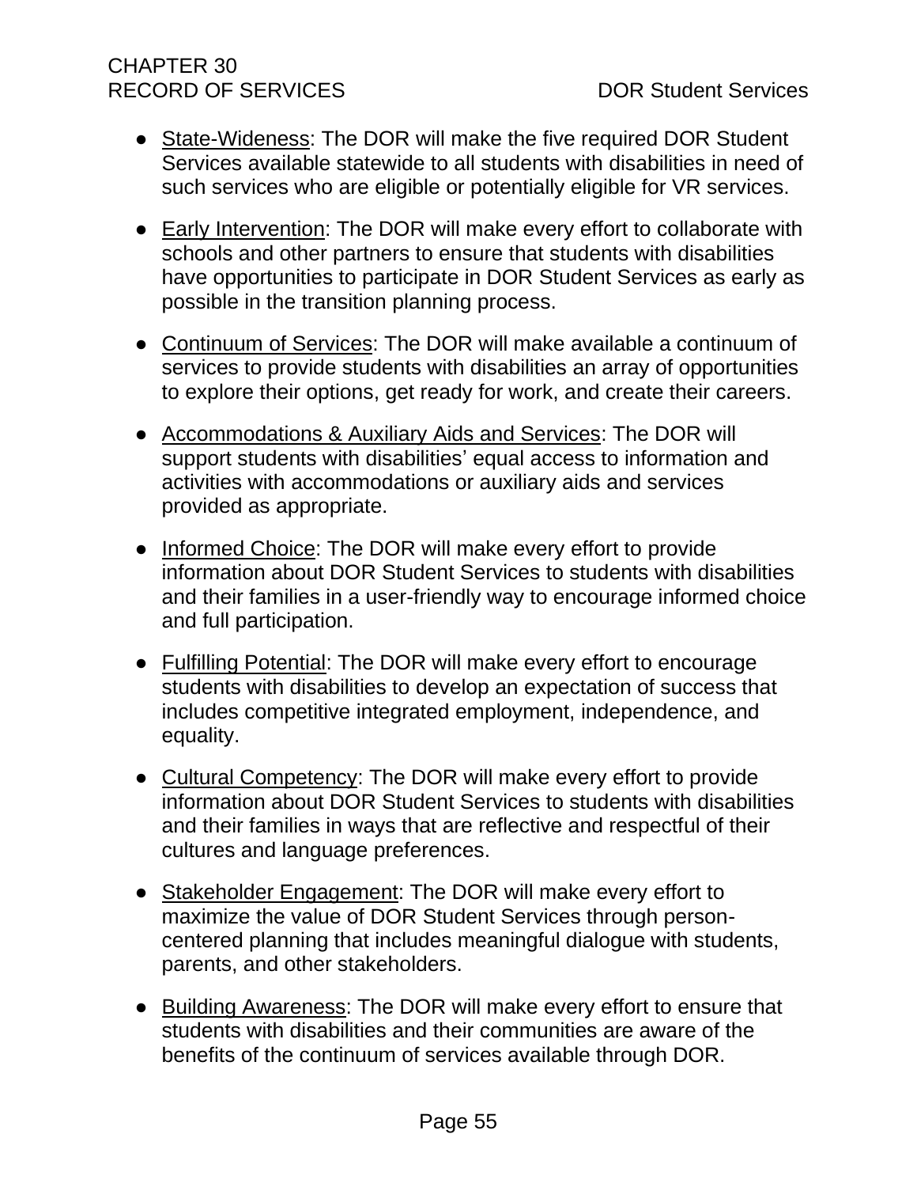- State-Wideness: The DOR will make the five required DOR Student Services available statewide to all students with disabilities in need of such services who are eligible or potentially eligible for VR services.

- Early Intervention: The DOR will make every effort to collaborate with schools and other partners to ensure that students with disabilities have opportunities to participate in DOR Student Services as early as possible in the transition planning process.

- Continuum of Services: The DOR will make available a continuum of services to provide students with disabilities an array of opportunities to explore their options, get ready for work, and create their careers.

- Accommodations & Auxiliary Aids and Services: The DOR will support students with disabilities' equal access to information and activities with accommodations or auxiliary aids and services provided as appropriate.

- Informed Choice: The DOR will make every effort to provide information about DOR Student Services to students with disabilities and their families in a user-friendly way to encourage informed choice and full participation.

- Fulfilling Potential: The DOR will make every effort to encourage students with disabilities to develop an expectation of success that includes competitive integrated employment, independence, and equality.

- Cultural Competency: The DOR will make every effort to provide information about DOR Student Services to students with disabilities and their families in ways that are reflective and respectful of their cultures and language preferences.

- Stakeholder Engagement: The DOR will make every effort to maximize the value of DOR Student Services through person-centered planning that includes meaningful dialogue with students, parents, and other stakeholders.

- Building Awareness: The DOR will make every effort to ensure that students with disabilities and their communities are aware of the benefits of the continuum of services available through DOR.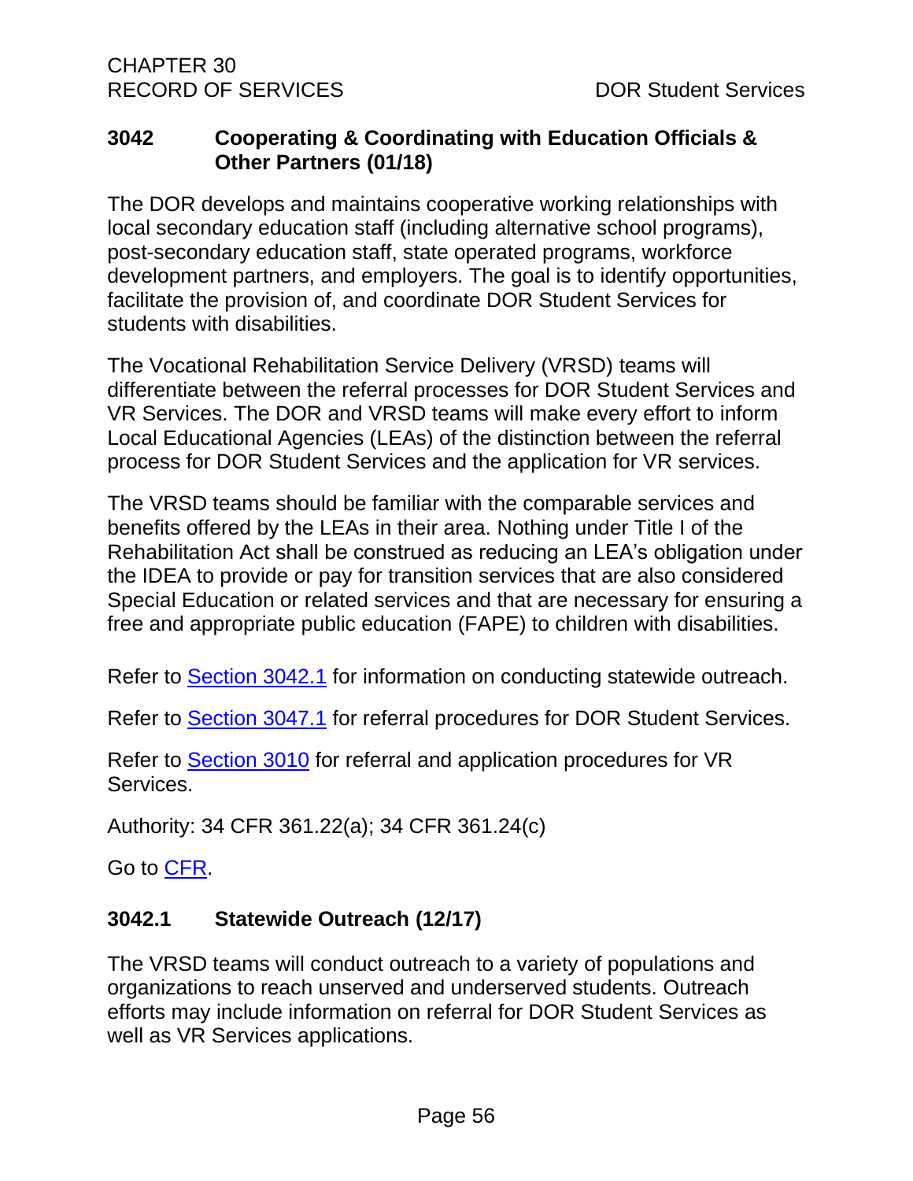## 3042 Cooperating & Coordinating with Education Officials & Other Partners (01/18)

The DOR develops and maintains cooperative working relationships with local secondary education staff (including alternative school programs), post-secondary education staff, state operated programs, workforce development partners, and employers. The goal is to identify opportunities, facilitate the provision of, and coordinate DOR Student Services for students with disabilities.

The Vocational Rehabilitation Service Delivery (VRSD) teams will differentiate between the referral processes for DOR Student Services and VR Services. The DOR and VRSD teams will make every effort to inform Local Educational Agencies (LEAs) of the distinction between the referral process for DOR Student Services and the application for VR services.

The VRSD teams should be familiar with the comparable services and benefits offered by the LEAs in their area. Nothing under Title I of the Rehabilitation Act shall be construed as reducing an LEA's obligation under the IDEA to provide or pay for transition services that are also considered Special Education or related services and that are necessary for ensuring a free and appropriate public education (FAPE) to children with disabilities.

Refer to [Section 3042.1](#) for information on conducting statewide outreach.

Refer to [Section 3047.1](#) for referral procedures for DOR Student Services.

Refer to [Section 3010](#) for referral and application procedures for VR Services.

Authority: 34 CFR 361.22(a); 34 CFR 361.24(c)

Go to [CFR](#).

### 3042.1 Statewide Outreach (12/17)

The VRSD teams will conduct outreach to a variety of populations and organizations to reach unserved and underserved students. Outreach efforts may include information on referral for DOR Student Services as well as VR Services applications.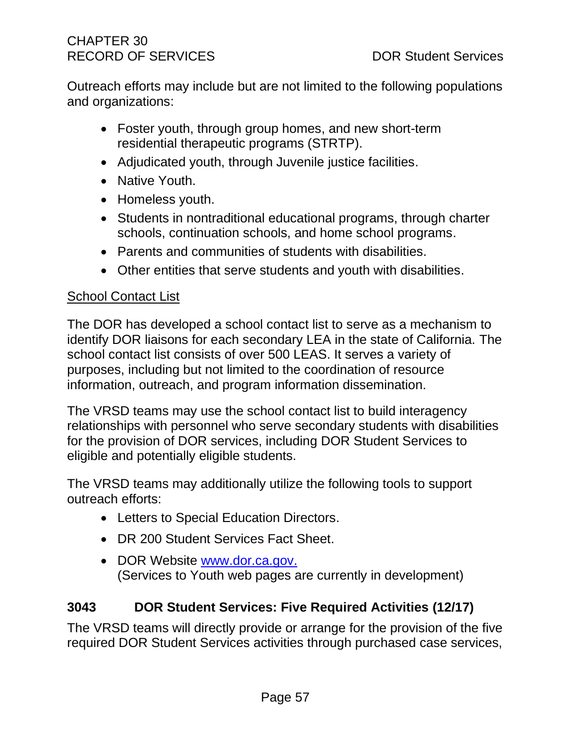Outreach efforts may include but are not limited to the following populations and organizations:

- Foster youth, through group homes, and new short-term residential therapeutic programs (STRTP).
- Adjudicated youth, through Juvenile justice facilities.
- Native Youth.
- Homeless youth.
- Students in nontraditional educational programs, through charter schools, continuation schools, and home school programs.
- Parents and communities of students with disabilities.
- Other entities that serve students and youth with disabilities.

<u>School Contact List</u>

The DOR has developed a school contact list to serve as a mechanism to identify DOR liaisons for each secondary LEA in the state of California. The school contact list consists of over 500 LEAS. It serves a variety of purposes, including but not limited to the coordination of resource information, outreach, and program information dissemination.

The VRSD teams may use the school contact list to build interagency relationships with personnel who serve secondary students with disabilities for the provision of DOR services, including DOR Student Services to eligible and potentially eligible students.

The VRSD teams may additionally utilize the following tools to support outreach efforts:

- Letters to Special Education Directors.
- DR 200 Student Services Fact Sheet.
- DOR Website [www.dor.ca.gov.](http://www.dor.ca.gov)
  (Services to Youth web pages are currently in development)

### 3043 DOR Student Services: Five Required Activities (12/17)

The VRSD teams will directly provide or arrange for the provision of the five required DOR Student Services activities through purchased case services,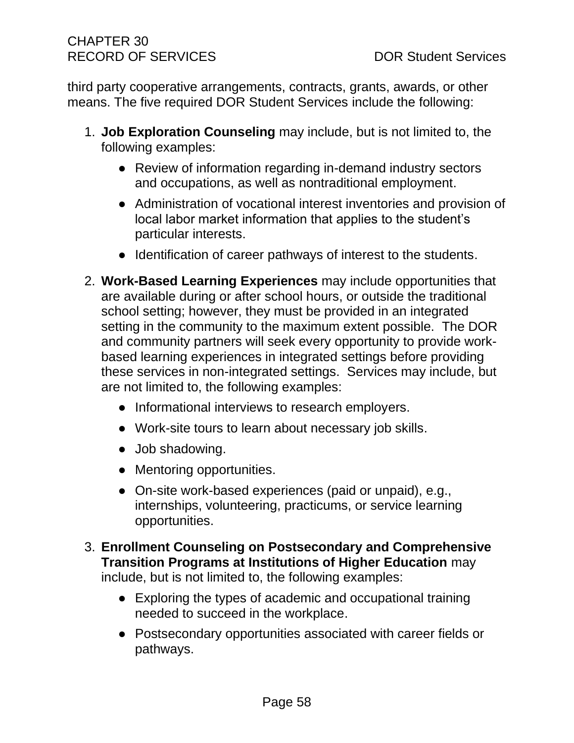third party cooperative arrangements, contracts, grants, awards, or other means. The five required DOR Student Services include the following:

1. **Job Exploration Counseling** may include, but is not limited to, the following examples:
   - Review of information regarding in-demand industry sectors and occupations, as well as nontraditional employment.
   - Administration of vocational interest inventories and provision of local labor market information that applies to the student's particular interests.
   - Identification of career pathways of interest to the students.
2. **Work-Based Learning Experiences** may include opportunities that are available during or after school hours, or outside the traditional school setting; however, they must be provided in an integrated setting in the community to the maximum extent possible. The DOR and community partners will seek every opportunity to provide work-based learning experiences in integrated settings before providing these services in non-integrated settings. Services may include, but are not limited to, the following examples:
   - Informational interviews to research employers.
   - Work-site tours to learn about necessary job skills.
   - Job shadowing.
   - Mentoring opportunities.
   - On-site work-based experiences (paid or unpaid), e.g., internships, volunteering, practicums, or service learning opportunities.
3. **Enrollment Counseling on Postsecondary and Comprehensive Transition Programs at Institutions of Higher Education** may include, but is not limited to, the following examples:
   - Exploring the types of academic and occupational training needed to succeed in the workplace.
   - Postsecondary opportunities associated with career fields or pathways.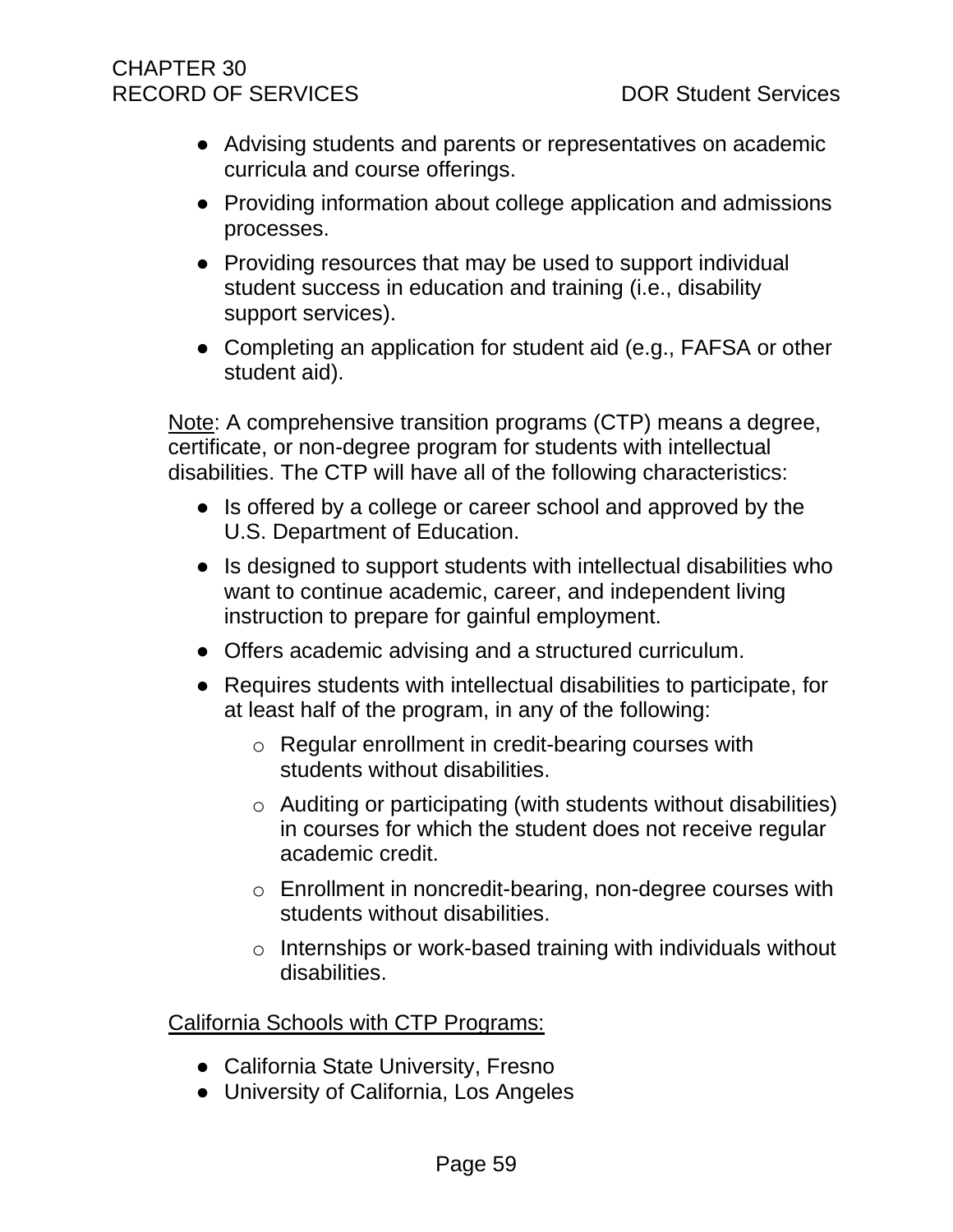- Advising students and parents or representatives on academic curricula and course offerings.
- Providing information about college application and admissions processes.
- Providing resources that may be used to support individual student success in education and training (i.e., disability support services).
- Completing an application for student aid (e.g., FAFSA or other student aid).

Note: A comprehensive transition programs (CTP) means a degree, certificate, or non-degree program for students with intellectual disabilities. The CTP will have all of the following characteristics:

- Is offered by a college or career school and approved by the U.S. Department of Education.
- Is designed to support students with intellectual disabilities who want to continue academic, career, and independent living instruction to prepare for gainful employment.
- Offers academic advising and a structured curriculum.
- Requires students with intellectual disabilities to participate, for at least half of the program, in any of the following:
  - Regular enrollment in credit-bearing courses with students without disabilities.
  - Auditing or participating (with students without disabilities) in courses for which the student does not receive regular academic credit.
  - Enrollment in noncredit-bearing, non-degree courses with students without disabilities.
  - Internships or work-based training with individuals without disabilities.

California Schools with CTP Programs:

- California State University, Fresno
- University of California, Los Angeles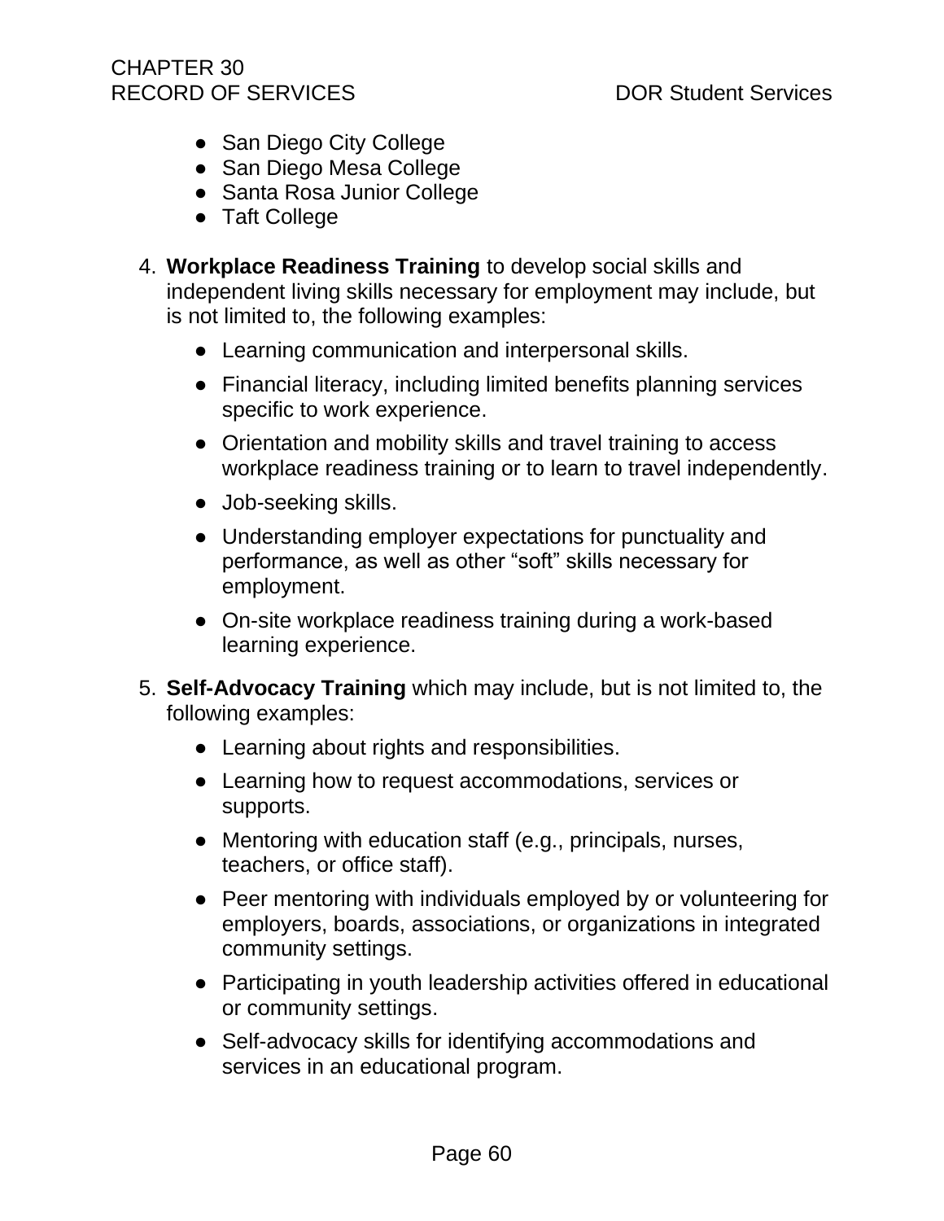- San Diego City College
- San Diego Mesa College
- Santa Rosa Junior College
- Taft College

4. **Workplace Readiness Training** to develop social skills and independent living skills necessary for employment may include, but is not limited to, the following examples:
   - Learning communication and interpersonal skills.
   - Financial literacy, including limited benefits planning services specific to work experience.
   - Orientation and mobility skills and travel training to access workplace readiness training or to learn to travel independently.
   - Job-seeking skills.
   - Understanding employer expectations for punctuality and performance, as well as other "soft" skills necessary for employment.
   - On-site workplace readiness training during a work-based learning experience.

5. **Self-Advocacy Training** which may include, but is not limited to, the following examples:
   - Learning about rights and responsibilities.
   - Learning how to request accommodations, services or supports.
   - Mentoring with education staff (e.g., principals, nurses, teachers, or office staff).
   - Peer mentoring with individuals employed by or volunteering for employers, boards, associations, or organizations in integrated community settings.
   - Participating in youth leadership activities offered in educational or community settings.
   - Self-advocacy skills for identifying accommodations and services in an educational program.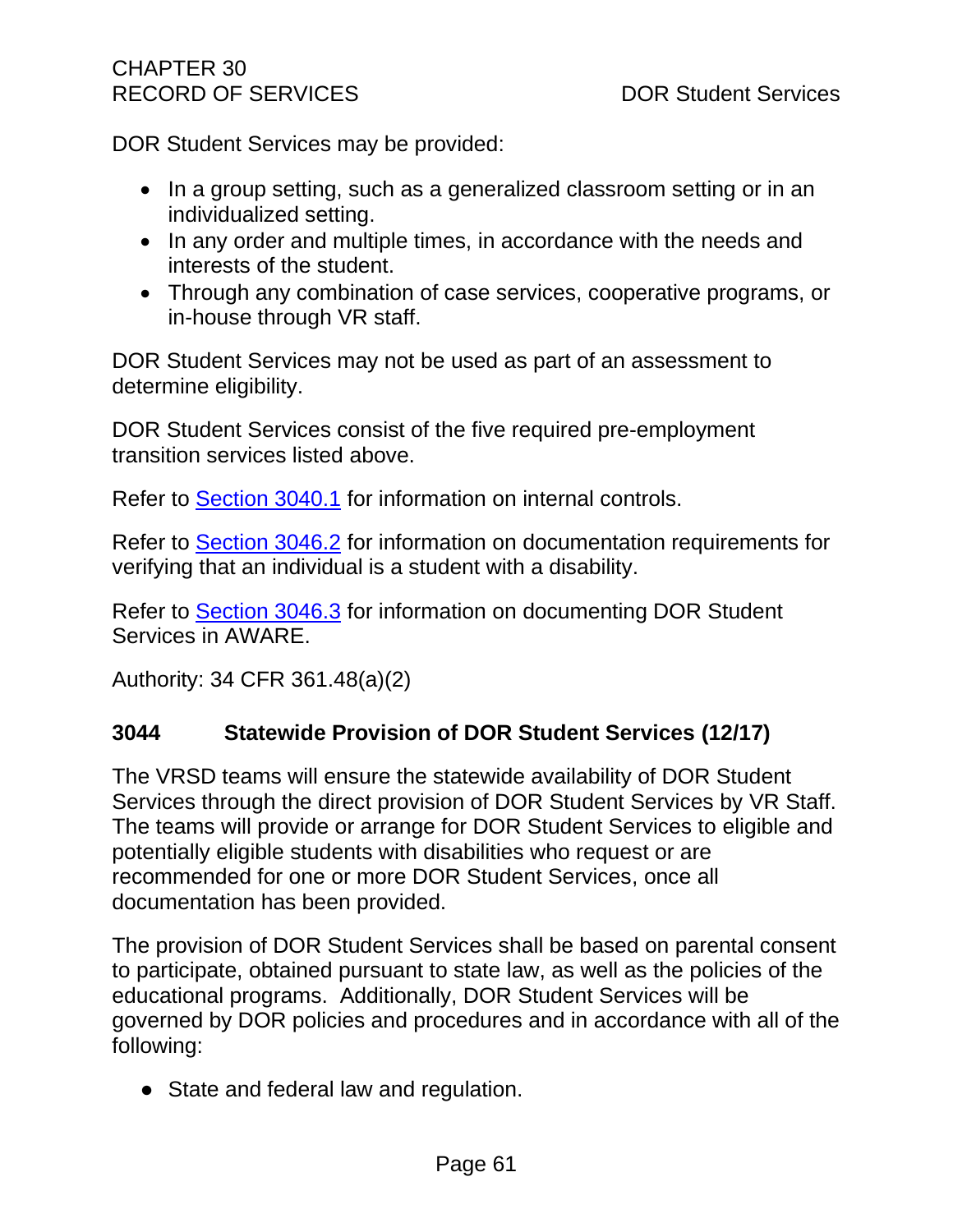DOR Student Services may be provided:

- In a group setting, such as a generalized classroom setting or in an individualized setting.
- In any order and multiple times, in accordance with the needs and interests of the student.
- Through any combination of case services, cooperative programs, or in-house through VR staff.

DOR Student Services may not be used as part of an assessment to determine eligibility.

DOR Student Services consist of the five required pre-employment transition services listed above.

Refer to Section 3040.1 for information on internal controls.

Refer to Section 3046.2 for information on documentation requirements for verifying that an individual is a student with a disability.

Refer to Section 3046.3 for information on documenting DOR Student Services in AWARE.

Authority: 34 CFR 361.48(a)(2)

## 3044 Statewide Provision of DOR Student Services (12/17)

The VRSD teams will ensure the statewide availability of DOR Student Services through the direct provision of DOR Student Services by VR Staff. The teams will provide or arrange for DOR Student Services to eligible and potentially eligible students with disabilities who request or are recommended for one or more DOR Student Services, once all documentation has been provided.

The provision of DOR Student Services shall be based on parental consent to participate, obtained pursuant to state law, as well as the policies of the educational programs. Additionally, DOR Student Services will be governed by DOR policies and procedures and in accordance with all of the following:

- State and federal law and regulation.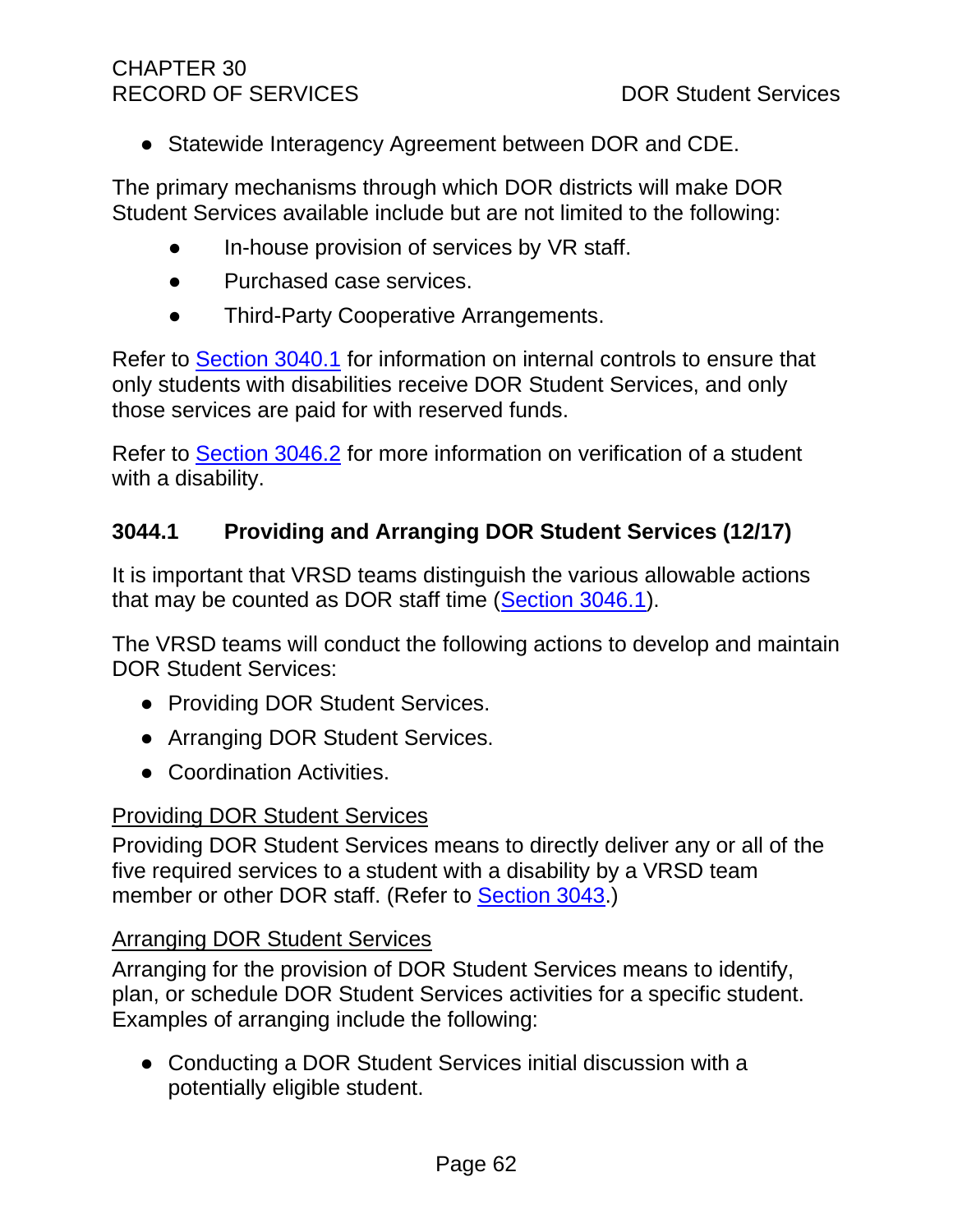- Statewide Interagency Agreement between DOR and CDE.

The primary mechanisms through which DOR districts will make DOR Student Services available include but are not limited to the following:

- In-house provision of services by VR staff.
- Purchased case services.
- Third-Party Cooperative Arrangements.

Refer to Section 3040.1 for information on internal controls to ensure that only students with disabilities receive DOR Student Services, and only those services are paid for with reserved funds.

Refer to Section 3046.2 for more information on verification of a student with a disability.

### 3044.1 Providing and Arranging DOR Student Services (12/17)

It is important that VRSD teams distinguish the various allowable actions that may be counted as DOR staff time (Section 3046.1).

The VRSD teams will conduct the following actions to develop and maintain DOR Student Services:

- Providing DOR Student Services.
- Arranging DOR Student Services.
- Coordination Activities.

Providing DOR Student Services

Providing DOR Student Services means to directly deliver any or all of the five required services to a student with a disability by a VRSD team member or other DOR staff. (Refer to Section 3043.)

Arranging DOR Student Services

Arranging for the provision of DOR Student Services means to identify, plan, or schedule DOR Student Services activities for a specific student. Examples of arranging include the following:

- Conducting a DOR Student Services initial discussion with a potentially eligible student.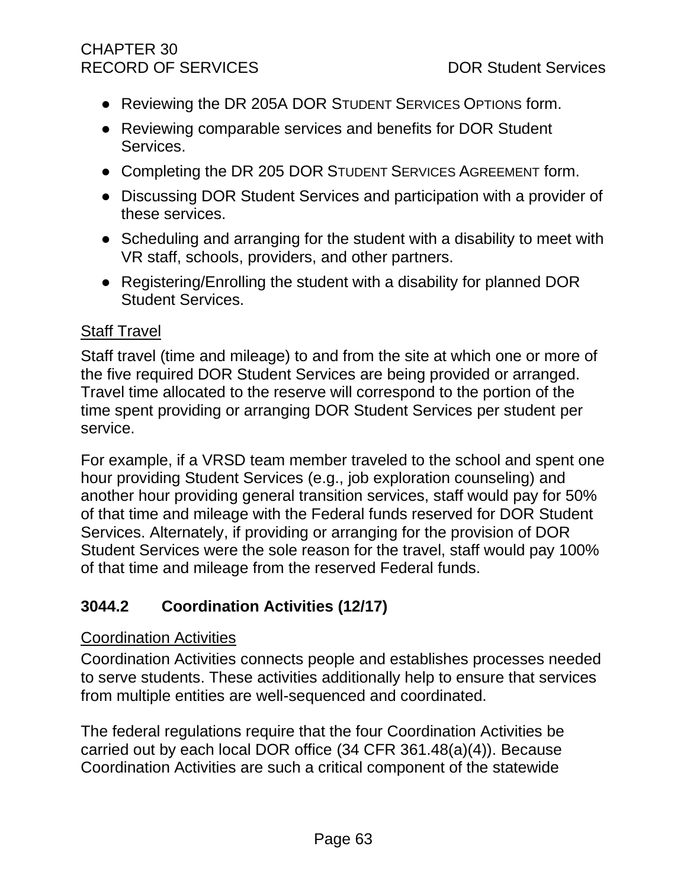- Reviewing the DR 205A DOR STUDENT SERVICES OPTIONS form.
- Reviewing comparable services and benefits for DOR Student Services.
- Completing the DR 205 DOR STUDENT SERVICES AGREEMENT form.
- Discussing DOR Student Services and participation with a provider of these services.
- Scheduling and arranging for the student with a disability to meet with VR staff, schools, providers, and other partners.
- Registering/Enrolling the student with a disability for planned DOR Student Services.

<u>Staff Travel</u>

Staff travel (time and mileage) to and from the site at which one or more of the five required DOR Student Services are being provided or arranged. Travel time allocated to the reserve will correspond to the portion of the time spent providing or arranging DOR Student Services per student per service.

For example, if a VRSD team member traveled to the school and spent one hour providing Student Services (e.g., job exploration counseling) and another hour providing general transition services, staff would pay for 50% of that time and mileage with the Federal funds reserved for DOR Student Services. Alternately, if providing or arranging for the provision of DOR Student Services were the sole reason for the travel, staff would pay 100% of that time and mileage from the reserved Federal funds.

### 3044.2 Coordination Activities (12/17)

<u>Coordination Activities</u>

Coordination Activities connects people and establishes processes needed to serve students. These activities additionally help to ensure that services from multiple entities are well-sequenced and coordinated.

The federal regulations require that the four Coordination Activities be carried out by each local DOR office (34 CFR 361.48(a)(4)). Because Coordination Activities are such a critical component of the statewide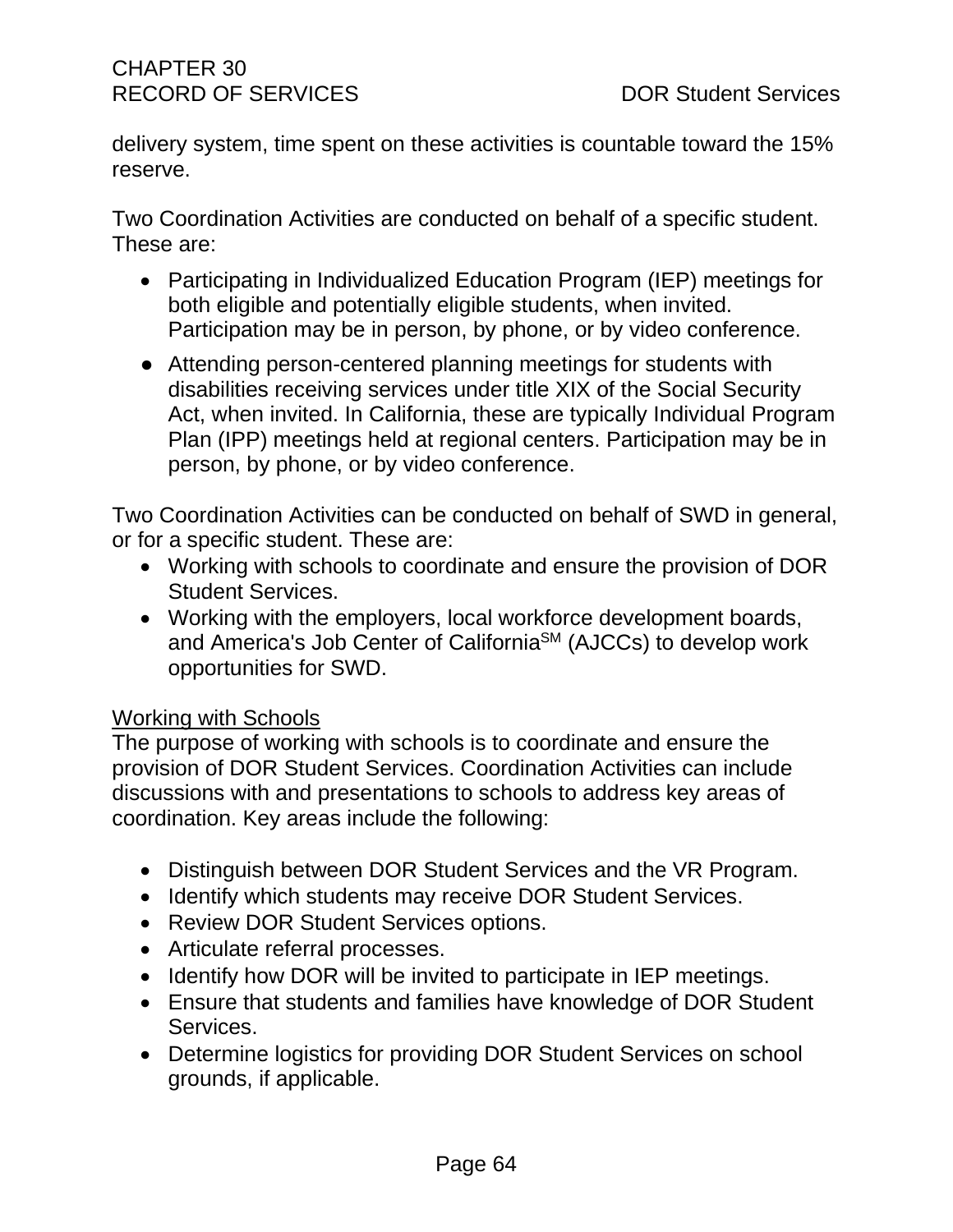delivery system, time spent on these activities is countable toward the 15% reserve.

Two Coordination Activities are conducted on behalf of a specific student. These are:

- Participating in Individualized Education Program (IEP) meetings for both eligible and potentially eligible students, when invited. Participation may be in person, by phone, or by video conference.
- Attending person-centered planning meetings for students with disabilities receiving services under title XIX of the Social Security Act, when invited. In California, these are typically Individual Program Plan (IPP) meetings held at regional centers. Participation may be in person, by phone, or by video conference.

Two Coordination Activities can be conducted on behalf of SWD in general, or for a specific student. These are:

- Working with schools to coordinate and ensure the provision of DOR Student Services.
- Working with the employers, local workforce development boards, and America's Job Center of California[SM] (AJCCs) to develop work opportunities for SWD.

Working with Schools

The purpose of working with schools is to coordinate and ensure the provision of DOR Student Services. Coordination Activities can include discussions with and presentations to schools to address key areas of coordination. Key areas include the following:

- Distinguish between DOR Student Services and the VR Program.
- Identify which students may receive DOR Student Services.
- Review DOR Student Services options.
- Articulate referral processes.
- Identify how DOR will be invited to participate in IEP meetings.
- Ensure that students and families have knowledge of DOR Student Services.
- Determine logistics for providing DOR Student Services on school grounds, if applicable.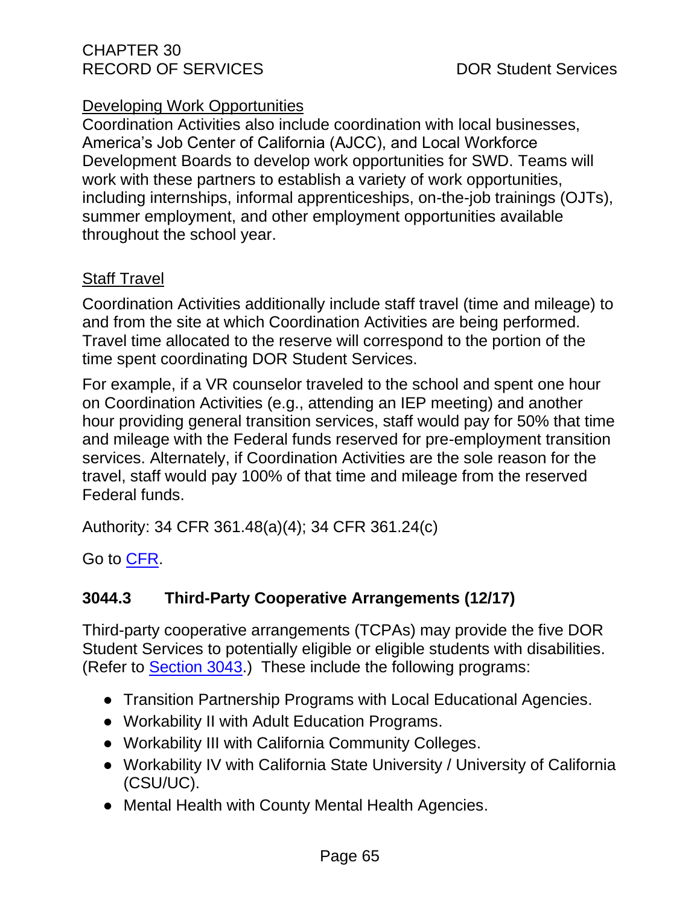Developing Work Opportunities

Coordination Activities also include coordination with local businesses, America's Job Center of California (AJCC), and Local Workforce Development Boards to develop work opportunities for SWD. Teams will work with these partners to establish a variety of work opportunities, including internships, informal apprenticeships, on-the-job trainings (OJTs), summer employment, and other employment opportunities available throughout the school year.

Staff Travel

Coordination Activities additionally include staff travel (time and mileage) to and from the site at which Coordination Activities are being performed. Travel time allocated to the reserve will correspond to the portion of the time spent coordinating DOR Student Services.

For example, if a VR counselor traveled to the school and spent one hour on Coordination Activities (e.g., attending an IEP meeting) and another hour providing general transition services, staff would pay for 50% that time and mileage with the Federal funds reserved for pre-employment transition services. Alternately, if Coordination Activities are the sole reason for the travel, staff would pay 100% of that time and mileage from the reserved Federal funds.

Authority: 34 CFR 361.48(a)(4); 34 CFR 361.24(c)

Go to CFR.

### 3044.3 Third-Party Cooperative Arrangements (12/17)

Third-party cooperative arrangements (TCPAs) may provide the five DOR Student Services to potentially eligible or eligible students with disabilities. (Refer to Section 3043.) These include the following programs:

- Transition Partnership Programs with Local Educational Agencies.
- Workability II with Adult Education Programs.
- Workability III with California Community Colleges.
- Workability IV with California State University / University of California (CSU/UC).
- Mental Health with County Mental Health Agencies.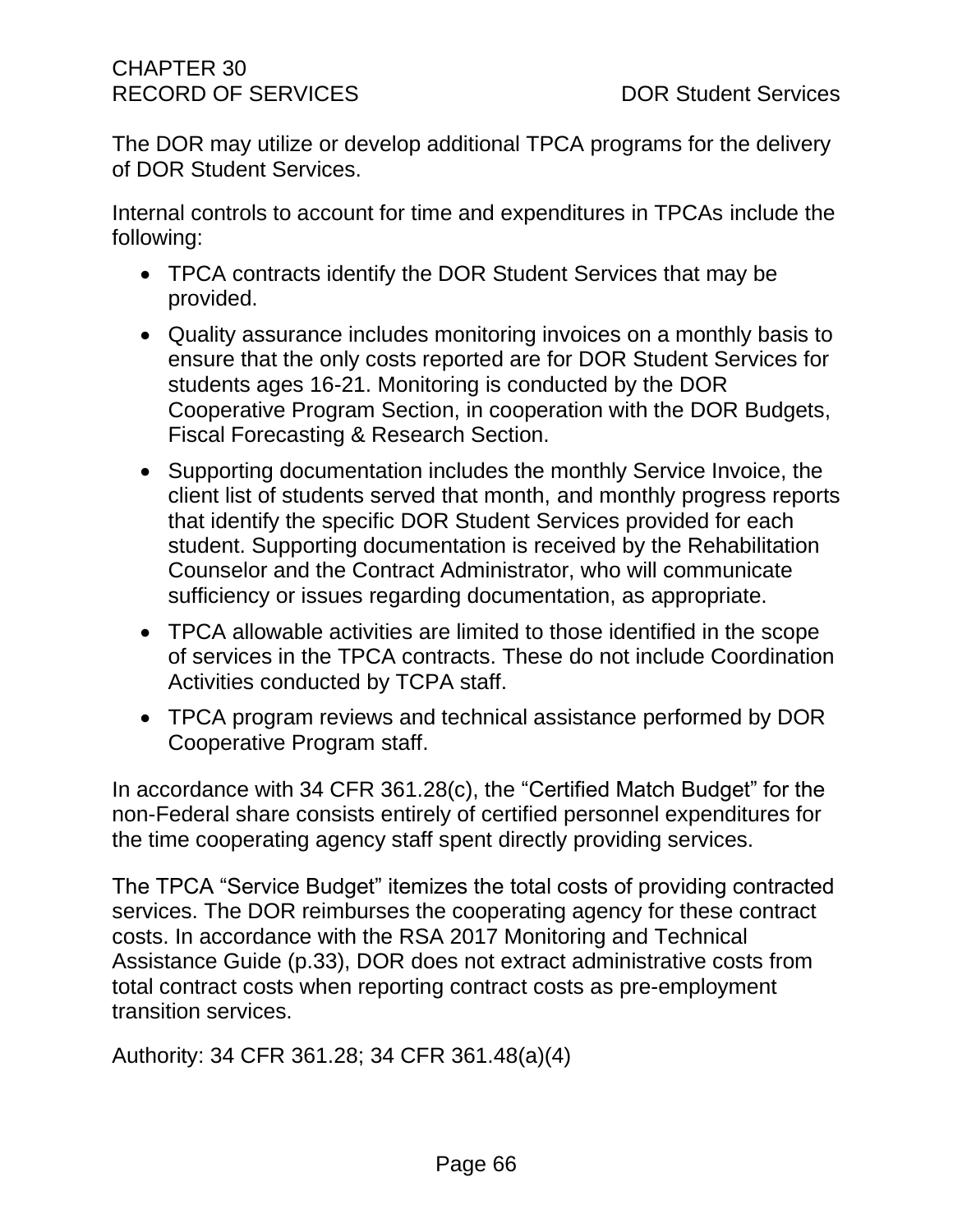The DOR may utilize or develop additional TPCA programs for the delivery of DOR Student Services.

Internal controls to account for time and expenditures in TPCAs include the following:

- TPCA contracts identify the DOR Student Services that may be provided.
- Quality assurance includes monitoring invoices on a monthly basis to ensure that the only costs reported are for DOR Student Services for students ages 16-21. Monitoring is conducted by the DOR Cooperative Program Section, in cooperation with the DOR Budgets, Fiscal Forecasting & Research Section.
- Supporting documentation includes the monthly Service Invoice, the client list of students served that month, and monthly progress reports that identify the specific DOR Student Services provided for each student. Supporting documentation is received by the Rehabilitation Counselor and the Contract Administrator, who will communicate sufficiency or issues regarding documentation, as appropriate.
- TPCA allowable activities are limited to those identified in the scope of services in the TPCA contracts. These do not include Coordination Activities conducted by TCPA staff.
- TPCA program reviews and technical assistance performed by DOR Cooperative Program staff.

In accordance with 34 CFR 361.28(c), the "Certified Match Budget" for the non-Federal share consists entirely of certified personnel expenditures for the time cooperating agency staff spent directly providing services.

The TPCA "Service Budget" itemizes the total costs of providing contracted services. The DOR reimburses the cooperating agency for these contract costs. In accordance with the RSA 2017 Monitoring and Technical Assistance Guide (p.33), DOR does not extract administrative costs from total contract costs when reporting contract costs as pre-employment transition services.

Authority: 34 CFR 361.28; 34 CFR 361.48(a)(4)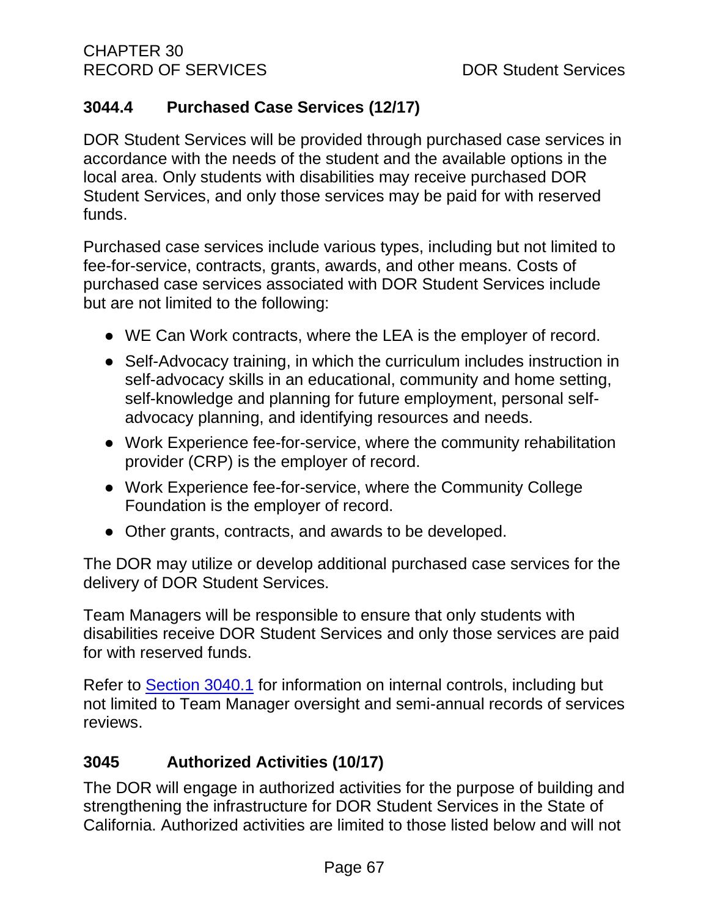### 3044.4 Purchased Case Services (12/17)

DOR Student Services will be provided through purchased case services in accordance with the needs of the student and the available options in the local area. Only students with disabilities may receive purchased DOR Student Services, and only those services may be paid for with reserved funds.

Purchased case services include various types, including but not limited to fee-for-service, contracts, grants, awards, and other means. Costs of purchased case services associated with DOR Student Services include but are not limited to the following:

- WE Can Work contracts, where the LEA is the employer of record.
- Self-Advocacy training, in which the curriculum includes instruction in self-advocacy skills in an educational, community and home setting, self-knowledge and planning for future employment, personal self-advocacy planning, and identifying resources and needs.
- Work Experience fee-for-service, where the community rehabilitation provider (CRP) is the employer of record.
- Work Experience fee-for-service, where the Community College Foundation is the employer of record.
- Other grants, contracts, and awards to be developed.

The DOR may utilize or develop additional purchased case services for the delivery of DOR Student Services.

Team Managers will be responsible to ensure that only students with disabilities receive DOR Student Services and only those services are paid for with reserved funds.

Refer to Section 3040.1 for information on internal controls, including but not limited to Team Manager oversight and semi-annual records of services reviews.

### 3045 Authorized Activities (10/17)

The DOR will engage in authorized activities for the purpose of building and strengthening the infrastructure for DOR Student Services in the State of California. Authorized activities are limited to those listed below and will not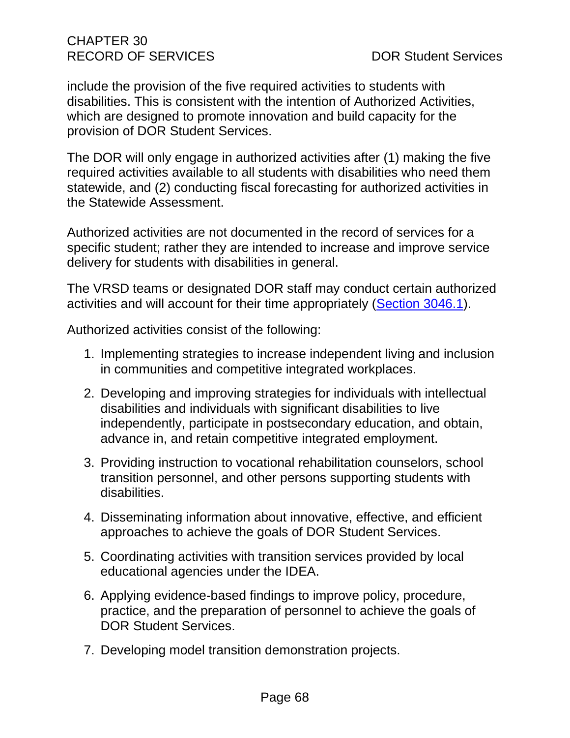include the provision of the five required activities to students with disabilities. This is consistent with the intention of Authorized Activities, which are designed to promote innovation and build capacity for the provision of DOR Student Services.

The DOR will only engage in authorized activities after (1) making the five required activities available to all students with disabilities who need them statewide, and (2) conducting fiscal forecasting for authorized activities in the Statewide Assessment.

Authorized activities are not documented in the record of services for a specific student; rather they are intended to increase and improve service delivery for students with disabilities in general.

The VRSD teams or designated DOR staff may conduct certain authorized activities and will account for their time appropriately (Section 3046.1).

Authorized activities consist of the following:

1. Implementing strategies to increase independent living and inclusion in communities and competitive integrated workplaces.
2. Developing and improving strategies for individuals with intellectual disabilities and individuals with significant disabilities to live independently, participate in postsecondary education, and obtain, advance in, and retain competitive integrated employment.
3. Providing instruction to vocational rehabilitation counselors, school transition personnel, and other persons supporting students with disabilities.
4. Disseminating information about innovative, effective, and efficient approaches to achieve the goals of DOR Student Services.
5. Coordinating activities with transition services provided by local educational agencies under the IDEA.
6. Applying evidence-based findings to improve policy, procedure, practice, and the preparation of personnel to achieve the goals of DOR Student Services.
7. Developing model transition demonstration projects.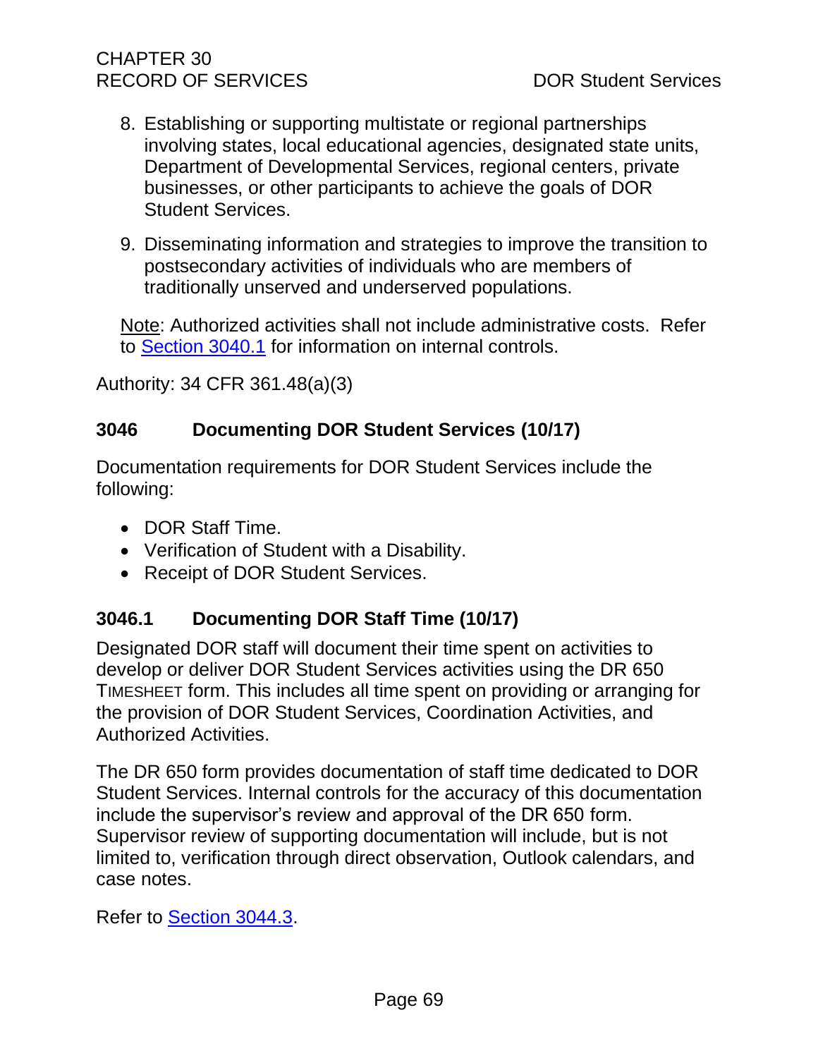8. Establishing or supporting multistate or regional partnerships involving states, local educational agencies, designated state units, Department of Developmental Services, regional centers, private businesses, or other participants to achieve the goals of DOR Student Services.

9. Disseminating information and strategies to improve the transition to postsecondary activities of individuals who are members of traditionally unserved and underserved populations.

Note: Authorized activities shall not include administrative costs. Refer to Section 3040.1 for information on internal controls.

Authority: 34 CFR 361.48(a)(3)

## 3046 Documenting DOR Student Services (10/17)

Documentation requirements for DOR Student Services include the following:

- DOR Staff Time.
- Verification of Student with a Disability.
- Receipt of DOR Student Services.

## 3046.1 Documenting DOR Staff Time (10/17)

Designated DOR staff will document their time spent on activities to develop or deliver DOR Student Services activities using the DR 650 TIMESHEET form. This includes all time spent on providing or arranging for the provision of DOR Student Services, Coordination Activities, and Authorized Activities.

The DR 650 form provides documentation of staff time dedicated to DOR Student Services. Internal controls for the accuracy of this documentation include the supervisor's review and approval of the DR 650 form. Supervisor review of supporting documentation will include, but is not limited to, verification through direct observation, Outlook calendars, and case notes.

Refer to Section 3044.3.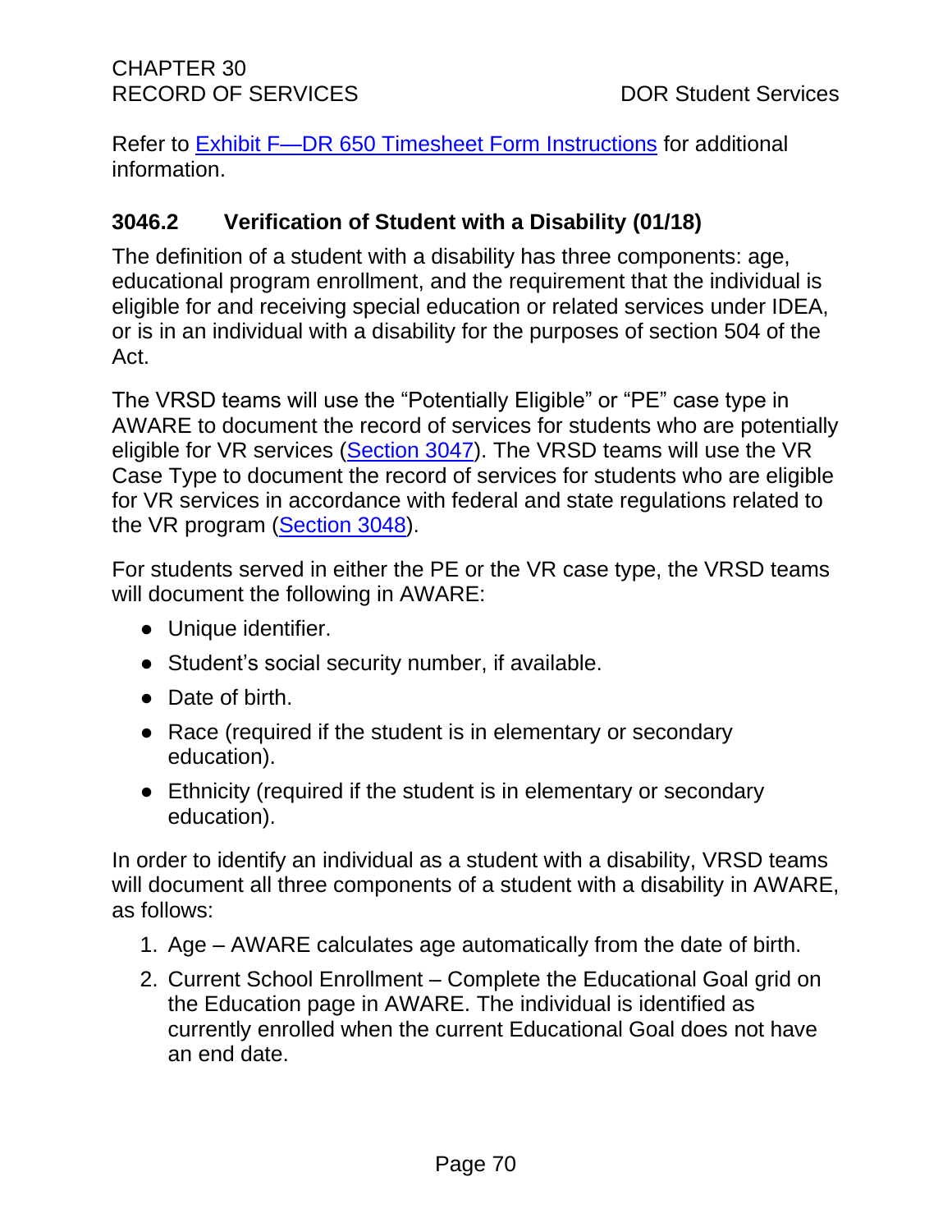Refer to Exhibit F—DR 650 Timesheet Form Instructions for additional information.

### 3046.2 Verification of Student with a Disability (01/18)

The definition of a student with a disability has three components: age, educational program enrollment, and the requirement that the individual is eligible for and receiving special education or related services under IDEA, or is in an individual with a disability for the purposes of section 504 of the Act.

The VRSD teams will use the “Potentially Eligible” or “PE” case type in AWARE to document the record of services for students who are potentially eligible for VR services (Section 3047). The VRSD teams will use the VR Case Type to document the record of services for students who are eligible for VR services in accordance with federal and state regulations related to the VR program (Section 3048).

For students served in either the PE or the VR case type, the VRSD teams will document the following in AWARE:

- Unique identifier.
- Student’s social security number, if available.
- Date of birth.
- Race (required if the student is in elementary or secondary education).
- Ethnicity (required if the student is in elementary or secondary education).

In order to identify an individual as a student with a disability, VRSD teams will document all three components of a student with a disability in AWARE, as follows:

1. Age – AWARE calculates age automatically from the date of birth.
2. Current School Enrollment – Complete the Educational Goal grid on the Education page in AWARE. The individual is identified as currently enrolled when the current Educational Goal does not have an end date.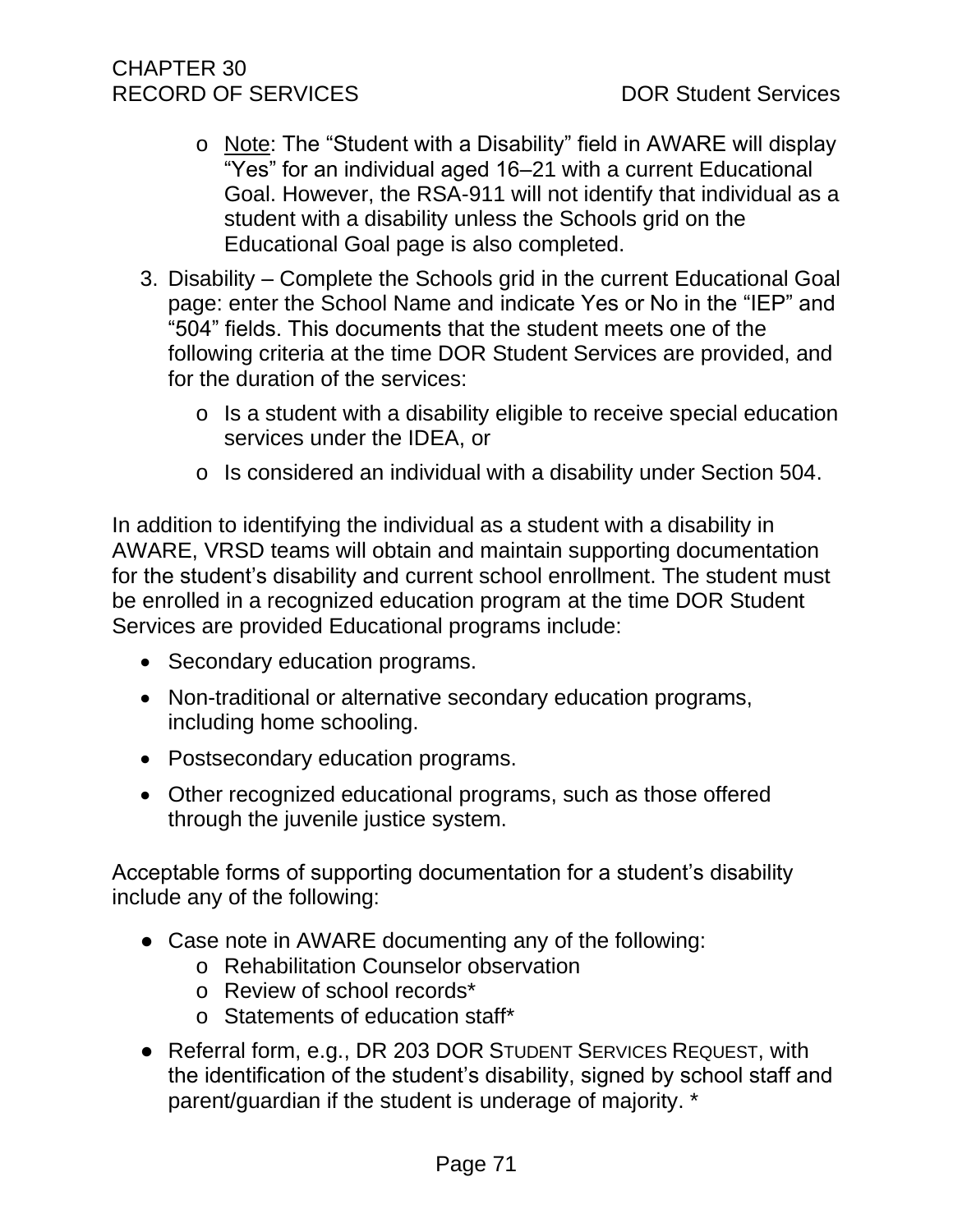- Note: The “Student with a Disability” field in AWARE will display “Yes” for an individual aged 16–21 with a current Educational Goal. However, the RSA-911 will not identify that individual as a student with a disability unless the Schools grid on the Educational Goal page is also completed.

3. Disability – Complete the Schools grid in the current Educational Goal page: enter the School Name and indicate Yes or No in the “IEP” and “504” fields. This documents that the student meets one of the following criteria at the time DOR Student Services are provided, and for the duration of the services:
   - Is a student with a disability eligible to receive special education services under the IDEA, or
   - Is considered an individual with a disability under Section 504.

In addition to identifying the individual as a student with a disability in AWARE, VRSD teams will obtain and maintain supporting documentation for the student’s disability and current school enrollment. The student must be enrolled in a recognized education program at the time DOR Student Services are provided Educational programs include:

- Secondary education programs.
- Non-traditional or alternative secondary education programs, including home schooling.
- Postsecondary education programs.
- Other recognized educational programs, such as those offered through the juvenile justice system.

Acceptable forms of supporting documentation for a student’s disability include any of the following:

- Case note in AWARE documenting any of the following:
  - Rehabilitation Counselor observation
  - Review of school records*
  - Statements of education staff*
- Referral form, e.g., DR 203 DOR STUDENT SERVICES REQUEST, with the identification of the student’s disability, signed by school staff and parent/guardian if the student is underage of majority. *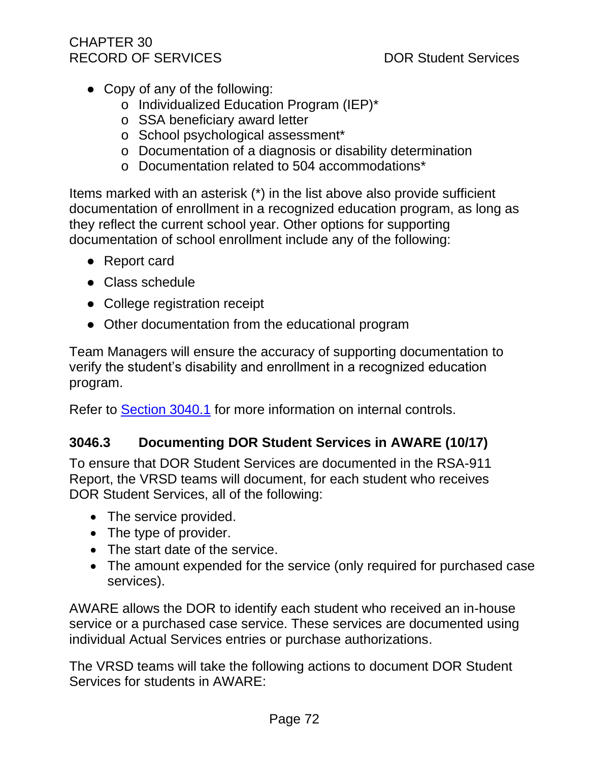- Copy of any of the following:
  - Individualized Education Program (IEP)*
  - SSA beneficiary award letter
  - School psychological assessment*
  - Documentation of a diagnosis or disability determination
  - Documentation related to 504 accommodations*

Items marked with an asterisk (*) in the list above also provide sufficient documentation of enrollment in a recognized education program, as long as they reflect the current school year. Other options for supporting documentation of school enrollment include any of the following:

- Report card
- Class schedule
- College registration receipt
- Other documentation from the educational program

Team Managers will ensure the accuracy of supporting documentation to verify the student's disability and enrollment in a recognized education program.

Refer to Section 3040.1 for more information on internal controls.

### 3046.3 Documenting DOR Student Services in AWARE (10/17)

To ensure that DOR Student Services are documented in the RSA-911 Report, the VRSD teams will document, for each student who receives DOR Student Services, all of the following:

- The service provided.
- The type of provider.
- The start date of the service.
- The amount expended for the service (only required for purchased case services).

AWARE allows the DOR to identify each student who received an in-house service or a purchased case service. These services are documented using individual Actual Services entries or purchase authorizations.

The VRSD teams will take the following actions to document DOR Student Services for students in AWARE: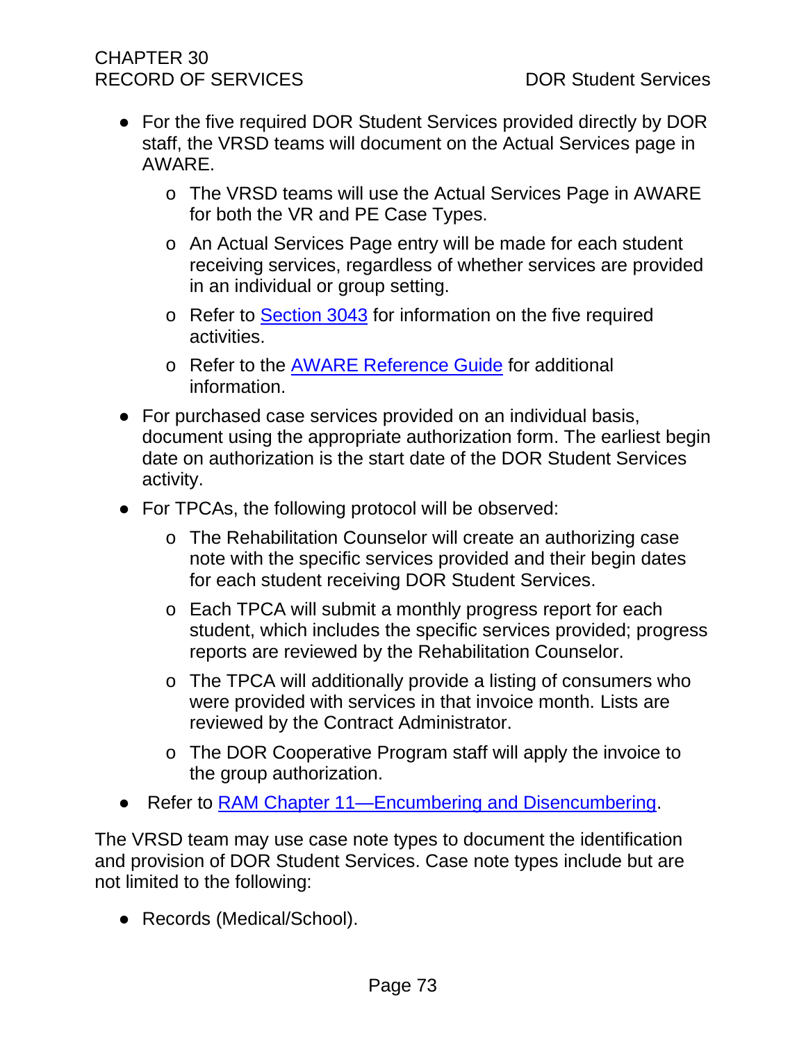- For the five required DOR Student Services provided directly by DOR staff, the VRSD teams will document on the Actual Services page in AWARE.
  - The VRSD teams will use the Actual Services Page in AWARE for both the VR and PE Case Types.
  - An Actual Services Page entry will be made for each student receiving services, regardless of whether services are provided in an individual or group setting.
  - Refer to Section 3043 for information on the five required activities.
  - Refer to the AWARE Reference Guide for additional information.
- For purchased case services provided on an individual basis, document using the appropriate authorization form. The earliest begin date on authorization is the start date of the DOR Student Services activity.
- For TPCAs, the following protocol will be observed:
  - The Rehabilitation Counselor will create an authorizing case note with the specific services provided and their begin dates for each student receiving DOR Student Services.
  - Each TPCA will submit a monthly progress report for each student, which includes the specific services provided; progress reports are reviewed by the Rehabilitation Counselor.
  - The TPCA will additionally provide a listing of consumers who were provided with services in that invoice month. Lists are reviewed by the Contract Administrator.
  - The DOR Cooperative Program staff will apply the invoice to the group authorization.
- Refer to RAM Chapter 11—Encumbering and Disencumbering.

The VRSD team may use case note types to document the identification and provision of DOR Student Services. Case note types include but are not limited to the following:

- Records (Medical/School).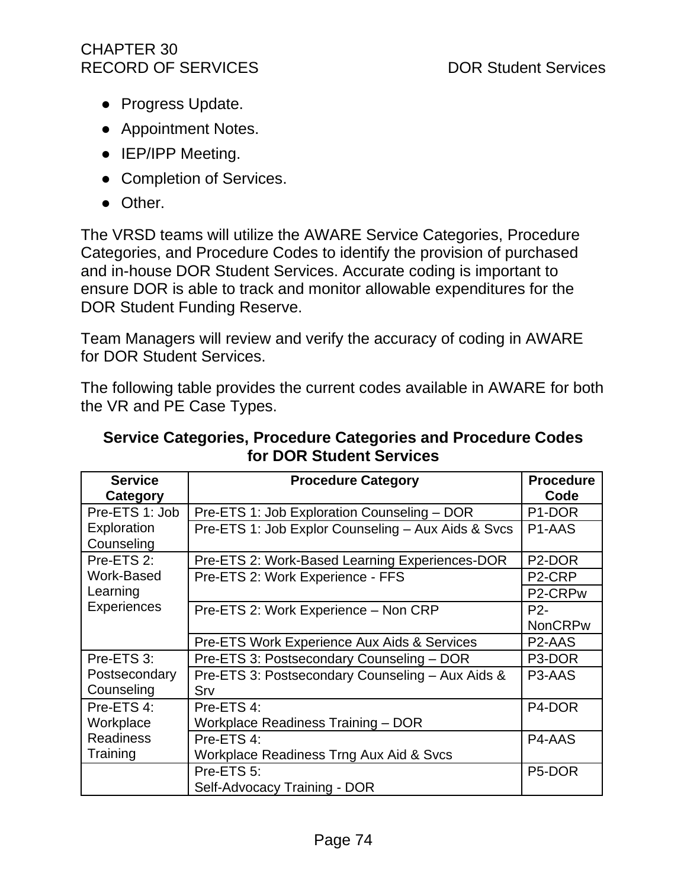- Progress Update.
- Appointment Notes.
- IEP/IPP Meeting.
- Completion of Services.
- Other.

The VRSD teams will utilize the AWARE Service Categories, Procedure Categories, and Procedure Codes to identify the provision of purchased and in-house DOR Student Services. Accurate coding is important to ensure DOR is able to track and monitor allowable expenditures for the DOR Student Funding Reserve.

Team Managers will review and verify the accuracy of coding in AWARE for DOR Student Services.

The following table provides the current codes available in AWARE for both the VR and PE Case Types.

**Service Categories, Procedure Categories and Procedure Codes for DOR Student Services**

| Service Category | Procedure Category | Procedure Code |
|---|---|---|
| Pre-ETS 1: Job Exploration Counseling | Pre-ETS 1: Job Exploration Counseling – DOR | P1-DOR |
| | Pre-ETS 1: Job Explor Counseling – Aux Aids & Svcs | P1-AAS |
| Pre-ETS 2: Work-Based Learning Experiences | Pre-ETS 2: Work-Based Learning Experiences-DOR | P2-DOR |
| | Pre-ETS 2: Work Experience - FFS | P2-CRP |
| | | P2-CRPw |
| | Pre-ETS 2: Work Experience – Non CRP | P2-NonCRPw |
| | Pre-ETS Work Experience Aux Aids & Services | P2-AAS |
| Pre-ETS 3: Postsecondary Counseling | Pre-ETS 3: Postsecondary Counseling – DOR | P3-DOR |
| | Pre-ETS 3: Postsecondary Counseling – Aux Aids & Srv | P3-AAS |
| Pre-ETS 4: Workplace Readiness Training | Pre-ETS 4: Workplace Readiness Training – DOR | P4-DOR |
| | Pre-ETS 4: Workplace Readiness Trng Aux Aid & Svcs | P4-AAS |
| | Pre-ETS 5: Self-Advocacy Training - DOR | P5-DOR |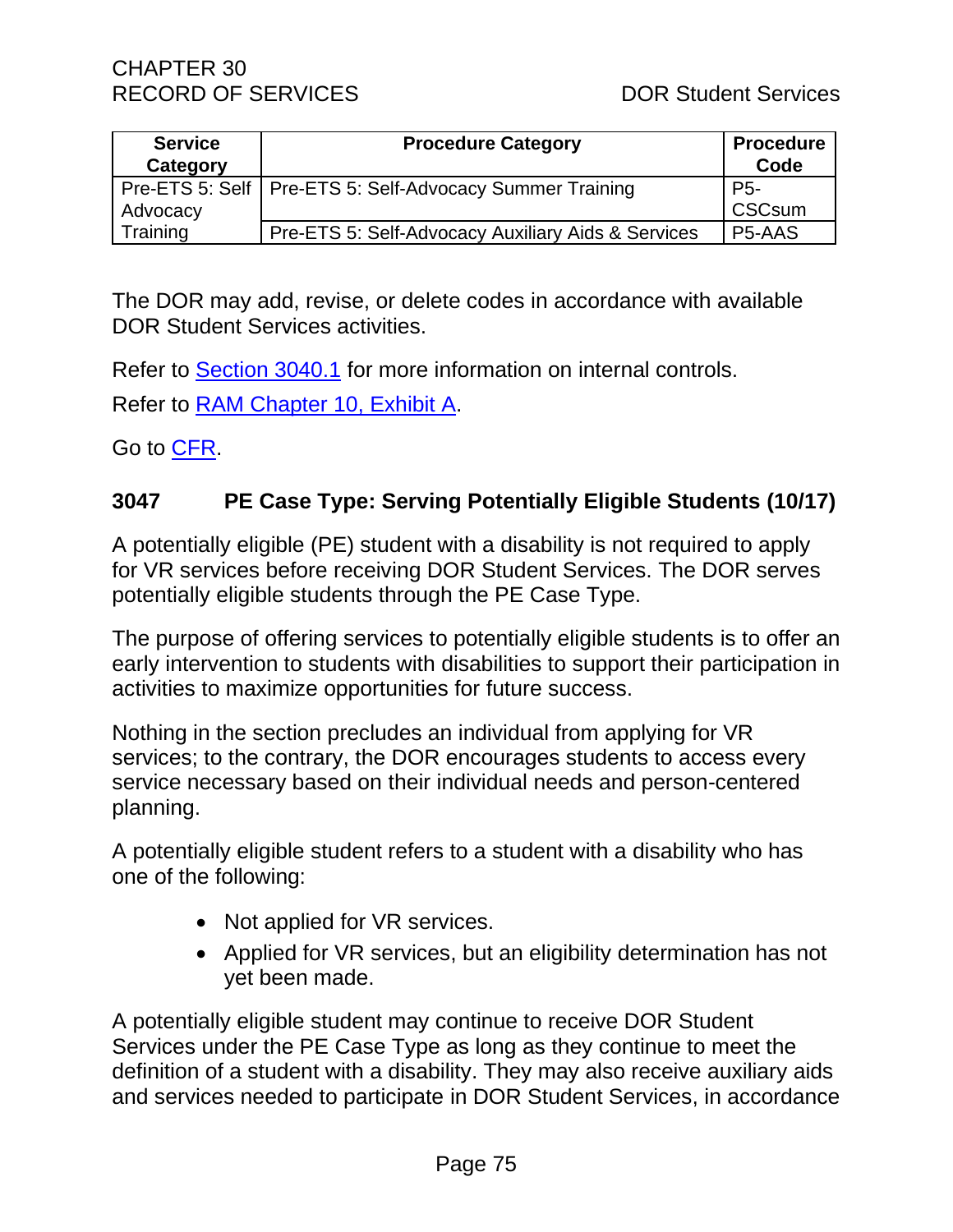| Service Category | Procedure Category | Procedure Code |
|---|---|---|
| Pre-ETS 5: Self Advocacy Training | Pre-ETS 5: Self-Advocacy Summer Training | P5-CSCsum |
| | Pre-ETS 5: Self-Advocacy Auxiliary Aids & Services | P5-AAS |

The DOR may add, revise, or delete codes in accordance with available DOR Student Services activities.

Refer to Section 3040.1 for more information on internal controls.

Refer to RAM Chapter 10, Exhibit A.

Go to CFR.

### 3047 PE Case Type: Serving Potentially Eligible Students (10/17)

A potentially eligible (PE) student with a disability is not required to apply for VR services before receiving DOR Student Services. The DOR serves potentially eligible students through the PE Case Type.

The purpose of offering services to potentially eligible students is to offer an early intervention to students with disabilities to support their participation in activities to maximize opportunities for future success.

Nothing in the section precludes an individual from applying for VR services; to the contrary, the DOR encourages students to access every service necessary based on their individual needs and person-centered planning.

A potentially eligible student refers to a student with a disability who has one of the following:

- Not applied for VR services.
- Applied for VR services, but an eligibility determination has not yet been made.

A potentially eligible student may continue to receive DOR Student Services under the PE Case Type as long as they continue to meet the definition of a student with a disability. They may also receive auxiliary aids and services needed to participate in DOR Student Services, in accordance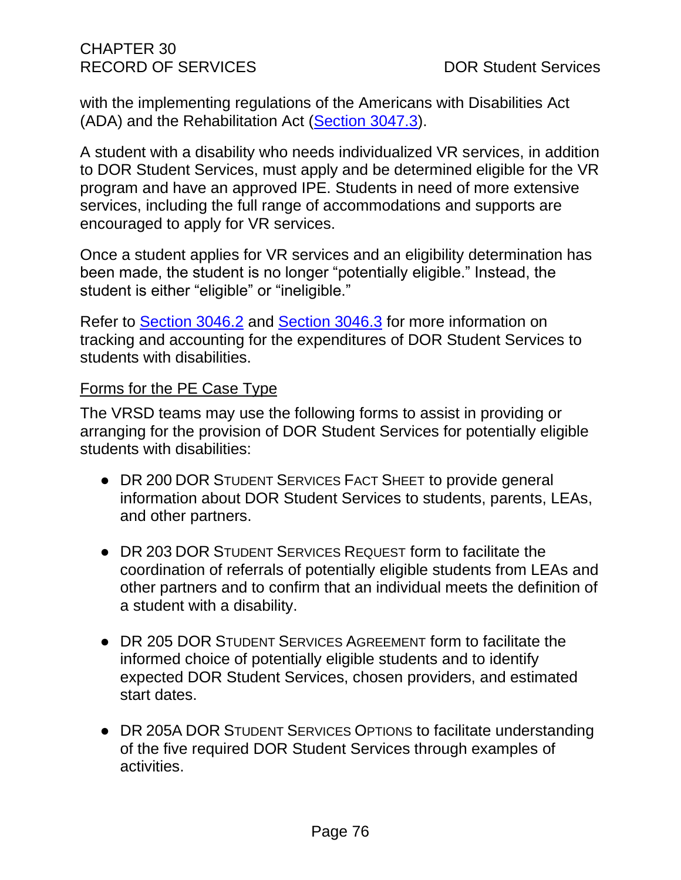with the implementing regulations of the Americans with Disabilities Act (ADA) and the Rehabilitation Act (Section 3047.3).

A student with a disability who needs individualized VR services, in addition to DOR Student Services, must apply and be determined eligible for the VR program and have an approved IPE. Students in need of more extensive services, including the full range of accommodations and supports are encouraged to apply for VR services.

Once a student applies for VR services and an eligibility determination has been made, the student is no longer "potentially eligible." Instead, the student is either "eligible" or "ineligible."

Refer to Section 3046.2 and Section 3046.3 for more information on tracking and accounting for the expenditures of DOR Student Services to students with disabilities.

Forms for the PE Case Type

The VRSD teams may use the following forms to assist in providing or arranging for the provision of DOR Student Services for potentially eligible students with disabilities:

- DR 200 DOR STUDENT SERVICES FACT SHEET to provide general information about DOR Student Services to students, parents, LEAs, and other partners.
- DR 203 DOR STUDENT SERVICES REQUEST form to facilitate the coordination of referrals of potentially eligible students from LEAs and other partners and to confirm that an individual meets the definition of a student with a disability.
- DR 205 DOR STUDENT SERVICES AGREEMENT form to facilitate the informed choice of potentially eligible students and to identify expected DOR Student Services, chosen providers, and estimated start dates.
- DR 205A DOR STUDENT SERVICES OPTIONS to facilitate understanding of the five required DOR Student Services through examples of activities.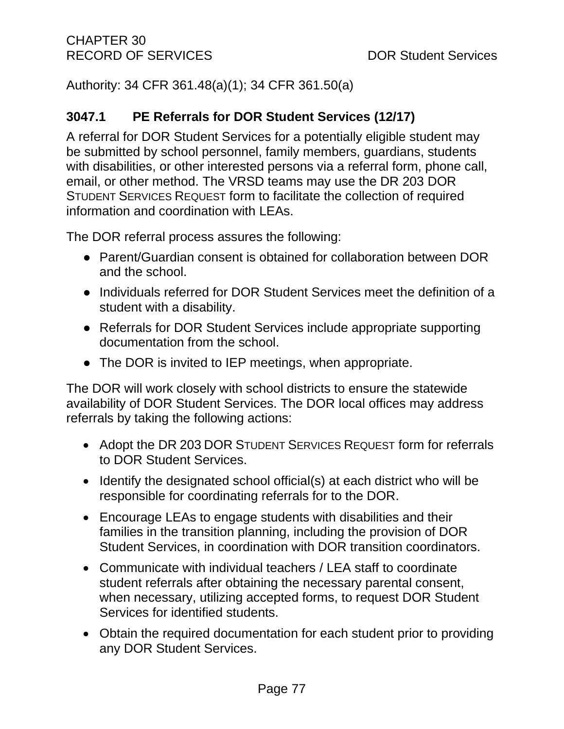Authority: 34 CFR 361.48(a)(1); 34 CFR 361.50(a)

### 3047.1 PE Referrals for DOR Student Services (12/17)

A referral for DOR Student Services for a potentially eligible student may be submitted by school personnel, family members, guardians, students with disabilities, or other interested persons via a referral form, phone call, email, or other method. The VRSD teams may use the DR 203 DOR STUDENT SERVICES REQUEST form to facilitate the collection of required information and coordination with LEAs.

The DOR referral process assures the following:

- Parent/Guardian consent is obtained for collaboration between DOR and the school.
- Individuals referred for DOR Student Services meet the definition of a student with a disability.
- Referrals for DOR Student Services include appropriate supporting documentation from the school.
- The DOR is invited to IEP meetings, when appropriate.

The DOR will work closely with school districts to ensure the statewide availability of DOR Student Services. The DOR local offices may address referrals by taking the following actions:

- Adopt the DR 203 DOR STUDENT SERVICES REQUEST form for referrals to DOR Student Services.
- Identify the designated school official(s) at each district who will be responsible for coordinating referrals for to the DOR.
- Encourage LEAs to engage students with disabilities and their families in the transition planning, including the provision of DOR Student Services, in coordination with DOR transition coordinators.
- Communicate with individual teachers / LEA staff to coordinate student referrals after obtaining the necessary parental consent, when necessary, utilizing accepted forms, to request DOR Student Services for identified students.
- Obtain the required documentation for each student prior to providing any DOR Student Services.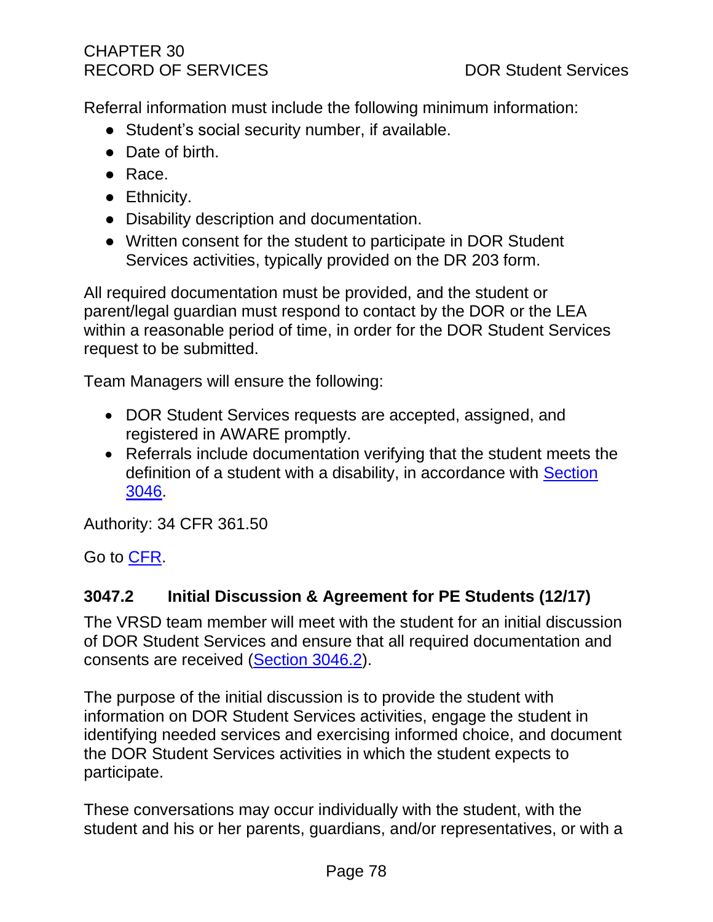Referral information must include the following minimum information:

- Student's social security number, if available.
- Date of birth.
- Race.
- Ethnicity.
- Disability description and documentation.
- Written consent for the student to participate in DOR Student Services activities, typically provided on the DR 203 form.

All required documentation must be provided, and the student or parent/legal guardian must respond to contact by the DOR or the LEA within a reasonable period of time, in order for the DOR Student Services request to be submitted.

Team Managers will ensure the following:

- DOR Student Services requests are accepted, assigned, and registered in AWARE promptly.
- Referrals include documentation verifying that the student meets the definition of a student with a disability, in accordance with Section 3046.

Authority: 34 CFR 361.50

Go to CFR.

### 3047.2 Initial Discussion & Agreement for PE Students (12/17)

The VRSD team member will meet with the student for an initial discussion of DOR Student Services and ensure that all required documentation and consents are received (Section 3046.2).

The purpose of the initial discussion is to provide the student with information on DOR Student Services activities, engage the student in identifying needed services and exercising informed choice, and document the DOR Student Services activities in which the student expects to participate.

These conversations may occur individually with the student, with the student and his or her parents, guardians, and/or representatives, or with a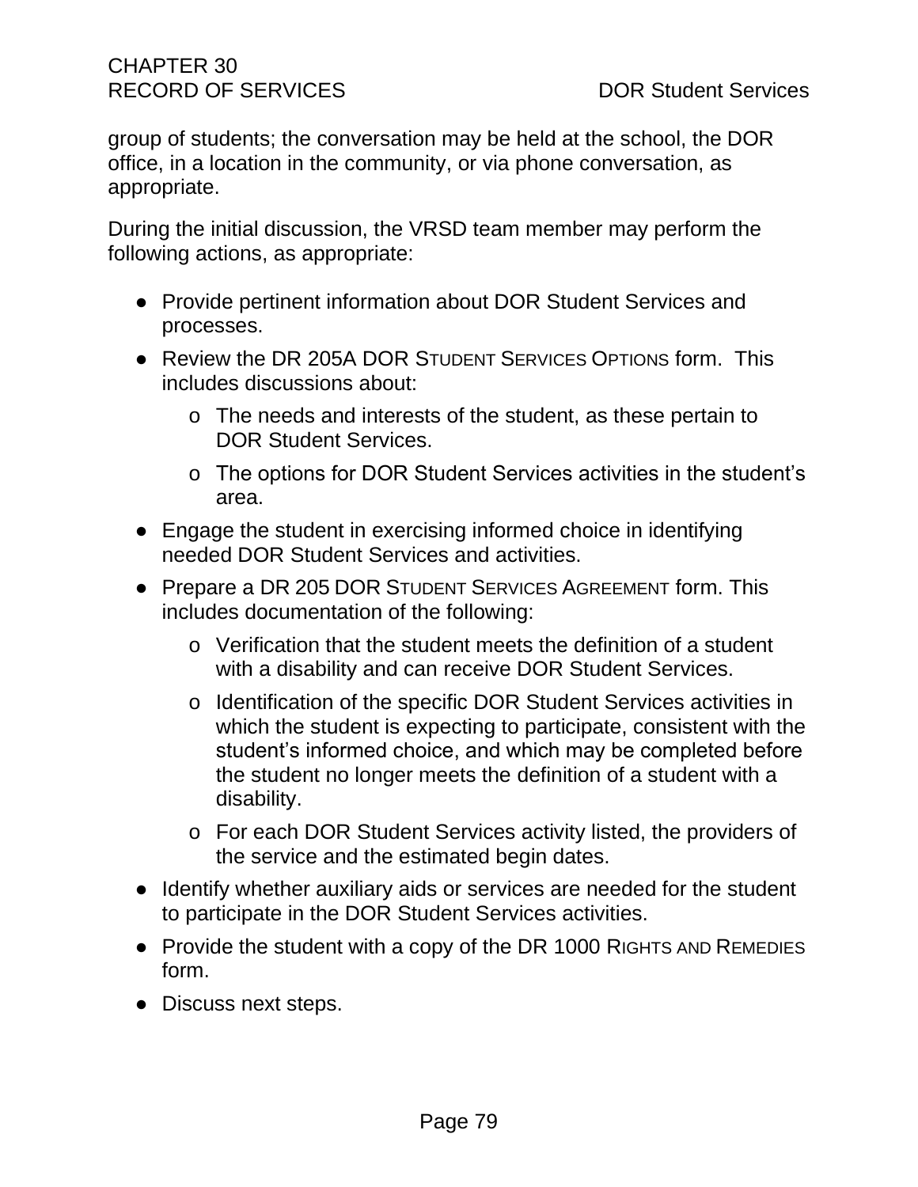group of students; the conversation may be held at the school, the DOR office, in a location in the community, or via phone conversation, as appropriate.

During the initial discussion, the VRSD team member may perform the following actions, as appropriate:

- Provide pertinent information about DOR Student Services and processes.
- Review the DR 205A DOR STUDENT SERVICES OPTIONS form. This includes discussions about:
  - The needs and interests of the student, as these pertain to DOR Student Services.
  - The options for DOR Student Services activities in the student's area.
- Engage the student in exercising informed choice in identifying needed DOR Student Services and activities.
- Prepare a DR 205 DOR STUDENT SERVICES AGREEMENT form. This includes documentation of the following:
  - Verification that the student meets the definition of a student with a disability and can receive DOR Student Services.
  - Identification of the specific DOR Student Services activities in which the student is expecting to participate, consistent with the student's informed choice, and which may be completed before the student no longer meets the definition of a student with a disability.
  - For each DOR Student Services activity listed, the providers of the service and the estimated begin dates.
- Identify whether auxiliary aids or services are needed for the student to participate in the DOR Student Services activities.
- Provide the student with a copy of the DR 1000 RIGHTS AND REMEDIES form.
- Discuss next steps.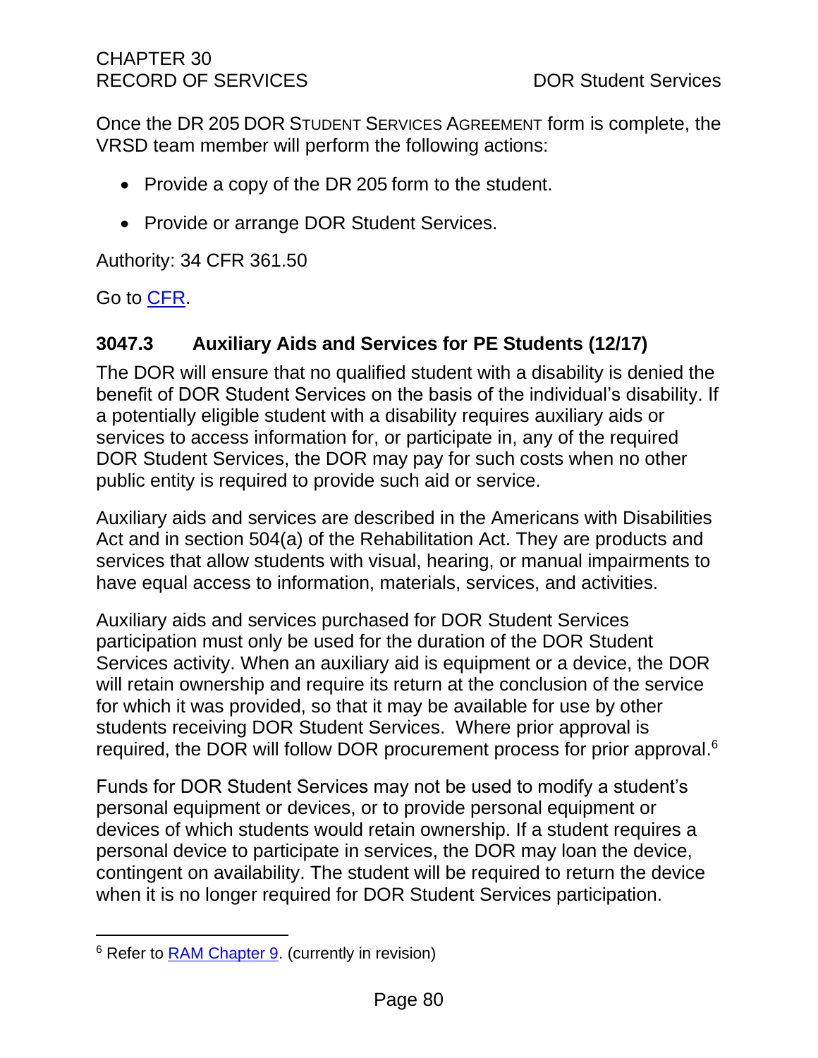Once the DR 205 DOR STUDENT SERVICES AGREEMENT form is complete, the VRSD team member will perform the following actions:

- Provide a copy of the DR 205 form to the student.
- Provide or arrange DOR Student Services.

Authority: 34 CFR 361.50

Go to [CFR](CFR).

### 3047.3 Auxiliary Aids and Services for PE Students (12/17)

The DOR will ensure that no qualified student with a disability is denied the benefit of DOR Student Services on the basis of the individual's disability. If a potentially eligible student with a disability requires auxiliary aids or services to access information for, or participate in, any of the required DOR Student Services, the DOR may pay for such costs when no other public entity is required to provide such aid or service.

Auxiliary aids and services are described in the Americans with Disabilities Act and in section 504(a) of the Rehabilitation Act. They are products and services that allow students with visual, hearing, or manual impairments to have equal access to information, materials, services, and activities.

Auxiliary aids and services purchased for DOR Student Services participation must only be used for the duration of the DOR Student Services activity. When an auxiliary aid is equipment or a device, the DOR will retain ownership and require its return at the conclusion of the service for which it was provided, so that it may be available for use by other students receiving DOR Student Services. Where prior approval is required, the DOR will follow DOR procurement process for prior approval.[6]

Funds for DOR Student Services may not be used to modify a student's personal equipment or devices, or to provide personal equipment or devices of which students would retain ownership. If a student requires a personal device to participate in services, the DOR may loan the device, contingent on availability. The student will be required to return the device when it is no longer required for DOR Student Services participation.

---

[6] Refer to [RAM Chapter 9](RAM Chapter 9). (currently in revision)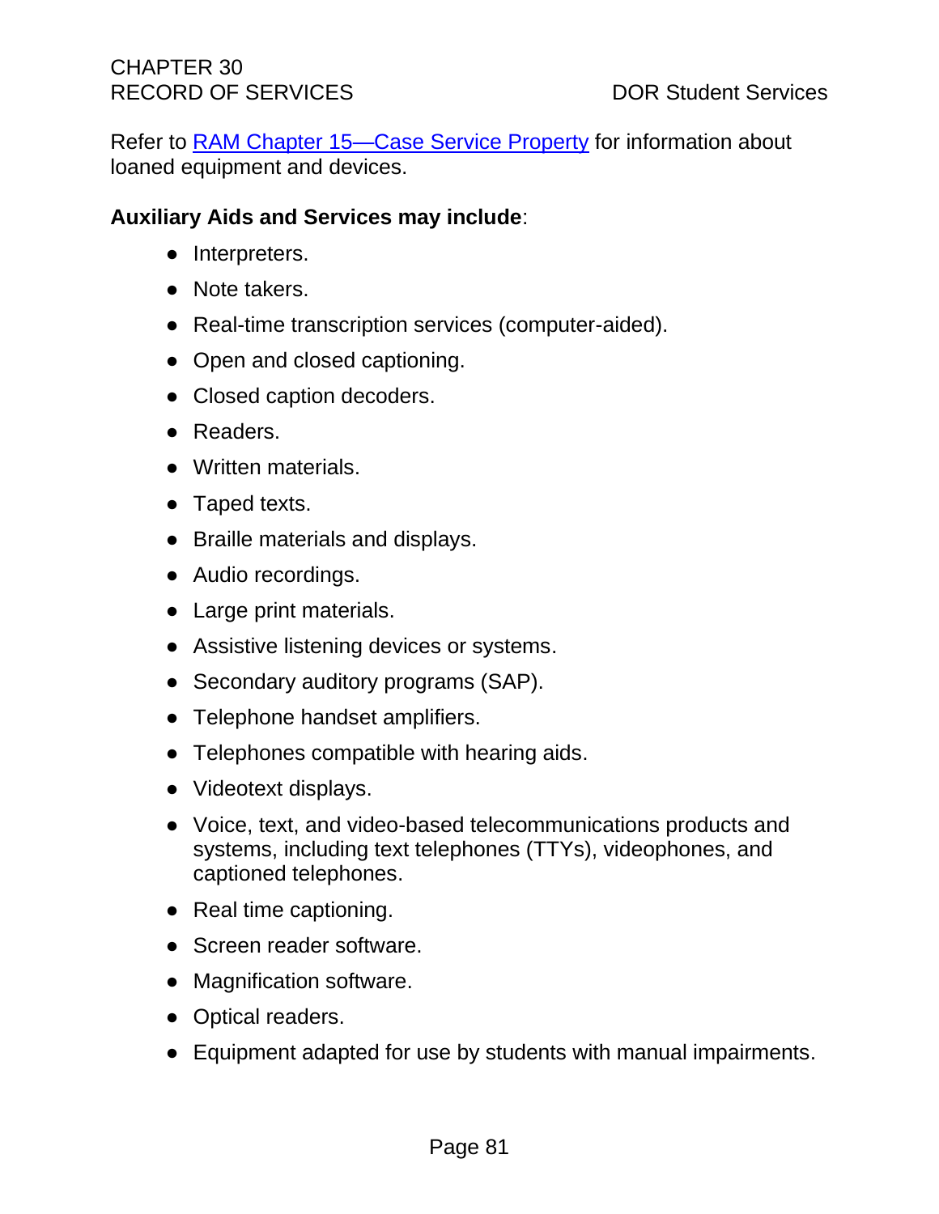Refer to [RAM Chapter 15—Case Service Property](#) for information about loaned equipment and devices.

**Auxiliary Aids and Services may include**:

- Interpreters.
- Note takers.
- Real-time transcription services (computer-aided).
- Open and closed captioning.
- Closed caption decoders.
- Readers.
- Written materials.
- Taped texts.
- Braille materials and displays.
- Audio recordings.
- Large print materials.
- Assistive listening devices or systems.
- Secondary auditory programs (SAP).
- Telephone handset amplifiers.
- Telephones compatible with hearing aids.
- Videotext displays.
- Voice, text, and video-based telecommunications products and systems, including text telephones (TTYs), videophones, and captioned telephones.
- Real time captioning.
- Screen reader software.
- Magnification software.
- Optical readers.
- Equipment adapted for use by students with manual impairments.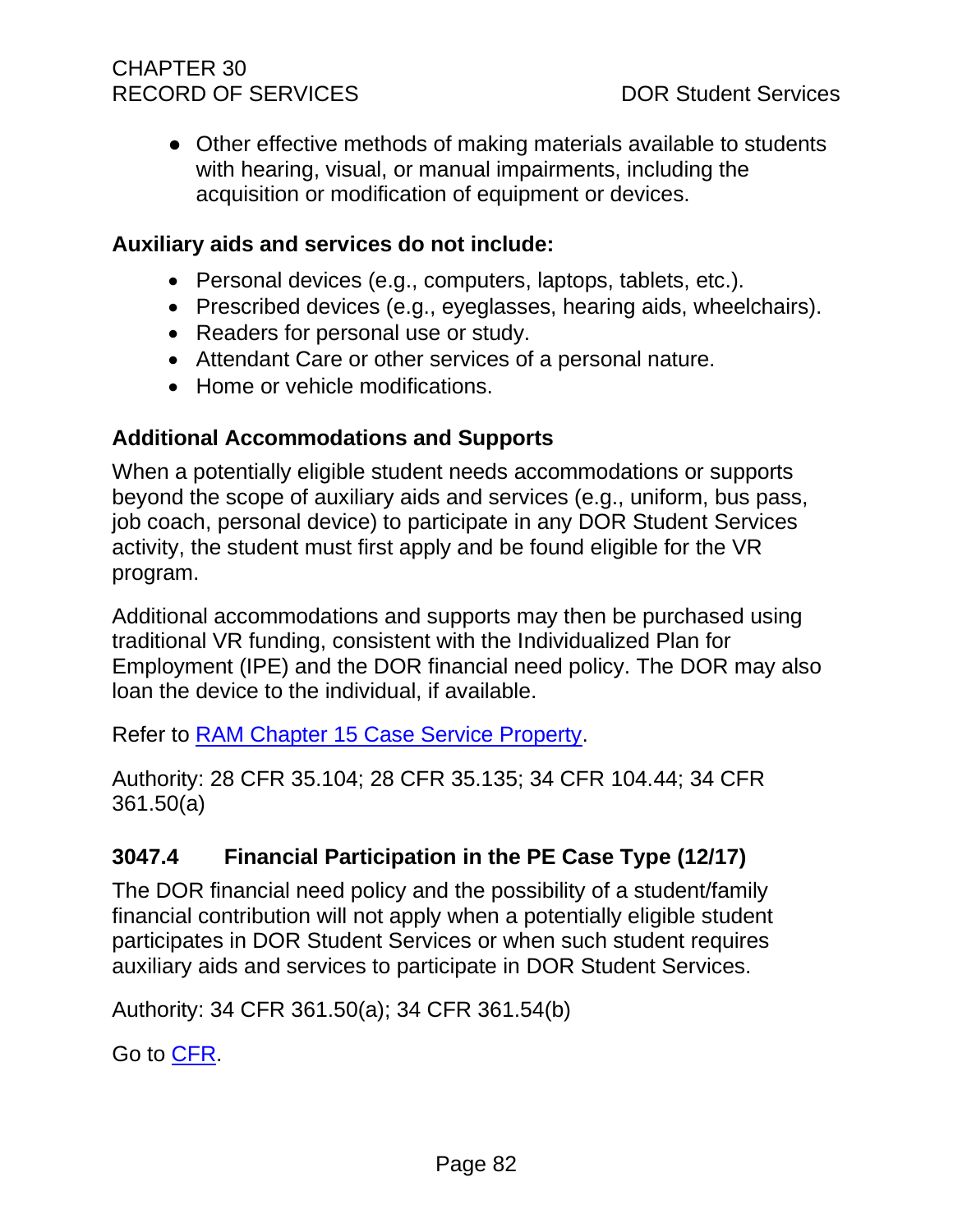- Other effective methods of making materials available to students with hearing, visual, or manual impairments, including the acquisition or modification of equipment or devices.

**Auxiliary aids and services do not include:**

- Personal devices (e.g., computers, laptops, tablets, etc.).
- Prescribed devices (e.g., eyeglasses, hearing aids, wheelchairs).
- Readers for personal use or study.
- Attendant Care or other services of a personal nature.
- Home or vehicle modifications.

**Additional Accommodations and Supports**

When a potentially eligible student needs accommodations or supports beyond the scope of auxiliary aids and services (e.g., uniform, bus pass, job coach, personal device) to participate in any DOR Student Services activity, the student must first apply and be found eligible for the VR program.

Additional accommodations and supports may then be purchased using traditional VR funding, consistent with the Individualized Plan for Employment (IPE) and the DOR financial need policy. The DOR may also loan the device to the individual, if available.

Refer to [RAM Chapter 15 Case Service Property](#).

Authority: 28 CFR 35.104; 28 CFR 35.135; 34 CFR 104.44; 34 CFR 361.50(a)

### 3047.4 Financial Participation in the PE Case Type (12/17)

The DOR financial need policy and the possibility of a student/family financial contribution will not apply when a potentially eligible student participates in DOR Student Services or when such student requires auxiliary aids and services to participate in DOR Student Services.

Authority: 34 CFR 361.50(a); 34 CFR 361.54(b)

Go to [CFR](#).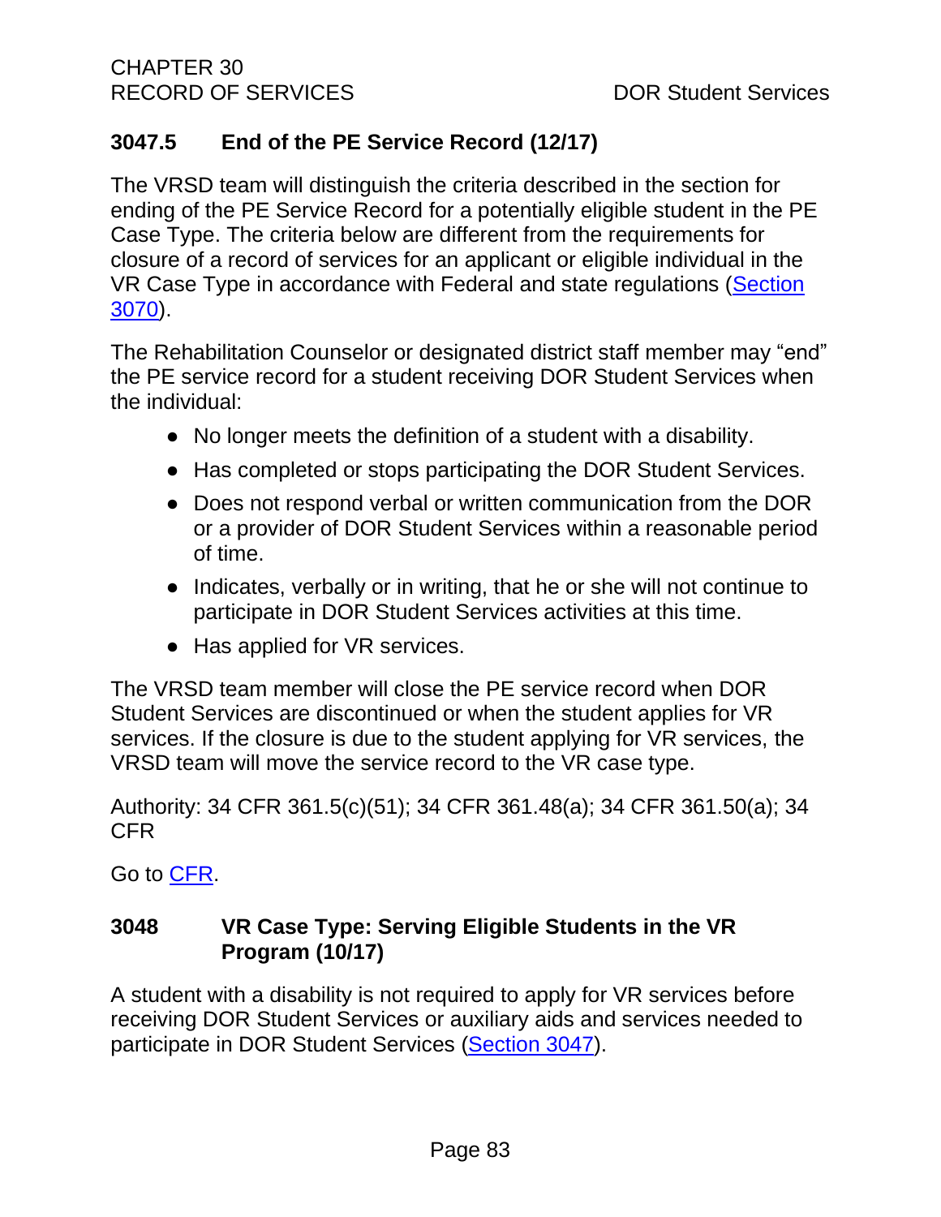### 3047.5 End of the PE Service Record (12/17)

The VRSD team will distinguish the criteria described in the section for ending of the PE Service Record for a potentially eligible student in the PE Case Type. The criteria below are different from the requirements for closure of a record of services for an applicant or eligible individual in the VR Case Type in accordance with Federal and state regulations (Section 3070).

The Rehabilitation Counselor or designated district staff member may “end” the PE service record for a student receiving DOR Student Services when the individual:

- No longer meets the definition of a student with a disability.
- Has completed or stops participating the DOR Student Services.
- Does not respond verbal or written communication from the DOR or a provider of DOR Student Services within a reasonable period of time.
- Indicates, verbally or in writing, that he or she will not continue to participate in DOR Student Services activities at this time.
- Has applied for VR services.

The VRSD team member will close the PE service record when DOR Student Services are discontinued or when the student applies for VR services. If the closure is due to the student applying for VR services, the VRSD team will move the service record to the VR case type.

Authority: 34 CFR 361.5(c)(51); 34 CFR 361.48(a); 34 CFR 361.50(a); 34 CFR

Go to CFR.

### 3048 VR Case Type: Serving Eligible Students in the VR Program (10/17)

A student with a disability is not required to apply for VR services before receiving DOR Student Services or auxiliary aids and services needed to participate in DOR Student Services (Section 3047).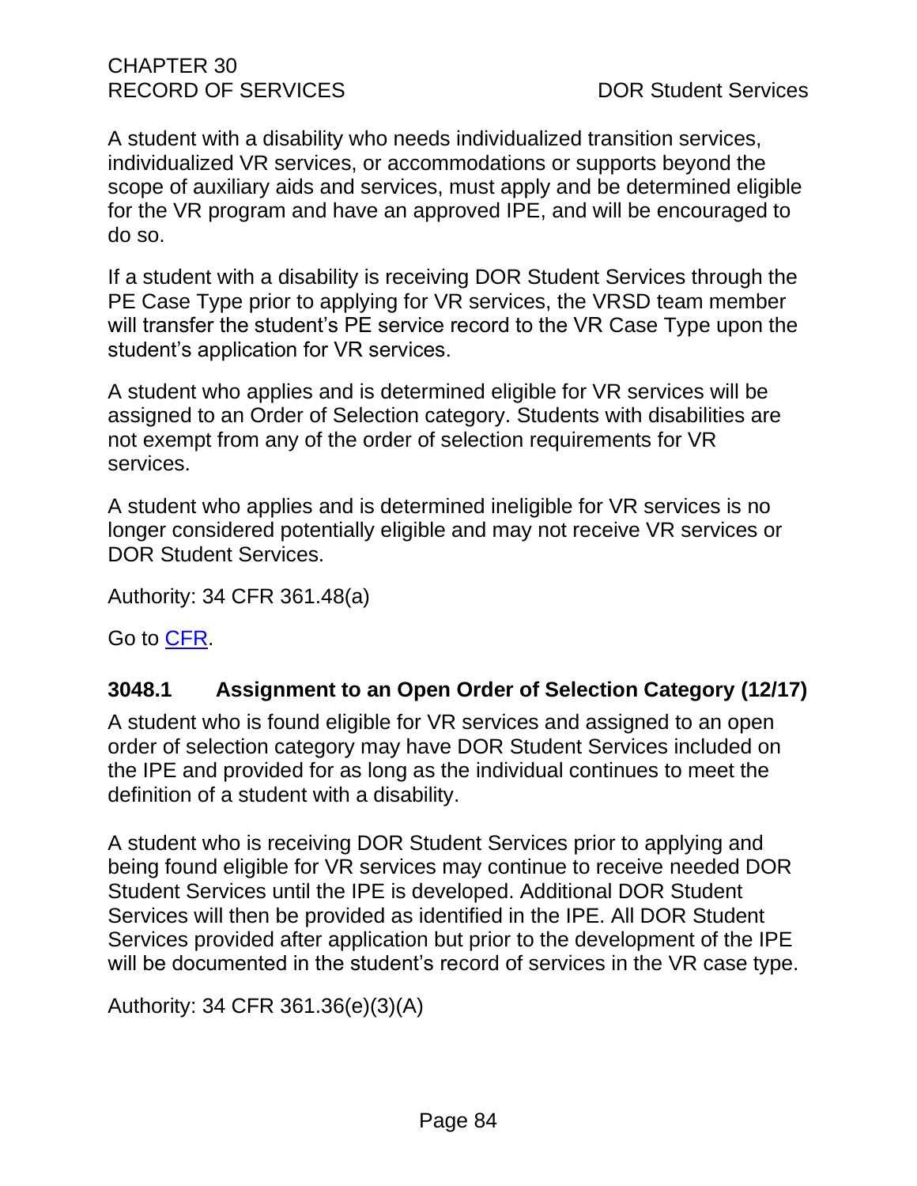A student with a disability who needs individualized transition services, individualized VR services, or accommodations or supports beyond the scope of auxiliary aids and services, must apply and be determined eligible for the VR program and have an approved IPE, and will be encouraged to do so.

If a student with a disability is receiving DOR Student Services through the PE Case Type prior to applying for VR services, the VRSD team member will transfer the student's PE service record to the VR Case Type upon the student's application for VR services.

A student who applies and is determined eligible for VR services will be assigned to an Order of Selection category. Students with disabilities are not exempt from any of the order of selection requirements for VR services.

A student who applies and is determined ineligible for VR services is no longer considered potentially eligible and may not receive VR services or DOR Student Services.

Authority: 34 CFR 361.48(a)

Go to CFR.

### 3048.1 Assignment to an Open Order of Selection Category (12/17)

A student who is found eligible for VR services and assigned to an open order of selection category may have DOR Student Services included on the IPE and provided for as long as the individual continues to meet the definition of a student with a disability.

A student who is receiving DOR Student Services prior to applying and being found eligible for VR services may continue to receive needed DOR Student Services until the IPE is developed. Additional DOR Student Services will then be provided as identified in the IPE. All DOR Student Services provided after application but prior to the development of the IPE will be documented in the student's record of services in the VR case type.

Authority: 34 CFR 361.36(e)(3)(A)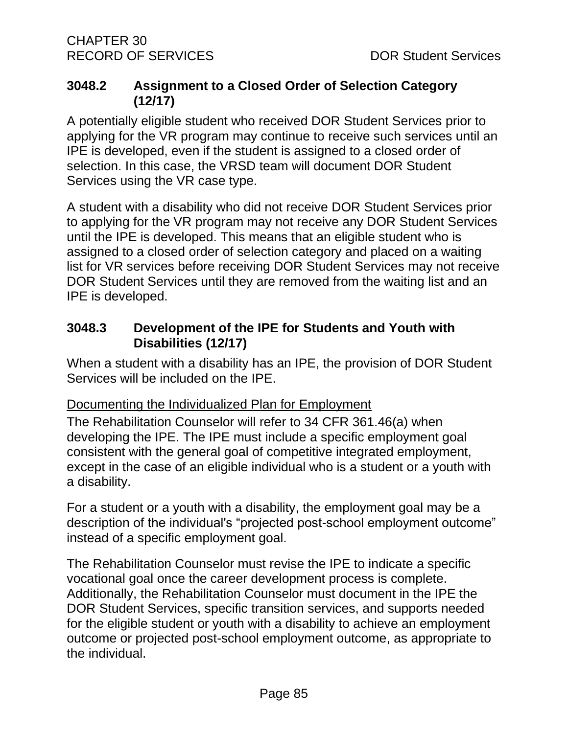### 3048.2 Assignment to a Closed Order of Selection Category (12/17)

A potentially eligible student who received DOR Student Services prior to applying for the VR program may continue to receive such services until an IPE is developed, even if the student is assigned to a closed order of selection. In this case, the VRSD team will document DOR Student Services using the VR case type.

A student with a disability who did not receive DOR Student Services prior to applying for the VR program may not receive any DOR Student Services until the IPE is developed. This means that an eligible student who is assigned to a closed order of selection category and placed on a waiting list for VR services before receiving DOR Student Services may not receive DOR Student Services until they are removed from the waiting list and an IPE is developed.

### 3048.3 Development of the IPE for Students and Youth with Disabilities (12/17)

When a student with a disability has an IPE, the provision of DOR Student Services will be included on the IPE.

<u>Documenting the Individualized Plan for Employment</u>

The Rehabilitation Counselor will refer to 34 CFR 361.46(a) when developing the IPE. The IPE must include a specific employment goal consistent with the general goal of competitive integrated employment, except in the case of an eligible individual who is a student or a youth with a disability.

For a student or a youth with a disability, the employment goal may be a description of the individual's "projected post-school employment outcome" instead of a specific employment goal.

The Rehabilitation Counselor must revise the IPE to indicate a specific vocational goal once the career development process is complete. Additionally, the Rehabilitation Counselor must document in the IPE the DOR Student Services, specific transition services, and supports needed for the eligible student or youth with a disability to achieve an employment outcome or projected post-school employment outcome, as appropriate to the individual.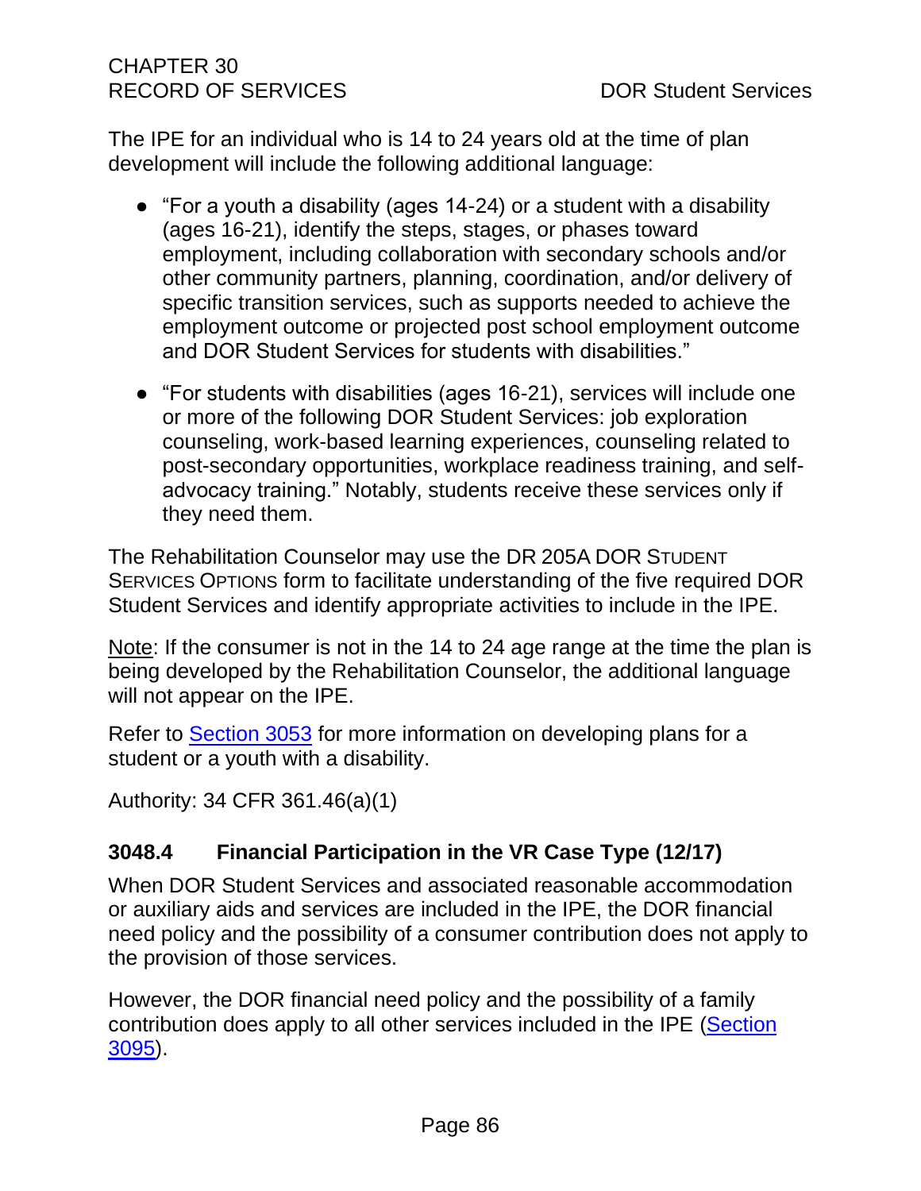The IPE for an individual who is 14 to 24 years old at the time of plan development will include the following additional language:

- "For a youth a disability (ages 14-24) or a student with a disability (ages 16-21), identify the steps, stages, or phases toward employment, including collaboration with secondary schools and/or other community partners, planning, coordination, and/or delivery of specific transition services, such as supports needed to achieve the employment outcome or projected post school employment outcome and DOR Student Services for students with disabilities."
- "For students with disabilities (ages 16-21), services will include one or more of the following DOR Student Services: job exploration counseling, work-based learning experiences, counseling related to post-secondary opportunities, workplace readiness training, and self-advocacy training." Notably, students receive these services only if they need them.

The Rehabilitation Counselor may use the DR 205A DOR STUDENT SERVICES OPTIONS form to facilitate understanding of the five required DOR Student Services and identify appropriate activities to include in the IPE.

Note: If the consumer is not in the 14 to 24 age range at the time the plan is being developed by the Rehabilitation Counselor, the additional language will not appear on the IPE.

Refer to Section 3053 for more information on developing plans for a student or a youth with a disability.

Authority: 34 CFR 361.46(a)(1)

### 3048.4 Financial Participation in the VR Case Type (12/17)

When DOR Student Services and associated reasonable accommodation or auxiliary aids and services are included in the IPE, the DOR financial need policy and the possibility of a consumer contribution does not apply to the provision of those services.

However, the DOR financial need policy and the possibility of a family contribution does apply to all other services included in the IPE (Section 3095).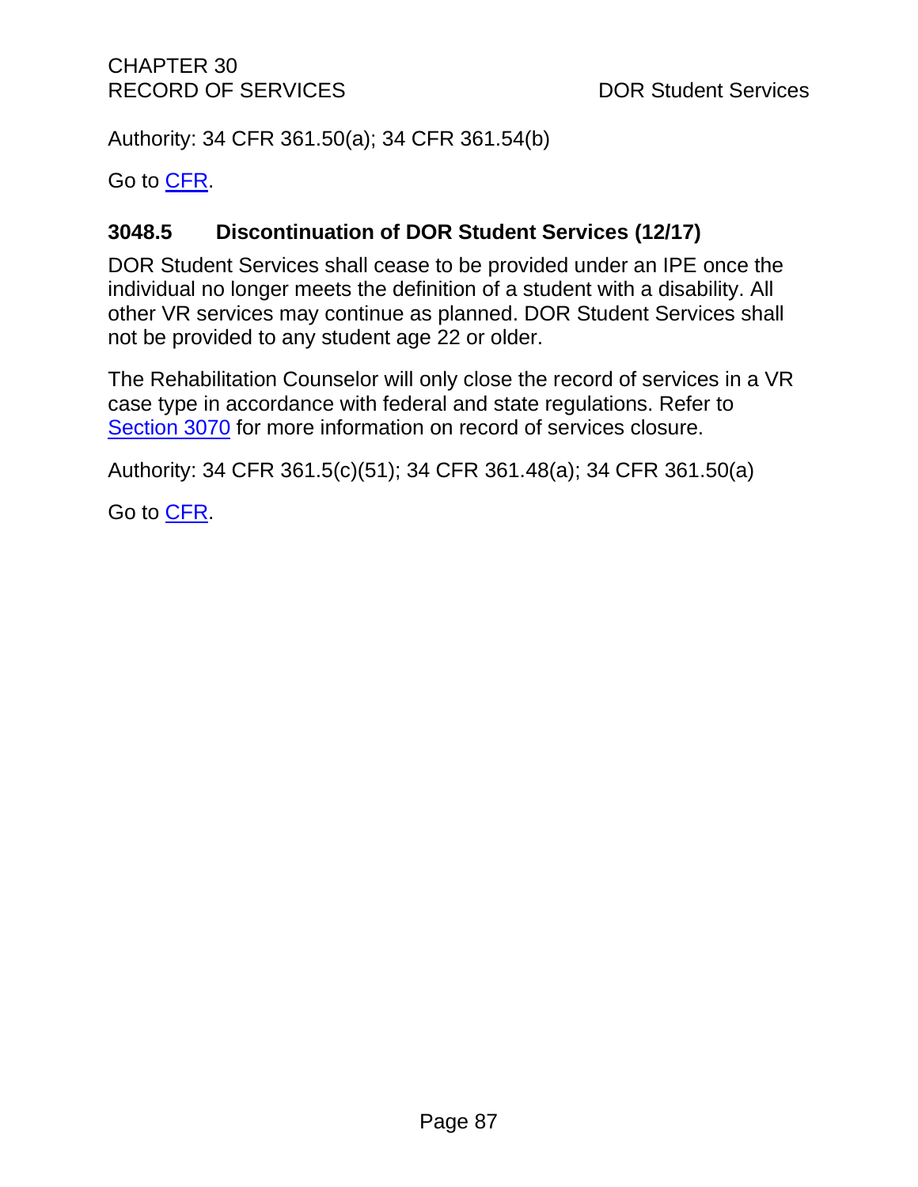Authority: 34 CFR 361.50(a); 34 CFR 361.54(b)

Go to CFR.

### 3048.5 Discontinuation of DOR Student Services (12/17)

DOR Student Services shall cease to be provided under an IPE once the individual no longer meets the definition of a student with a disability. All other VR services may continue as planned. DOR Student Services shall not be provided to any student age 22 or older.

The Rehabilitation Counselor will only close the record of services in a VR case type in accordance with federal and state regulations. Refer to Section 3070 for more information on record of services closure.

Authority: 34 CFR 361.5(c)(51); 34 CFR 361.48(a); 34 CFR 361.50(a)

Go to CFR.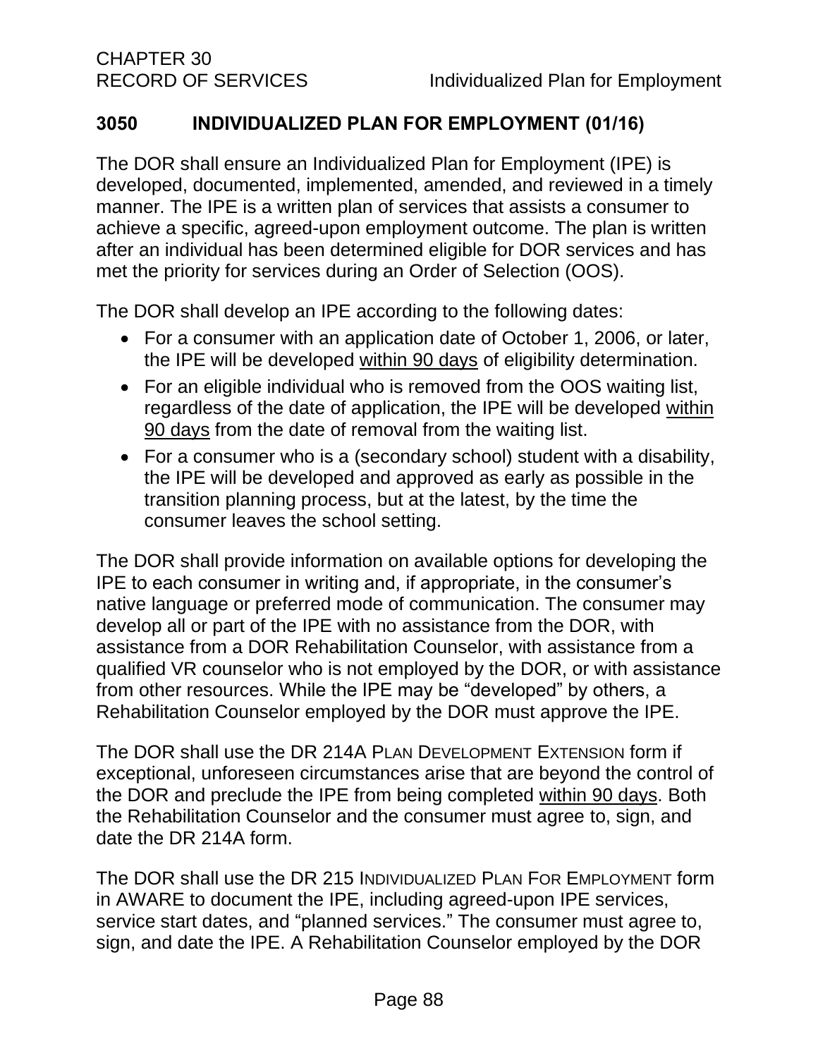## 3050 INDIVIDUALIZED PLAN FOR EMPLOYMENT (01/16)

The DOR shall ensure an Individualized Plan for Employment (IPE) is developed, documented, implemented, amended, and reviewed in a timely manner. The IPE is a written plan of services that assists a consumer to achieve a specific, agreed-upon employment outcome. The plan is written after an individual has been determined eligible for DOR services and has met the priority for services during an Order of Selection (OOS).

The DOR shall develop an IPE according to the following dates:

- For a consumer with an application date of October 1, 2006, or later, the IPE will be developed within 90 days of eligibility determination.
- For an eligible individual who is removed from the OOS waiting list, regardless of the date of application, the IPE will be developed within 90 days from the date of removal from the waiting list.
- For a consumer who is a (secondary school) student with a disability, the IPE will be developed and approved as early as possible in the transition planning process, but at the latest, by the time the consumer leaves the school setting.

The DOR shall provide information on available options for developing the IPE to each consumer in writing and, if appropriate, in the consumer's native language or preferred mode of communication. The consumer may develop all or part of the IPE with no assistance from the DOR, with assistance from a DOR Rehabilitation Counselor, with assistance from a qualified VR counselor who is not employed by the DOR, or with assistance from other resources. While the IPE may be "developed" by others, a Rehabilitation Counselor employed by the DOR must approve the IPE.

The DOR shall use the DR 214A PLAN DEVELOPMENT EXTENSION form if exceptional, unforeseen circumstances arise that are beyond the control of the DOR and preclude the IPE from being completed within 90 days. Both the Rehabilitation Counselor and the consumer must agree to, sign, and date the DR 214A form.

The DOR shall use the DR 215 INDIVIDUALIZED PLAN FOR EMPLOYMENT form in AWARE to document the IPE, including agreed-upon IPE services, service start dates, and "planned services." The consumer must agree to, sign, and date the IPE. A Rehabilitation Counselor employed by the DOR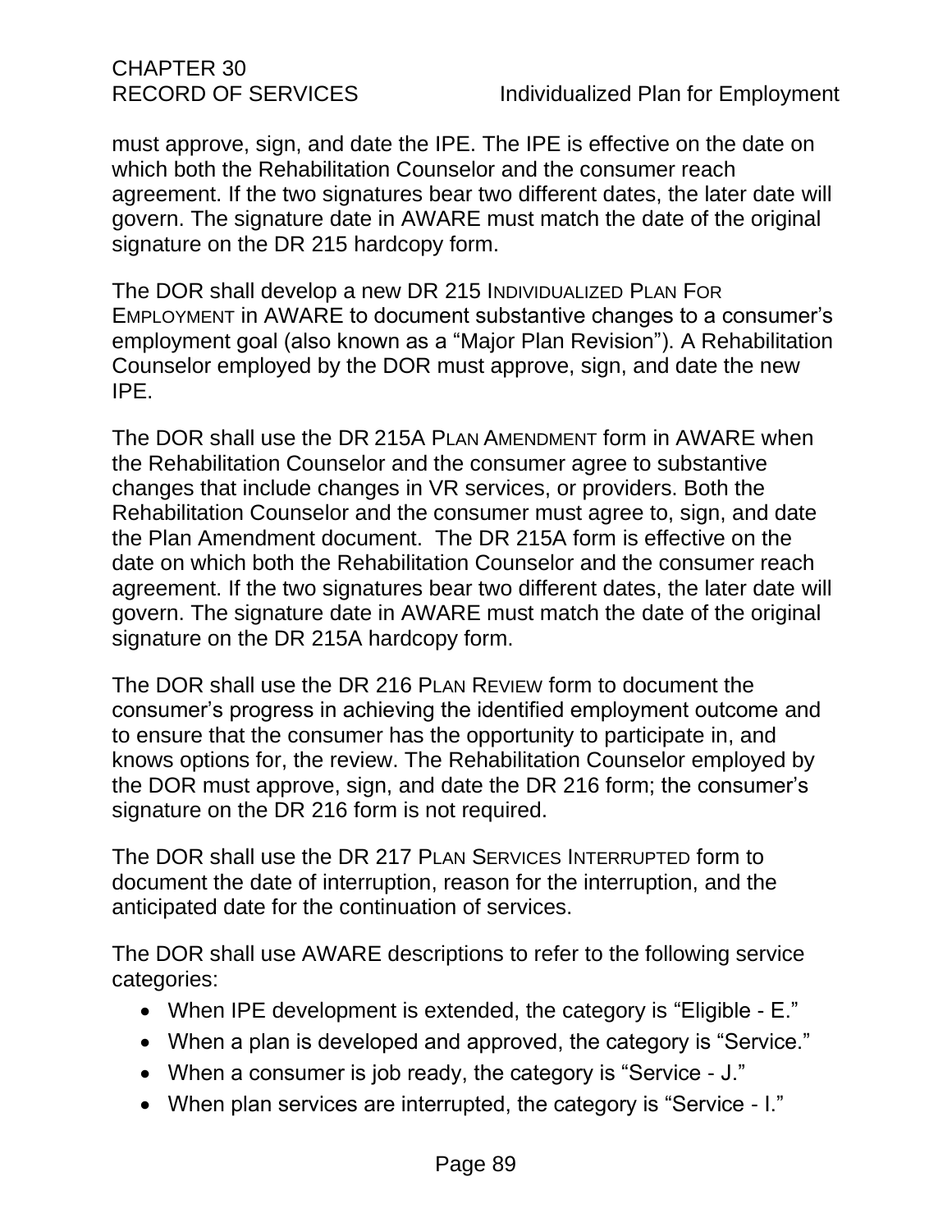must approve, sign, and date the IPE. The IPE is effective on the date on which both the Rehabilitation Counselor and the consumer reach agreement. If the two signatures bear two different dates, the later date will govern. The signature date in AWARE must match the date of the original signature on the DR 215 hardcopy form.

The DOR shall develop a new DR 215 Individualized Plan For Employment in AWARE to document substantive changes to a consumer's employment goal (also known as a "Major Plan Revision"). A Rehabilitation Counselor employed by the DOR must approve, sign, and date the new IPE.

The DOR shall use the DR 215A Plan Amendment form in AWARE when the Rehabilitation Counselor and the consumer agree to substantive changes that include changes in VR services, or providers. Both the Rehabilitation Counselor and the consumer must agree to, sign, and date the Plan Amendment document. The DR 215A form is effective on the date on which both the Rehabilitation Counselor and the consumer reach agreement. If the two signatures bear two different dates, the later date will govern. The signature date in AWARE must match the date of the original signature on the DR 215A hardcopy form.

The DOR shall use the DR 216 Plan Review form to document the consumer's progress in achieving the identified employment outcome and to ensure that the consumer has the opportunity to participate in, and knows options for, the review. The Rehabilitation Counselor employed by the DOR must approve, sign, and date the DR 216 form; the consumer's signature on the DR 216 form is not required.

The DOR shall use the DR 217 Plan Services Interrupted form to document the date of interruption, reason for the interruption, and the anticipated date for the continuation of services.

The DOR shall use AWARE descriptions to refer to the following service categories:

- When IPE development is extended, the category is "Eligible - E."
- When a plan is developed and approved, the category is "Service."
- When a consumer is job ready, the category is "Service - J."
- When plan services are interrupted, the category is "Service - I."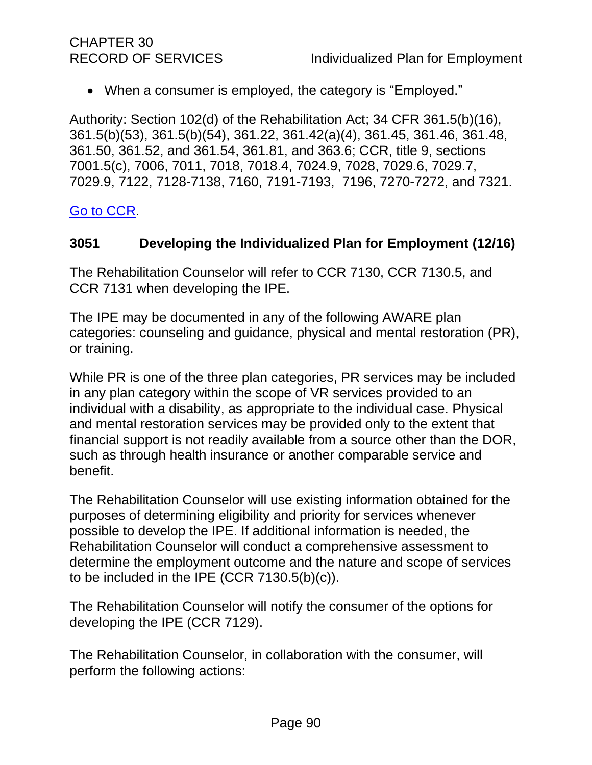- When a consumer is employed, the category is "Employed."

Authority: Section 102(d) of the Rehabilitation Act; 34 CFR 361.5(b)(16), 361.5(b)(53), 361.5(b)(54), 361.22, 361.42(a)(4), 361.45, 361.46, 361.48, 361.50, 361.52, and 361.54, 361.81, and 363.6; CCR, title 9, sections 7001.5(c), 7006, 7011, 7018, 7018.4, 7024.9, 7028, 7029.6, 7029.7, 7029.9, 7122, 7128-7138, 7160, 7191-7193, 7196, 7270-7272, and 7321.

[Go to CCR](#).

### 3051 Developing the Individualized Plan for Employment (12/16)

The Rehabilitation Counselor will refer to CCR 7130, CCR 7130.5, and CCR 7131 when developing the IPE.

The IPE may be documented in any of the following AWARE plan categories: counseling and guidance, physical and mental restoration (PR), or training.

While PR is one of the three plan categories, PR services may be included in any plan category within the scope of VR services provided to an individual with a disability, as appropriate to the individual case. Physical and mental restoration services may be provided only to the extent that financial support is not readily available from a source other than the DOR, such as through health insurance or another comparable service and benefit.

The Rehabilitation Counselor will use existing information obtained for the purposes of determining eligibility and priority for services whenever possible to develop the IPE. If additional information is needed, the Rehabilitation Counselor will conduct a comprehensive assessment to determine the employment outcome and the nature and scope of services to be included in the IPE (CCR 7130.5(b)(c)).

The Rehabilitation Counselor will notify the consumer of the options for developing the IPE (CCR 7129).

The Rehabilitation Counselor, in collaboration with the consumer, will perform the following actions: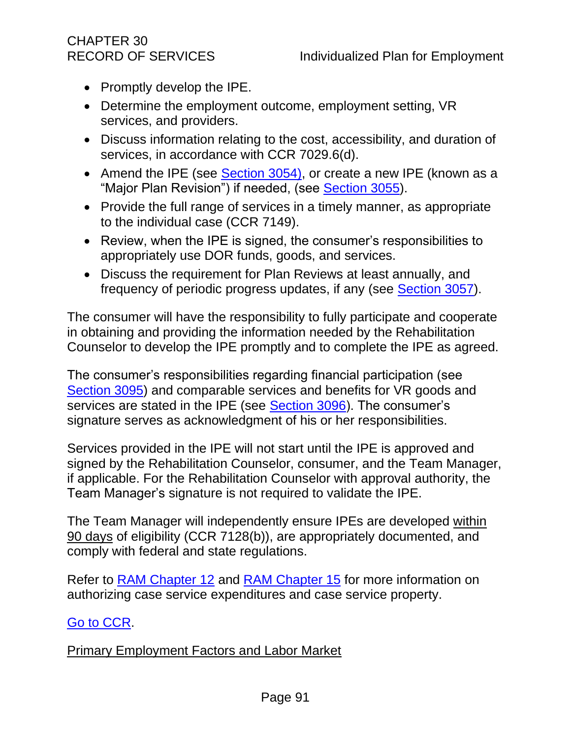- Promptly develop the IPE.
- Determine the employment outcome, employment setting, VR services, and providers.
- Discuss information relating to the cost, accessibility, and duration of services, in accordance with CCR 7029.6(d).
- Amend the IPE (see Section 3054), or create a new IPE (known as a "Major Plan Revision") if needed, (see Section 3055).
- Provide the full range of services in a timely manner, as appropriate to the individual case (CCR 7149).
- Review, when the IPE is signed, the consumer's responsibilities to appropriately use DOR funds, goods, and services.
- Discuss the requirement for Plan Reviews at least annually, and frequency of periodic progress updates, if any (see Section 3057).

The consumer will have the responsibility to fully participate and cooperate in obtaining and providing the information needed by the Rehabilitation Counselor to develop the IPE promptly and to complete the IPE as agreed.

The consumer's responsibilities regarding financial participation (see Section 3095) and comparable services and benefits for VR goods and services are stated in the IPE (see Section 3096). The consumer's signature serves as acknowledgment of his or her responsibilities.

Services provided in the IPE will not start until the IPE is approved and signed by the Rehabilitation Counselor, consumer, and the Team Manager, if applicable. For the Rehabilitation Counselor with approval authority, the Team Manager's signature is not required to validate the IPE.

The Team Manager will independently ensure IPEs are developed within 90 days of eligibility (CCR 7128(b)), are appropriately documented, and comply with federal and state regulations.

Refer to RAM Chapter 12 and RAM Chapter 15 for more information on authorizing case service expenditures and case service property.

Go to CCR.

Primary Employment Factors and Labor Market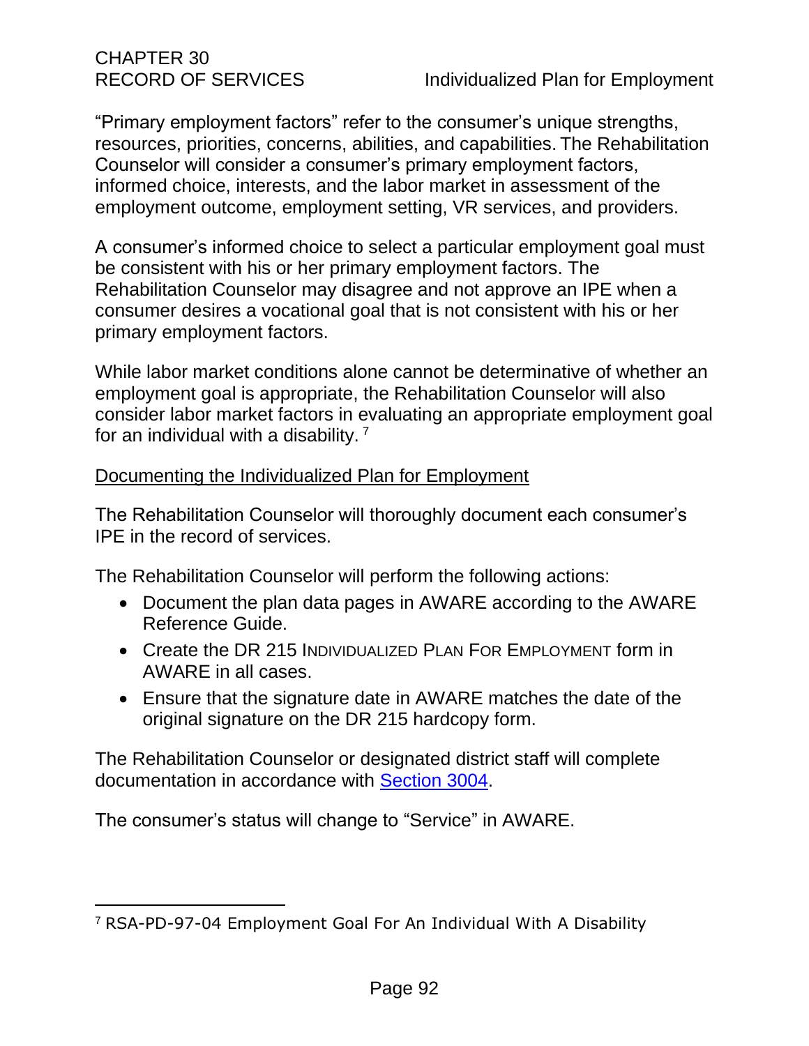"Primary employment factors" refer to the consumer's unique strengths, resources, priorities, concerns, abilities, and capabilities. The Rehabilitation Counselor will consider a consumer's primary employment factors, informed choice, interests, and the labor market in assessment of the employment outcome, employment setting, VR services, and providers.

A consumer's informed choice to select a particular employment goal must be consistent with his or her primary employment factors. The Rehabilitation Counselor may disagree and not approve an IPE when a consumer desires a vocational goal that is not consistent with his or her primary employment factors.

While labor market conditions alone cannot be determinative of whether an employment goal is appropriate, the Rehabilitation Counselor will also consider labor market factors in evaluating an appropriate employment goal for an individual with a disability. [7]

## Documenting the Individualized Plan for Employment

The Rehabilitation Counselor will thoroughly document each consumer's IPE in the record of services.

The Rehabilitation Counselor will perform the following actions:

- Document the plan data pages in AWARE according to the AWARE Reference Guide.
- Create the DR 215 INDIVIDUALIZED PLAN FOR EMPLOYMENT form in AWARE in all cases.
- Ensure that the signature date in AWARE matches the date of the original signature on the DR 215 hardcopy form.

The Rehabilitation Counselor or designated district staff will complete documentation in accordance with Section 3004.

The consumer's status will change to "Service" in AWARE.

---

[7] RSA-PD-97-04 Employment Goal For An Individual With A Disability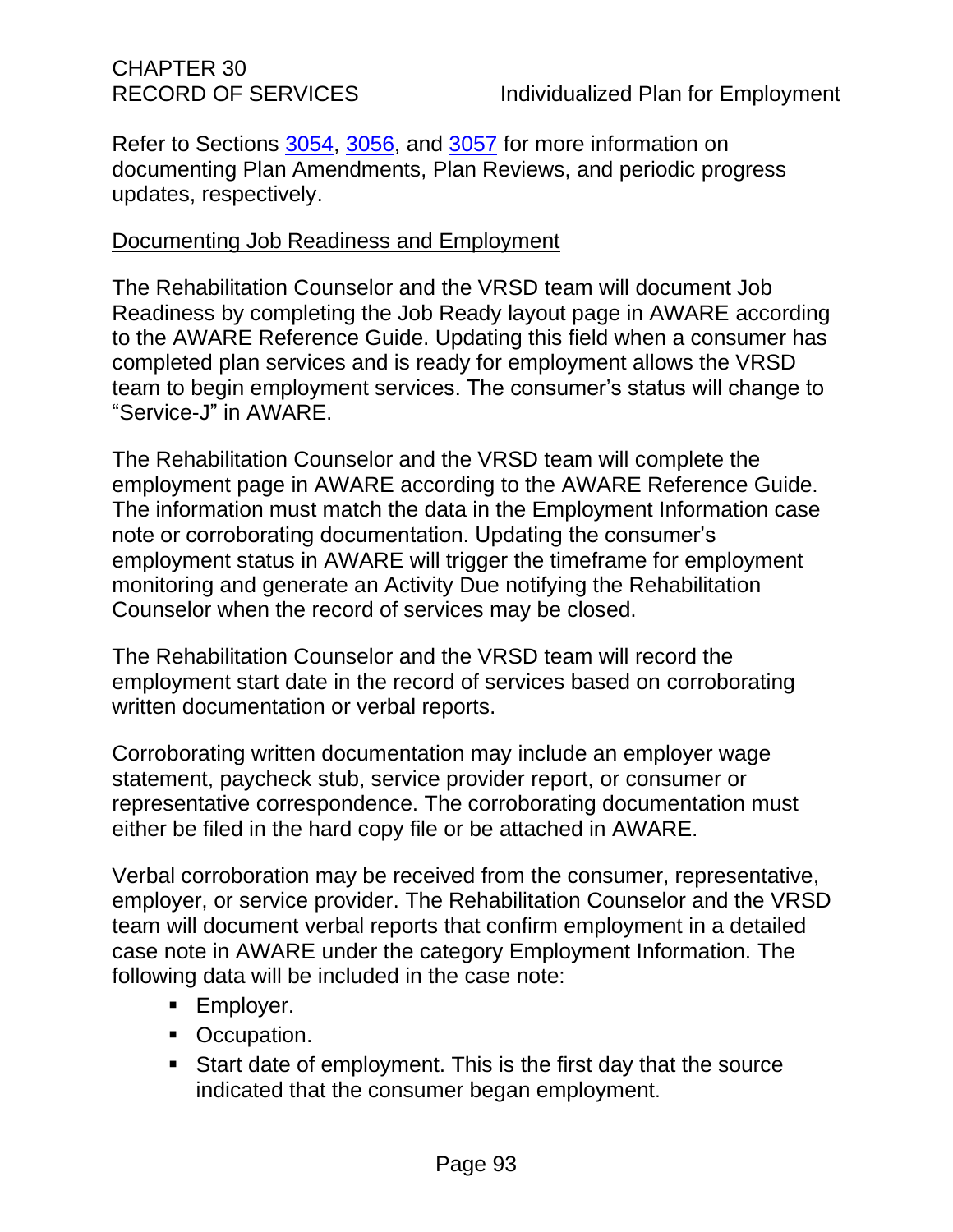Refer to Sections [3054](#), [3056](#), and [3057](#) for more information on documenting Plan Amendments, Plan Reviews, and periodic progress updates, respectively.

## Documenting Job Readiness and Employment

The Rehabilitation Counselor and the VRSD team will document Job Readiness by completing the Job Ready layout page in AWARE according to the AWARE Reference Guide. Updating this field when a consumer has completed plan services and is ready for employment allows the VRSD team to begin employment services. The consumer's status will change to "Service-J" in AWARE.

The Rehabilitation Counselor and the VRSD team will complete the employment page in AWARE according to the AWARE Reference Guide. The information must match the data in the Employment Information case note or corroborating documentation. Updating the consumer's employment status in AWARE will trigger the timeframe for employment monitoring and generate an Activity Due notifying the Rehabilitation Counselor when the record of services may be closed.

The Rehabilitation Counselor and the VRSD team will record the employment start date in the record of services based on corroborating written documentation or verbal reports.

Corroborating written documentation may include an employer wage statement, paycheck stub, service provider report, or consumer or representative correspondence. The corroborating documentation must either be filed in the hard copy file or be attached in AWARE.

Verbal corroboration may be received from the consumer, representative, employer, or service provider. The Rehabilitation Counselor and the VRSD team will document verbal reports that confirm employment in a detailed case note in AWARE under the category Employment Information. The following data will be included in the case note:

- Employer.
- Occupation.
- Start date of employment. This is the first day that the source indicated that the consumer began employment.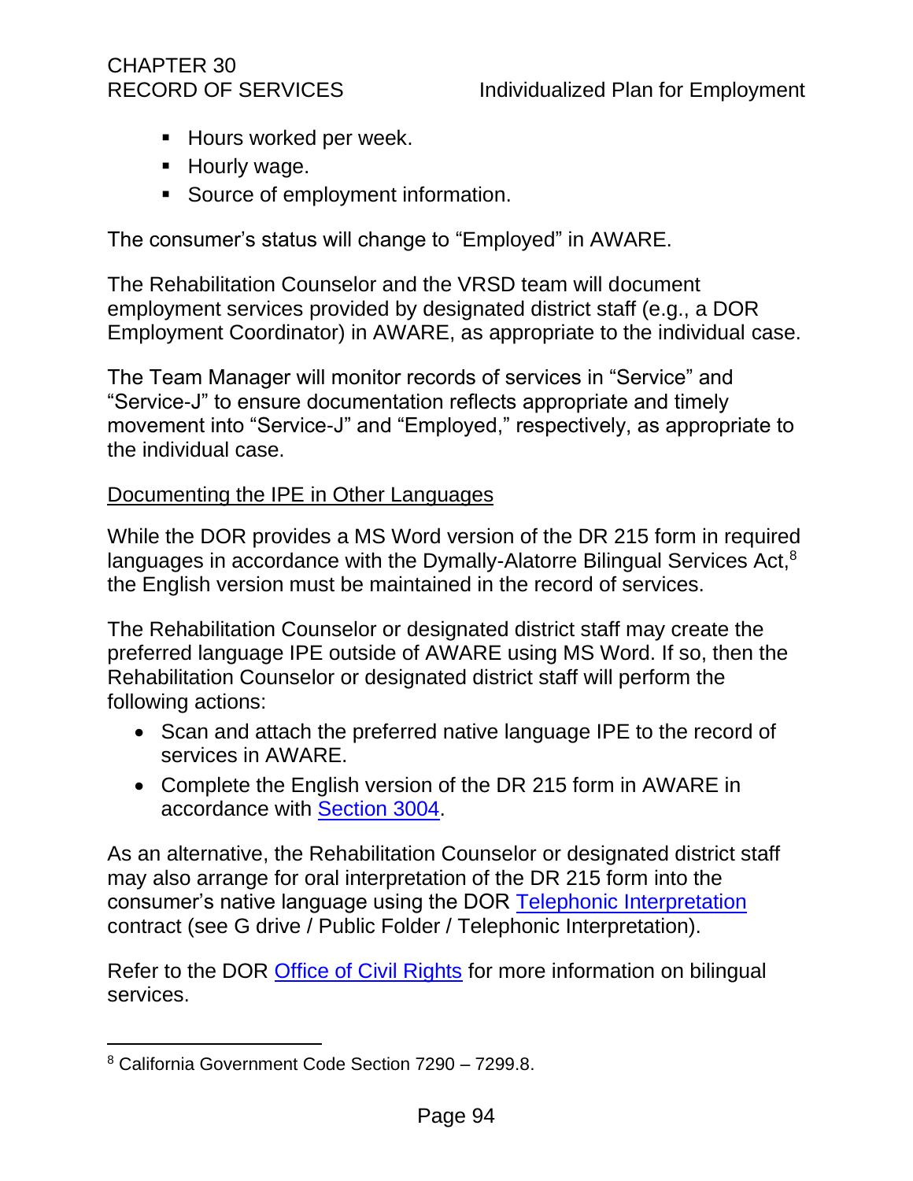- Hours worked per week.
- Hourly wage.
- Source of employment information.

The consumer's status will change to "Employed" in AWARE.

The Rehabilitation Counselor and the VRSD team will document employment services provided by designated district staff (e.g., a DOR Employment Coordinator) in AWARE, as appropriate to the individual case.

The Team Manager will monitor records of services in "Service" and "Service-J" to ensure documentation reflects appropriate and timely movement into "Service-J" and "Employed," respectively, as appropriate to the individual case.

Documenting the IPE in Other Languages

While the DOR provides a MS Word version of the DR 215 form in required languages in accordance with the Dymally-Alatorre Bilingual Services Act,[8] the English version must be maintained in the record of services.

The Rehabilitation Counselor or designated district staff may create the preferred language IPE outside of AWARE using MS Word. If so, then the Rehabilitation Counselor or designated district staff will perform the following actions:

- Scan and attach the preferred native language IPE to the record of services in AWARE.
- Complete the English version of the DR 215 form in AWARE in accordance with Section 3004.

As an alternative, the Rehabilitation Counselor or designated district staff may also arrange for oral interpretation of the DR 215 form into the consumer's native language using the DOR Telephonic Interpretation contract (see G drive / Public Folder / Telephonic Interpretation).

Refer to the DOR Office of Civil Rights for more information on bilingual services.

[8] California Government Code Section 7290 – 7299.8.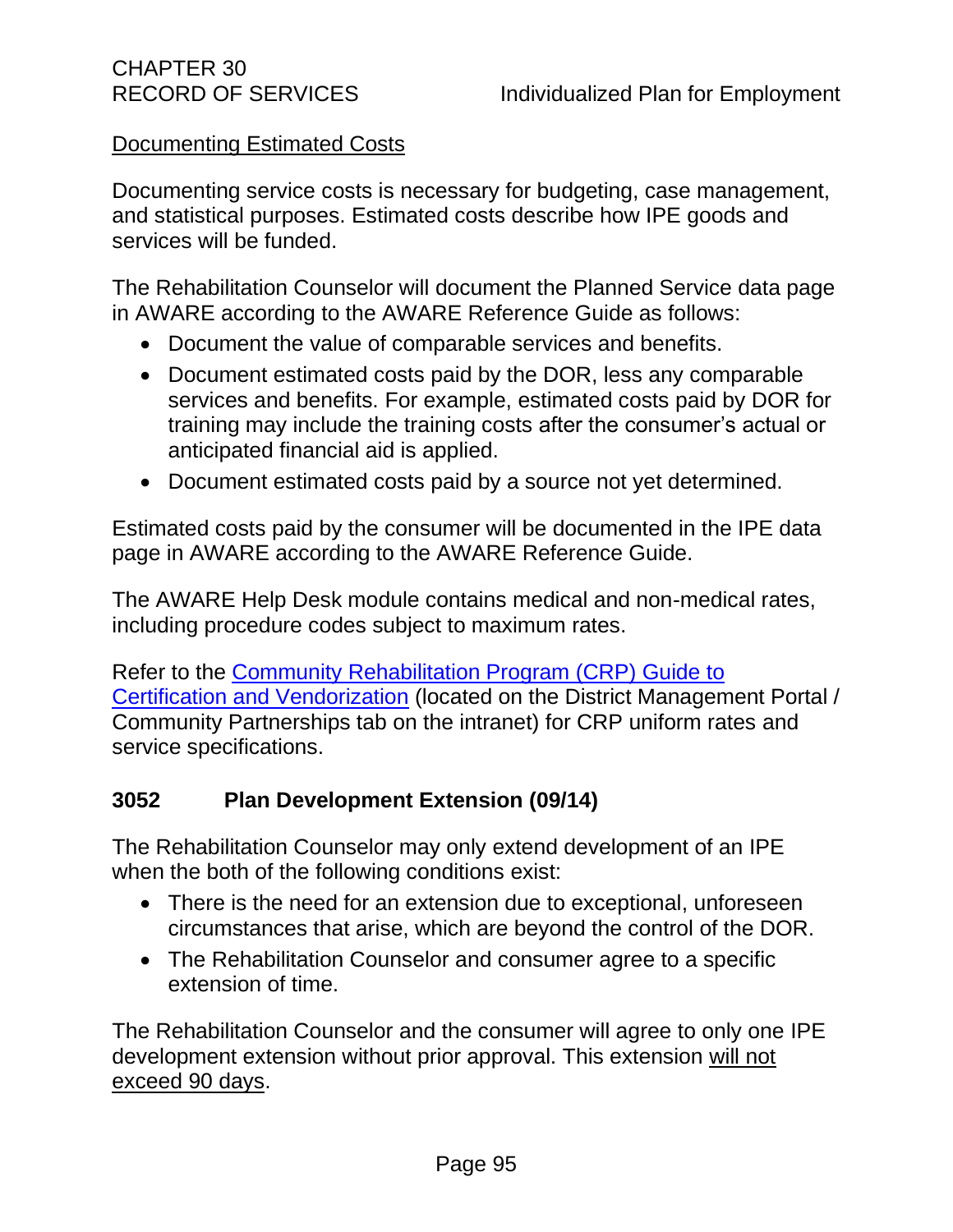Documenting Estimated Costs

Documenting service costs is necessary for budgeting, case management, and statistical purposes. Estimated costs describe how IPE goods and services will be funded.

The Rehabilitation Counselor will document the Planned Service data page in AWARE according to the AWARE Reference Guide as follows:

- Document the value of comparable services and benefits.
- Document estimated costs paid by the DOR, less any comparable services and benefits. For example, estimated costs paid by DOR for training may include the training costs after the consumer's actual or anticipated financial aid is applied.
- Document estimated costs paid by a source not yet determined.

Estimated costs paid by the consumer will be documented in the IPE data page in AWARE according to the AWARE Reference Guide.

The AWARE Help Desk module contains medical and non-medical rates, including procedure codes subject to maximum rates.

Refer to the [Community Rehabilitation Program (CRP) Guide to Certification and Vendorization] (located on the District Management Portal / Community Partnerships tab on the intranet) for CRP uniform rates and service specifications.

## 3052 Plan Development Extension (09/14)

The Rehabilitation Counselor may only extend development of an IPE when the both of the following conditions exist:

- There is the need for an extension due to exceptional, unforeseen circumstances that arise, which are beyond the control of the DOR.
- The Rehabilitation Counselor and consumer agree to a specific extension of time.

The Rehabilitation Counselor and the consumer will agree to only one IPE development extension without prior approval. This extension will not exceed 90 days.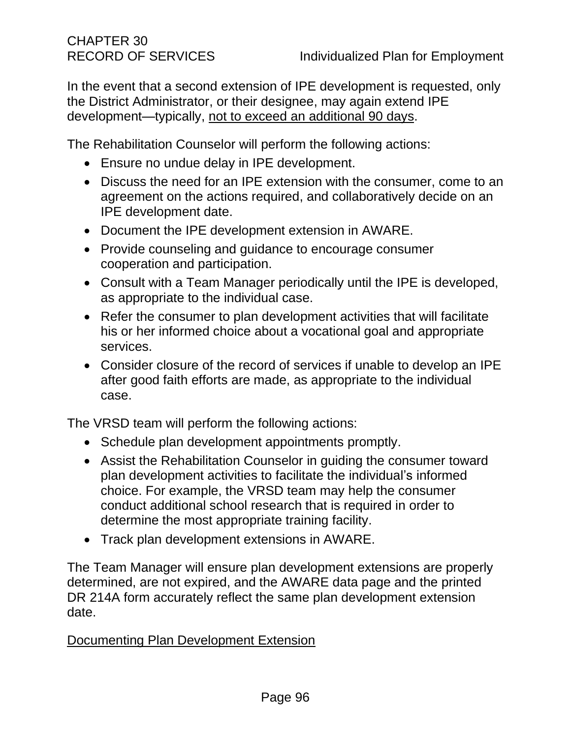In the event that a second extension of IPE development is requested, only the District Administrator, or their designee, may again extend IPE development—typically, <u>not to exceed an additional 90 days</u>.

The Rehabilitation Counselor will perform the following actions:

- Ensure no undue delay in IPE development.
- Discuss the need for an IPE extension with the consumer, come to an agreement on the actions required, and collaboratively decide on an IPE development date.
- Document the IPE development extension in AWARE.
- Provide counseling and guidance to encourage consumer cooperation and participation.
- Consult with a Team Manager periodically until the IPE is developed, as appropriate to the individual case.
- Refer the consumer to plan development activities that will facilitate his or her informed choice about a vocational goal and appropriate services.
- Consider closure of the record of services if unable to develop an IPE after good faith efforts are made, as appropriate to the individual case.

The VRSD team will perform the following actions:

- Schedule plan development appointments promptly.
- Assist the Rehabilitation Counselor in guiding the consumer toward plan development activities to facilitate the individual's informed choice. For example, the VRSD team may help the consumer conduct additional school research that is required in order to determine the most appropriate training facility.
- Track plan development extensions in AWARE.

The Team Manager will ensure plan development extensions are properly determined, are not expired, and the AWARE data page and the printed DR 214A form accurately reflect the same plan development extension date.

<u>Documenting Plan Development Extension</u>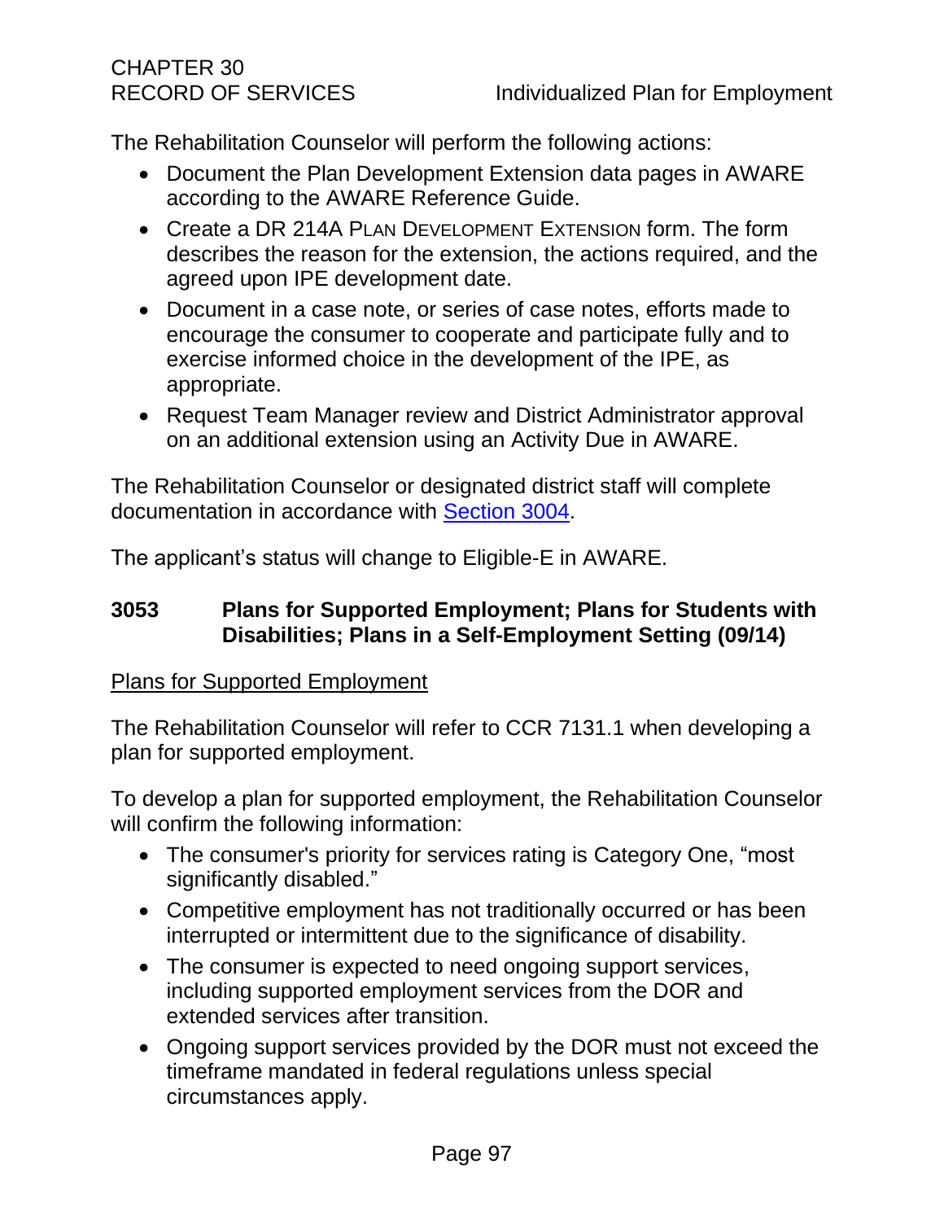The Rehabilitation Counselor will perform the following actions:

- Document the Plan Development Extension data pages in AWARE according to the AWARE Reference Guide.
- Create a DR 214A PLAN DEVELOPMENT EXTENSION form. The form describes the reason for the extension, the actions required, and the agreed upon IPE development date.
- Document in a case note, or series of case notes, efforts made to encourage the consumer to cooperate and participate fully and to exercise informed choice in the development of the IPE, as appropriate.
- Request Team Manager review and District Administrator approval on an additional extension using an Activity Due in AWARE.

The Rehabilitation Counselor or designated district staff will complete documentation in accordance with [Section 3004](#).

The applicant's status will change to Eligible-E in AWARE.

## 3053 Plans for Supported Employment; Plans for Students with Disabilities; Plans in a Self-Employment Setting (09/14)

Plans for Supported Employment

The Rehabilitation Counselor will refer to CCR 7131.1 when developing a plan for supported employment.

To develop a plan for supported employment, the Rehabilitation Counselor will confirm the following information:

- The consumer's priority for services rating is Category One, "most significantly disabled."
- Competitive employment has not traditionally occurred or has been interrupted or intermittent due to the significance of disability.
- The consumer is expected to need ongoing support services, including supported employment services from the DOR and extended services after transition.
- Ongoing support services provided by the DOR must not exceed the timeframe mandated in federal regulations unless special circumstances apply.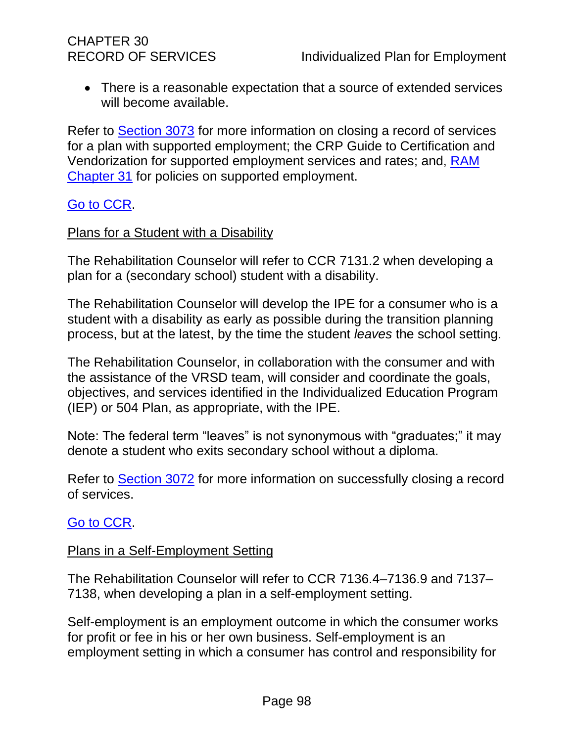- There is a reasonable expectation that a source of extended services will become available.

Refer to Section 3073 for more information on closing a record of services for a plan with supported employment; the CRP Guide to Certification and Vendorization for supported employment services and rates; and, RAM Chapter 31 for policies on supported employment.

Go to CCR.

Plans for a Student with a Disability

The Rehabilitation Counselor will refer to CCR 7131.2 when developing a plan for a (secondary school) student with a disability.

The Rehabilitation Counselor will develop the IPE for a consumer who is a student with a disability as early as possible during the transition planning process, but at the latest, by the time the student *leaves* the school setting.

The Rehabilitation Counselor, in collaboration with the consumer and with the assistance of the VRSD team, will consider and coordinate the goals, objectives, and services identified in the Individualized Education Program (IEP) or 504 Plan, as appropriate, with the IPE.

Note: The federal term "leaves" is not synonymous with "graduates;" it may denote a student who exits secondary school without a diploma.

Refer to Section 3072 for more information on successfully closing a record of services.

Go to CCR.

Plans in a Self-Employment Setting

The Rehabilitation Counselor will refer to CCR 7136.4–7136.9 and 7137–7138, when developing a plan in a self-employment setting.

Self-employment is an employment outcome in which the consumer works for profit or fee in his or her own business. Self-employment is an employment setting in which a consumer has control and responsibility for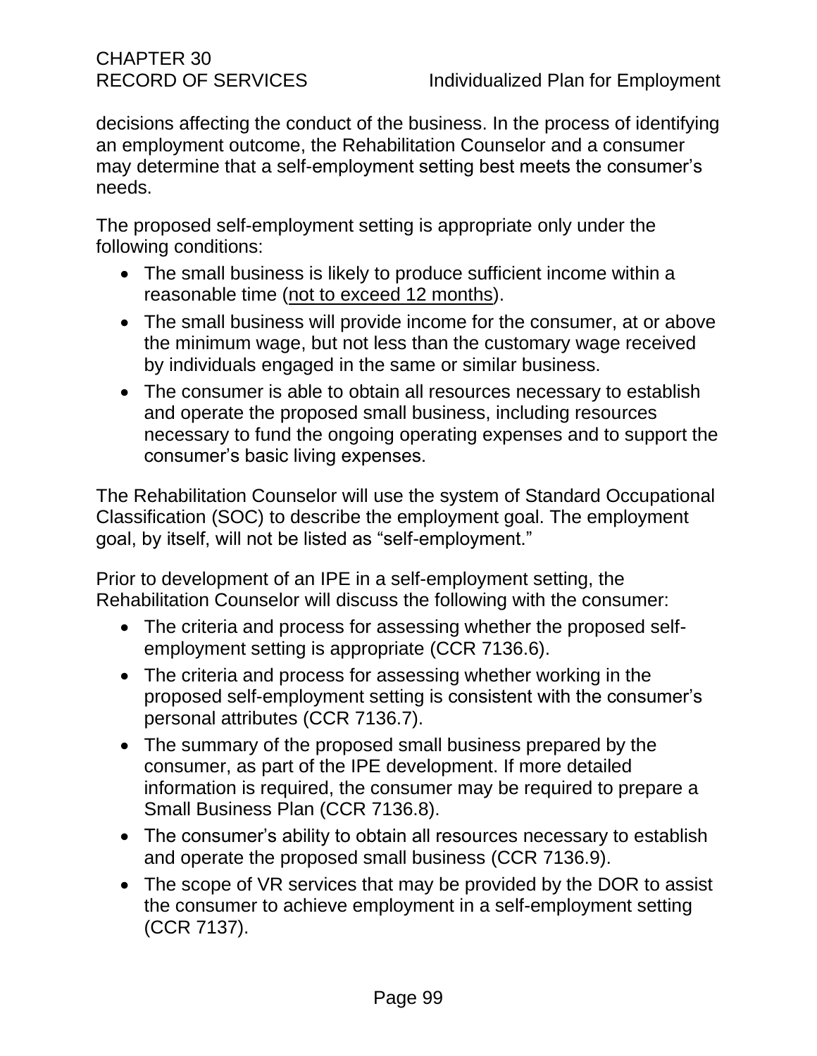decisions affecting the conduct of the business. In the process of identifying an employment outcome, the Rehabilitation Counselor and a consumer may determine that a self-employment setting best meets the consumer's needs.

The proposed self-employment setting is appropriate only under the following conditions:

- The small business is likely to produce sufficient income within a reasonable time (<u>not to exceed 12 months</u>).
- The small business will provide income for the consumer, at or above the minimum wage, but not less than the customary wage received by individuals engaged in the same or similar business.
- The consumer is able to obtain all resources necessary to establish and operate the proposed small business, including resources necessary to fund the ongoing operating expenses and to support the consumer's basic living expenses.

The Rehabilitation Counselor will use the system of Standard Occupational Classification (SOC) to describe the employment goal. The employment goal, by itself, will not be listed as "self-employment."

Prior to development of an IPE in a self-employment setting, the Rehabilitation Counselor will discuss the following with the consumer:

- The criteria and process for assessing whether the proposed self-employment setting is appropriate (CCR 7136.6).
- The criteria and process for assessing whether working in the proposed self-employment setting is consistent with the consumer's personal attributes (CCR 7136.7).
- The summary of the proposed small business prepared by the consumer, as part of the IPE development. If more detailed information is required, the consumer may be required to prepare a Small Business Plan (CCR 7136.8).
- The consumer's ability to obtain all resources necessary to establish and operate the proposed small business (CCR 7136.9).
- The scope of VR services that may be provided by the DOR to assist the consumer to achieve employment in a self-employment setting (CCR 7137).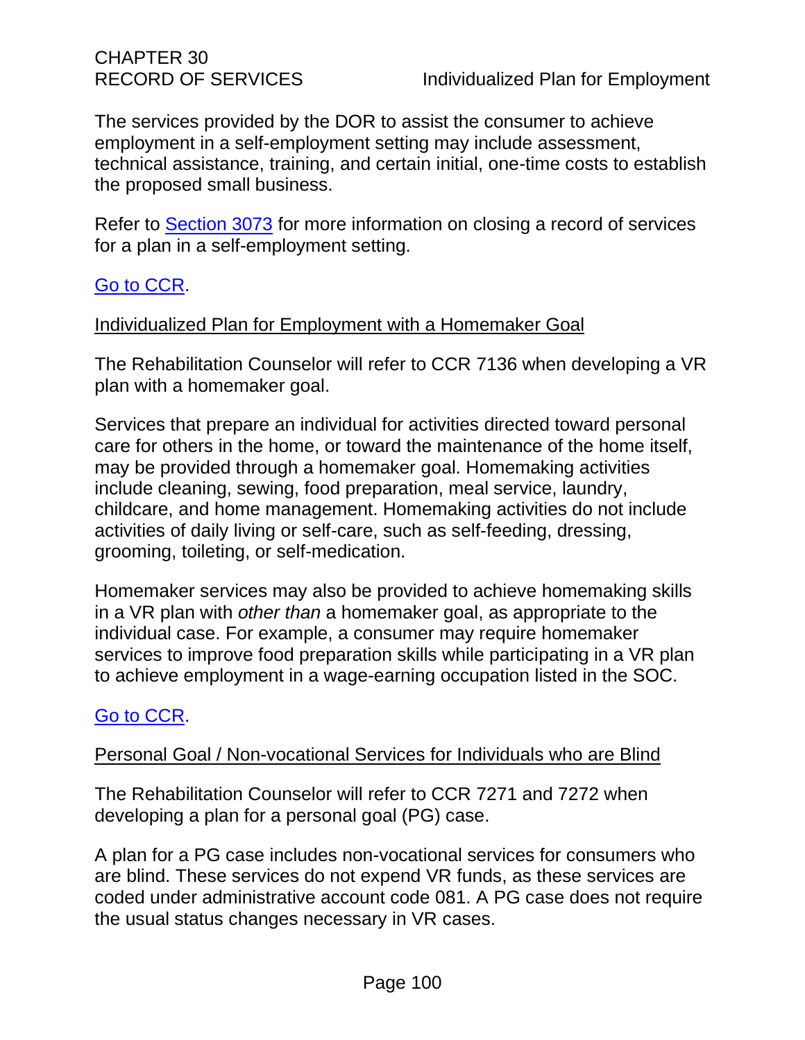The services provided by the DOR to assist the consumer to achieve employment in a self-employment setting may include assessment, technical assistance, training, and certain initial, one-time costs to establish the proposed small business.

Refer to [Section 3073]() for more information on closing a record of services for a plan in a self-employment setting.

[Go to CCR]().

Individualized Plan for Employment with a Homemaker Goal

The Rehabilitation Counselor will refer to CCR 7136 when developing a VR plan with a homemaker goal.

Services that prepare an individual for activities directed toward personal care for others in the home, or toward the maintenance of the home itself, may be provided through a homemaker goal. Homemaking activities include cleaning, sewing, food preparation, meal service, laundry, childcare, and home management. Homemaking activities do not include activities of daily living or self-care, such as self-feeding, dressing, grooming, toileting, or self-medication.

Homemaker services may also be provided to achieve homemaking skills in a VR plan with *other than* a homemaker goal, as appropriate to the individual case. For example, a consumer may require homemaker services to improve food preparation skills while participating in a VR plan to achieve employment in a wage-earning occupation listed in the SOC.

[Go to CCR]().

Personal Goal / Non-vocational Services for Individuals who are Blind

The Rehabilitation Counselor will refer to CCR 7271 and 7272 when developing a plan for a personal goal (PG) case.

A plan for a PG case includes non-vocational services for consumers who are blind. These services do not expend VR funds, as these services are coded under administrative account code 081. A PG case does not require the usual status changes necessary in VR cases.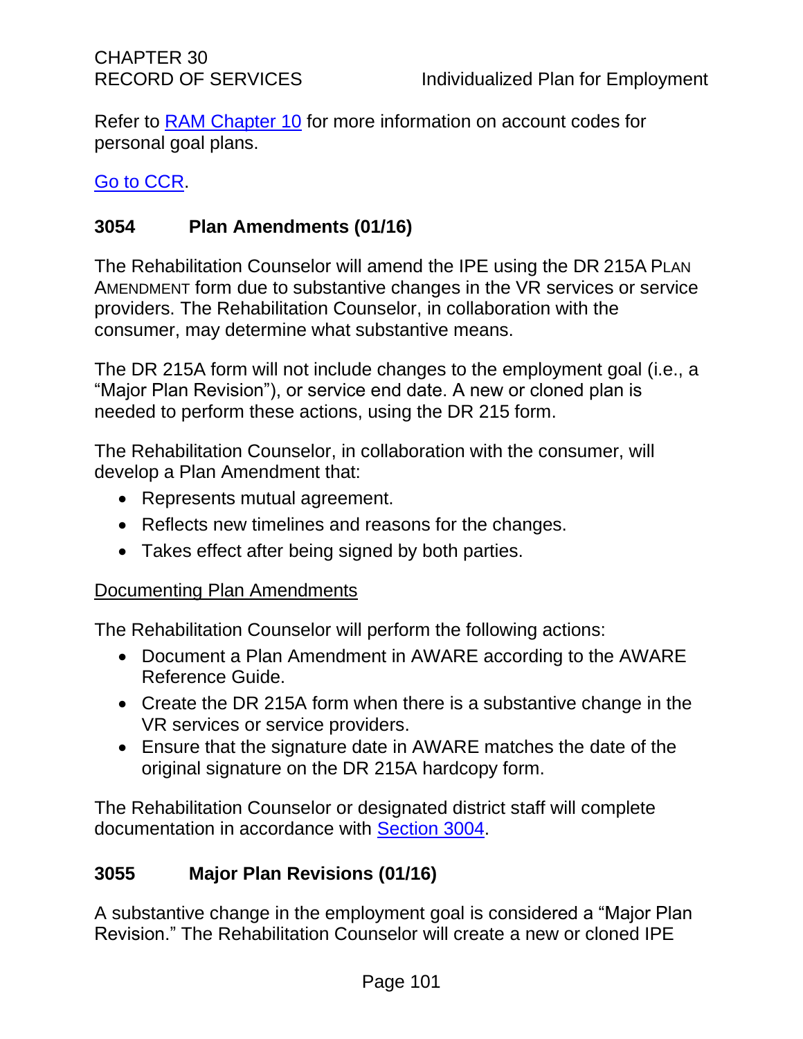Refer to [RAM Chapter 10](#) for more information on account codes for personal goal plans.

[Go to CCR](#).

### 3054 Plan Amendments (01/16)

The Rehabilitation Counselor will amend the IPE using the DR 215A PLAN AMENDMENT form due to substantive changes in the VR services or service providers. The Rehabilitation Counselor, in collaboration with the consumer, may determine what substantive means.

The DR 215A form will not include changes to the employment goal (i.e., a "Major Plan Revision"), or service end date. A new or cloned plan is needed to perform these actions, using the DR 215 form.

The Rehabilitation Counselor, in collaboration with the consumer, will develop a Plan Amendment that:

- Represents mutual agreement.
- Reflects new timelines and reasons for the changes.
- Takes effect after being signed by both parties.

<u>Documenting Plan Amendments</u>

The Rehabilitation Counselor will perform the following actions:

- Document a Plan Amendment in AWARE according to the AWARE Reference Guide.
- Create the DR 215A form when there is a substantive change in the VR services or service providers.
- Ensure that the signature date in AWARE matches the date of the original signature on the DR 215A hardcopy form.

The Rehabilitation Counselor or designated district staff will complete documentation in accordance with [Section 3004](#).

### 3055 Major Plan Revisions (01/16)

A substantive change in the employment goal is considered a "Major Plan Revision." The Rehabilitation Counselor will create a new or cloned IPE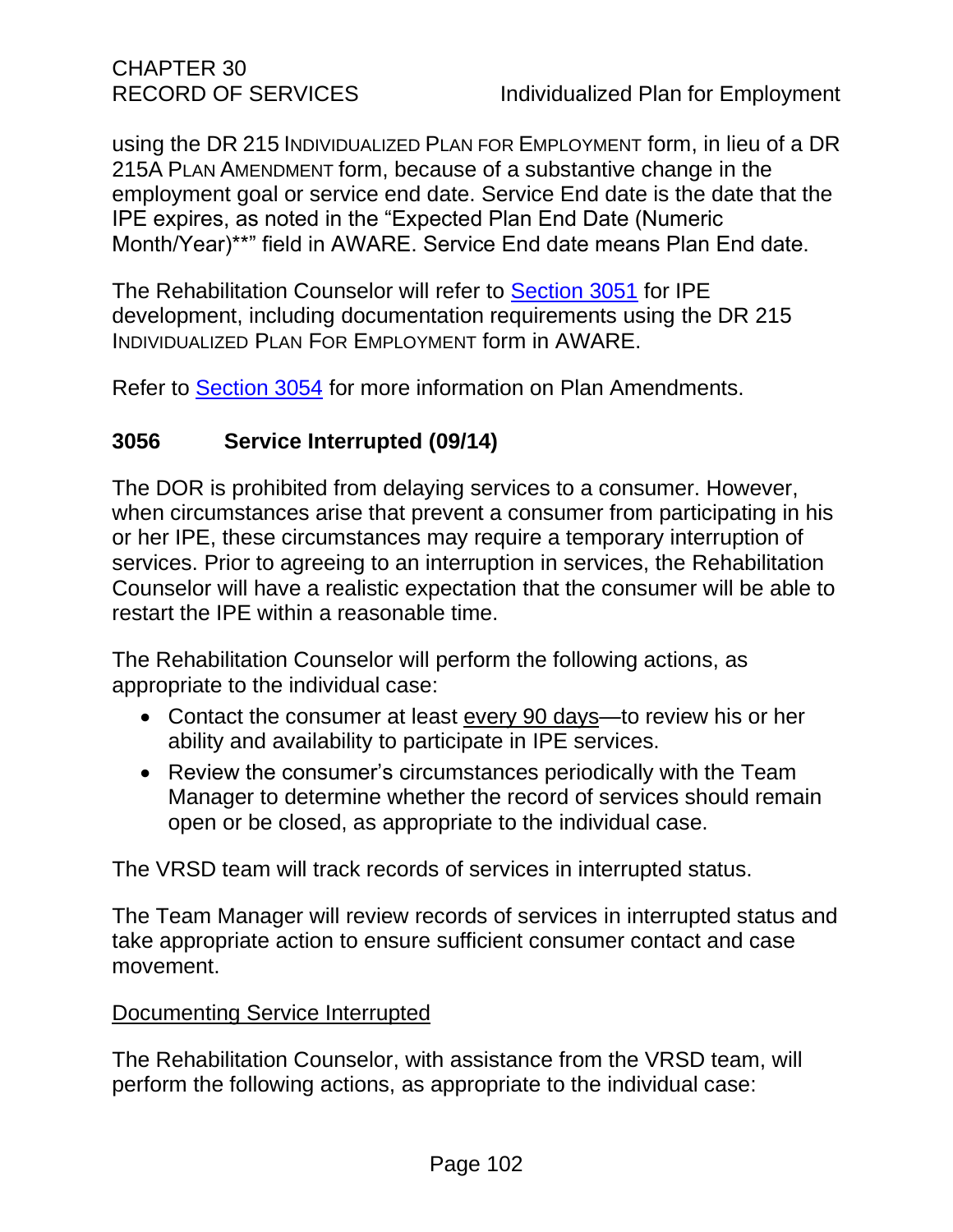using the DR 215 INDIVIDUALIZED PLAN FOR EMPLOYMENT form, in lieu of a DR 215A PLAN AMENDMENT form, because of a substantive change in the employment goal or service end date. Service End date is the date that the IPE expires, as noted in the "Expected Plan End Date (Numeric Month/Year)**" field in AWARE. Service End date means Plan End date.

The Rehabilitation Counselor will refer to Section 3051 for IPE development, including documentation requirements using the DR 215 INDIVIDUALIZED PLAN FOR EMPLOYMENT form in AWARE.

Refer to Section 3054 for more information on Plan Amendments.

## 3056 Service Interrupted (09/14)

The DOR is prohibited from delaying services to a consumer. However, when circumstances arise that prevent a consumer from participating in his or her IPE, these circumstances may require a temporary interruption of services. Prior to agreeing to an interruption in services, the Rehabilitation Counselor will have a realistic expectation that the consumer will be able to restart the IPE within a reasonable time.

The Rehabilitation Counselor will perform the following actions, as appropriate to the individual case:

- Contact the consumer at least every 90 days—to review his or her ability and availability to participate in IPE services.
- Review the consumer's circumstances periodically with the Team Manager to determine whether the record of services should remain open or be closed, as appropriate to the individual case.

The VRSD team will track records of services in interrupted status.

The Team Manager will review records of services in interrupted status and take appropriate action to ensure sufficient consumer contact and case movement.

Documenting Service Interrupted

The Rehabilitation Counselor, with assistance from the VRSD team, will perform the following actions, as appropriate to the individual case: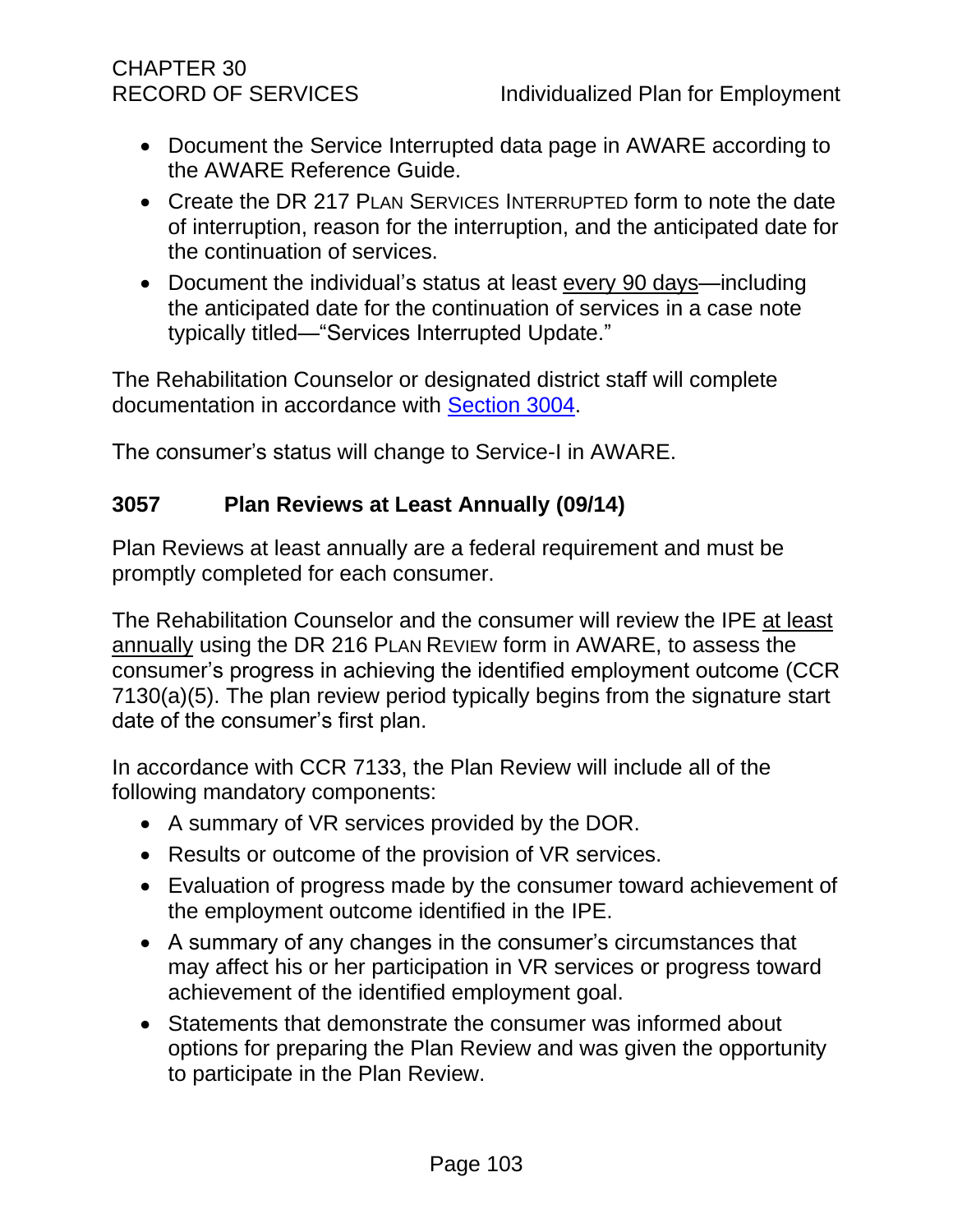- Document the Service Interrupted data page in AWARE according to the AWARE Reference Guide.
- Create the DR 217 PLAN SERVICES INTERRUPTED form to note the date of interruption, reason for the interruption, and the anticipated date for the continuation of services.
- Document the individual's status at least every 90 days—including the anticipated date for the continuation of services in a case note typically titled—"Services Interrupted Update."

The Rehabilitation Counselor or designated district staff will complete documentation in accordance with Section 3004.

The consumer's status will change to Service-I in AWARE.

### 3057 Plan Reviews at Least Annually (09/14)

Plan Reviews at least annually are a federal requirement and must be promptly completed for each consumer.

The Rehabilitation Counselor and the consumer will review the IPE at least annually using the DR 216 PLAN REVIEW form in AWARE, to assess the consumer's progress in achieving the identified employment outcome (CCR 7130(a)(5). The plan review period typically begins from the signature start date of the consumer's first plan.

In accordance with CCR 7133, the Plan Review will include all of the following mandatory components:

- A summary of VR services provided by the DOR.
- Results or outcome of the provision of VR services.
- Evaluation of progress made by the consumer toward achievement of the employment outcome identified in the IPE.
- A summary of any changes in the consumer's circumstances that may affect his or her participation in VR services or progress toward achievement of the identified employment goal.
- Statements that demonstrate the consumer was informed about options for preparing the Plan Review and was given the opportunity to participate in the Plan Review.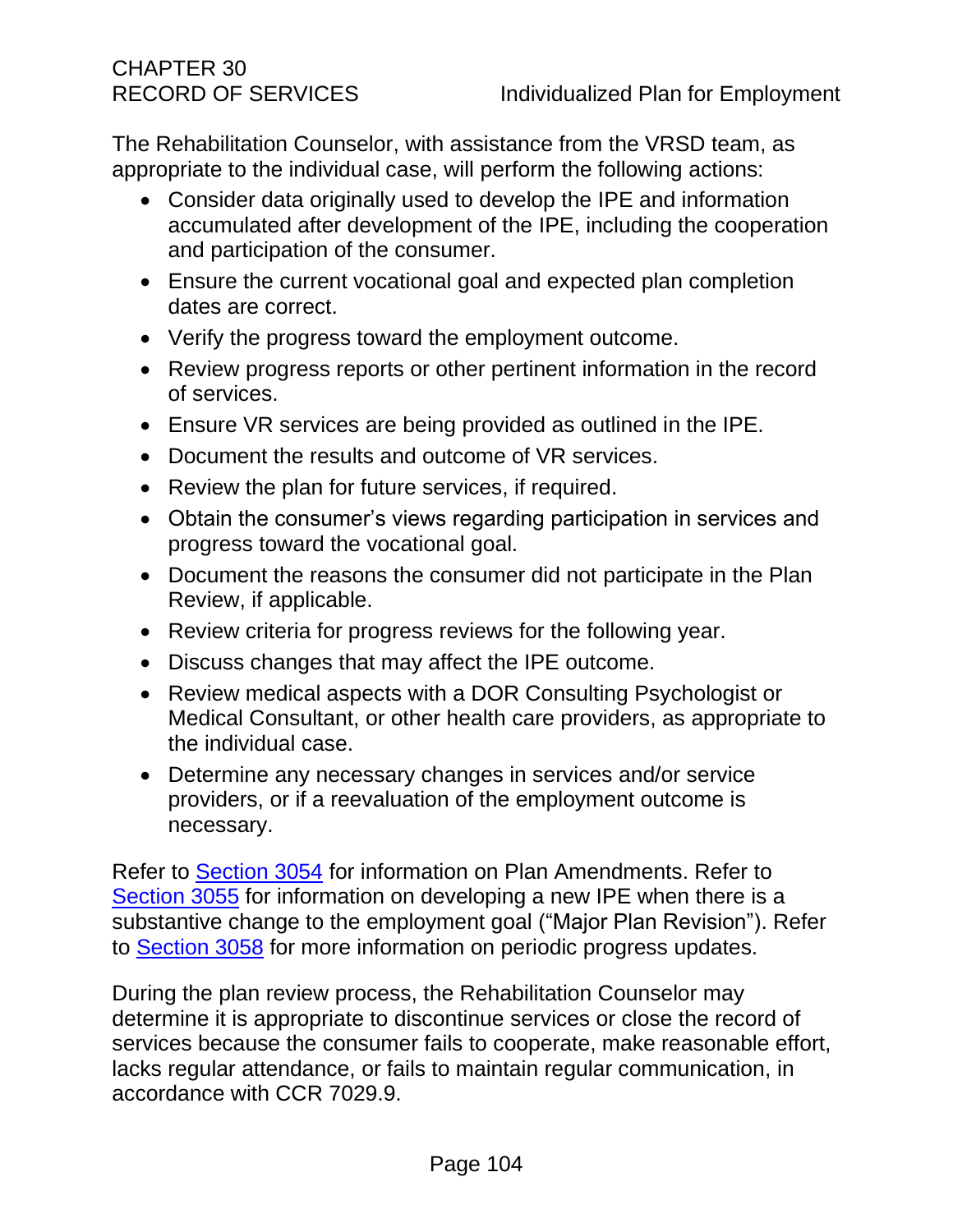The Rehabilitation Counselor, with assistance from the VRSD team, as appropriate to the individual case, will perform the following actions:

- Consider data originally used to develop the IPE and information accumulated after development of the IPE, including the cooperation and participation of the consumer.
- Ensure the current vocational goal and expected plan completion dates are correct.
- Verify the progress toward the employment outcome.
- Review progress reports or other pertinent information in the record of services.
- Ensure VR services are being provided as outlined in the IPE.
- Document the results and outcome of VR services.
- Review the plan for future services, if required.
- Obtain the consumer's views regarding participation in services and progress toward the vocational goal.
- Document the reasons the consumer did not participate in the Plan Review, if applicable.
- Review criteria for progress reviews for the following year.
- Discuss changes that may affect the IPE outcome.
- Review medical aspects with a DOR Consulting Psychologist or Medical Consultant, or other health care providers, as appropriate to the individual case.
- Determine any necessary changes in services and/or service providers, or if a reevaluation of the employment outcome is necessary.

Refer to Section 3054 for information on Plan Amendments. Refer to Section 3055 for information on developing a new IPE when there is a substantive change to the employment goal ("Major Plan Revision"). Refer to Section 3058 for more information on periodic progress updates.

During the plan review process, the Rehabilitation Counselor may determine it is appropriate to discontinue services or close the record of services because the consumer fails to cooperate, make reasonable effort, lacks regular attendance, or fails to maintain regular communication, in accordance with CCR 7029.9.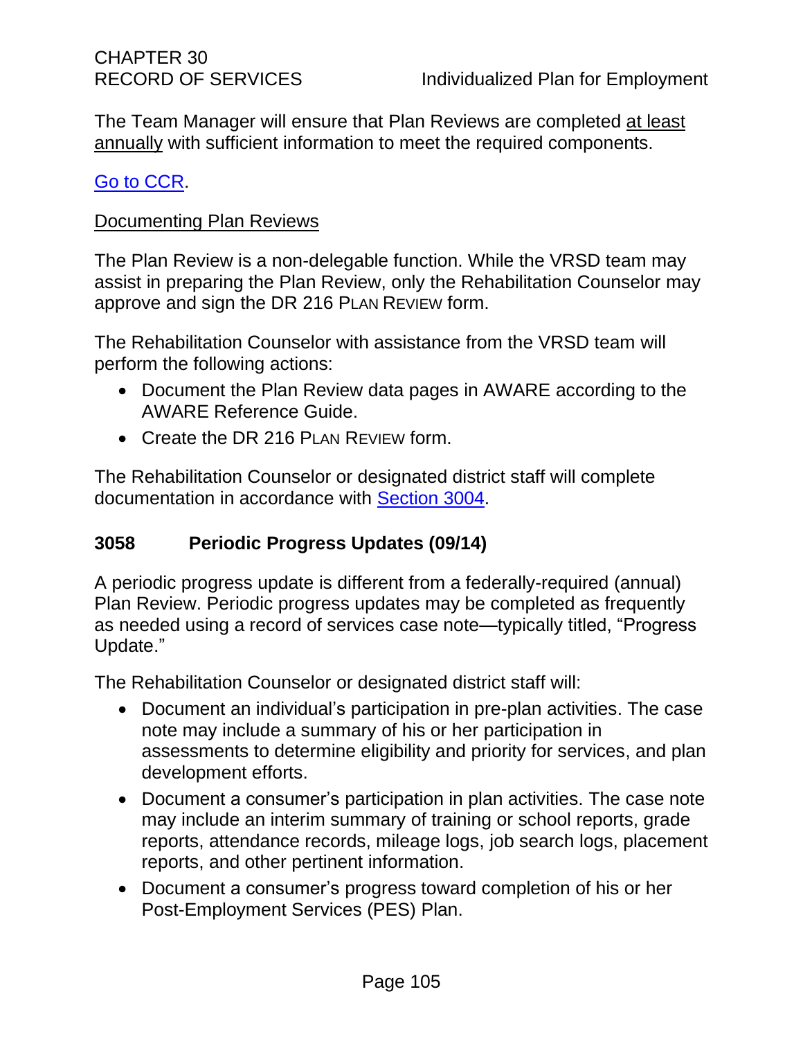The Team Manager will ensure that Plan Reviews are completed at least annually with sufficient information to meet the required components.

[Go to CCR](#).

Documenting Plan Reviews

The Plan Review is a non-delegable function. While the VRSD team may assist in preparing the Plan Review, only the Rehabilitation Counselor may approve and sign the DR 216 PLAN REVIEW form.

The Rehabilitation Counselor with assistance from the VRSD team will perform the following actions:

- Document the Plan Review data pages in AWARE according to the AWARE Reference Guide.
- Create the DR 216 PLAN REVIEW form.

The Rehabilitation Counselor or designated district staff will complete documentation in accordance with [Section 3004](#).

### 3058 Periodic Progress Updates (09/14)

A periodic progress update is different from a federally-required (annual) Plan Review. Periodic progress updates may be completed as frequently as needed using a record of services case note—typically titled, "Progress Update."

The Rehabilitation Counselor or designated district staff will:

- Document an individual's participation in pre-plan activities. The case note may include a summary of his or her participation in assessments to determine eligibility and priority for services, and plan development efforts.
- Document a consumer's participation in plan activities. The case note may include an interim summary of training or school reports, grade reports, attendance records, mileage logs, job search logs, placement reports, and other pertinent information.
- Document a consumer's progress toward completion of his or her Post-Employment Services (PES) Plan.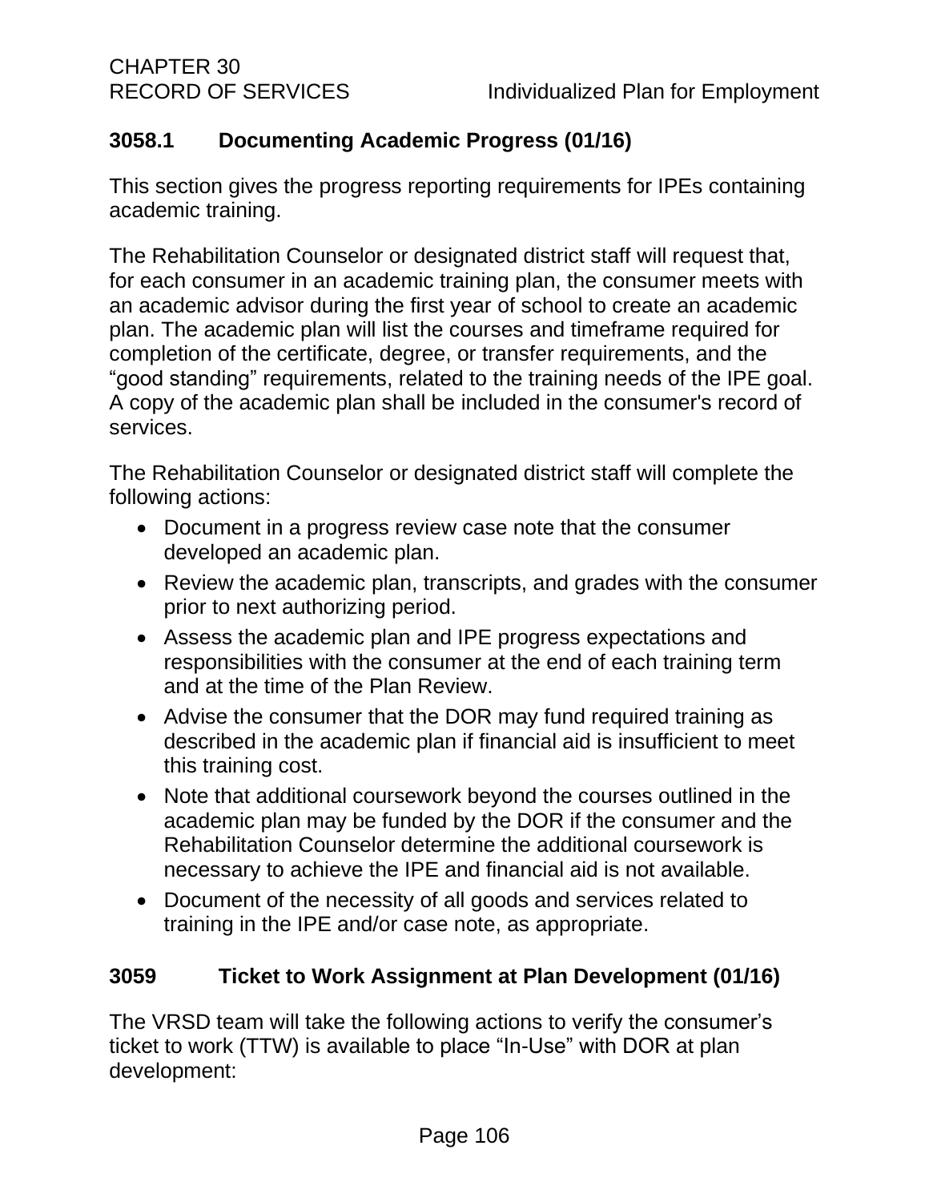### 3058.1 Documenting Academic Progress (01/16)

This section gives the progress reporting requirements for IPEs containing academic training.

The Rehabilitation Counselor or designated district staff will request that, for each consumer in an academic training plan, the consumer meets with an academic advisor during the first year of school to create an academic plan. The academic plan will list the courses and timeframe required for completion of the certificate, degree, or transfer requirements, and the "good standing" requirements, related to the training needs of the IPE goal. A copy of the academic plan shall be included in the consumer's record of services.

The Rehabilitation Counselor or designated district staff will complete the following actions:

- Document in a progress review case note that the consumer developed an academic plan.
- Review the academic plan, transcripts, and grades with the consumer prior to next authorizing period.
- Assess the academic plan and IPE progress expectations and responsibilities with the consumer at the end of each training term and at the time of the Plan Review.
- Advise the consumer that the DOR may fund required training as described in the academic plan if financial aid is insufficient to meet this training cost.
- Note that additional coursework beyond the courses outlined in the academic plan may be funded by the DOR if the consumer and the Rehabilitation Counselor determine the additional coursework is necessary to achieve the IPE and financial aid is not available.
- Document of the necessity of all goods and services related to training in the IPE and/or case note, as appropriate.

## 3059 Ticket to Work Assignment at Plan Development (01/16)

The VRSD team will take the following actions to verify the consumer's ticket to work (TTW) is available to place "In-Use" with DOR at plan development: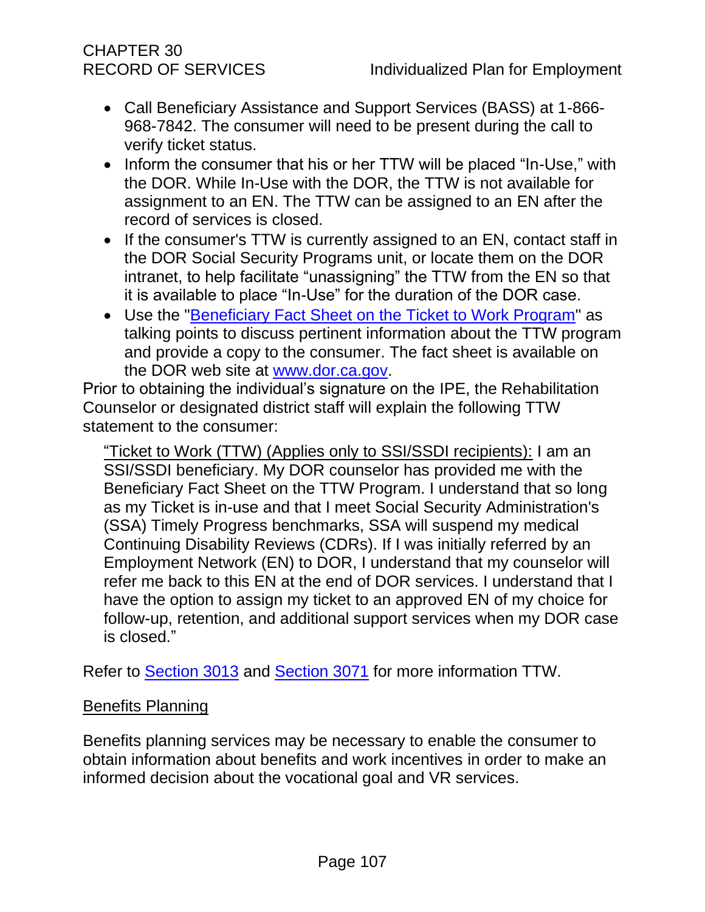- Call Beneficiary Assistance and Support Services (BASS) at 1-866-968-7842. The consumer will need to be present during the call to verify ticket status.
- Inform the consumer that his or her TTW will be placed "In-Use," with the DOR. While In-Use with the DOR, the TTW is not available for assignment to an EN. The TTW can be assigned to an EN after the record of services is closed.
- If the consumer's TTW is currently assigned to an EN, contact staff in the DOR Social Security Programs unit, or locate them on the DOR intranet, to help facilitate "unassigning" the TTW from the EN so that it is available to place "In-Use" for the duration of the DOR case.
- Use the "[Beneficiary Fact Sheet on the Ticket to Work Program]" as talking points to discuss pertinent information about the TTW program and provide a copy to the consumer. The fact sheet is available on the DOR web site at [www.dor.ca.gov].

Prior to obtaining the individual's signature on the IPE, the Rehabilitation Counselor or designated district staff will explain the following TTW statement to the consumer:

> "Ticket to Work (TTW) (Applies only to SSI/SSDI recipients): I am an SSI/SSDI beneficiary. My DOR counselor has provided me with the Beneficiary Fact Sheet on the TTW Program. I understand that so long as my Ticket is in-use and that I meet Social Security Administration's (SSA) Timely Progress benchmarks, SSA will suspend my medical Continuing Disability Reviews (CDRs). If I was initially referred by an Employment Network (EN) to DOR, I understand that my counselor will refer me back to this EN at the end of DOR services. I understand that I have the option to assign my ticket to an approved EN of my choice for follow-up, retention, and additional support services when my DOR case is closed."

Refer to Section 3013 and Section 3071 for more information TTW.

## Benefits Planning

Benefits planning services may be necessary to enable the consumer to obtain information about benefits and work incentives in order to make an informed decision about the vocational goal and VR services.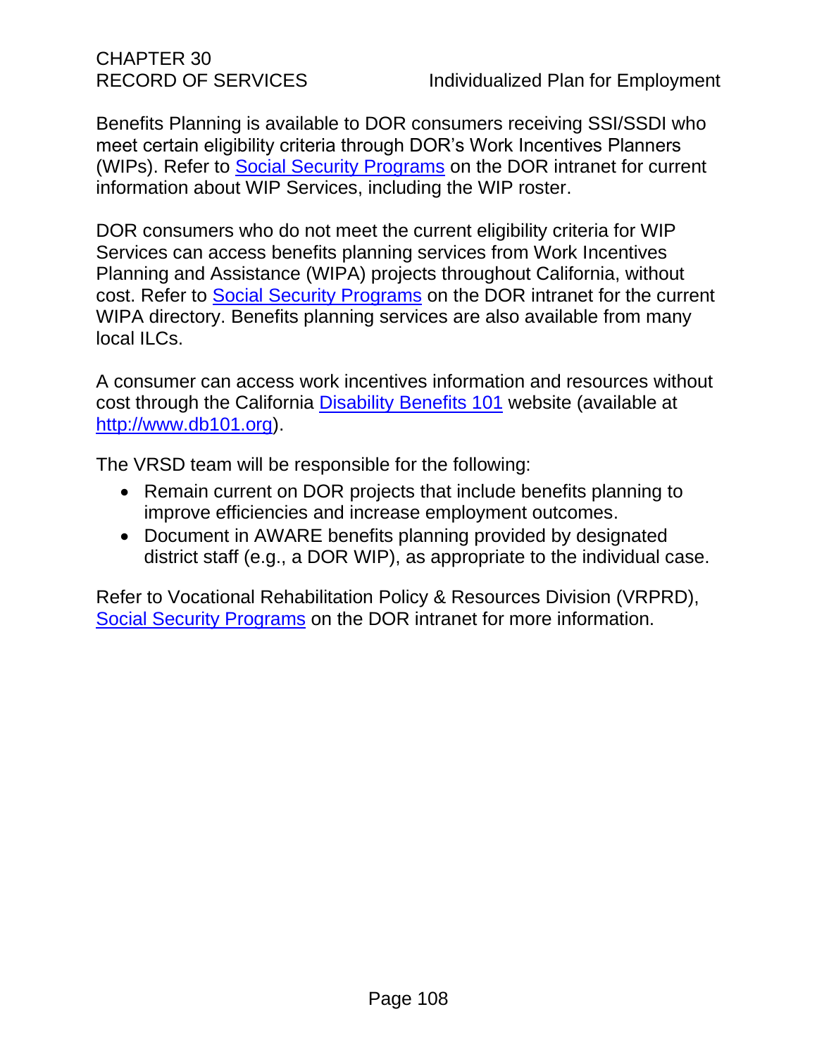Benefits Planning is available to DOR consumers receiving SSI/SSDI who meet certain eligibility criteria through DOR's Work Incentives Planners (WIPs). Refer to [Social Security Programs]() on the DOR intranet for current information about WIP Services, including the WIP roster.

DOR consumers who do not meet the current eligibility criteria for WIP Services can access benefits planning services from Work Incentives Planning and Assistance (WIPA) projects throughout California, without cost. Refer to [Social Security Programs]() on the DOR intranet for the current WIPA directory. Benefits planning services are also available from many local ILCs.

A consumer can access work incentives information and resources without cost through the California [Disability Benefits 101]() website (available at [http://www.db101.org](http://www.db101.org)).

The VRSD team will be responsible for the following:

- Remain current on DOR projects that include benefits planning to improve efficiencies and increase employment outcomes.
- Document in AWARE benefits planning provided by designated district staff (e.g., a DOR WIP), as appropriate to the individual case.

Refer to Vocational Rehabilitation Policy & Resources Division (VRPRD), [Social Security Programs]() on the DOR intranet for more information.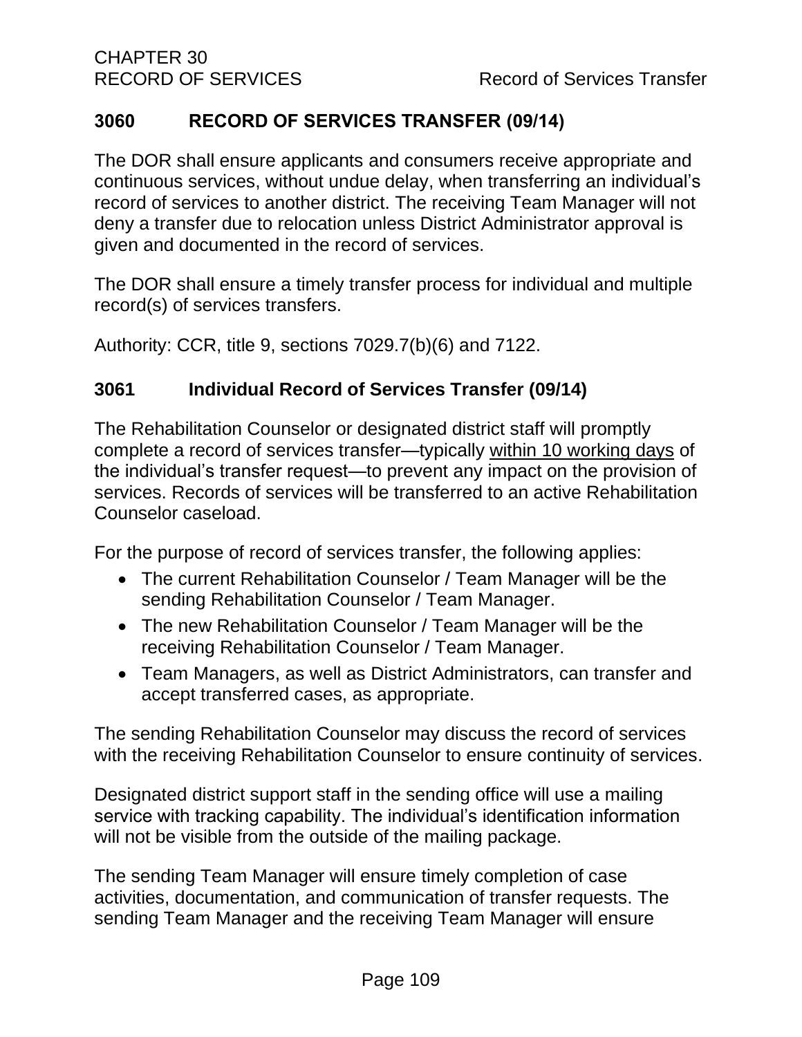## 3060 RECORD OF SERVICES TRANSFER (09/14)

The DOR shall ensure applicants and consumers receive appropriate and continuous services, without undue delay, when transferring an individual's record of services to another district. The receiving Team Manager will not deny a transfer due to relocation unless District Administrator approval is given and documented in the record of services.

The DOR shall ensure a timely transfer process for individual and multiple record(s) of services transfers.

Authority: CCR, title 9, sections 7029.7(b)(6) and 7122.

### 3061 Individual Record of Services Transfer (09/14)

The Rehabilitation Counselor or designated district staff will promptly complete a record of services transfer—typically within 10 working days of the individual's transfer request—to prevent any impact on the provision of services. Records of services will be transferred to an active Rehabilitation Counselor caseload.

For the purpose of record of services transfer, the following applies:

- The current Rehabilitation Counselor / Team Manager will be the sending Rehabilitation Counselor / Team Manager.
- The new Rehabilitation Counselor / Team Manager will be the receiving Rehabilitation Counselor / Team Manager.
- Team Managers, as well as District Administrators, can transfer and accept transferred cases, as appropriate.

The sending Rehabilitation Counselor may discuss the record of services with the receiving Rehabilitation Counselor to ensure continuity of services.

Designated district support staff in the sending office will use a mailing service with tracking capability. The individual's identification information will not be visible from the outside of the mailing package.

The sending Team Manager will ensure timely completion of case activities, documentation, and communication of transfer requests. The sending Team Manager and the receiving Team Manager will ensure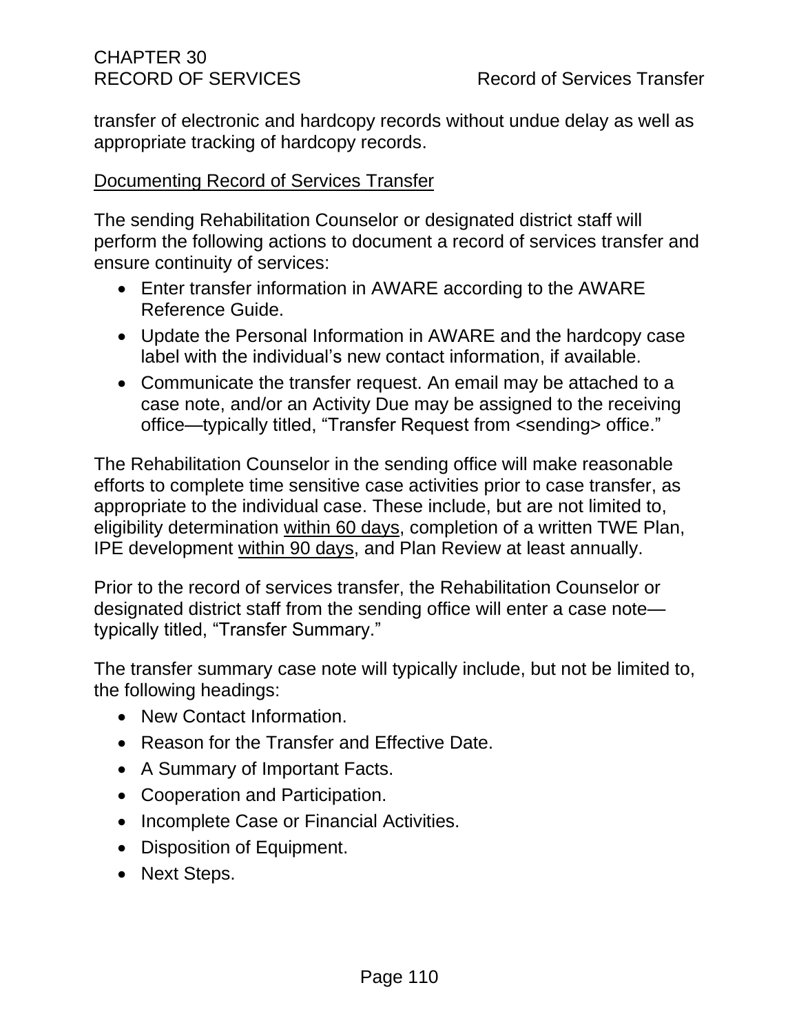transfer of electronic and hardcopy records without undue delay as well as appropriate tracking of hardcopy records.

<u>Documenting Record of Services Transfer</u>

The sending Rehabilitation Counselor or designated district staff will perform the following actions to document a record of services transfer and ensure continuity of services:

- Enter transfer information in AWARE according to the AWARE Reference Guide.
- Update the Personal Information in AWARE and the hardcopy case label with the individual's new contact information, if available.
- Communicate the transfer request. An email may be attached to a case note, and/or an Activity Due may be assigned to the receiving office—typically titled, "Transfer Request from <sending> office."

The Rehabilitation Counselor in the sending office will make reasonable efforts to complete time sensitive case activities prior to case transfer, as appropriate to the individual case. These include, but are not limited to, eligibility determination <u>within 60 days</u>, completion of a written TWE Plan, IPE development <u>within 90 days</u>, and Plan Review at least annually.

Prior to the record of services transfer, the Rehabilitation Counselor or designated district staff from the sending office will enter a case note—typically titled, "Transfer Summary."

The transfer summary case note will typically include, but not be limited to, the following headings:

- New Contact Information.
- Reason for the Transfer and Effective Date.
- A Summary of Important Facts.
- Cooperation and Participation.
- Incomplete Case or Financial Activities.
- Disposition of Equipment.
- Next Steps.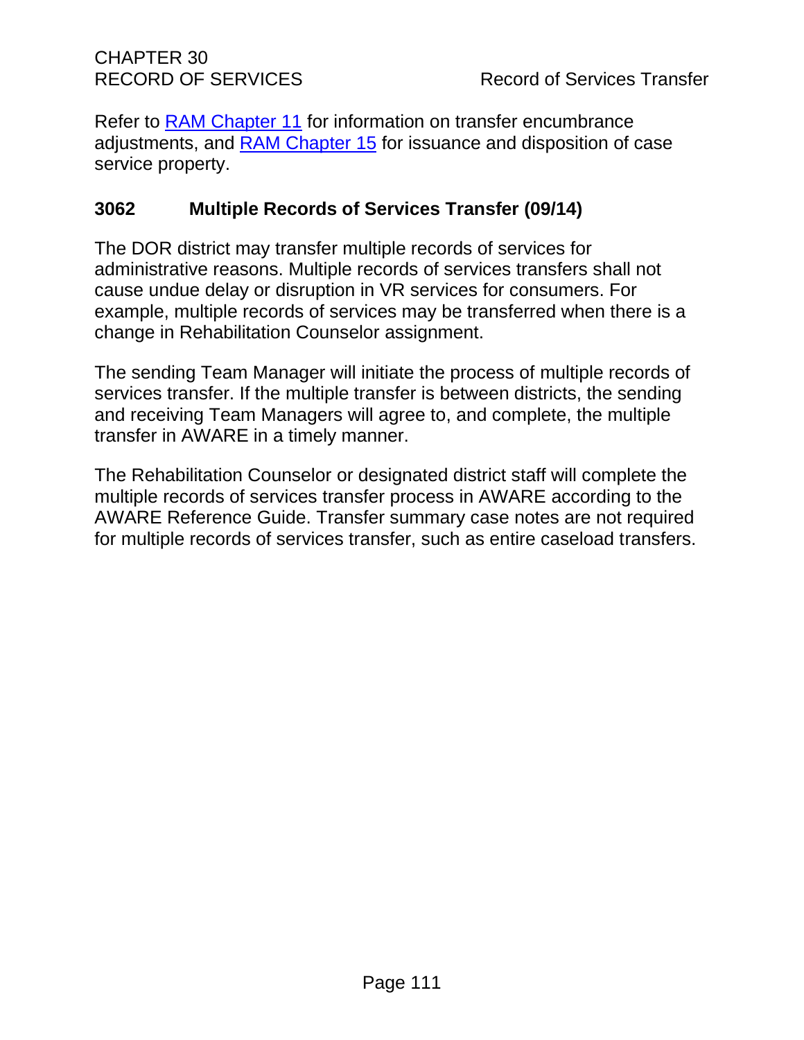Refer to [RAM Chapter 11] for information on transfer encumbrance adjustments, and [RAM Chapter 15] for issuance and disposition of case service property.

### 3062 Multiple Records of Services Transfer (09/14)

The DOR district may transfer multiple records of services for administrative reasons. Multiple records of services transfers shall not cause undue delay or disruption in VR services for consumers. For example, multiple records of services may be transferred when there is a change in Rehabilitation Counselor assignment.

The sending Team Manager will initiate the process of multiple records of services transfer. If the multiple transfer is between districts, the sending and receiving Team Managers will agree to, and complete, the multiple transfer in AWARE in a timely manner.

The Rehabilitation Counselor or designated district staff will complete the multiple records of services transfer process in AWARE according to the AWARE Reference Guide. Transfer summary case notes are not required for multiple records of services transfer, such as entire caseload transfers.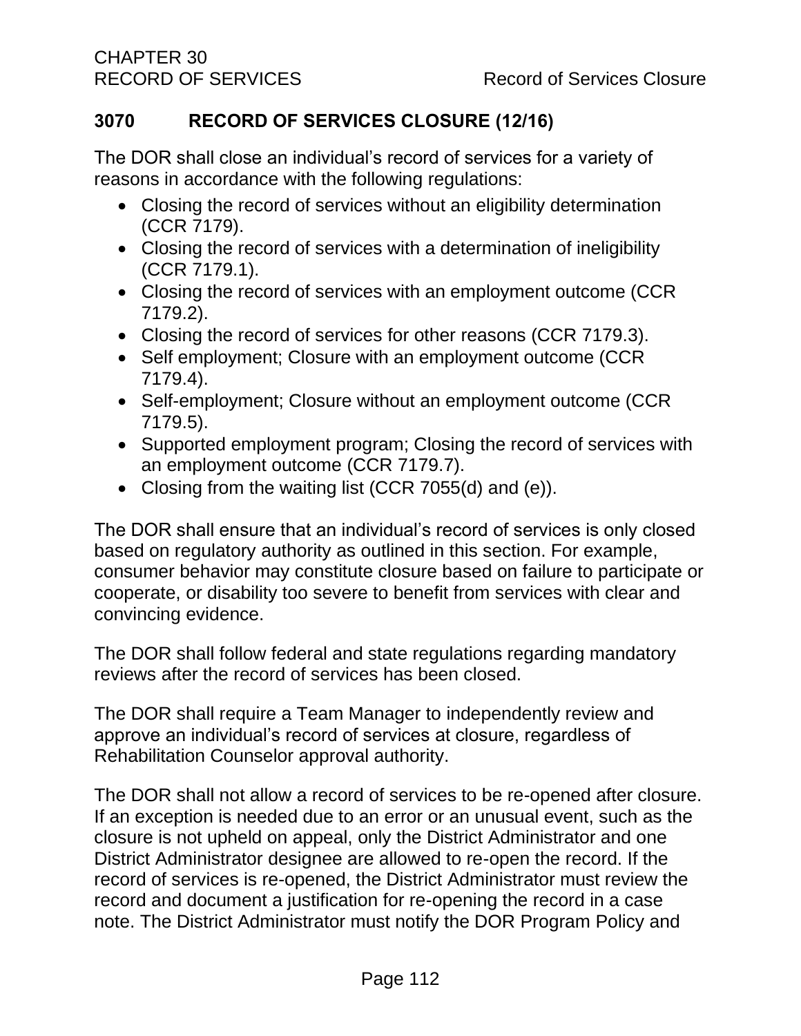## 3070 RECORD OF SERVICES CLOSURE (12/16)

The DOR shall close an individual's record of services for a variety of reasons in accordance with the following regulations:

- Closing the record of services without an eligibility determination (CCR 7179).
- Closing the record of services with a determination of ineligibility (CCR 7179.1).
- Closing the record of services with an employment outcome (CCR 7179.2).
- Closing the record of services for other reasons (CCR 7179.3).
- Self employment; Closure with an employment outcome (CCR 7179.4).
- Self-employment; Closure without an employment outcome (CCR 7179.5).
- Supported employment program; Closing the record of services with an employment outcome (CCR 7179.7).
- Closing from the waiting list (CCR 7055(d) and (e)).

The DOR shall ensure that an individual's record of services is only closed based on regulatory authority as outlined in this section. For example, consumer behavior may constitute closure based on failure to participate or cooperate, or disability too severe to benefit from services with clear and convincing evidence.

The DOR shall follow federal and state regulations regarding mandatory reviews after the record of services has been closed.

The DOR shall require a Team Manager to independently review and approve an individual's record of services at closure, regardless of Rehabilitation Counselor approval authority.

The DOR shall not allow a record of services to be re-opened after closure. If an exception is needed due to an error or an unusual event, such as the closure is not upheld on appeal, only the District Administrator and one District Administrator designee are allowed to re-open the record. If the record of services is re-opened, the District Administrator must review the record and document a justification for re-opening the record in a case note. The District Administrator must notify the DOR Program Policy and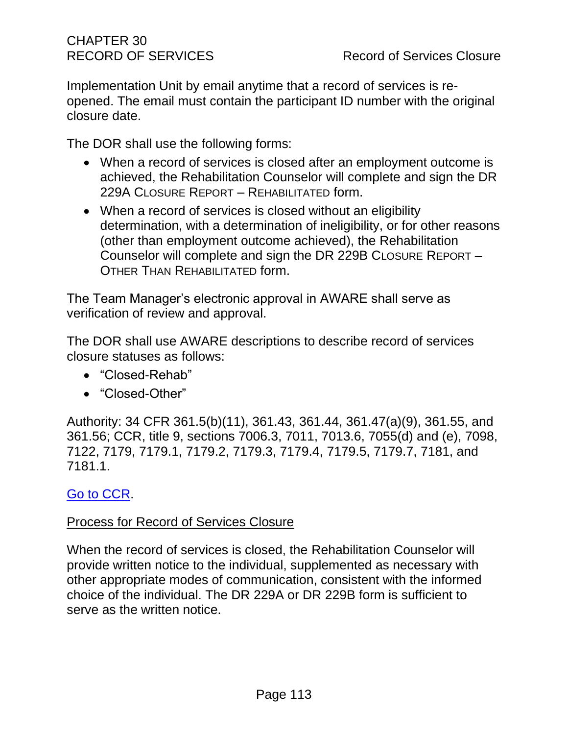Implementation Unit by email anytime that a record of services is re-opened. The email must contain the participant ID number with the original closure date.

The DOR shall use the following forms:

- When a record of services is closed after an employment outcome is achieved, the Rehabilitation Counselor will complete and sign the DR 229A CLOSURE REPORT – REHABILITATED form.
- When a record of services is closed without an eligibility determination, with a determination of ineligibility, or for other reasons (other than employment outcome achieved), the Rehabilitation Counselor will complete and sign the DR 229B CLOSURE REPORT – OTHER THAN REHABILITATED form.

The Team Manager's electronic approval in AWARE shall serve as verification of review and approval.

The DOR shall use AWARE descriptions to describe record of services closure statuses as follows:

- "Closed-Rehab"
- "Closed-Other"

Authority: 34 CFR 361.5(b)(11), 361.43, 361.44, 361.47(a)(9), 361.55, and 361.56; CCR, title 9, sections 7006.3, 7011, 7013.6, 7055(d) and (e), 7098, 7122, 7179, 7179.1, 7179.2, 7179.3, 7179.4, 7179.5, 7179.7, 7181, and 7181.1.

Go to CCR.

Process for Record of Services Closure

When the record of services is closed, the Rehabilitation Counselor will provide written notice to the individual, supplemented as necessary with other appropriate modes of communication, consistent with the informed choice of the individual. The DR 229A or DR 229B form is sufficient to serve as the written notice.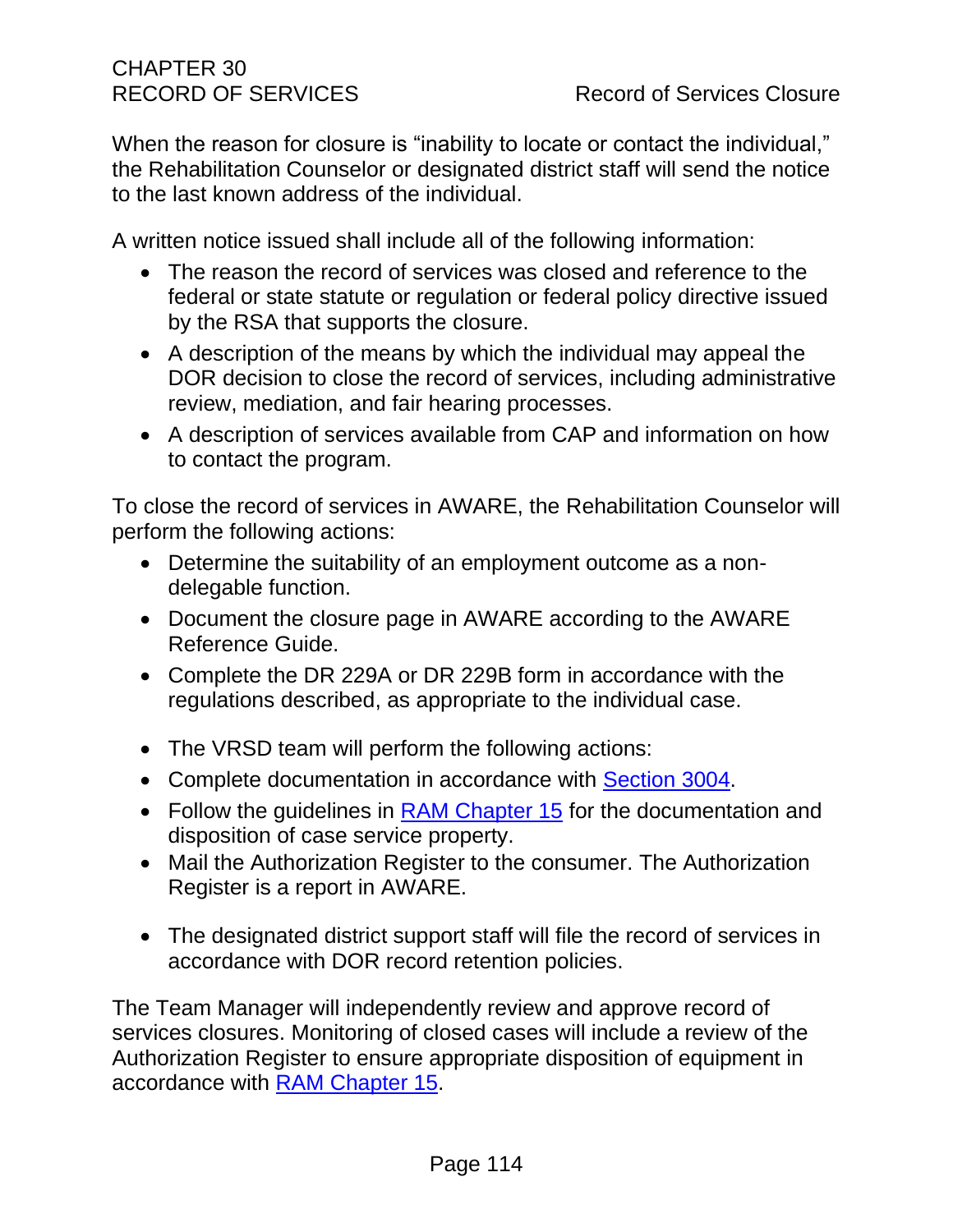When the reason for closure is "inability to locate or contact the individual," the Rehabilitation Counselor or designated district staff will send the notice to the last known address of the individual.

A written notice issued shall include all of the following information:

- The reason the record of services was closed and reference to the federal or state statute or regulation or federal policy directive issued by the RSA that supports the closure.
- A description of the means by which the individual may appeal the DOR decision to close the record of services, including administrative review, mediation, and fair hearing processes.
- A description of services available from CAP and information on how to contact the program.

To close the record of services in AWARE, the Rehabilitation Counselor will perform the following actions:

- Determine the suitability of an employment outcome as a non-delegable function.
- Document the closure page in AWARE according to the AWARE Reference Guide.
- Complete the DR 229A or DR 229B form in accordance with the regulations described, as appropriate to the individual case.

- The VRSD team will perform the following actions:
- Complete documentation in accordance with [Section 3004](#).
- Follow the guidelines in [RAM Chapter 15](#) for the documentation and disposition of case service property.
- Mail the Authorization Register to the consumer. The Authorization Register is a report in AWARE.

- The designated district support staff will file the record of services in accordance with DOR record retention policies.

The Team Manager will independently review and approve record of services closures. Monitoring of closed cases will include a review of the Authorization Register to ensure appropriate disposition of equipment in accordance with [RAM Chapter 15](#).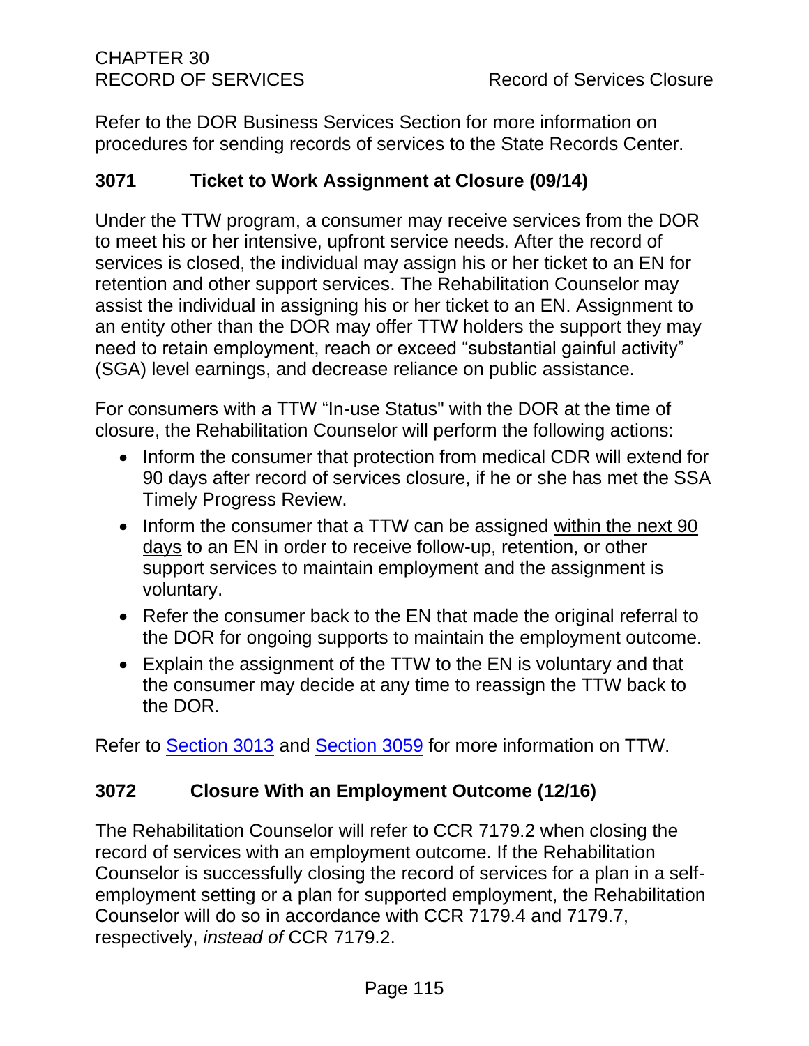Refer to the DOR Business Services Section for more information on procedures for sending records of services to the State Records Center.

## 3071 Ticket to Work Assignment at Closure (09/14)

Under the TTW program, a consumer may receive services from the DOR to meet his or her intensive, upfront service needs. After the record of services is closed, the individual may assign his or her ticket to an EN for retention and other support services. The Rehabilitation Counselor may assist the individual in assigning his or her ticket to an EN. Assignment to an entity other than the DOR may offer TTW holders the support they may need to retain employment, reach or exceed "substantial gainful activity" (SGA) level earnings, and decrease reliance on public assistance.

For consumers with a TTW "In-use Status" with the DOR at the time of closure, the Rehabilitation Counselor will perform the following actions:

- Inform the consumer that protection from medical CDR will extend for 90 days after record of services closure, if he or she has met the SSA Timely Progress Review.
- Inform the consumer that a TTW can be assigned <u>within the next 90 days</u> to an EN in order to receive follow-up, retention, or other support services to maintain employment and the assignment is voluntary.
- Refer the consumer back to the EN that made the original referral to the DOR for ongoing supports to maintain the employment outcome.
- Explain the assignment of the TTW to the EN is voluntary and that the consumer may decide at any time to reassign the TTW back to the DOR.

Refer to Section 3013 and Section 3059 for more information on TTW.

## 3072 Closure With an Employment Outcome (12/16)

The Rehabilitation Counselor will refer to CCR 7179.2 when closing the record of services with an employment outcome. If the Rehabilitation Counselor is successfully closing the record of services for a plan in a self-employment setting or a plan for supported employment, the Rehabilitation Counselor will do so in accordance with CCR 7179.4 and 7179.7, respectively, *instead of* CCR 7179.2.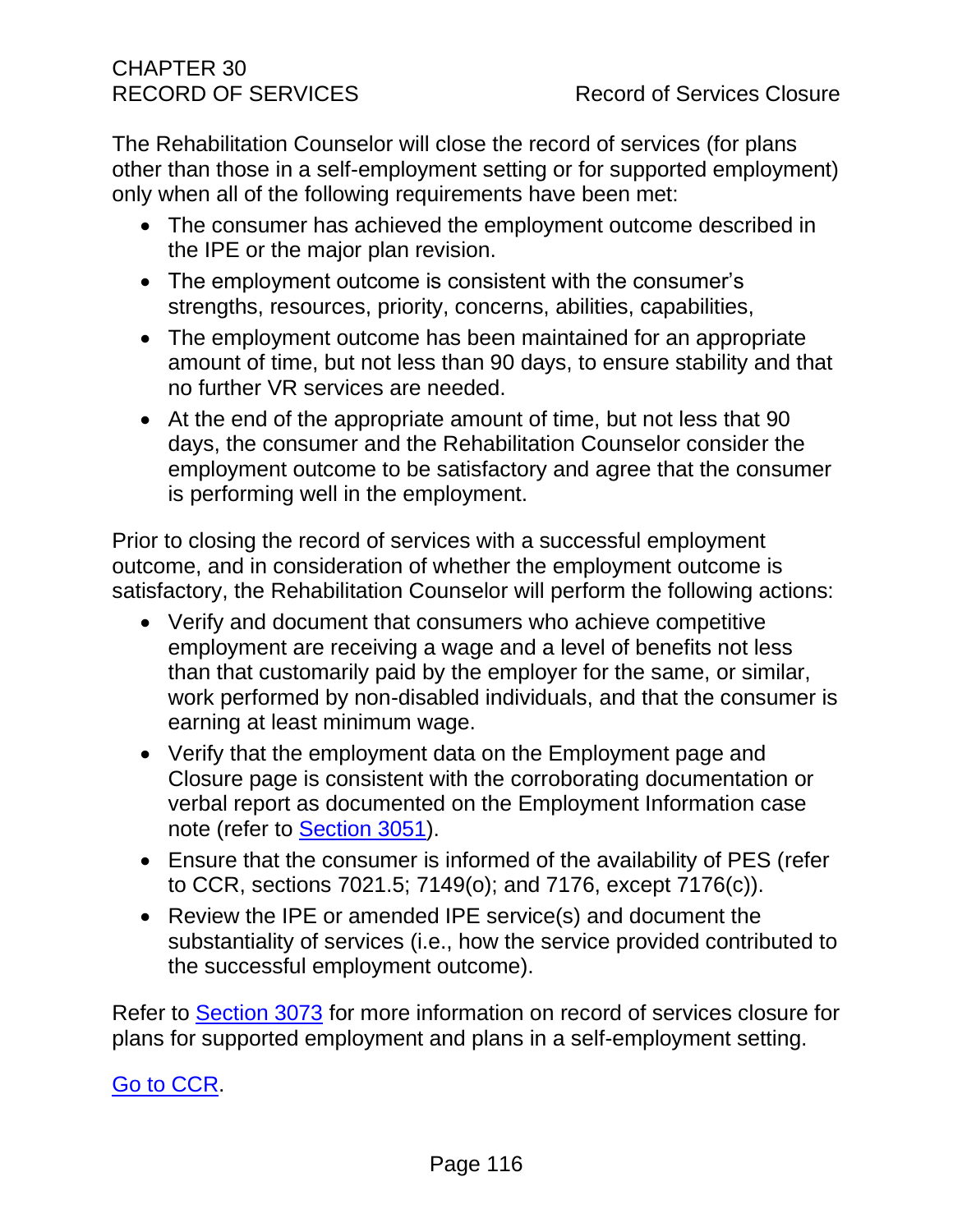The Rehabilitation Counselor will close the record of services (for plans other than those in a self-employment setting or for supported employment) only when all of the following requirements have been met:

- The consumer has achieved the employment outcome described in the IPE or the major plan revision.
- The employment outcome is consistent with the consumer's strengths, resources, priority, concerns, abilities, capabilities,
- The employment outcome has been maintained for an appropriate amount of time, but not less than 90 days, to ensure stability and that no further VR services are needed.
- At the end of the appropriate amount of time, but not less that 90 days, the consumer and the Rehabilitation Counselor consider the employment outcome to be satisfactory and agree that the consumer is performing well in the employment.

Prior to closing the record of services with a successful employment outcome, and in consideration of whether the employment outcome is satisfactory, the Rehabilitation Counselor will perform the following actions:

- Verify and document that consumers who achieve competitive employment are receiving a wage and a level of benefits not less than that customarily paid by the employer for the same, or similar, work performed by non-disabled individuals, and that the consumer is earning at least minimum wage.
- Verify that the employment data on the Employment page and Closure page is consistent with the corroborating documentation or verbal report as documented on the Employment Information case note (refer to Section 3051).
- Ensure that the consumer is informed of the availability of PES (refer to CCR, sections 7021.5; 7149(o); and 7176, except 7176(c)).
- Review the IPE or amended IPE service(s) and document the substantiality of services (i.e., how the service provided contributed to the successful employment outcome).

Refer to Section 3073 for more information on record of services closure for plans for supported employment and plans in a self-employment setting.

Go to CCR.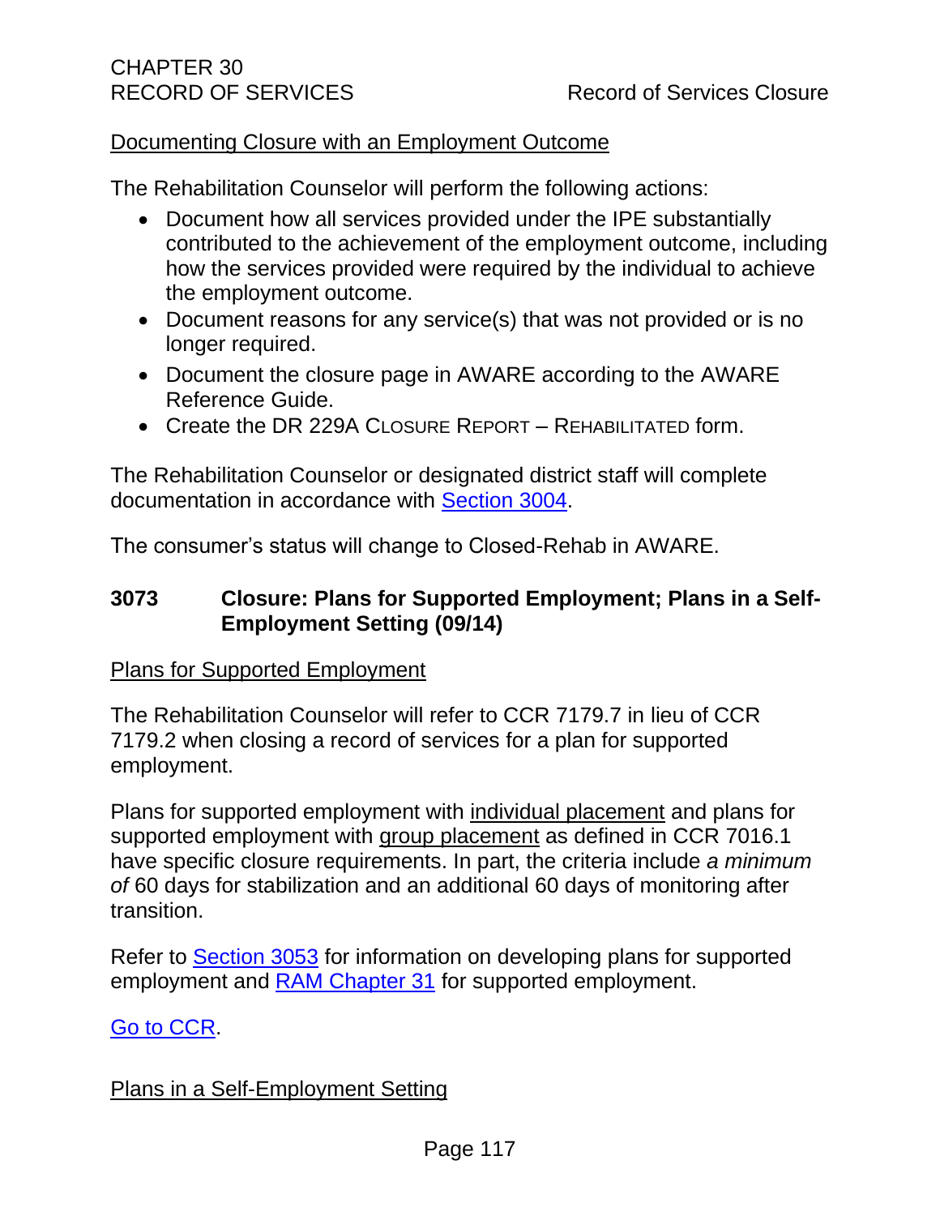Documenting Closure with an Employment Outcome

The Rehabilitation Counselor will perform the following actions:

- Document how all services provided under the IPE substantially contributed to the achievement of the employment outcome, including how the services provided were required by the individual to achieve the employment outcome.
- Document reasons for any service(s) that was not provided or is no longer required.
- Document the closure page in AWARE according to the AWARE Reference Guide.
- Create the DR 229A CLOSURE REPORT – REHABILITATED form.

The Rehabilitation Counselor or designated district staff will complete documentation in accordance with Section 3004.

The consumer's status will change to Closed-Rehab in AWARE.

## 3073 Closure: Plans for Supported Employment; Plans in a Self-Employment Setting (09/14)

Plans for Supported Employment

The Rehabilitation Counselor will refer to CCR 7179.7 in lieu of CCR 7179.2 when closing a record of services for a plan for supported employment.

Plans for supported employment with individual placement and plans for supported employment with group placement as defined in CCR 7016.1 have specific closure requirements. In part, the criteria include *a minimum of* 60 days for stabilization and an additional 60 days of monitoring after transition.

Refer to Section 3053 for information on developing plans for supported employment and RAM Chapter 31 for supported employment.

Go to CCR.

Plans in a Self-Employment Setting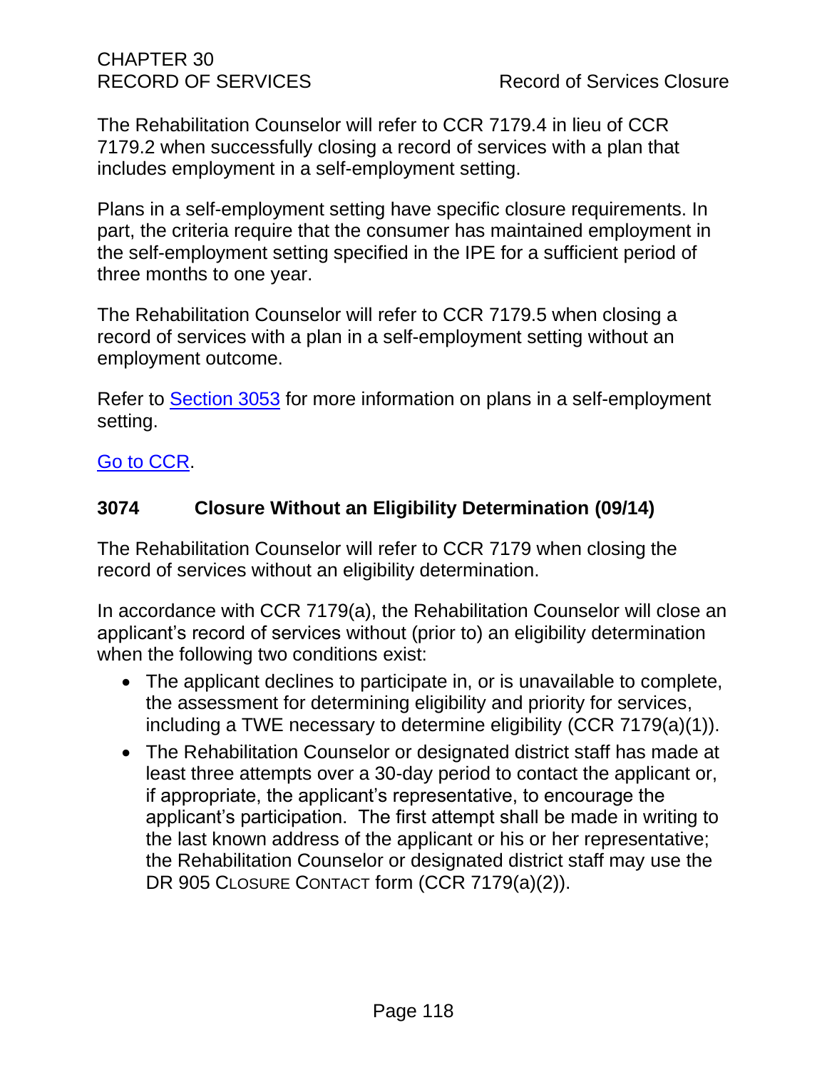The Rehabilitation Counselor will refer to CCR 7179.4 in lieu of CCR 7179.2 when successfully closing a record of services with a plan that includes employment in a self-employment setting.

Plans in a self-employment setting have specific closure requirements. In part, the criteria require that the consumer has maintained employment in the self-employment setting specified in the IPE for a sufficient period of three months to one year.

The Rehabilitation Counselor will refer to CCR 7179.5 when closing a record of services with a plan in a self-employment setting without an employment outcome.

Refer to Section 3053 for more information on plans in a self-employment setting.

Go to CCR.

### 3074 Closure Without an Eligibility Determination (09/14)

The Rehabilitation Counselor will refer to CCR 7179 when closing the record of services without an eligibility determination.

In accordance with CCR 7179(a), the Rehabilitation Counselor will close an applicant's record of services without (prior to) an eligibility determination when the following two conditions exist:

- The applicant declines to participate in, or is unavailable to complete, the assessment for determining eligibility and priority for services, including a TWE necessary to determine eligibility (CCR 7179(a)(1)).
- The Rehabilitation Counselor or designated district staff has made at least three attempts over a 30-day period to contact the applicant or, if appropriate, the applicant's representative, to encourage the applicant's participation. The first attempt shall be made in writing to the last known address of the applicant or his or her representative; the Rehabilitation Counselor or designated district staff may use the DR 905 CLOSURE CONTACT form (CCR 7179(a)(2)).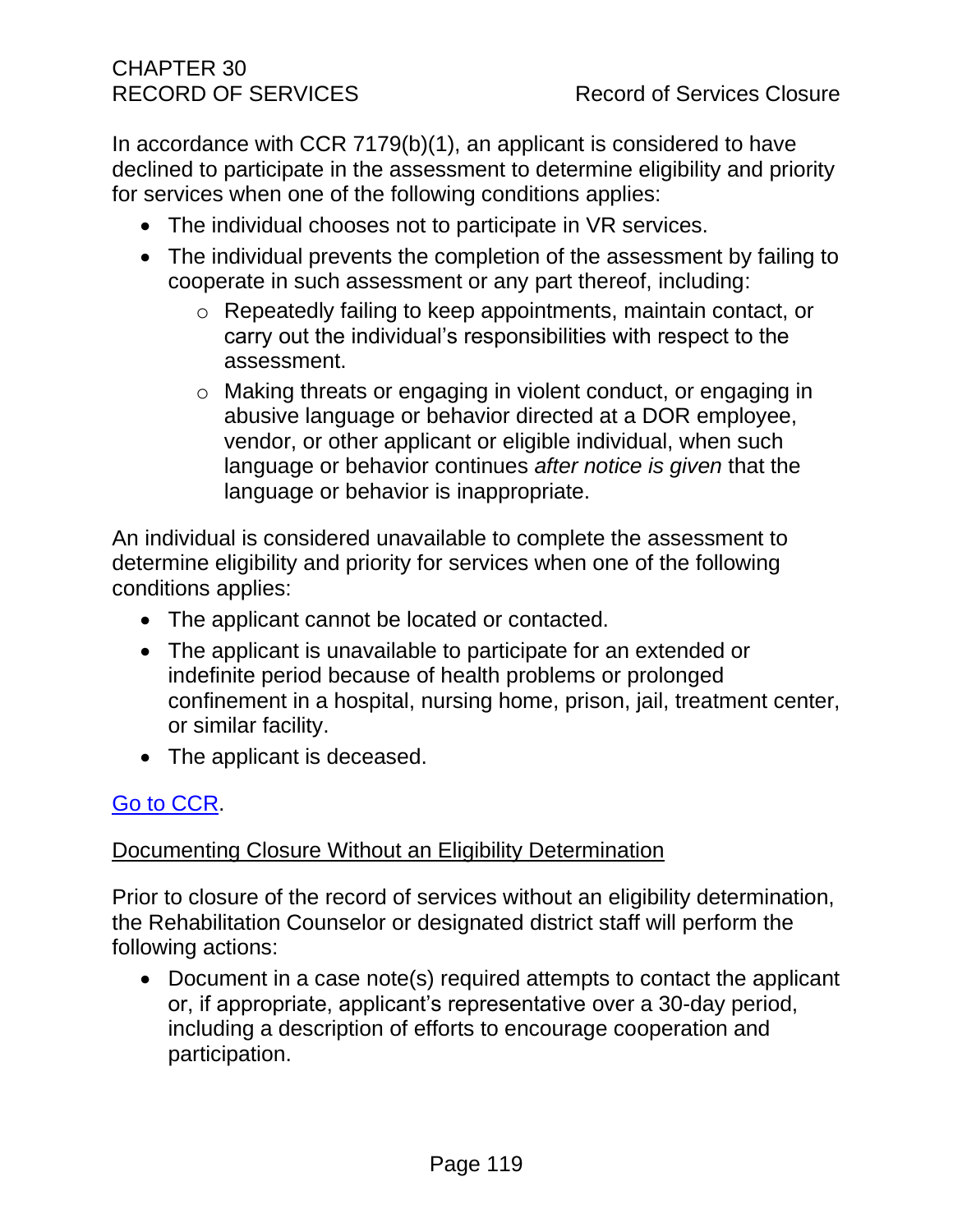In accordance with CCR 7179(b)(1), an applicant is considered to have declined to participate in the assessment to determine eligibility and priority for services when one of the following conditions applies:

- The individual chooses not to participate in VR services.
- The individual prevents the completion of the assessment by failing to cooperate in such assessment or any part thereof, including:
  - Repeatedly failing to keep appointments, maintain contact, or carry out the individual's responsibilities with respect to the assessment.
  - Making threats or engaging in violent conduct, or engaging in abusive language or behavior directed at a DOR employee, vendor, or other applicant or eligible individual, when such language or behavior continues *after notice is given* that the language or behavior is inappropriate.

An individual is considered unavailable to complete the assessment to determine eligibility and priority for services when one of the following conditions applies:

- The applicant cannot be located or contacted.
- The applicant is unavailable to participate for an extended or indefinite period because of health problems or prolonged confinement in a hospital, nursing home, prison, jail, treatment center, or similar facility.
- The applicant is deceased.

Go to CCR.

## Documenting Closure Without an Eligibility Determination

Prior to closure of the record of services without an eligibility determination, the Rehabilitation Counselor or designated district staff will perform the following actions:

- Document in a case note(s) required attempts to contact the applicant or, if appropriate, applicant's representative over a 30-day period, including a description of efforts to encourage cooperation and participation.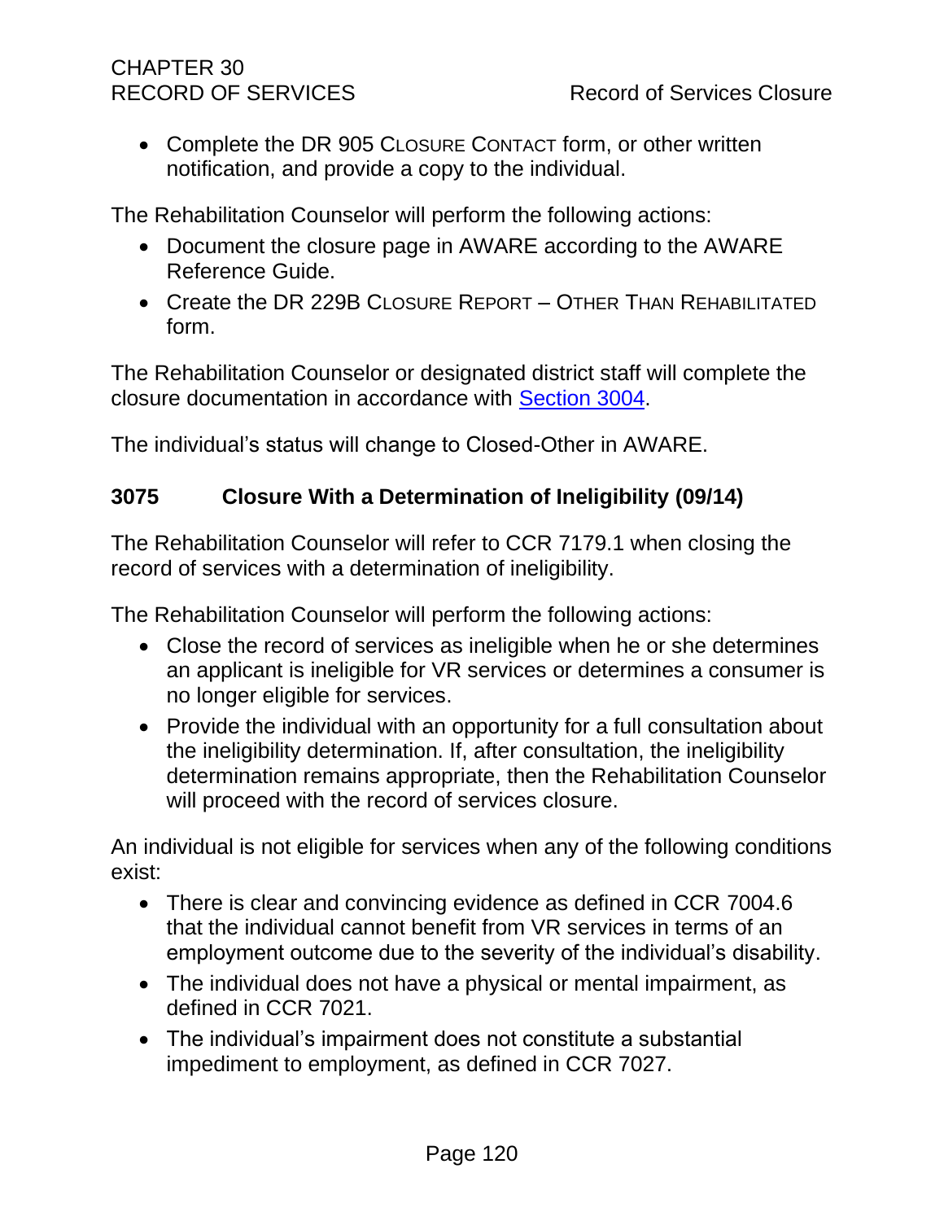- Complete the DR 905 CLOSURE CONTACT form, or other written notification, and provide a copy to the individual.

The Rehabilitation Counselor will perform the following actions:

- Document the closure page in AWARE according to the AWARE Reference Guide.
- Create the DR 229B CLOSURE REPORT – OTHER THAN REHABILITATED form.

The Rehabilitation Counselor or designated district staff will complete the closure documentation in accordance with Section 3004.

The individual's status will change to Closed-Other in AWARE.

## 3075 Closure With a Determination of Ineligibility (09/14)

The Rehabilitation Counselor will refer to CCR 7179.1 when closing the record of services with a determination of ineligibility.

The Rehabilitation Counselor will perform the following actions:

- Close the record of services as ineligible when he or she determines an applicant is ineligible for VR services or determines a consumer is no longer eligible for services.
- Provide the individual with an opportunity for a full consultation about the ineligibility determination. If, after consultation, the ineligibility determination remains appropriate, then the Rehabilitation Counselor will proceed with the record of services closure.

An individual is not eligible for services when any of the following conditions exist:

- There is clear and convincing evidence as defined in CCR 7004.6 that the individual cannot benefit from VR services in terms of an employment outcome due to the severity of the individual's disability.
- The individual does not have a physical or mental impairment, as defined in CCR 7021.
- The individual's impairment does not constitute a substantial impediment to employment, as defined in CCR 7027.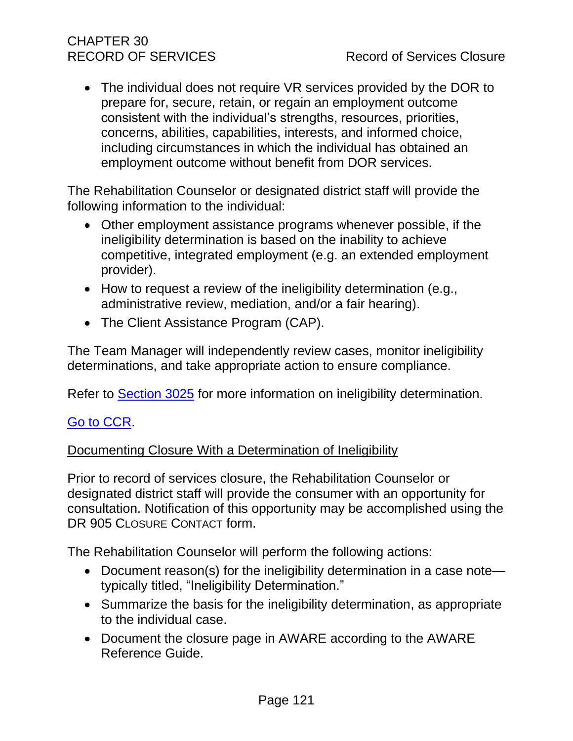- The individual does not require VR services provided by the DOR to prepare for, secure, retain, or regain an employment outcome consistent with the individual's strengths, resources, priorities, concerns, abilities, capabilities, interests, and informed choice, including circumstances in which the individual has obtained an employment outcome without benefit from DOR services.

The Rehabilitation Counselor or designated district staff will provide the following information to the individual:

- Other employment assistance programs whenever possible, if the ineligibility determination is based on the inability to achieve competitive, integrated employment (e.g. an extended employment provider).
- How to request a review of the ineligibility determination (e.g., administrative review, mediation, and/or a fair hearing).
- The Client Assistance Program (CAP).

The Team Manager will independently review cases, monitor ineligibility determinations, and take appropriate action to ensure compliance.

Refer to Section 3025 for more information on ineligibility determination.

Go to CCR.

Documenting Closure With a Determination of Ineligibility

Prior to record of services closure, the Rehabilitation Counselor or designated district staff will provide the consumer with an opportunity for consultation. Notification of this opportunity may be accomplished using the DR 905 CLOSURE CONTACT form.

The Rehabilitation Counselor will perform the following actions:

- Document reason(s) for the ineligibility determination in a case note—typically titled, "Ineligibility Determination."
- Summarize the basis for the ineligibility determination, as appropriate to the individual case.
- Document the closure page in AWARE according to the AWARE Reference Guide.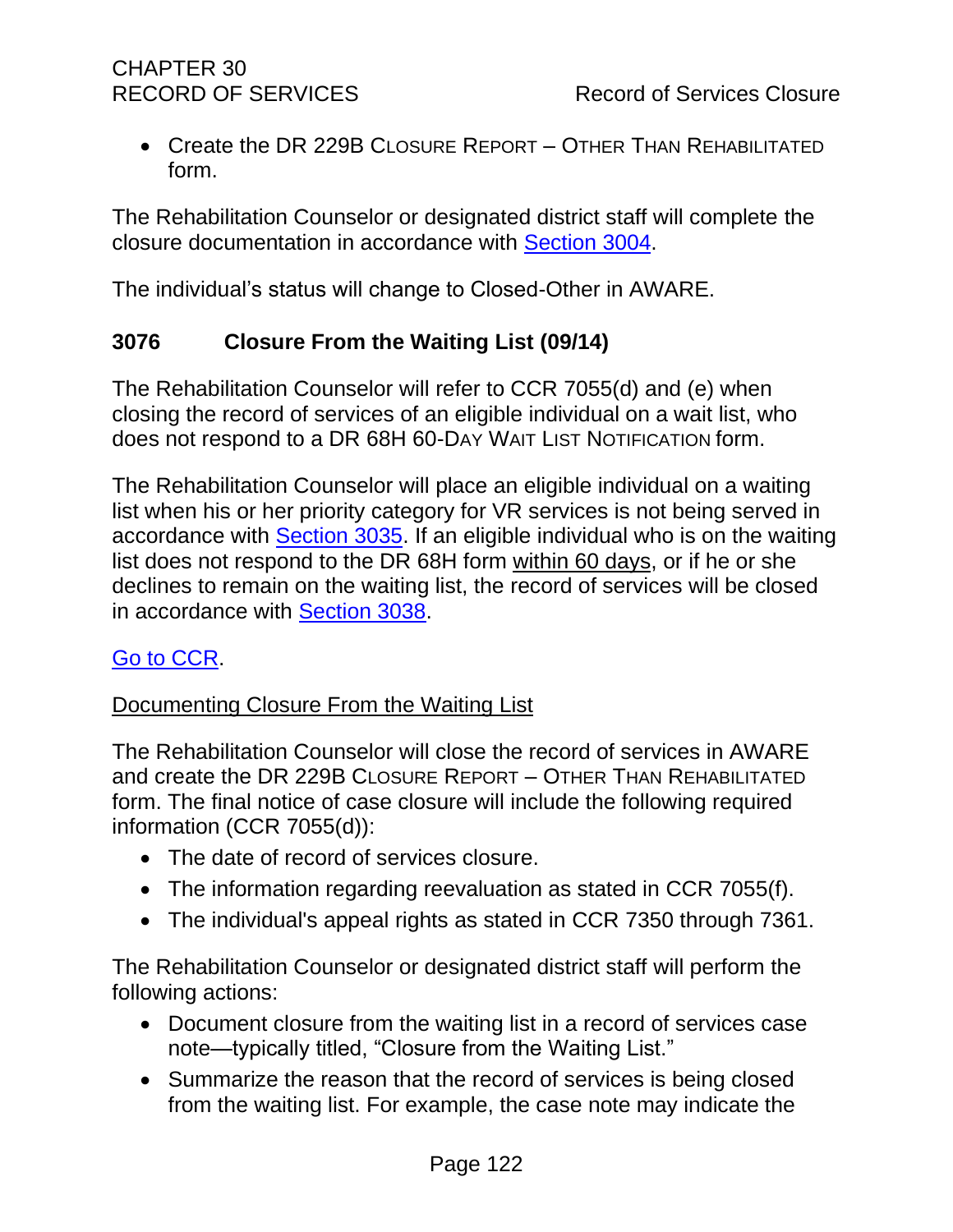- Create the DR 229B CLOSURE REPORT – OTHER THAN REHABILITATED form.

The Rehabilitation Counselor or designated district staff will complete the closure documentation in accordance with Section 3004.

The individual's status will change to Closed-Other in AWARE.

## 3076 Closure From the Waiting List (09/14)

The Rehabilitation Counselor will refer to CCR 7055(d) and (e) when closing the record of services of an eligible individual on a wait list, who does not respond to a DR 68H 60-DAY WAIT LIST NOTIFICATION form.

The Rehabilitation Counselor will place an eligible individual on a waiting list when his or her priority category for VR services is not being served in accordance with Section 3035. If an eligible individual who is on the waiting list does not respond to the DR 68H form within 60 days, or if he or she declines to remain on the waiting list, the record of services will be closed in accordance with Section 3038.

Go to CCR.

Documenting Closure From the Waiting List

The Rehabilitation Counselor will close the record of services in AWARE and create the DR 229B CLOSURE REPORT – OTHER THAN REHABILITATED form. The final notice of case closure will include the following required information (CCR 7055(d)):

- The date of record of services closure.
- The information regarding reevaluation as stated in CCR 7055(f).
- The individual's appeal rights as stated in CCR 7350 through 7361.

The Rehabilitation Counselor or designated district staff will perform the following actions:

- Document closure from the waiting list in a record of services case note—typically titled, "Closure from the Waiting List."
- Summarize the reason that the record of services is being closed from the waiting list. For example, the case note may indicate the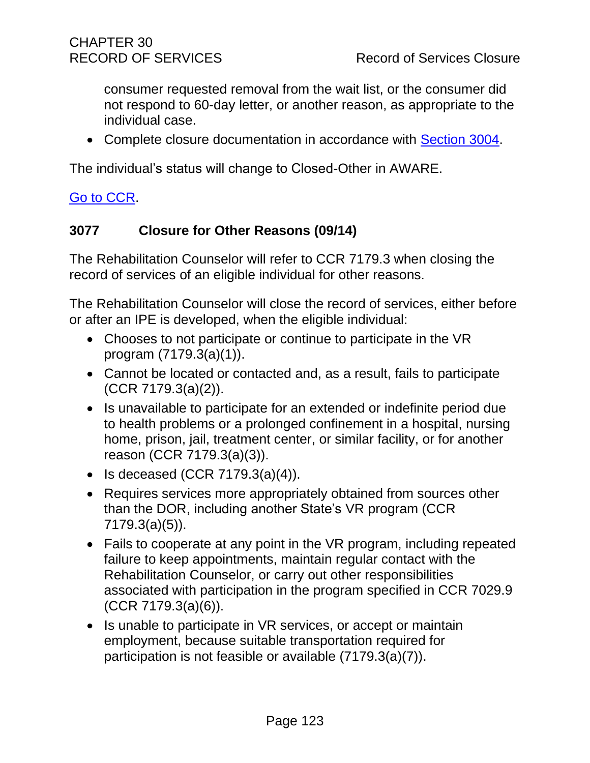consumer requested removal from the wait list, or the consumer did not respond to 60-day letter, or another reason, as appropriate to the individual case.

- Complete closure documentation in accordance with [Section 3004](#).

The individual's status will change to Closed-Other in AWARE.

[Go to CCR](#).

### 3077 Closure for Other Reasons (09/14)

The Rehabilitation Counselor will refer to CCR 7179.3 when closing the record of services of an eligible individual for other reasons.

The Rehabilitation Counselor will close the record of services, either before or after an IPE is developed, when the eligible individual:

- Chooses to not participate or continue to participate in the VR program (7179.3(a)(1)).
- Cannot be located or contacted and, as a result, fails to participate (CCR 7179.3(a)(2)).
- Is unavailable to participate for an extended or indefinite period due to health problems or a prolonged confinement in a hospital, nursing home, prison, jail, treatment center, or similar facility, or for another reason (CCR 7179.3(a)(3)).
- Is deceased (CCR 7179.3(a)(4)).
- Requires services more appropriately obtained from sources other than the DOR, including another State's VR program (CCR 7179.3(a)(5)).
- Fails to cooperate at any point in the VR program, including repeated failure to keep appointments, maintain regular contact with the Rehabilitation Counselor, or carry out other responsibilities associated with participation in the program specified in CCR 7029.9 (CCR 7179.3(a)(6)).
- Is unable to participate in VR services, or accept or maintain employment, because suitable transportation required for participation is not feasible or available (7179.3(a)(7)).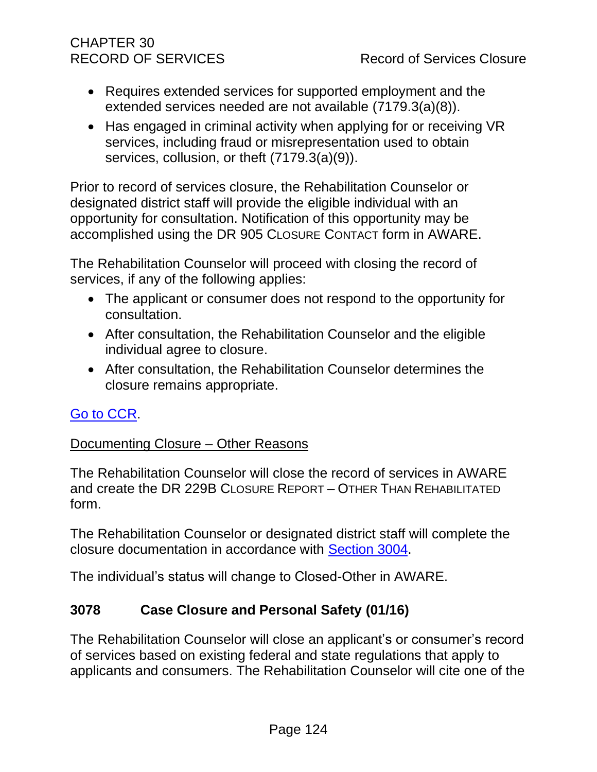- Requires extended services for supported employment and the extended services needed are not available (7179.3(a)(8)).
- Has engaged in criminal activity when applying for or receiving VR services, including fraud or misrepresentation used to obtain services, collusion, or theft (7179.3(a)(9)).

Prior to record of services closure, the Rehabilitation Counselor or designated district staff will provide the eligible individual with an opportunity for consultation. Notification of this opportunity may be accomplished using the DR 905 CLOSURE CONTACT form in AWARE.

The Rehabilitation Counselor will proceed with closing the record of services, if any of the following applies:

- The applicant or consumer does not respond to the opportunity for consultation.
- After consultation, the Rehabilitation Counselor and the eligible individual agree to closure.
- After consultation, the Rehabilitation Counselor determines the closure remains appropriate.

Go to CCR.

Documenting Closure – Other Reasons

The Rehabilitation Counselor will close the record of services in AWARE and create the DR 229B CLOSURE REPORT – OTHER THAN REHABILITATED form.

The Rehabilitation Counselor or designated district staff will complete the closure documentation in accordance with Section 3004.

The individual's status will change to Closed-Other in AWARE.

## 3078 Case Closure and Personal Safety (01/16)

The Rehabilitation Counselor will close an applicant's or consumer's record of services based on existing federal and state regulations that apply to applicants and consumers. The Rehabilitation Counselor will cite one of the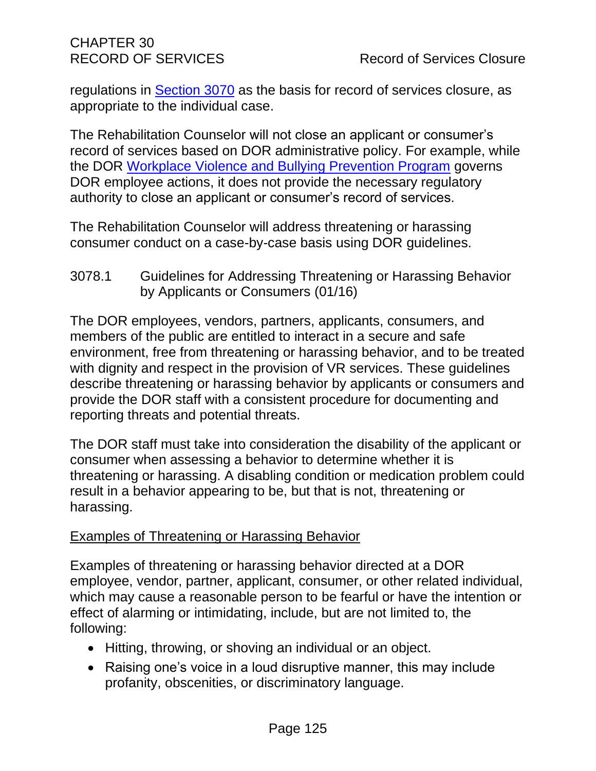regulations in Section 3070 as the basis for record of services closure, as appropriate to the individual case.

The Rehabilitation Counselor will not close an applicant or consumer's record of services based on DOR administrative policy. For example, while the DOR Workplace Violence and Bullying Prevention Program governs DOR employee actions, it does not provide the necessary regulatory authority to close an applicant or consumer's record of services.

The Rehabilitation Counselor will address threatening or harassing consumer conduct on a case-by-case basis using DOR guidelines.

### 3078.1 Guidelines for Addressing Threatening or Harassing Behavior by Applicants or Consumers (01/16)

The DOR employees, vendors, partners, applicants, consumers, and members of the public are entitled to interact in a secure and safe environment, free from threatening or harassing behavior, and to be treated with dignity and respect in the provision of VR services. These guidelines describe threatening or harassing behavior by applicants or consumers and provide the DOR staff with a consistent procedure for documenting and reporting threats and potential threats.

The DOR staff must take into consideration the disability of the applicant or consumer when assessing a behavior to determine whether it is threatening or harassing. A disabling condition or medication problem could result in a behavior appearing to be, but that is not, threatening or harassing.

#### Examples of Threatening or Harassing Behavior

Examples of threatening or harassing behavior directed at a DOR employee, vendor, partner, applicant, consumer, or other related individual, which may cause a reasonable person to be fearful or have the intention or effect of alarming or intimidating, include, but are not limited to, the following:

- Hitting, throwing, or shoving an individual or an object.
- Raising one's voice in a loud disruptive manner, this may include profanity, obscenities, or discriminatory language.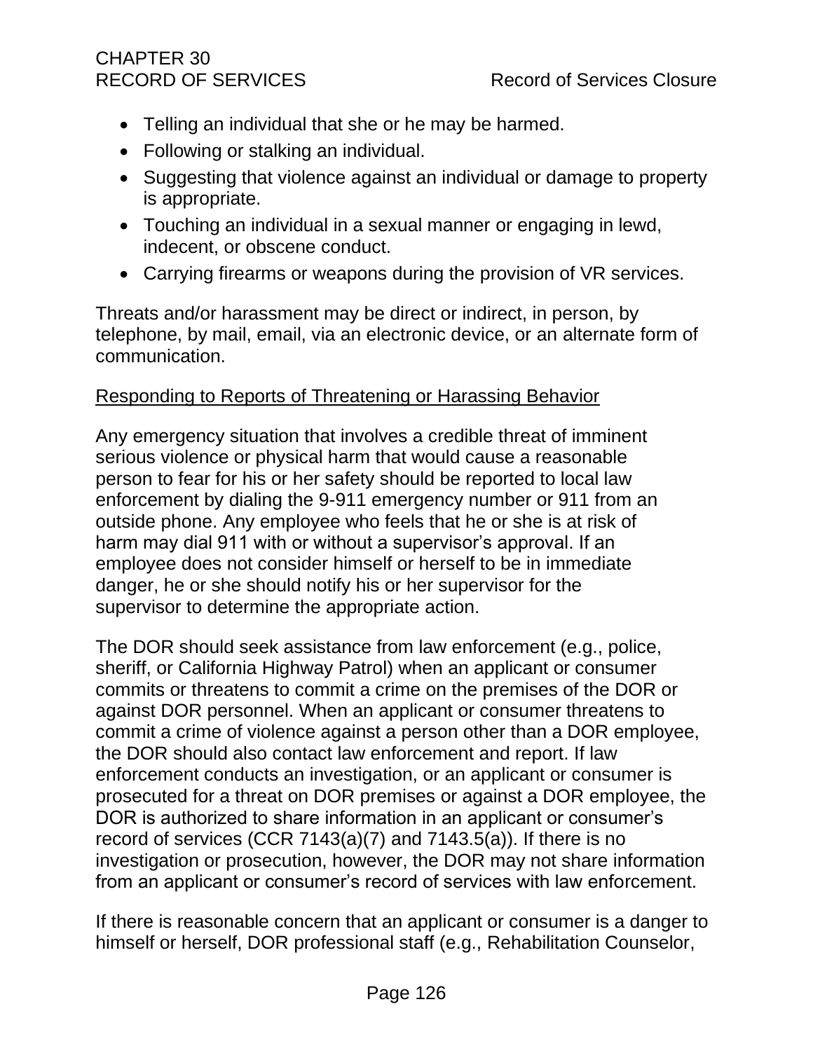- Telling an individual that she or he may be harmed.
- Following or stalking an individual.
- Suggesting that violence against an individual or damage to property is appropriate.
- Touching an individual in a sexual manner or engaging in lewd, indecent, or obscene conduct.
- Carrying firearms or weapons during the provision of VR services.

Threats and/or harassment may be direct or indirect, in person, by telephone, by mail, email, via an electronic device, or an alternate form of communication.

Responding to Reports of Threatening or Harassing Behavior

Any emergency situation that involves a credible threat of imminent serious violence or physical harm that would cause a reasonable person to fear for his or her safety should be reported to local law enforcement by dialing the 9-911 emergency number or 911 from an outside phone. Any employee who feels that he or she is at risk of harm may dial 911 with or without a supervisor's approval. If an employee does not consider himself or herself to be in immediate danger, he or she should notify his or her supervisor for the supervisor to determine the appropriate action.

The DOR should seek assistance from law enforcement (e.g., police, sheriff, or California Highway Patrol) when an applicant or consumer commits or threatens to commit a crime on the premises of the DOR or against DOR personnel. When an applicant or consumer threatens to commit a crime of violence against a person other than a DOR employee, the DOR should also contact law enforcement and report. If law enforcement conducts an investigation, or an applicant or consumer is prosecuted for a threat on DOR premises or against a DOR employee, the DOR is authorized to share information in an applicant or consumer's record of services (CCR 7143(a)(7) and 7143.5(a)). If there is no investigation or prosecution, however, the DOR may not share information from an applicant or consumer's record of services with law enforcement.

If there is reasonable concern that an applicant or consumer is a danger to himself or herself, DOR professional staff (e.g., Rehabilitation Counselor,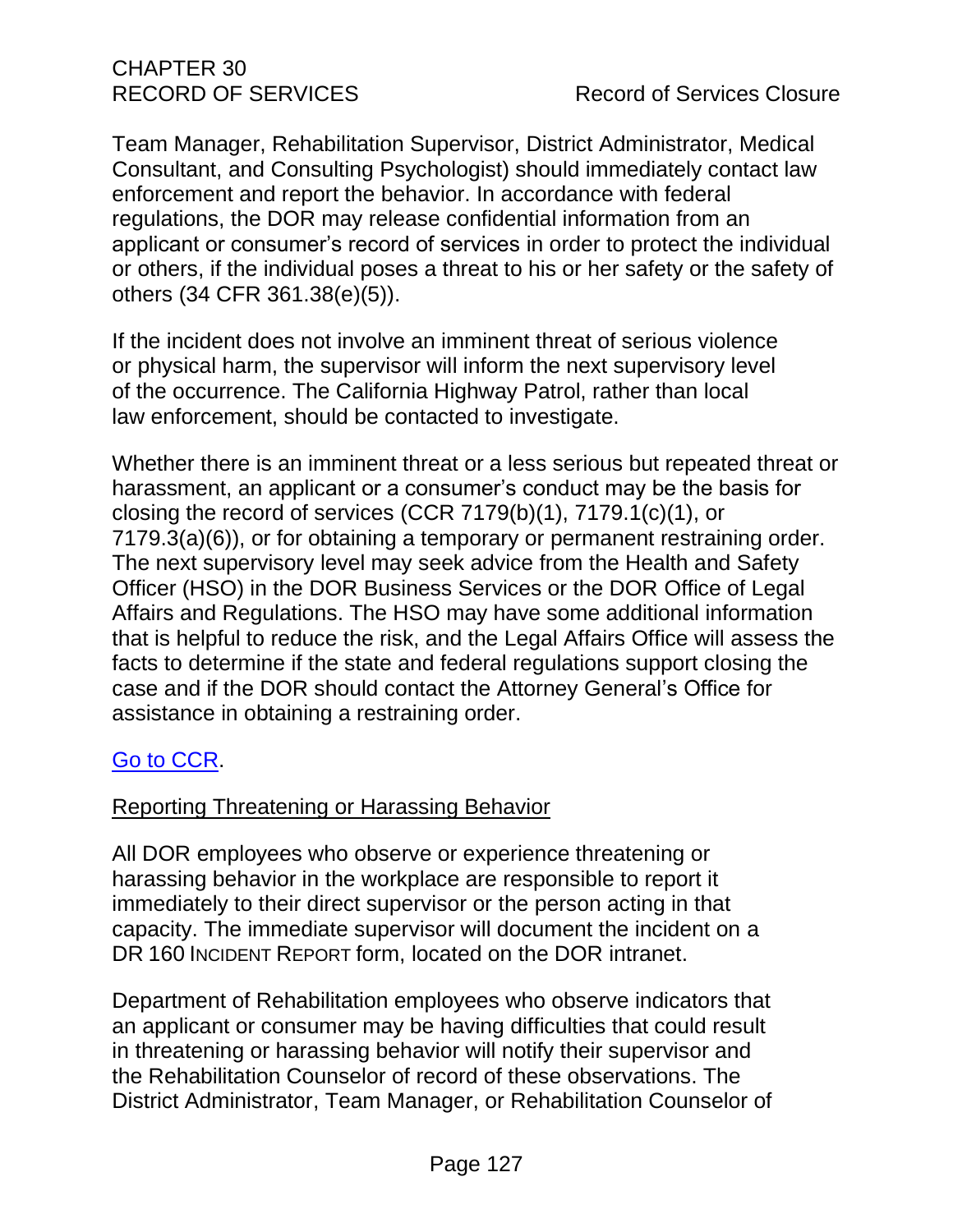Team Manager, Rehabilitation Supervisor, District Administrator, Medical Consultant, and Consulting Psychologist) should immediately contact law enforcement and report the behavior. In accordance with federal regulations, the DOR may release confidential information from an applicant or consumer's record of services in order to protect the individual or others, if the individual poses a threat to his or her safety or the safety of others (34 CFR 361.38(e)(5)).

If the incident does not involve an imminent threat of serious violence or physical harm, the supervisor will inform the next supervisory level of the occurrence. The California Highway Patrol, rather than local law enforcement, should be contacted to investigate.

Whether there is an imminent threat or a less serious but repeated threat or harassment, an applicant or a consumer's conduct may be the basis for closing the record of services (CCR 7179(b)(1), 7179.1(c)(1), or 7179.3(a)(6)), or for obtaining a temporary or permanent restraining order. The next supervisory level may seek advice from the Health and Safety Officer (HSO) in the DOR Business Services or the DOR Office of Legal Affairs and Regulations. The HSO may have some additional information that is helpful to reduce the risk, and the Legal Affairs Office will assess the facts to determine if the state and federal regulations support closing the case and if the DOR should contact the Attorney General's Office for assistance in obtaining a restraining order.

Go to CCR.

## Reporting Threatening or Harassing Behavior

All DOR employees who observe or experience threatening or harassing behavior in the workplace are responsible to report it immediately to their direct supervisor or the person acting in that capacity. The immediate supervisor will document the incident on a DR 160 INCIDENT REPORT form, located on the DOR intranet.

Department of Rehabilitation employees who observe indicators that an applicant or consumer may be having difficulties that could result in threatening or harassing behavior will notify their supervisor and the Rehabilitation Counselor of record of these observations. The District Administrator, Team Manager, or Rehabilitation Counselor of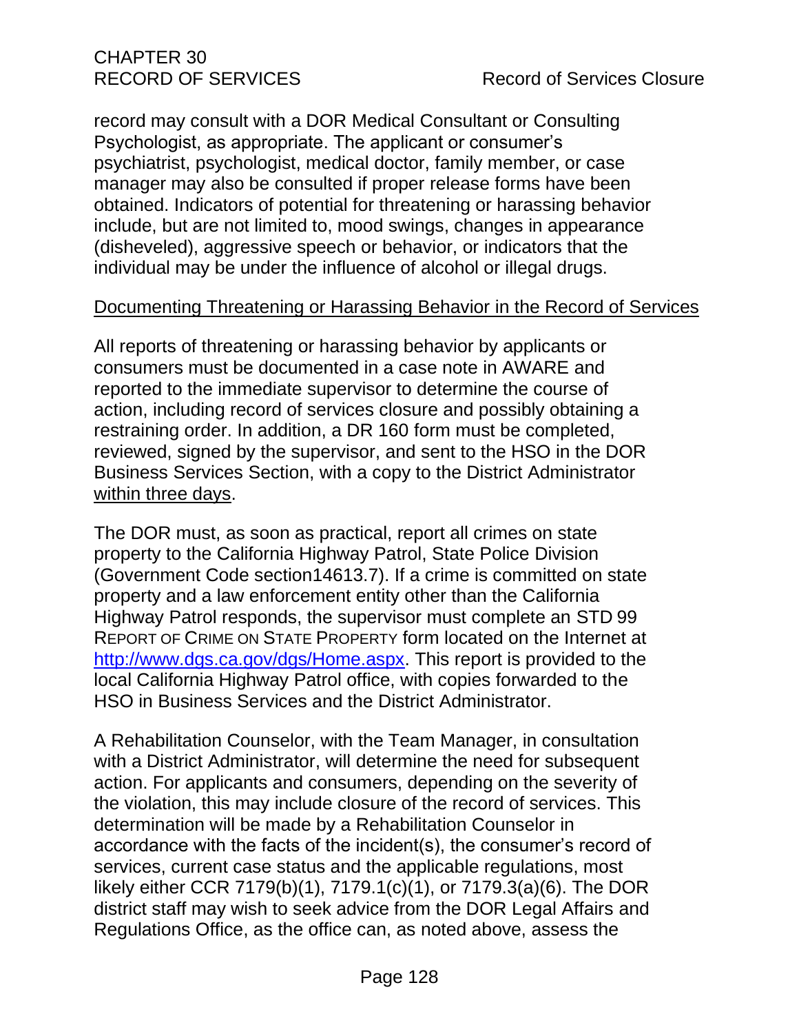record may consult with a DOR Medical Consultant or Consulting Psychologist, as appropriate. The applicant or consumer's psychiatrist, psychologist, medical doctor, family member, or case manager may also be consulted if proper release forms have been obtained. Indicators of potential for threatening or harassing behavior include, but are not limited to, mood swings, changes in appearance (disheveled), aggressive speech or behavior, or indicators that the individual may be under the influence of alcohol or illegal drugs.

Documenting Threatening or Harassing Behavior in the Record of Services

All reports of threatening or harassing behavior by applicants or consumers must be documented in a case note in AWARE and reported to the immediate supervisor to determine the course of action, including record of services closure and possibly obtaining a restraining order. In addition, a DR 160 form must be completed, reviewed, signed by the supervisor, and sent to the HSO in the DOR Business Services Section, with a copy to the District Administrator within three days.

The DOR must, as soon as practical, report all crimes on state property to the California Highway Patrol, State Police Division (Government Code section14613.7). If a crime is committed on state property and a law enforcement entity other than the California Highway Patrol responds, the supervisor must complete an STD 99 REPORT OF CRIME ON STATE PROPERTY form located on the Internet at [http://www.dgs.ca.gov/dgs/Home.aspx](http://www.dgs.ca.gov/dgs/Home.aspx). This report is provided to the local California Highway Patrol office, with copies forwarded to the HSO in Business Services and the District Administrator.

A Rehabilitation Counselor, with the Team Manager, in consultation with a District Administrator, will determine the need for subsequent action. For applicants and consumers, depending on the severity of the violation, this may include closure of the record of services. This determination will be made by a Rehabilitation Counselor in accordance with the facts of the incident(s), the consumer's record of services, current case status and the applicable regulations, most likely either CCR 7179(b)(1), 7179.1(c)(1), or 7179.3(a)(6). The DOR district staff may wish to seek advice from the DOR Legal Affairs and Regulations Office, as the office can, as noted above, assess the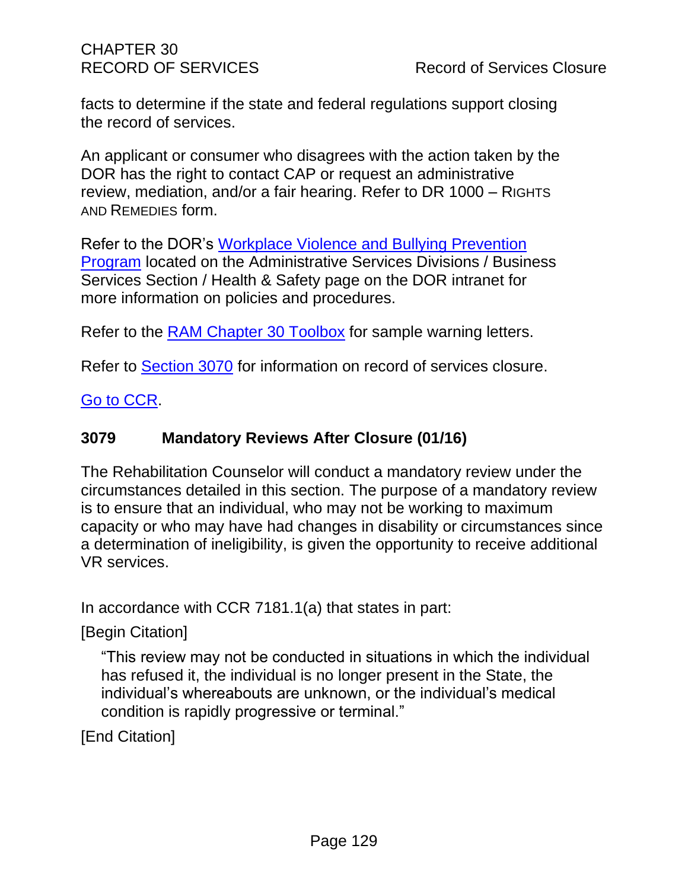facts to determine if the state and federal regulations support closing the record of services.

An applicant or consumer who disagrees with the action taken by the DOR has the right to contact CAP or request an administrative review, mediation, and/or a fair hearing. Refer to DR 1000 – RIGHTS AND REMEDIES form.

Refer to the DOR's Workplace Violence and Bullying Prevention Program located on the Administrative Services Divisions / Business Services Section / Health & Safety page on the DOR intranet for more information on policies and procedures.

Refer to the RAM Chapter 30 Toolbox for sample warning letters.

Refer to Section 3070 for information on record of services closure.

Go to CCR.

### 3079 Mandatory Reviews After Closure (01/16)

The Rehabilitation Counselor will conduct a mandatory review under the circumstances detailed in this section. The purpose of a mandatory review is to ensure that an individual, who may not be working to maximum capacity or who may have had changes in disability or circumstances since a determination of ineligibility, is given the opportunity to receive additional VR services.

In accordance with CCR 7181.1(a) that states in part:

[Begin Citation]

> "This review may not be conducted in situations in which the individual has refused it, the individual is no longer present in the State, the individual's whereabouts are unknown, or the individual's medical condition is rapidly progressive or terminal."

[End Citation]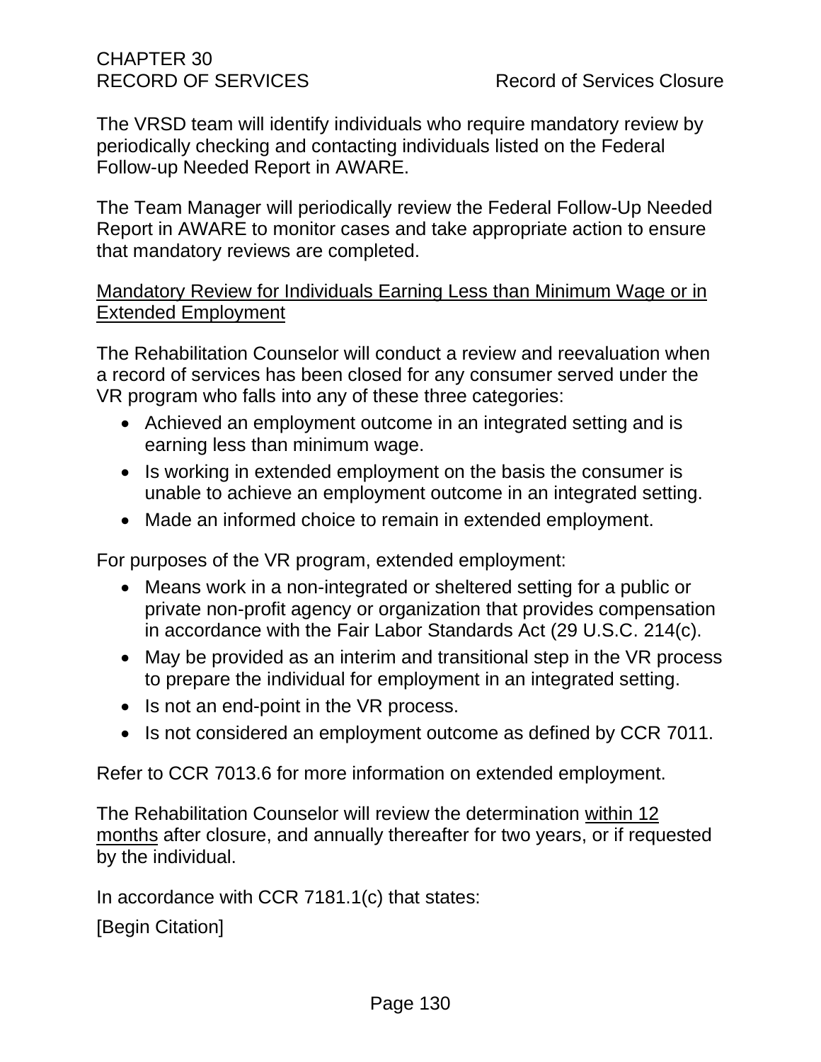The VRSD team will identify individuals who require mandatory review by periodically checking and contacting individuals listed on the Federal Follow-up Needed Report in AWARE.

The Team Manager will periodically review the Federal Follow-Up Needed Report in AWARE to monitor cases and take appropriate action to ensure that mandatory reviews are completed.

<u>Mandatory Review for Individuals Earning Less than Minimum Wage or in Extended Employment</u>

The Rehabilitation Counselor will conduct a review and reevaluation when a record of services has been closed for any consumer served under the VR program who falls into any of these three categories:

- Achieved an employment outcome in an integrated setting and is earning less than minimum wage.
- Is working in extended employment on the basis the consumer is unable to achieve an employment outcome in an integrated setting.
- Made an informed choice to remain in extended employment.

For purposes of the VR program, extended employment:

- Means work in a non-integrated or sheltered setting for a public or private non-profit agency or organization that provides compensation in accordance with the Fair Labor Standards Act (29 U.S.C. 214(c).
- May be provided as an interim and transitional step in the VR process to prepare the individual for employment in an integrated setting.
- Is not an end-point in the VR process.
- Is not considered an employment outcome as defined by CCR 7011.

Refer to CCR 7013.6 for more information on extended employment.

The Rehabilitation Counselor will review the determination <u>within 12 months</u> after closure, and annually thereafter for two years, or if requested by the individual.

In accordance with CCR 7181.1(c) that states:

[Begin Citation]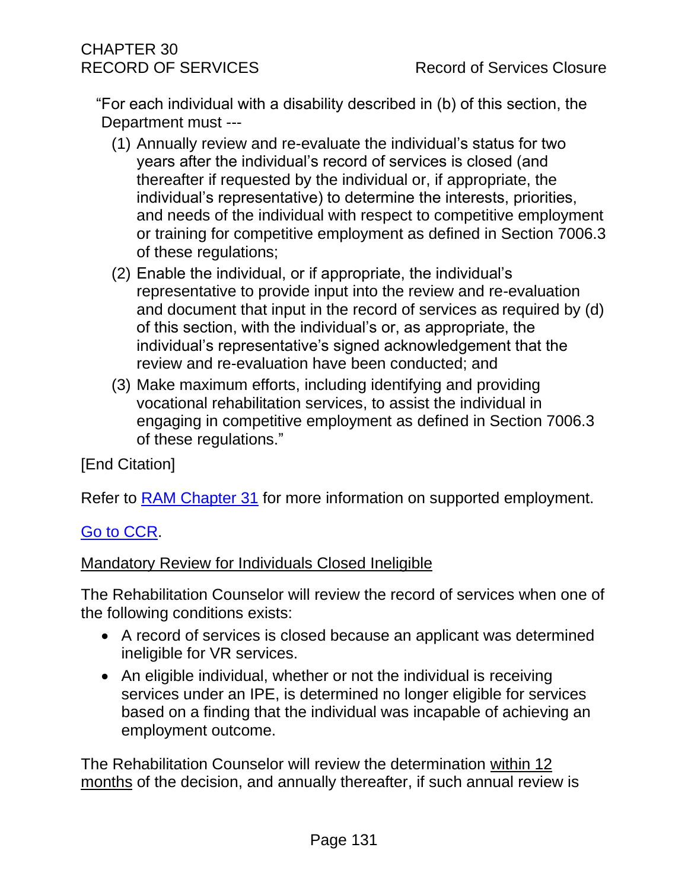"For each individual with a disability described in (b) of this section, the Department must ---

(1) Annually review and re-evaluate the individual's status for two years after the individual's record of services is closed (and thereafter if requested by the individual or, if appropriate, the individual's representative) to determine the interests, priorities, and needs of the individual with respect to competitive employment or training for competitive employment as defined in Section 7006.3 of these regulations;

(2) Enable the individual, or if appropriate, the individual's representative to provide input into the review and re-evaluation and document that input in the record of services as required by (d) of this section, with the individual's or, as appropriate, the individual's representative's signed acknowledgement that the review and re-evaluation have been conducted; and

(3) Make maximum efforts, including identifying and providing vocational rehabilitation services, to assist the individual in engaging in competitive employment as defined in Section 7006.3 of these regulations."

[End Citation]

Refer to [RAM Chapter 31] for more information on supported employment.

[Go to CCR].

<u>Mandatory Review for Individuals Closed Ineligible</u>

The Rehabilitation Counselor will review the record of services when one of the following conditions exists:

- A record of services is closed because an applicant was determined ineligible for VR services.
- An eligible individual, whether or not the individual is receiving services under an IPE, is determined no longer eligible for services based on a finding that the individual was incapable of achieving an employment outcome.

The Rehabilitation Counselor will review the determination <u>within 12 months</u> of the decision, and annually thereafter, if such annual review is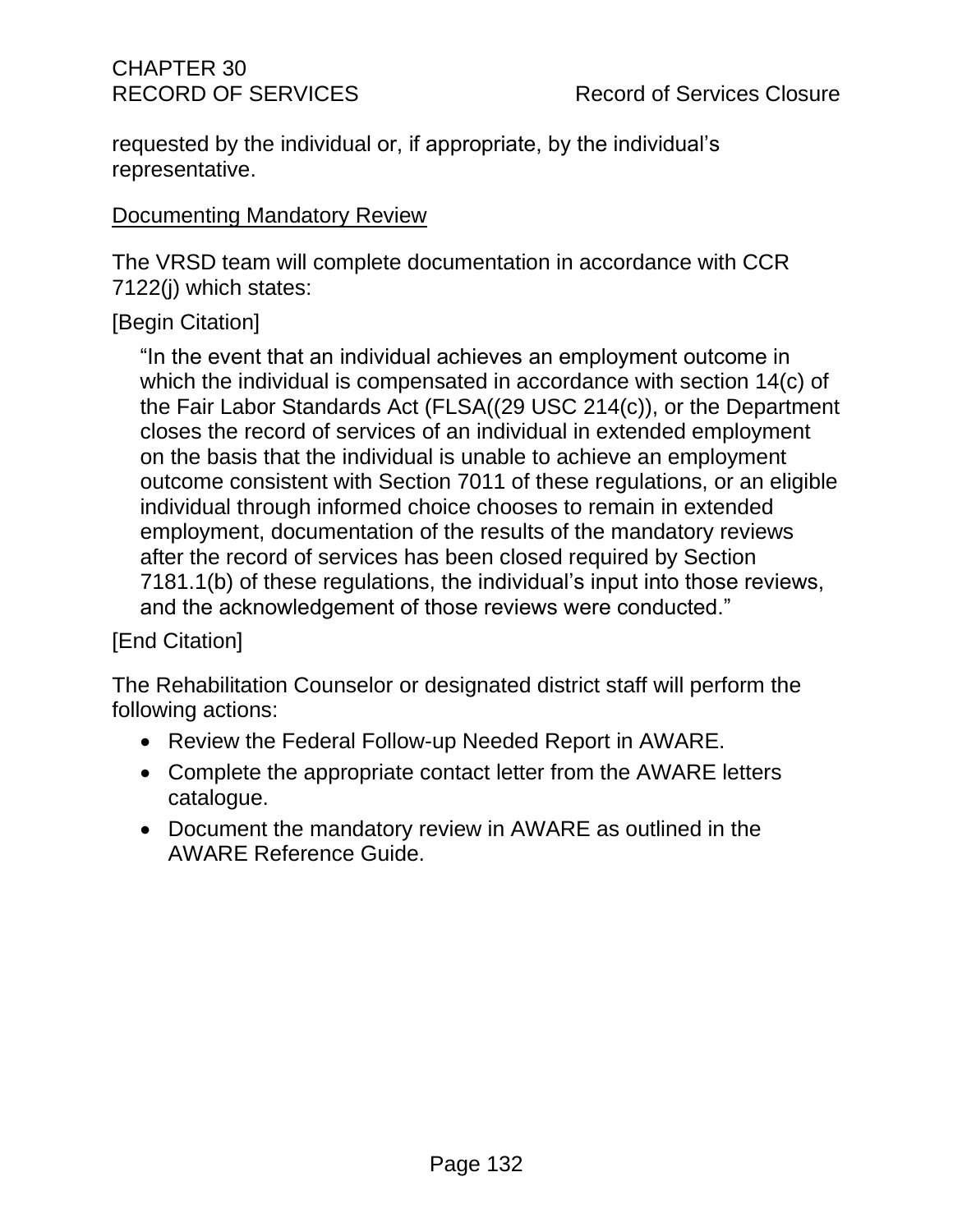requested by the individual or, if appropriate, by the individual’s representative.

Documenting Mandatory Review

The VRSD team will complete documentation in accordance with CCR 7122(j) which states:

[Begin Citation]

> “In the event that an individual achieves an employment outcome in which the individual is compensated in accordance with section 14(c) of the Fair Labor Standards Act (FLSA((29 USC 214(c)), or the Department closes the record of services of an individual in extended employment on the basis that the individual is unable to achieve an employment outcome consistent with Section 7011 of these regulations, or an eligible individual through informed choice chooses to remain in extended employment, documentation of the results of the mandatory reviews after the record of services has been closed required by Section 7181.1(b) of these regulations, the individual’s input into those reviews, and the acknowledgement of those reviews were conducted.”

[End Citation]

The Rehabilitation Counselor or designated district staff will perform the following actions:

- Review the Federal Follow-up Needed Report in AWARE.
- Complete the appropriate contact letter from the AWARE letters catalogue.
- Document the mandatory review in AWARE as outlined in the AWARE Reference Guide.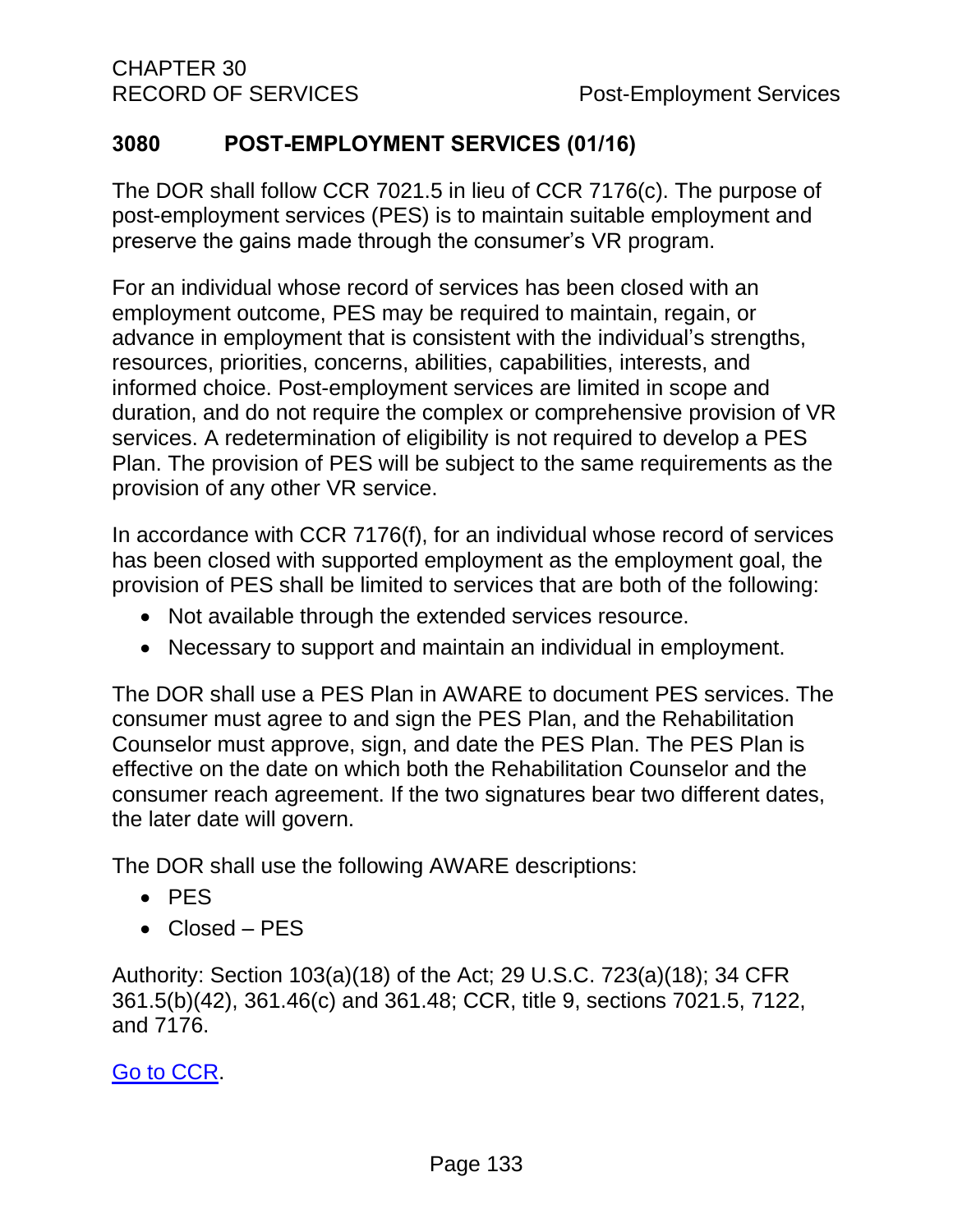## 3080 POST-EMPLOYMENT SERVICES (01/16)

The DOR shall follow CCR 7021.5 in lieu of CCR 7176(c). The purpose of post-employment services (PES) is to maintain suitable employment and preserve the gains made through the consumer's VR program.

For an individual whose record of services has been closed with an employment outcome, PES may be required to maintain, regain, or advance in employment that is consistent with the individual's strengths, resources, priorities, concerns, abilities, capabilities, interests, and informed choice. Post-employment services are limited in scope and duration, and do not require the complex or comprehensive provision of VR services. A redetermination of eligibility is not required to develop a PES Plan. The provision of PES will be subject to the same requirements as the provision of any other VR service.

In accordance with CCR 7176(f), for an individual whose record of services has been closed with supported employment as the employment goal, the provision of PES shall be limited to services that are both of the following:

- Not available through the extended services resource.
- Necessary to support and maintain an individual in employment.

The DOR shall use a PES Plan in AWARE to document PES services. The consumer must agree to and sign the PES Plan, and the Rehabilitation Counselor must approve, sign, and date the PES Plan. The PES Plan is effective on the date on which both the Rehabilitation Counselor and the consumer reach agreement. If the two signatures bear two different dates, the later date will govern.

The DOR shall use the following AWARE descriptions:

- PES
- Closed – PES

Authority: Section 103(a)(18) of the Act; 29 U.S.C. 723(a)(18); 34 CFR 361.5(b)(42), 361.46(c) and 361.48; CCR, title 9, sections 7021.5, 7122, and 7176.

[Go to CCR](#).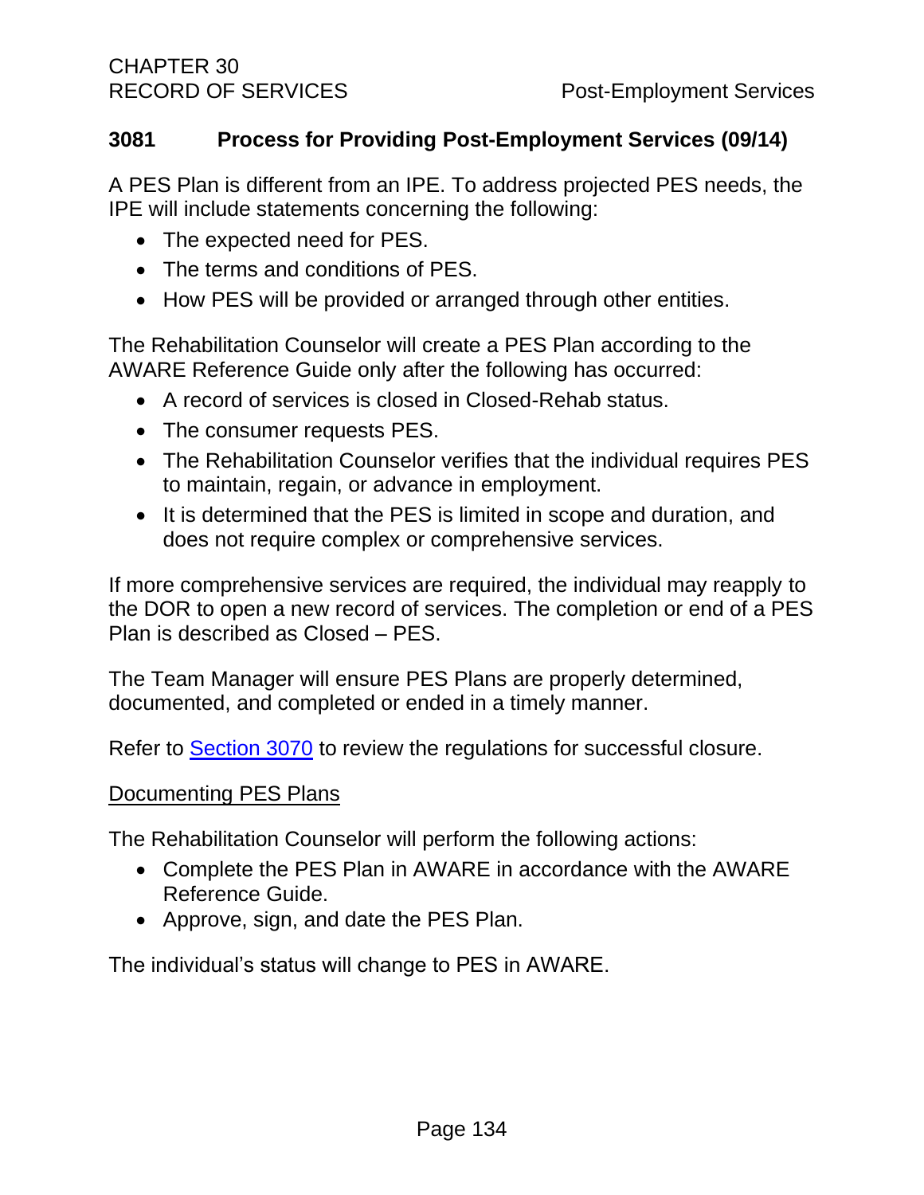## 3081 Process for Providing Post-Employment Services (09/14)

A PES Plan is different from an IPE. To address projected PES needs, the IPE will include statements concerning the following:

- The expected need for PES.
- The terms and conditions of PES.
- How PES will be provided or arranged through other entities.

The Rehabilitation Counselor will create a PES Plan according to the AWARE Reference Guide only after the following has occurred:

- A record of services is closed in Closed-Rehab status.
- The consumer requests PES.
- The Rehabilitation Counselor verifies that the individual requires PES to maintain, regain, or advance in employment.
- It is determined that the PES is limited in scope and duration, and does not require complex or comprehensive services.

If more comprehensive services are required, the individual may reapply to the DOR to open a new record of services. The completion or end of a PES Plan is described as Closed – PES.

The Team Manager will ensure PES Plans are properly determined, documented, and completed or ended in a timely manner.

Refer to Section 3070 to review the regulations for successful closure.

### Documenting PES Plans

The Rehabilitation Counselor will perform the following actions:

- Complete the PES Plan in AWARE in accordance with the AWARE Reference Guide.
- Approve, sign, and date the PES Plan.

The individual's status will change to PES in AWARE.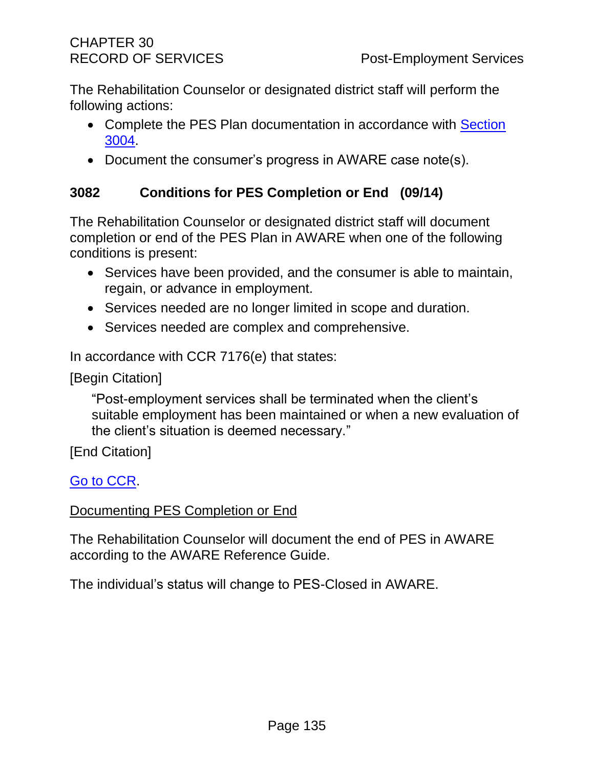The Rehabilitation Counselor or designated district staff will perform the following actions:

- Complete the PES Plan documentation in accordance with Section 3004.
- Document the consumer’s progress in AWARE case note(s).

## 3082 Conditions for PES Completion or End (09/14)

The Rehabilitation Counselor or designated district staff will document completion or end of the PES Plan in AWARE when one of the following conditions is present:

- Services have been provided, and the consumer is able to maintain, regain, or advance in employment.
- Services needed are no longer limited in scope and duration.
- Services needed are complex and comprehensive.

In accordance with CCR 7176(e) that states:

[Begin Citation]

> “Post-employment services shall be terminated when the client’s suitable employment has been maintained or when a new evaluation of the client’s situation is deemed necessary.”

[End Citation]

Go to CCR.

Documenting PES Completion or End

The Rehabilitation Counselor will document the end of PES in AWARE according to the AWARE Reference Guide.

The individual’s status will change to PES-Closed in AWARE.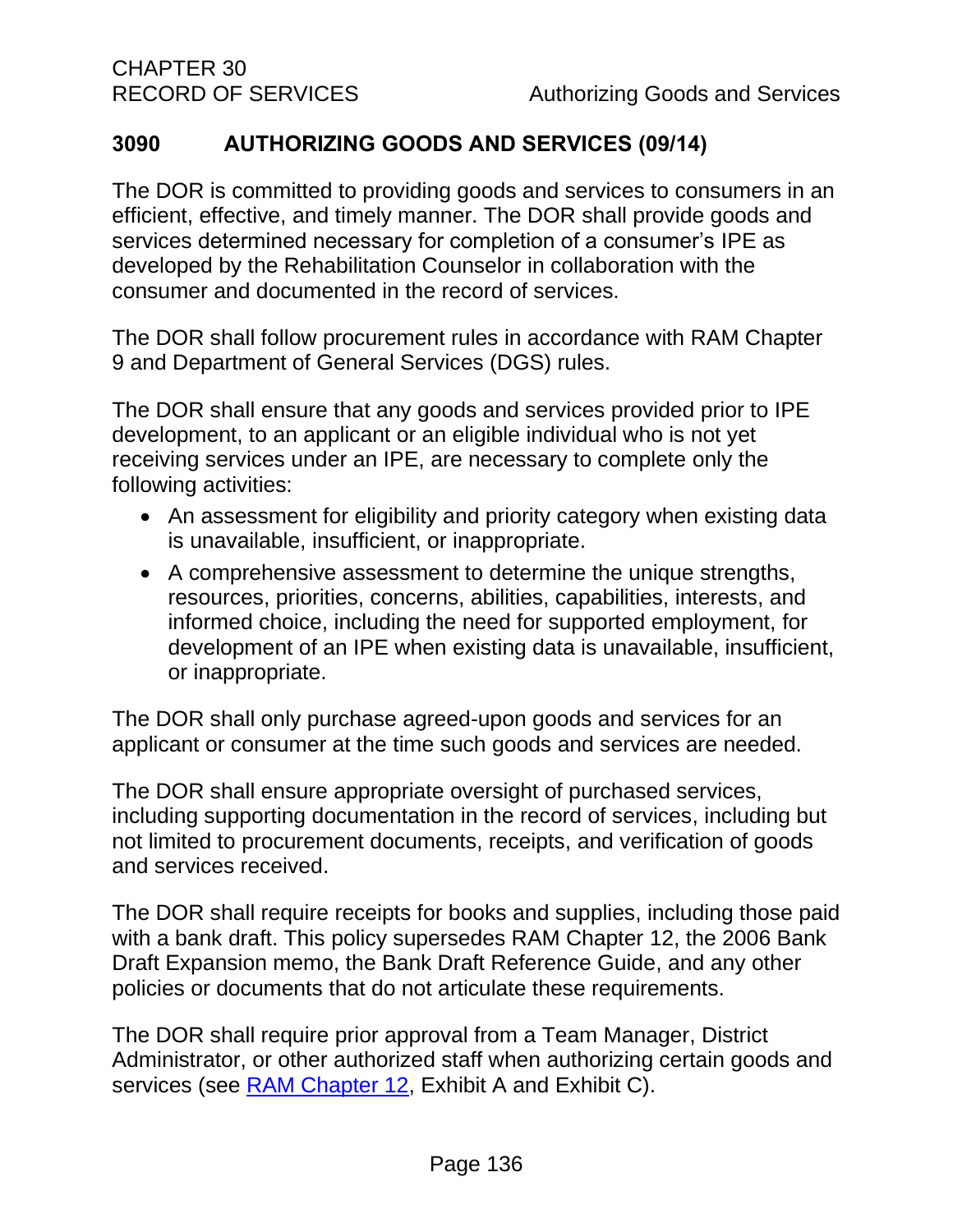## 3090 AUTHORIZING GOODS AND SERVICES (09/14)

The DOR is committed to providing goods and services to consumers in an efficient, effective, and timely manner. The DOR shall provide goods and services determined necessary for completion of a consumer's IPE as developed by the Rehabilitation Counselor in collaboration with the consumer and documented in the record of services.

The DOR shall follow procurement rules in accordance with RAM Chapter 9 and Department of General Services (DGS) rules.

The DOR shall ensure that any goods and services provided prior to IPE development, to an applicant or an eligible individual who is not yet receiving services under an IPE, are necessary to complete only the following activities:

- An assessment for eligibility and priority category when existing data is unavailable, insufficient, or inappropriate.
- A comprehensive assessment to determine the unique strengths, resources, priorities, concerns, abilities, capabilities, interests, and informed choice, including the need for supported employment, for development of an IPE when existing data is unavailable, insufficient, or inappropriate.

The DOR shall only purchase agreed-upon goods and services for an applicant or consumer at the time such goods and services are needed.

The DOR shall ensure appropriate oversight of purchased services, including supporting documentation in the record of services, including but not limited to procurement documents, receipts, and verification of goods and services received.

The DOR shall require receipts for books and supplies, including those paid with a bank draft. This policy supersedes RAM Chapter 12, the 2006 Bank Draft Expansion memo, the Bank Draft Reference Guide, and any other policies or documents that do not articulate these requirements.

The DOR shall require prior approval from a Team Manager, District Administrator, or other authorized staff when authorizing certain goods and services (see RAM Chapter 12, Exhibit A and Exhibit C).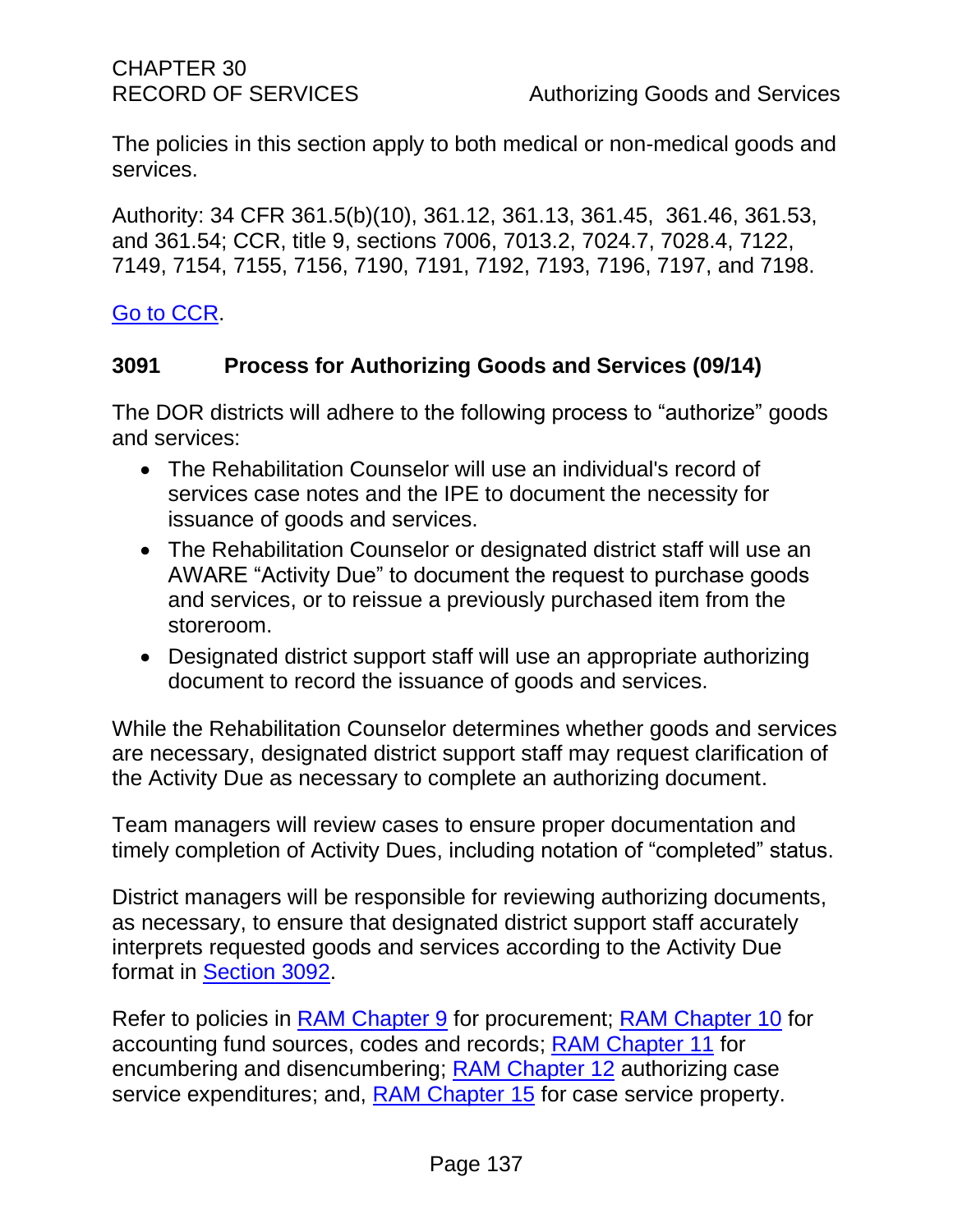The policies in this section apply to both medical or non-medical goods and services.

Authority: 34 CFR 361.5(b)(10), 361.12, 361.13, 361.45, 361.46, 361.53, and 361.54; CCR, title 9, sections 7006, 7013.2, 7024.7, 7028.4, 7122, 7149, 7154, 7155, 7156, 7190, 7191, 7192, 7193, 7196, 7197, and 7198.

Go to CCR.

## 3091 Process for Authorizing Goods and Services (09/14)

The DOR districts will adhere to the following process to "authorize" goods and services:

- The Rehabilitation Counselor will use an individual's record of services case notes and the IPE to document the necessity for issuance of goods and services.
- The Rehabilitation Counselor or designated district staff will use an AWARE "Activity Due" to document the request to purchase goods and services, or to reissue a previously purchased item from the storeroom.
- Designated district support staff will use an appropriate authorizing document to record the issuance of goods and services.

While the Rehabilitation Counselor determines whether goods and services are necessary, designated district support staff may request clarification of the Activity Due as necessary to complete an authorizing document.

Team managers will review cases to ensure proper documentation and timely completion of Activity Dues, including notation of "completed" status.

District managers will be responsible for reviewing authorizing documents, as necessary, to ensure that designated district support staff accurately interprets requested goods and services according to the Activity Due format in Section 3092.

Refer to policies in RAM Chapter 9 for procurement; RAM Chapter 10 for accounting fund sources, codes and records; RAM Chapter 11 for encumbering and disencumbering; RAM Chapter 12 authorizing case service expenditures; and, RAM Chapter 15 for case service property.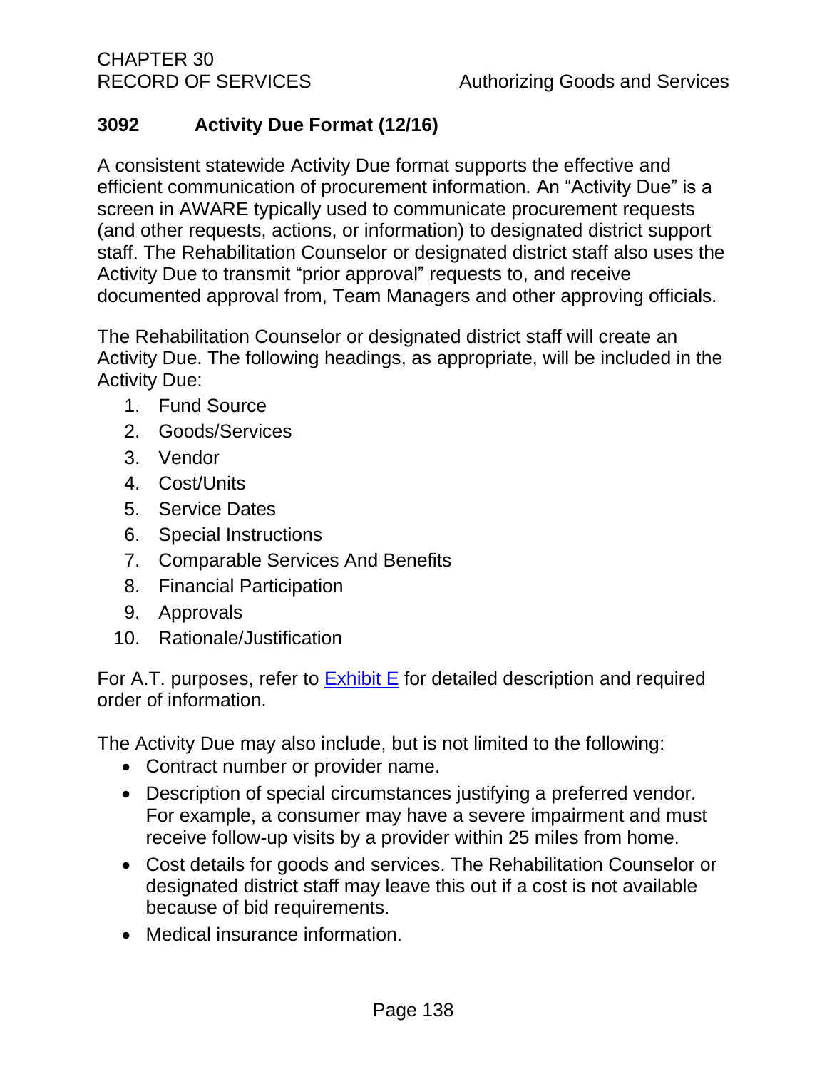## 3092 Activity Due Format (12/16)

A consistent statewide Activity Due format supports the effective and efficient communication of procurement information. An "Activity Due" is a screen in AWARE typically used to communicate procurement requests (and other requests, actions, or information) to designated district support staff. The Rehabilitation Counselor or designated district staff also uses the Activity Due to transmit "prior approval" requests to, and receive documented approval from, Team Managers and other approving officials.

The Rehabilitation Counselor or designated district staff will create an Activity Due. The following headings, as appropriate, will be included in the Activity Due:

1. Fund Source
2. Goods/Services
3. Vendor
4. Cost/Units
5. Service Dates
6. Special Instructions
7. Comparable Services And Benefits
8. Financial Participation
9. Approvals
10. Rationale/Justification

For A.T. purposes, refer to Exhibit E for detailed description and required order of information.

The Activity Due may also include, but is not limited to the following:

- Contract number or provider name.
- Description of special circumstances justifying a preferred vendor. For example, a consumer may have a severe impairment and must receive follow-up visits by a provider within 25 miles from home.
- Cost details for goods and services. The Rehabilitation Counselor or designated district staff may leave this out if a cost is not available because of bid requirements.
- Medical insurance information.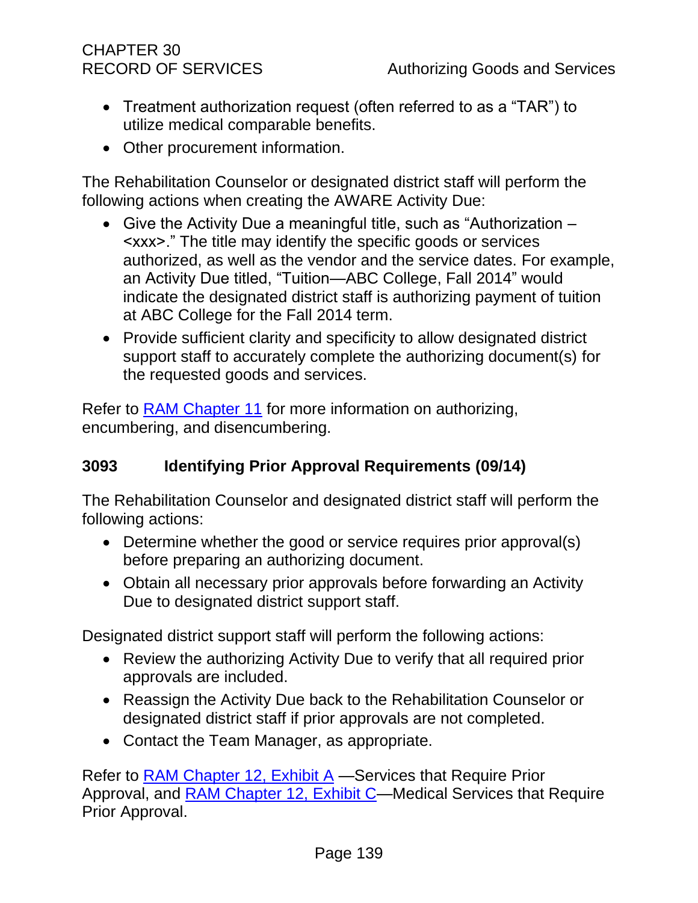- Treatment authorization request (often referred to as a "TAR") to utilize medical comparable benefits.
- Other procurement information.

The Rehabilitation Counselor or designated district staff will perform the following actions when creating the AWARE Activity Due:

- Give the Activity Due a meaningful title, such as "Authorization – <xxx>." The title may identify the specific goods or services authorized, as well as the vendor and the service dates. For example, an Activity Due titled, "Tuition—ABC College, Fall 2014" would indicate the designated district staff is authorizing payment of tuition at ABC College for the Fall 2014 term.
- Provide sufficient clarity and specificity to allow designated district support staff to accurately complete the authorizing document(s) for the requested goods and services.

Refer to [RAM Chapter 11] for more information on authorizing, encumbering, and disencumbering.

## 3093 Identifying Prior Approval Requirements (09/14)

The Rehabilitation Counselor and designated district staff will perform the following actions:

- Determine whether the good or service requires prior approval(s) before preparing an authorizing document.
- Obtain all necessary prior approvals before forwarding an Activity Due to designated district support staff.

Designated district support staff will perform the following actions:

- Review the authorizing Activity Due to verify that all required prior approvals are included.
- Reassign the Activity Due back to the Rehabilitation Counselor or designated district staff if prior approvals are not completed.
- Contact the Team Manager, as appropriate.

Refer to [RAM Chapter 12, Exhibit A] —Services that Require Prior Approval, and [RAM Chapter 12, Exhibit C]—Medical Services that Require Prior Approval.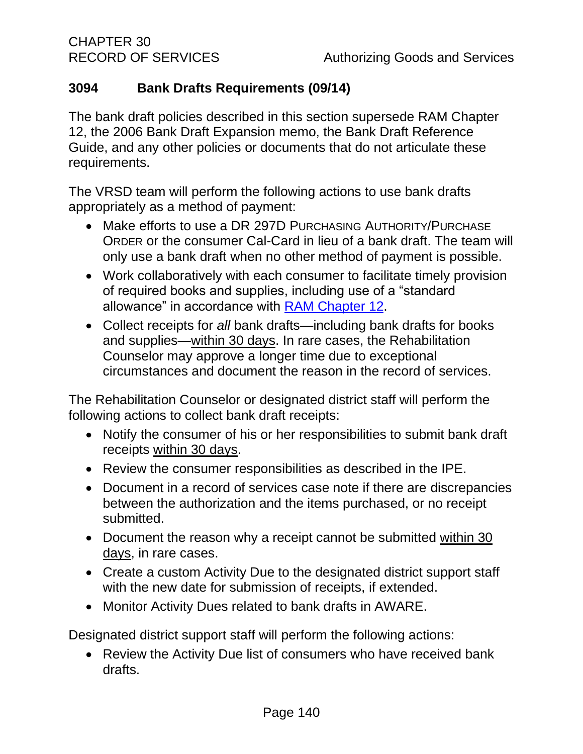## 3094 Bank Drafts Requirements (09/14)

The bank draft policies described in this section supersede RAM Chapter 12, the 2006 Bank Draft Expansion memo, the Bank Draft Reference Guide, and any other policies or documents that do not articulate these requirements.

The VRSD team will perform the following actions to use bank drafts appropriately as a method of payment:

- Make efforts to use a DR 297D PURCHASING AUTHORITY/PURCHASE ORDER or the consumer Cal-Card in lieu of a bank draft. The team will only use a bank draft when no other method of payment is possible.
- Work collaboratively with each consumer to facilitate timely provision of required books and supplies, including use of a "standard allowance" in accordance with RAM Chapter 12.
- Collect receipts for *all* bank drafts—including bank drafts for books and supplies—within 30 days. In rare cases, the Rehabilitation Counselor may approve a longer time due to exceptional circumstances and document the reason in the record of services.

The Rehabilitation Counselor or designated district staff will perform the following actions to collect bank draft receipts:

- Notify the consumer of his or her responsibilities to submit bank draft receipts within 30 days.
- Review the consumer responsibilities as described in the IPE.
- Document in a record of services case note if there are discrepancies between the authorization and the items purchased, or no receipt submitted.
- Document the reason why a receipt cannot be submitted within 30 days, in rare cases.
- Create a custom Activity Due to the designated district support staff with the new date for submission of receipts, if extended.
- Monitor Activity Dues related to bank drafts in AWARE.

Designated district support staff will perform the following actions:

- Review the Activity Due list of consumers who have received bank drafts.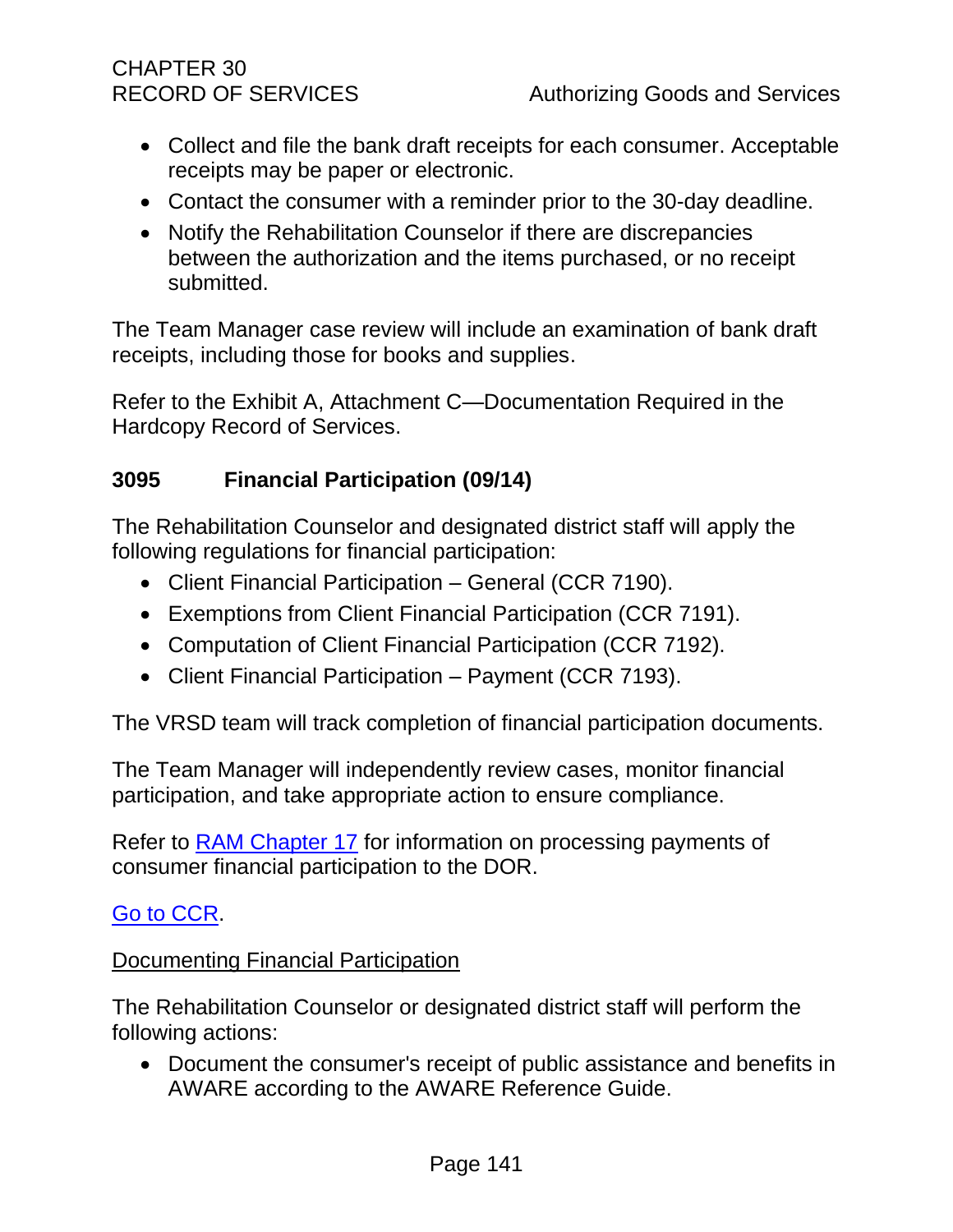- Collect and file the bank draft receipts for each consumer. Acceptable receipts may be paper or electronic.
- Contact the consumer with a reminder prior to the 30-day deadline.
- Notify the Rehabilitation Counselor if there are discrepancies between the authorization and the items purchased, or no receipt submitted.

The Team Manager case review will include an examination of bank draft receipts, including those for books and supplies.

Refer to the Exhibit A, Attachment C—Documentation Required in the Hardcopy Record of Services.

## 3095 Financial Participation (09/14)

The Rehabilitation Counselor and designated district staff will apply the following regulations for financial participation:

- Client Financial Participation – General (CCR 7190).
- Exemptions from Client Financial Participation (CCR 7191).
- Computation of Client Financial Participation (CCR 7192).
- Client Financial Participation – Payment (CCR 7193).

The VRSD team will track completion of financial participation documents.

The Team Manager will independently review cases, monitor financial participation, and take appropriate action to ensure compliance.

Refer to RAM Chapter 17 for information on processing payments of consumer financial participation to the DOR.

Go to CCR.

Documenting Financial Participation

The Rehabilitation Counselor or designated district staff will perform the following actions:

- Document the consumer's receipt of public assistance and benefits in AWARE according to the AWARE Reference Guide.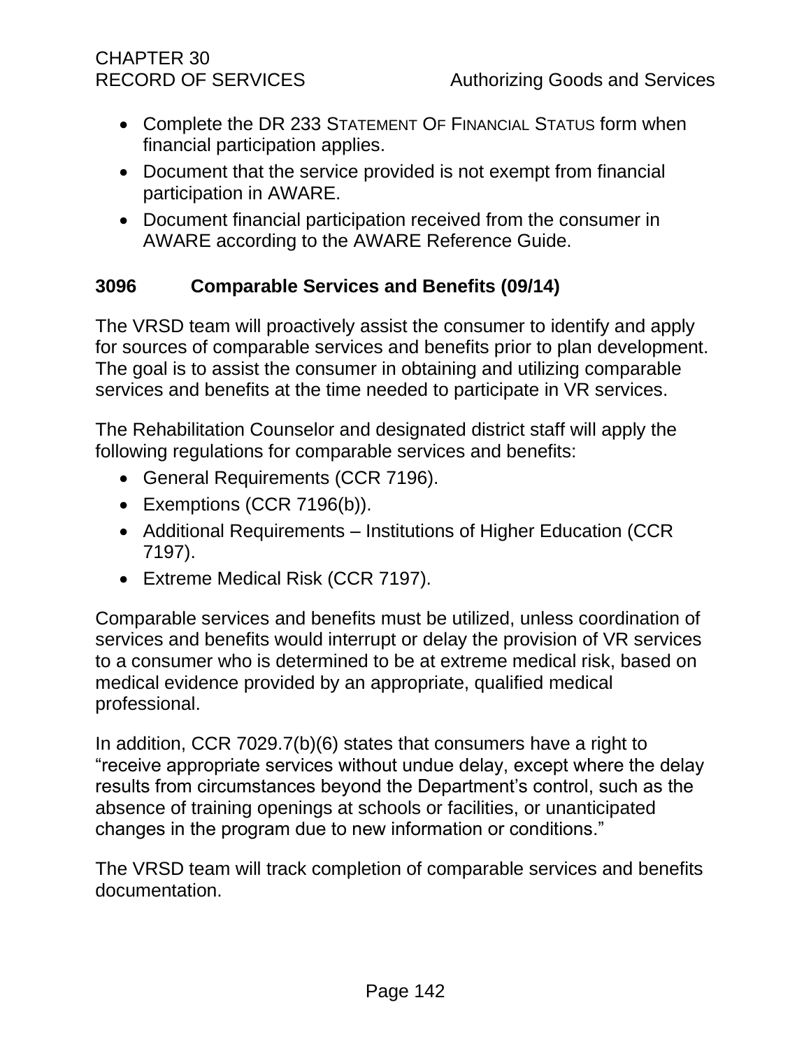- Complete the DR 233 STATEMENT OF FINANCIAL STATUS form when financial participation applies.
- Document that the service provided is not exempt from financial participation in AWARE.
- Document financial participation received from the consumer in AWARE according to the AWARE Reference Guide.

## 3096 Comparable Services and Benefits (09/14)

The VRSD team will proactively assist the consumer to identify and apply for sources of comparable services and benefits prior to plan development. The goal is to assist the consumer in obtaining and utilizing comparable services and benefits at the time needed to participate in VR services.

The Rehabilitation Counselor and designated district staff will apply the following regulations for comparable services and benefits:

- General Requirements (CCR 7196).
- Exemptions (CCR 7196(b)).
- Additional Requirements – Institutions of Higher Education (CCR 7197).
- Extreme Medical Risk (CCR 7197).

Comparable services and benefits must be utilized, unless coordination of services and benefits would interrupt or delay the provision of VR services to a consumer who is determined to be at extreme medical risk, based on medical evidence provided by an appropriate, qualified medical professional.

In addition, CCR 7029.7(b)(6) states that consumers have a right to "receive appropriate services without undue delay, except where the delay results from circumstances beyond the Department's control, such as the absence of training openings at schools or facilities, or unanticipated changes in the program due to new information or conditions."

The VRSD team will track completion of comparable services and benefits documentation.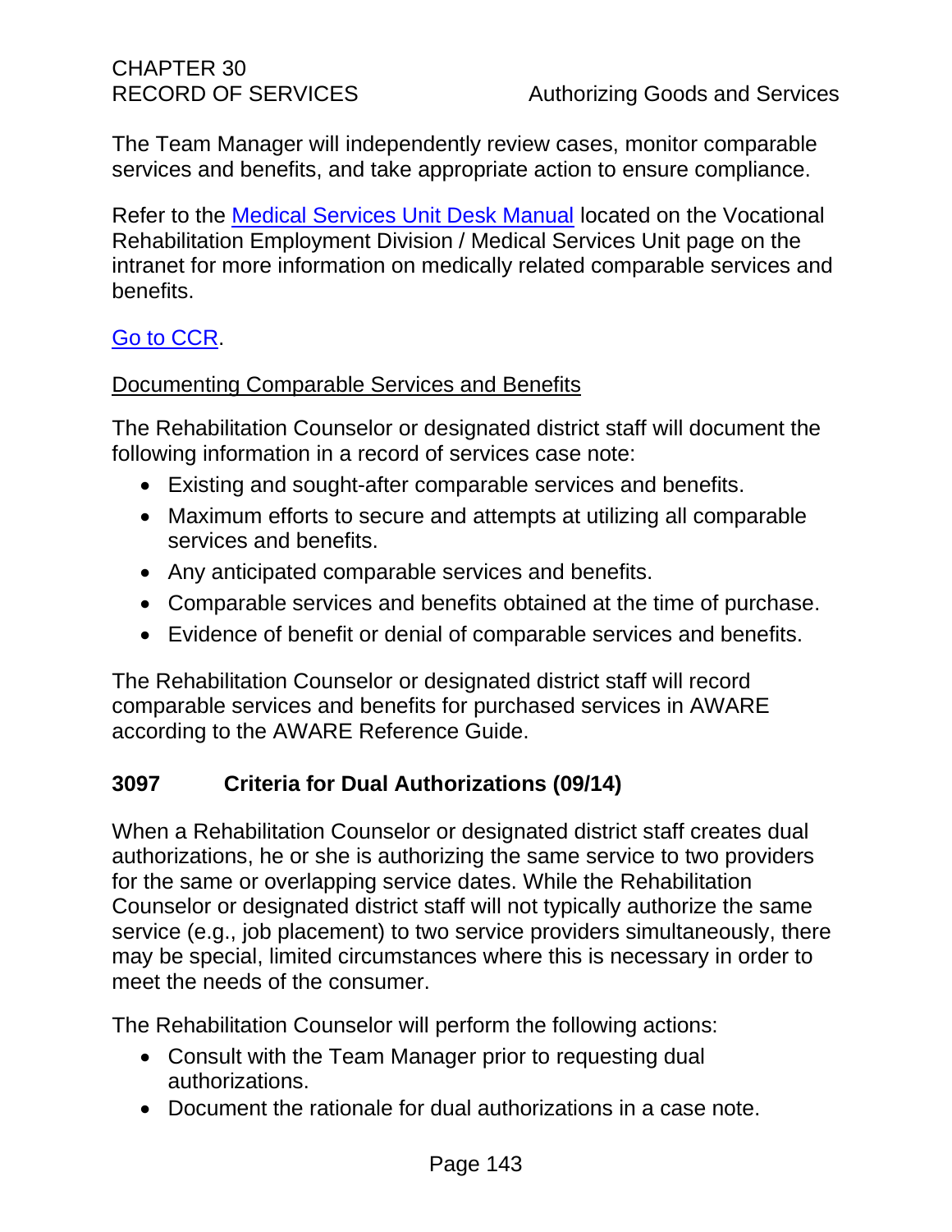The Team Manager will independently review cases, monitor comparable services and benefits, and take appropriate action to ensure compliance.

Refer to the [Medical Services Unit Desk Manual]() located on the Vocational Rehabilitation Employment Division / Medical Services Unit page on the intranet for more information on medically related comparable services and benefits.

[Go to CCR]().

Documenting Comparable Services and Benefits

The Rehabilitation Counselor or designated district staff will document the following information in a record of services case note:

- Existing and sought-after comparable services and benefits.
- Maximum efforts to secure and attempts at utilizing all comparable services and benefits.
- Any anticipated comparable services and benefits.
- Comparable services and benefits obtained at the time of purchase.
- Evidence of benefit or denial of comparable services and benefits.

The Rehabilitation Counselor or designated district staff will record comparable services and benefits for purchased services in AWARE according to the AWARE Reference Guide.

## 3097 Criteria for Dual Authorizations (09/14)

When a Rehabilitation Counselor or designated district staff creates dual authorizations, he or she is authorizing the same service to two providers for the same or overlapping service dates. While the Rehabilitation Counselor or designated district staff will not typically authorize the same service (e.g., job placement) to two service providers simultaneously, there may be special, limited circumstances where this is necessary in order to meet the needs of the consumer.

The Rehabilitation Counselor will perform the following actions:

- Consult with the Team Manager prior to requesting dual authorizations.
- Document the rationale for dual authorizations in a case note.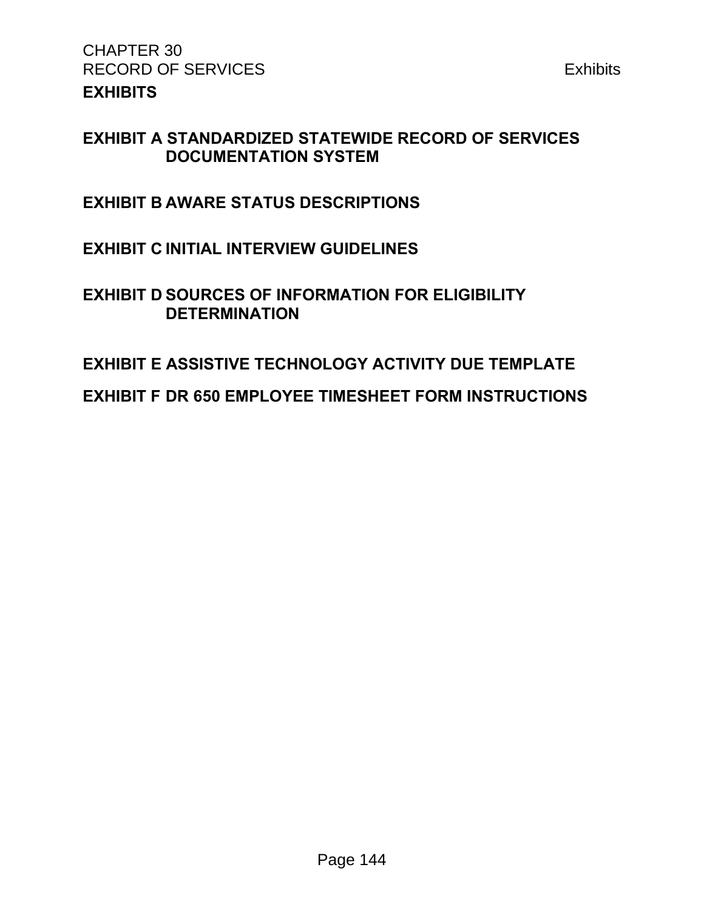## EXHIBITS

**EXHIBIT A STANDARDIZED STATEWIDE RECORD OF SERVICES DOCUMENTATION SYSTEM**

**EXHIBIT B AWARE STATUS DESCRIPTIONS**

**EXHIBIT C INITIAL INTERVIEW GUIDELINES**

**EXHIBIT D SOURCES OF INFORMATION FOR ELIGIBILITY DETERMINATION**

**EXHIBIT E ASSISTIVE TECHNOLOGY ACTIVITY DUE TEMPLATE**

**EXHIBIT F DR 650 EMPLOYEE TIMESHEET FORM INSTRUCTIONS**